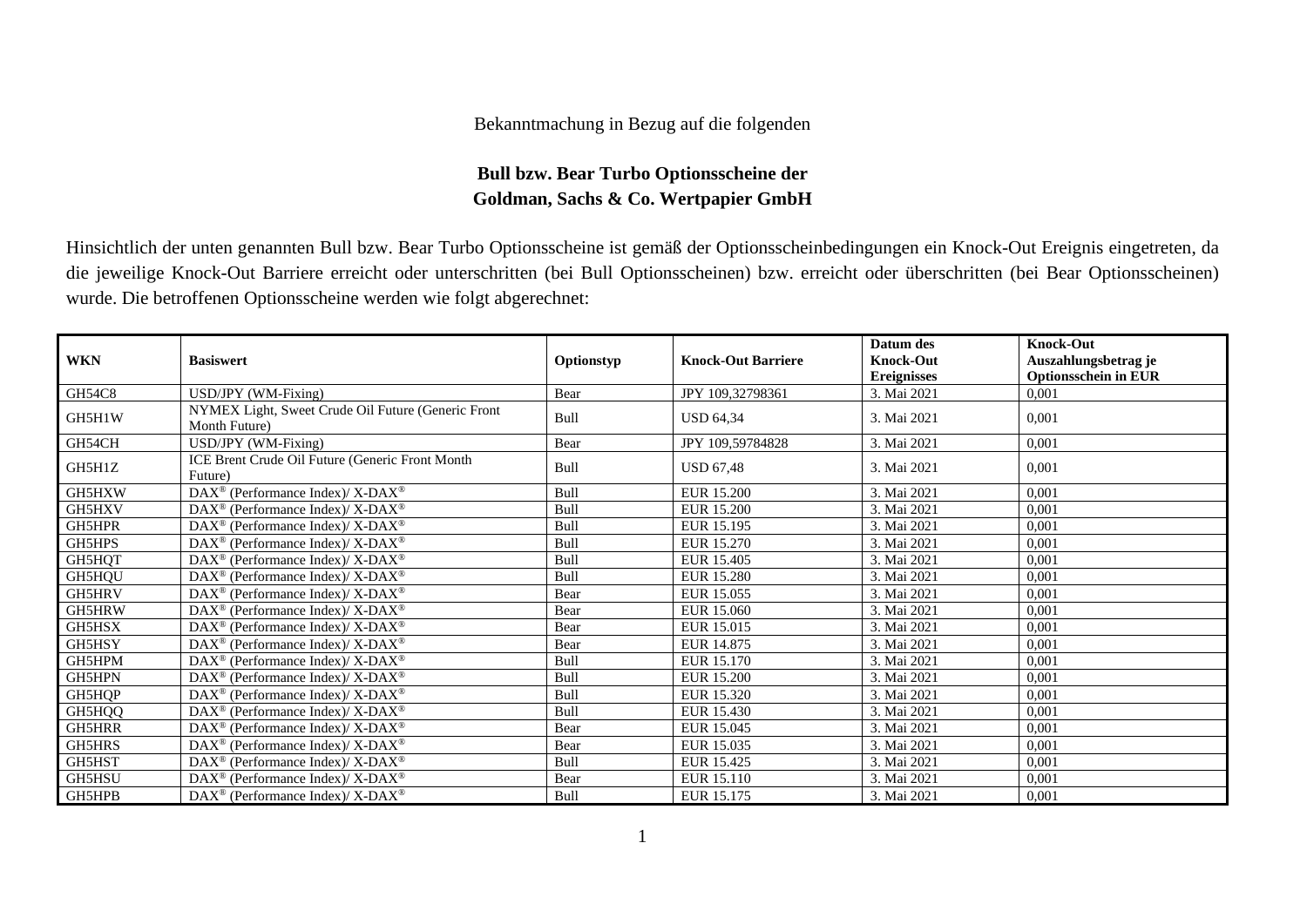Bekanntmachung in Bezug auf die folgenden

**Bull bzw. Bear Turbo Optionsscheine der**
**Goldman, Sachs & Co. Wertpapier GmbH**

Hinsichtlich der unten genannten Bull bzw. Bear Turbo Optionsscheine ist gemäß der Optionsscheinbedingungen ein Knock-Out Ereignis eingetreten, da die jeweilige Knock-Out Barriere erreicht oder unterschritten (bei Bull Optionsscheinen) bzw. erreicht oder überschritten (bei Bear Optionsscheinen) wurde. Die betroffenen Optionsscheine werden wie folgt abgerechnet:

| WKN | Basiswert | Optionstyp | Knock-Out Barriere | Datum des Knock-Out Ereignisses | Knock-Out Auszahlungsbetrag je Optionsschein in EUR |
|---|---|---|---|---|---|
| GH54C8 | USD/JPY (WM-Fixing) | Bear | JPY 109,32798361 | 3. Mai 2021 | 0,001 |
| GH5H1W | NYMEX Light, Sweet Crude Oil Future (Generic Front Month Future) | Bull | USD 64,34 | 3. Mai 2021 | 0,001 |
| GH54CH | USD/JPY (WM-Fixing) | Bear | JPY 109,59784828 | 3. Mai 2021 | 0,001 |
| GH5H1Z | ICE Brent Crude Oil Future (Generic Front Month Future) | Bull | USD 67,48 | 3. Mai 2021 | 0,001 |
| GH5HXW | DAX® (Performance Index)/ X-DAX® | Bull | EUR 15.200 | 3. Mai 2021 | 0,001 |
| GH5HXV | DAX® (Performance Index)/ X-DAX® | Bull | EUR 15.200 | 3. Mai 2021 | 0,001 |
| GH5HPR | DAX® (Performance Index)/ X-DAX® | Bull | EUR 15.195 | 3. Mai 2021 | 0,001 |
| GH5HPS | DAX® (Performance Index)/ X-DAX® | Bull | EUR 15.270 | 3. Mai 2021 | 0,001 |
| GH5HQT | DAX® (Performance Index)/ X-DAX® | Bull | EUR 15.405 | 3. Mai 2021 | 0,001 |
| GH5HQU | DAX® (Performance Index)/ X-DAX® | Bull | EUR 15.280 | 3. Mai 2021 | 0,001 |
| GH5HRV | DAX® (Performance Index)/ X-DAX® | Bear | EUR 15.055 | 3. Mai 2021 | 0,001 |
| GH5HRW | DAX® (Performance Index)/ X-DAX® | Bear | EUR 15.060 | 3. Mai 2021 | 0,001 |
| GH5HSX | DAX® (Performance Index)/ X-DAX® | Bear | EUR 15.015 | 3. Mai 2021 | 0,001 |
| GH5HSY | DAX® (Performance Index)/ X-DAX® | Bear | EUR 14.875 | 3. Mai 2021 | 0,001 |
| GH5HPM | DAX® (Performance Index)/ X-DAX® | Bull | EUR 15.170 | 3. Mai 2021 | 0,001 |
| GH5HPN | DAX® (Performance Index)/ X-DAX® | Bull | EUR 15.200 | 3. Mai 2021 | 0,001 |
| GH5HQP | DAX® (Performance Index)/ X-DAX® | Bull | EUR 15.320 | 3. Mai 2021 | 0,001 |
| GH5HQQ | DAX® (Performance Index)/ X-DAX® | Bull | EUR 15.430 | 3. Mai 2021 | 0,001 |
| GH5HRR | DAX® (Performance Index)/ X-DAX® | Bear | EUR 15.045 | 3. Mai 2021 | 0,001 |
| GH5HRS | DAX® (Performance Index)/ X-DAX® | Bear | EUR 15.035 | 3. Mai 2021 | 0,001 |
| GH5HST | DAX® (Performance Index)/ X-DAX® | Bull | EUR 15.425 | 3. Mai 2021 | 0,001 |
| GH5HSU | DAX® (Performance Index)/ X-DAX® | Bear | EUR 15.110 | 3. Mai 2021 | 0,001 |
| GH5HPB | DAX® (Performance Index)/ X-DAX® | Bull | EUR 15.175 | 3. Mai 2021 | 0,001 |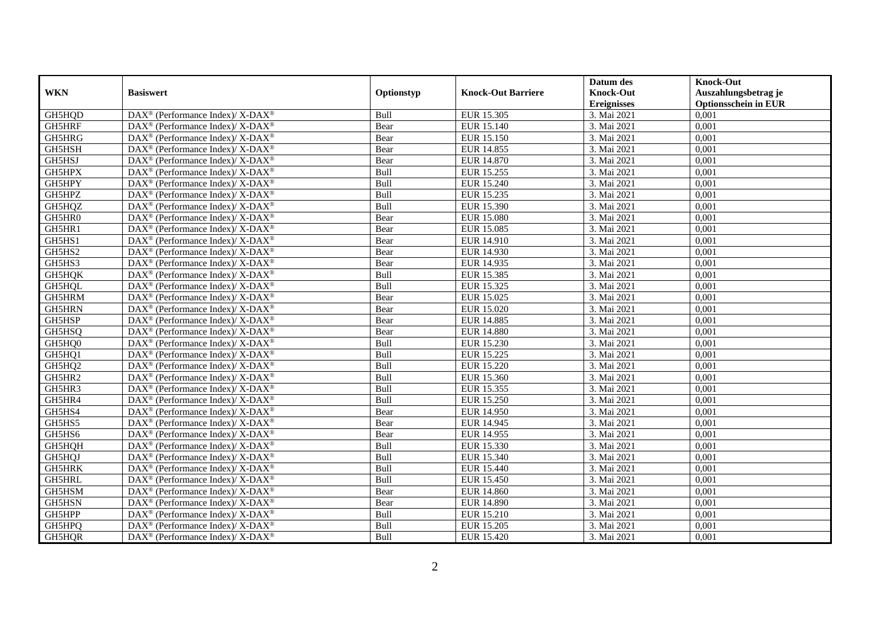| WKN | Basiswert | Optionstyp | Knock-Out Barriere | Datum des Knock-Out Ereignisses | Knock-Out Auszahlungsbetrag je Optionsschein in EUR |
|---|---|---|---|---|---|
| GH5HQD | DAX® (Performance Index)/ X-DAX® | Bull | EUR 15.305 | 3. Mai 2021 | 0,001 |
| GH5HRF | DAX® (Performance Index)/ X-DAX® | Bear | EUR 15.140 | 3. Mai 2021 | 0,001 |
| GH5HRG | DAX® (Performance Index)/ X-DAX® | Bear | EUR 15.150 | 3. Mai 2021 | 0,001 |
| GH5HSH | DAX® (Performance Index)/ X-DAX® | Bear | EUR 14.855 | 3. Mai 2021 | 0,001 |
| GH5HSJ | DAX® (Performance Index)/ X-DAX® | Bear | EUR 14.870 | 3. Mai 2021 | 0,001 |
| GH5HPX | DAX® (Performance Index)/ X-DAX® | Bull | EUR 15.255 | 3. Mai 2021 | 0,001 |
| GH5HPY | DAX® (Performance Index)/ X-DAX® | Bull | EUR 15.240 | 3. Mai 2021 | 0,001 |
| GH5HPZ | DAX® (Performance Index)/ X-DAX® | Bull | EUR 15.235 | 3. Mai 2021 | 0,001 |
| GH5HQZ | DAX® (Performance Index)/ X-DAX® | Bull | EUR 15.390 | 3. Mai 2021 | 0,001 |
| GH5HR0 | DAX® (Performance Index)/ X-DAX® | Bear | EUR 15.080 | 3. Mai 2021 | 0,001 |
| GH5HR1 | DAX® (Performance Index)/ X-DAX® | Bear | EUR 15.085 | 3. Mai 2021 | 0,001 |
| GH5HS1 | DAX® (Performance Index)/ X-DAX® | Bear | EUR 14.910 | 3. Mai 2021 | 0,001 |
| GH5HS2 | DAX® (Performance Index)/ X-DAX® | Bear | EUR 14.930 | 3. Mai 2021 | 0,001 |
| GH5HS3 | DAX® (Performance Index)/ X-DAX® | Bear | EUR 14.935 | 3. Mai 2021 | 0,001 |
| GH5HQK | DAX® (Performance Index)/ X-DAX® | Bull | EUR 15.385 | 3. Mai 2021 | 0,001 |
| GH5HQL | DAX® (Performance Index)/ X-DAX® | Bull | EUR 15.325 | 3. Mai 2021 | 0,001 |
| GH5HRM | DAX® (Performance Index)/ X-DAX® | Bear | EUR 15.025 | 3. Mai 2021 | 0,001 |
| GH5HRN | DAX® (Performance Index)/ X-DAX® | Bear | EUR 15.020 | 3. Mai 2021 | 0,001 |
| GH5HSP | DAX® (Performance Index)/ X-DAX® | Bear | EUR 14.885 | 3. Mai 2021 | 0,001 |
| GH5HSQ | DAX® (Performance Index)/ X-DAX® | Bear | EUR 14.880 | 3. Mai 2021 | 0,001 |
| GH5HQ0 | DAX® (Performance Index)/ X-DAX® | Bull | EUR 15.230 | 3. Mai 2021 | 0,001 |
| GH5HQ1 | DAX® (Performance Index)/ X-DAX® | Bull | EUR 15.225 | 3. Mai 2021 | 0,001 |
| GH5HQ2 | DAX® (Performance Index)/ X-DAX® | Bull | EUR 15.220 | 3. Mai 2021 | 0,001 |
| GH5HR2 | DAX® (Performance Index)/ X-DAX® | Bull | EUR 15.360 | 3. Mai 2021 | 0,001 |
| GH5HR3 | DAX® (Performance Index)/ X-DAX® | Bull | EUR 15.355 | 3. Mai 2021 | 0,001 |
| GH5HR4 | DAX® (Performance Index)/ X-DAX® | Bull | EUR 15.250 | 3. Mai 2021 | 0,001 |
| GH5HS4 | DAX® (Performance Index)/ X-DAX® | Bear | EUR 14.950 | 3. Mai 2021 | 0,001 |
| GH5HS5 | DAX® (Performance Index)/ X-DAX® | Bear | EUR 14.945 | 3. Mai 2021 | 0,001 |
| GH5HS6 | DAX® (Performance Index)/ X-DAX® | Bear | EUR 14.955 | 3. Mai 2021 | 0,001 |
| GH5HQH | DAX® (Performance Index)/ X-DAX® | Bull | EUR 15.330 | 3. Mai 2021 | 0,001 |
| GH5HQJ | DAX® (Performance Index)/ X-DAX® | Bull | EUR 15.340 | 3. Mai 2021 | 0,001 |
| GH5HRK | DAX® (Performance Index)/ X-DAX® | Bull | EUR 15.440 | 3. Mai 2021 | 0,001 |
| GH5HRL | DAX® (Performance Index)/ X-DAX® | Bull | EUR 15.450 | 3. Mai 2021 | 0,001 |
| GH5HSM | DAX® (Performance Index)/ X-DAX® | Bear | EUR 14.860 | 3. Mai 2021 | 0,001 |
| GH5HSN | DAX® (Performance Index)/ X-DAX® | Bear | EUR 14.890 | 3. Mai 2021 | 0,001 |
| GH5HPP | DAX® (Performance Index)/ X-DAX® | Bull | EUR 15.210 | 3. Mai 2021 | 0,001 |
| GH5HPQ | DAX® (Performance Index)/ X-DAX® | Bull | EUR 15.205 | 3. Mai 2021 | 0,001 |
| GH5HQR | DAX® (Performance Index)/ X-DAX® | Bull | EUR 15.420 | 3. Mai 2021 | 0,001 |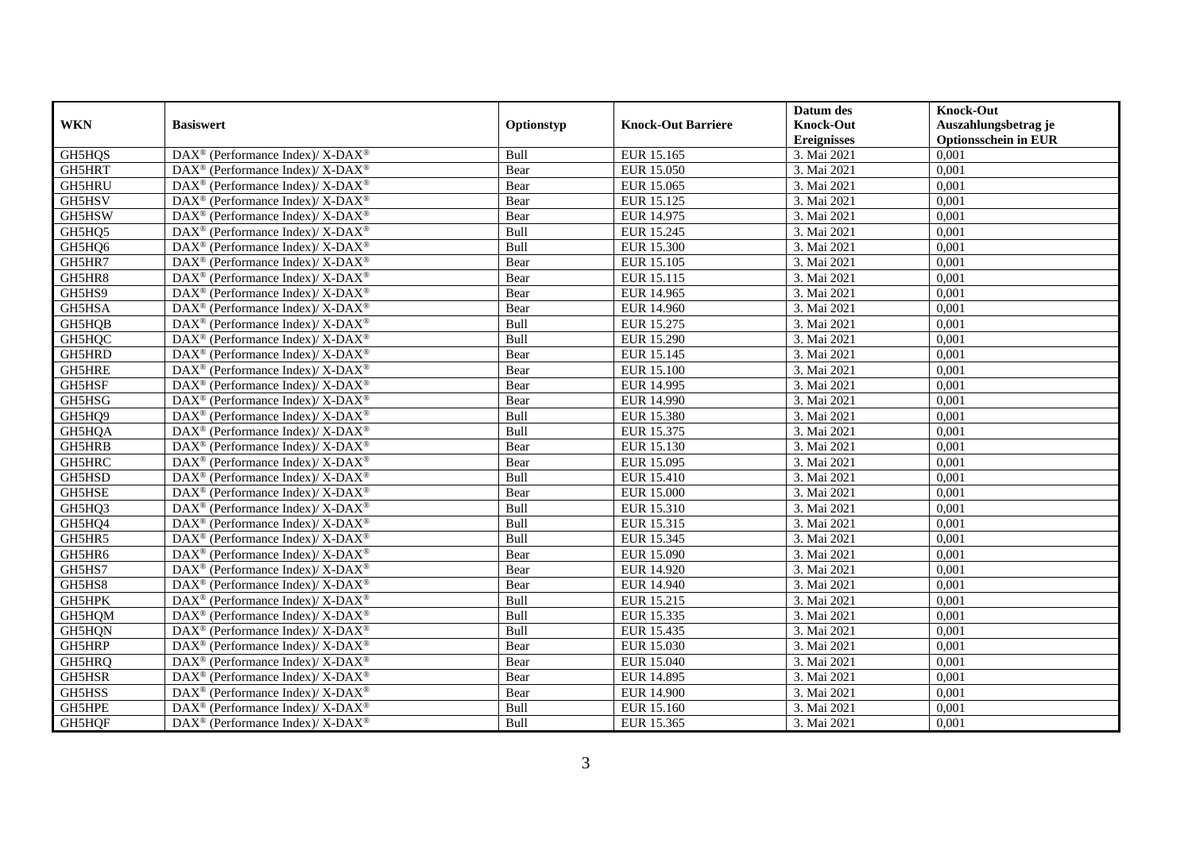| WKN | Basiswert | Optionstyp | Knock-Out Barriere | Datum des Knock-Out Ereignisses | Knock-Out Auszahlungsbetrag je Optionsschein in EUR |
|---|---|---|---|---|---|
| GH5HQS | DAX® (Performance Index)/ X-DAX® | Bull | EUR 15.165 | 3. Mai 2021 | 0,001 |
| GH5HRT | DAX® (Performance Index)/ X-DAX® | Bear | EUR 15.050 | 3. Mai 2021 | 0,001 |
| GH5HRU | DAX® (Performance Index)/ X-DAX® | Bear | EUR 15.065 | 3. Mai 2021 | 0,001 |
| GH5HSV | DAX® (Performance Index)/ X-DAX® | Bear | EUR 15.125 | 3. Mai 2021 | 0,001 |
| GH5HSW | DAX® (Performance Index)/ X-DAX® | Bear | EUR 14.975 | 3. Mai 2021 | 0,001 |
| GH5HQ5 | DAX® (Performance Index)/ X-DAX® | Bull | EUR 15.245 | 3. Mai 2021 | 0,001 |
| GH5HQ6 | DAX® (Performance Index)/ X-DAX® | Bull | EUR 15.300 | 3. Mai 2021 | 0,001 |
| GH5HR7 | DAX® (Performance Index)/ X-DAX® | Bear | EUR 15.105 | 3. Mai 2021 | 0,001 |
| GH5HR8 | DAX® (Performance Index)/ X-DAX® | Bear | EUR 15.115 | 3. Mai 2021 | 0,001 |
| GH5HS9 | DAX® (Performance Index)/ X-DAX® | Bear | EUR 14.965 | 3. Mai 2021 | 0,001 |
| GH5HSA | DAX® (Performance Index)/ X-DAX® | Bear | EUR 14.960 | 3. Mai 2021 | 0,001 |
| GH5HQB | DAX® (Performance Index)/ X-DAX® | Bull | EUR 15.275 | 3. Mai 2021 | 0,001 |
| GH5HQC | DAX® (Performance Index)/ X-DAX® | Bull | EUR 15.290 | 3. Mai 2021 | 0,001 |
| GH5HRD | DAX® (Performance Index)/ X-DAX® | Bear | EUR 15.145 | 3. Mai 2021 | 0,001 |
| GH5HRE | DAX® (Performance Index)/ X-DAX® | Bear | EUR 15.100 | 3. Mai 2021 | 0,001 |
| GH5HSF | DAX® (Performance Index)/ X-DAX® | Bear | EUR 14.995 | 3. Mai 2021 | 0,001 |
| GH5HSG | DAX® (Performance Index)/ X-DAX® | Bear | EUR 14.990 | 3. Mai 2021 | 0,001 |
| GH5HQ9 | DAX® (Performance Index)/ X-DAX® | Bull | EUR 15.380 | 3. Mai 2021 | 0,001 |
| GH5HQA | DAX® (Performance Index)/ X-DAX® | Bull | EUR 15.375 | 3. Mai 2021 | 0,001 |
| GH5HRB | DAX® (Performance Index)/ X-DAX® | Bear | EUR 15.130 | 3. Mai 2021 | 0,001 |
| GH5HRC | DAX® (Performance Index)/ X-DAX® | Bear | EUR 15.095 | 3. Mai 2021 | 0,001 |
| GH5HSD | DAX® (Performance Index)/ X-DAX® | Bull | EUR 15.410 | 3. Mai 2021 | 0,001 |
| GH5HSE | DAX® (Performance Index)/ X-DAX® | Bear | EUR 15.000 | 3. Mai 2021 | 0,001 |
| GH5HQ3 | DAX® (Performance Index)/ X-DAX® | Bull | EUR 15.310 | 3. Mai 2021 | 0,001 |
| GH5HQ4 | DAX® (Performance Index)/ X-DAX® | Bull | EUR 15.315 | 3. Mai 2021 | 0,001 |
| GH5HR5 | DAX® (Performance Index)/ X-DAX® | Bull | EUR 15.345 | 3. Mai 2021 | 0,001 |
| GH5HR6 | DAX® (Performance Index)/ X-DAX® | Bear | EUR 15.090 | 3. Mai 2021 | 0,001 |
| GH5HS7 | DAX® (Performance Index)/ X-DAX® | Bear | EUR 14.920 | 3. Mai 2021 | 0,001 |
| GH5HS8 | DAX® (Performance Index)/ X-DAX® | Bear | EUR 14.940 | 3. Mai 2021 | 0,001 |
| GH5HPK | DAX® (Performance Index)/ X-DAX® | Bull | EUR 15.215 | 3. Mai 2021 | 0,001 |
| GH5HQM | DAX® (Performance Index)/ X-DAX® | Bull | EUR 15.335 | 3. Mai 2021 | 0,001 |
| GH5HQN | DAX® (Performance Index)/ X-DAX® | Bull | EUR 15.435 | 3. Mai 2021 | 0,001 |
| GH5HRP | DAX® (Performance Index)/ X-DAX® | Bear | EUR 15.030 | 3. Mai 2021 | 0,001 |
| GH5HRQ | DAX® (Performance Index)/ X-DAX® | Bear | EUR 15.040 | 3. Mai 2021 | 0,001 |
| GH5HSR | DAX® (Performance Index)/ X-DAX® | Bear | EUR 14.895 | 3. Mai 2021 | 0,001 |
| GH5HSS | DAX® (Performance Index)/ X-DAX® | Bear | EUR 14.900 | 3. Mai 2021 | 0,001 |
| GH5HPE | DAX® (Performance Index)/ X-DAX® | Bull | EUR 15.160 | 3. Mai 2021 | 0,001 |
| GH5HQF | DAX® (Performance Index)/ X-DAX® | Bull | EUR 15.365 | 3. Mai 2021 | 0,001 |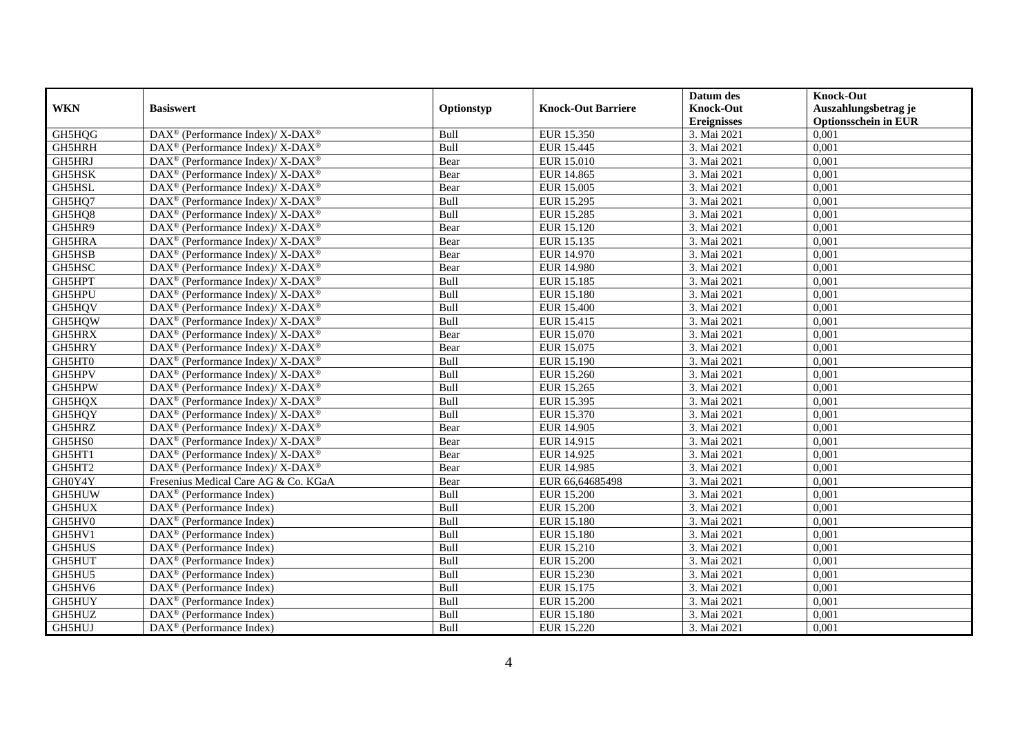| WKN | Basiswert | Optionstyp | Knock-Out Barriere | Datum des Knock-Out Ereignisses | Knock-Out Auszahlungsbetrag je Optionsschein in EUR |
|---|---|---|---|---|---|
| GH5HQG | DAX® (Performance Index)/ X-DAX® | Bull | EUR 15.350 | 3. Mai 2021 | 0,001 |
| GH5HRH | DAX® (Performance Index)/ X-DAX® | Bull | EUR 15.445 | 3. Mai 2021 | 0,001 |
| GH5HRJ | DAX® (Performance Index)/ X-DAX® | Bear | EUR 15.010 | 3. Mai 2021 | 0,001 |
| GH5HSK | DAX® (Performance Index)/ X-DAX® | Bear | EUR 14.865 | 3. Mai 2021 | 0,001 |
| GH5HSL | DAX® (Performance Index)/ X-DAX® | Bear | EUR 15.005 | 3. Mai 2021 | 0,001 |
| GH5HQ7 | DAX® (Performance Index)/ X-DAX® | Bull | EUR 15.295 | 3. Mai 2021 | 0,001 |
| GH5HQ8 | DAX® (Performance Index)/ X-DAX® | Bull | EUR 15.285 | 3. Mai 2021 | 0,001 |
| GH5HR9 | DAX® (Performance Index)/ X-DAX® | Bear | EUR 15.120 | 3. Mai 2021 | 0,001 |
| GH5HRA | DAX® (Performance Index)/ X-DAX® | Bear | EUR 15.135 | 3. Mai 2021 | 0,001 |
| GH5HSB | DAX® (Performance Index)/ X-DAX® | Bear | EUR 14.970 | 3. Mai 2021 | 0,001 |
| GH5HSC | DAX® (Performance Index)/ X-DAX® | Bear | EUR 14.980 | 3. Mai 2021 | 0,001 |
| GH5HPT | DAX® (Performance Index)/ X-DAX® | Bull | EUR 15.185 | 3. Mai 2021 | 0,001 |
| GH5HPU | DAX® (Performance Index)/ X-DAX® | Bull | EUR 15.180 | 3. Mai 2021 | 0,001 |
| GH5HQV | DAX® (Performance Index)/ X-DAX® | Bull | EUR 15.400 | 3. Mai 2021 | 0,001 |
| GH5HQW | DAX® (Performance Index)/ X-DAX® | Bull | EUR 15.415 | 3. Mai 2021 | 0,001 |
| GH5HRX | DAX® (Performance Index)/ X-DAX® | Bear | EUR 15.070 | 3. Mai 2021 | 0,001 |
| GH5HRY | DAX® (Performance Index)/ X-DAX® | Bear | EUR 15.075 | 3. Mai 2021 | 0,001 |
| GH5HT0 | DAX® (Performance Index)/ X-DAX® | Bull | EUR 15.190 | 3. Mai 2021 | 0,001 |
| GH5HPV | DAX® (Performance Index)/ X-DAX® | Bull | EUR 15.260 | 3. Mai 2021 | 0,001 |
| GH5HPW | DAX® (Performance Index)/ X-DAX® | Bull | EUR 15.265 | 3. Mai 2021 | 0,001 |
| GH5HQX | DAX® (Performance Index)/ X-DAX® | Bull | EUR 15.395 | 3. Mai 2021 | 0,001 |
| GH5HQY | DAX® (Performance Index)/ X-DAX® | Bull | EUR 15.370 | 3. Mai 2021 | 0,001 |
| GH5HRZ | DAX® (Performance Index)/ X-DAX® | Bear | EUR 14.905 | 3. Mai 2021 | 0,001 |
| GH5HS0 | DAX® (Performance Index)/ X-DAX® | Bear | EUR 14.915 | 3. Mai 2021 | 0,001 |
| GH5HT1 | DAX® (Performance Index)/ X-DAX® | Bear | EUR 14.925 | 3. Mai 2021 | 0,001 |
| GH5HT2 | DAX® (Performance Index)/ X-DAX® | Bear | EUR 14.985 | 3. Mai 2021 | 0,001 |
| GH0Y4Y | Fresenius Medical Care AG & Co. KGaA | Bear | EUR 66,64685498 | 3. Mai 2021 | 0,001 |
| GH5HUW | DAX® (Performance Index) | Bull | EUR 15.200 | 3. Mai 2021 | 0,001 |
| GH5HUX | DAX® (Performance Index) | Bull | EUR 15.200 | 3. Mai 2021 | 0,001 |
| GH5HV0 | DAX® (Performance Index) | Bull | EUR 15.180 | 3. Mai 2021 | 0,001 |
| GH5HV1 | DAX® (Performance Index) | Bull | EUR 15.180 | 3. Mai 2021 | 0,001 |
| GH5HUS | DAX® (Performance Index) | Bull | EUR 15.210 | 3. Mai 2021 | 0,001 |
| GH5HUT | DAX® (Performance Index) | Bull | EUR 15.200 | 3. Mai 2021 | 0,001 |
| GH5HU5 | DAX® (Performance Index) | Bull | EUR 15.230 | 3. Mai 2021 | 0,001 |
| GH5HV6 | DAX® (Performance Index) | Bull | EUR 15.175 | 3. Mai 2021 | 0,001 |
| GH5HUY | DAX® (Performance Index) | Bull | EUR 15.200 | 3. Mai 2021 | 0,001 |
| GH5HUZ | DAX® (Performance Index) | Bull | EUR 15.180 | 3. Mai 2021 | 0,001 |
| GH5HUJ | DAX® (Performance Index) | Bull | EUR 15.220 | 3. Mai 2021 | 0,001 |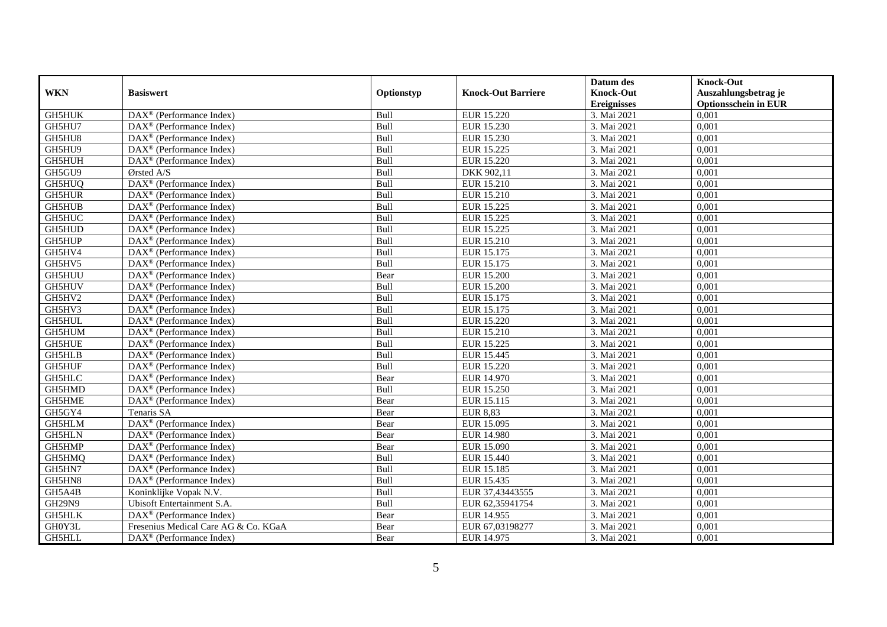| WKN | Basiswert | Optionstyp | Knock-Out Barriere | Datum des Knock-Out Ereignisses | Knock-Out Auszahlungsbetrag je Optionsschein in EUR |
|---|---|---|---|---|---|
| GH5HUK | DAX® (Performance Index) | Bull | EUR 15.220 | 3. Mai 2021 | 0,001 |
| GH5HU7 | DAX® (Performance Index) | Bull | EUR 15.230 | 3. Mai 2021 | 0,001 |
| GH5HU8 | DAX® (Performance Index) | Bull | EUR 15.230 | 3. Mai 2021 | 0,001 |
| GH5HU9 | DAX® (Performance Index) | Bull | EUR 15.225 | 3. Mai 2021 | 0,001 |
| GH5HUH | DAX® (Performance Index) | Bull | EUR 15.220 | 3. Mai 2021 | 0,001 |
| GH5GU9 | Ørsted A/S | Bull | DKK 902,11 | 3. Mai 2021 | 0,001 |
| GH5HUQ | DAX® (Performance Index) | Bull | EUR 15.210 | 3. Mai 2021 | 0,001 |
| GH5HUR | DAX® (Performance Index) | Bull | EUR 15.210 | 3. Mai 2021 | 0,001 |
| GH5HUB | DAX® (Performance Index) | Bull | EUR 15.225 | 3. Mai 2021 | 0,001 |
| GH5HUC | DAX® (Performance Index) | Bull | EUR 15.225 | 3. Mai 2021 | 0,001 |
| GH5HUD | DAX® (Performance Index) | Bull | EUR 15.225 | 3. Mai 2021 | 0,001 |
| GH5HUP | DAX® (Performance Index) | Bull | EUR 15.210 | 3. Mai 2021 | 0,001 |
| GH5HV4 | DAX® (Performance Index) | Bull | EUR 15.175 | 3. Mai 2021 | 0,001 |
| GH5HV5 | DAX® (Performance Index) | Bull | EUR 15.175 | 3. Mai 2021 | 0,001 |
| GH5HUU | DAX® (Performance Index) | Bear | EUR 15.200 | 3. Mai 2021 | 0,001 |
| GH5HUV | DAX® (Performance Index) | Bull | EUR 15.200 | 3. Mai 2021 | 0,001 |
| GH5HV2 | DAX® (Performance Index) | Bull | EUR 15.175 | 3. Mai 2021 | 0,001 |
| GH5HV3 | DAX® (Performance Index) | Bull | EUR 15.175 | 3. Mai 2021 | 0,001 |
| GH5HUL | DAX® (Performance Index) | Bull | EUR 15.220 | 3. Mai 2021 | 0,001 |
| GH5HUM | DAX® (Performance Index) | Bull | EUR 15.210 | 3. Mai 2021 | 0,001 |
| GH5HUE | DAX® (Performance Index) | Bull | EUR 15.225 | 3. Mai 2021 | 0,001 |
| GH5HLB | DAX® (Performance Index) | Bull | EUR 15.445 | 3. Mai 2021 | 0,001 |
| GH5HUF | DAX® (Performance Index) | Bull | EUR 15.220 | 3. Mai 2021 | 0,001 |
| GH5HLC | DAX® (Performance Index) | Bear | EUR 14.970 | 3. Mai 2021 | 0,001 |
| GH5HMD | DAX® (Performance Index) | Bull | EUR 15.250 | 3. Mai 2021 | 0,001 |
| GH5HME | DAX® (Performance Index) | Bear | EUR 15.115 | 3. Mai 2021 | 0,001 |
| GH5GY4 | Tenaris SA | Bear | EUR 8,83 | 3. Mai 2021 | 0,001 |
| GH5HLM | DAX® (Performance Index) | Bear | EUR 15.095 | 3. Mai 2021 | 0,001 |
| GH5HLN | DAX® (Performance Index) | Bear | EUR 14.980 | 3. Mai 2021 | 0,001 |
| GH5HMP | DAX® (Performance Index) | Bear | EUR 15.090 | 3. Mai 2021 | 0,001 |
| GH5HMQ | DAX® (Performance Index) | Bull | EUR 15.440 | 3. Mai 2021 | 0,001 |
| GH5HN7 | DAX® (Performance Index) | Bull | EUR 15.185 | 3. Mai 2021 | 0,001 |
| GH5HN8 | DAX® (Performance Index) | Bull | EUR 15.435 | 3. Mai 2021 | 0,001 |
| GH5A4B | Koninklijke Vopak N.V. | Bull | EUR 37,43443555 | 3. Mai 2021 | 0,001 |
| GH29N9 | Ubisoft Entertainment S.A. | Bull | EUR 62,35941754 | 3. Mai 2021 | 0,001 |
| GH5HLK | DAX® (Performance Index) | Bear | EUR 14.955 | 3. Mai 2021 | 0,001 |
| GH0Y3L | Fresenius Medical Care AG & Co. KGaA | Bear | EUR 67,03198277 | 3. Mai 2021 | 0,001 |
| GH5HLL | DAX® (Performance Index) | Bear | EUR 14.975 | 3. Mai 2021 | 0,001 |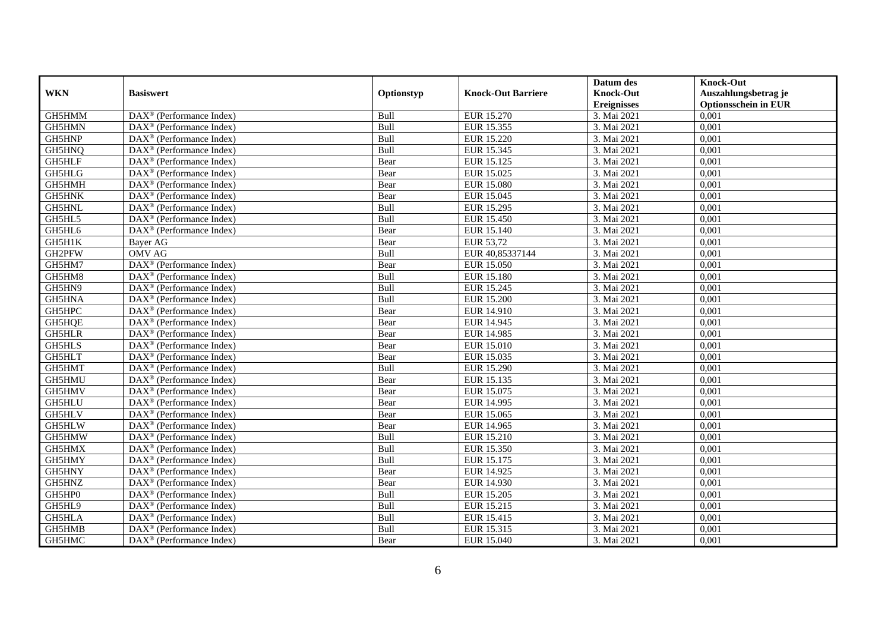| WKN | Basiswert | Optionstyp | Knock-Out Barriere | Datum des Knock-Out Ereignisses | Knock-Out Auszahlungsbetrag je Optionsschein in EUR |
|---|---|---|---|---|---|
| GH5HMM | DAX® (Performance Index) | Bull | EUR 15.270 | 3. Mai 2021 | 0,001 |
| GH5HMN | DAX® (Performance Index) | Bull | EUR 15.355 | 3. Mai 2021 | 0,001 |
| GH5HNP | DAX® (Performance Index) | Bull | EUR 15.220 | 3. Mai 2021 | 0,001 |
| GH5HNQ | DAX® (Performance Index) | Bull | EUR 15.345 | 3. Mai 2021 | 0,001 |
| GH5HLF | DAX® (Performance Index) | Bear | EUR 15.125 | 3. Mai 2021 | 0,001 |
| GH5HLG | DAX® (Performance Index) | Bear | EUR 15.025 | 3. Mai 2021 | 0,001 |
| GH5HMH | DAX® (Performance Index) | Bear | EUR 15.080 | 3. Mai 2021 | 0,001 |
| GH5HNK | DAX® (Performance Index) | Bear | EUR 15.045 | 3. Mai 2021 | 0,001 |
| GH5HNL | DAX® (Performance Index) | Bull | EUR 15.295 | 3. Mai 2021 | 0,001 |
| GH5HL5 | DAX® (Performance Index) | Bull | EUR 15.450 | 3. Mai 2021 | 0,001 |
| GH5HL6 | DAX® (Performance Index) | Bear | EUR 15.140 | 3. Mai 2021 | 0,001 |
| GH5H1K | Bayer AG | Bear | EUR 53,72 | 3. Mai 2021 | 0,001 |
| GH2PFW | OMV AG | Bull | EUR 40,85337144 | 3. Mai 2021 | 0,001 |
| GH5HM7 | DAX® (Performance Index) | Bear | EUR 15.050 | 3. Mai 2021 | 0,001 |
| GH5HM8 | DAX® (Performance Index) | Bull | EUR 15.180 | 3. Mai 2021 | 0,001 |
| GH5HN9 | DAX® (Performance Index) | Bull | EUR 15.245 | 3. Mai 2021 | 0,001 |
| GH5HNA | DAX® (Performance Index) | Bull | EUR 15.200 | 3. Mai 2021 | 0,001 |
| GH5HPC | DAX® (Performance Index) | Bear | EUR 14.910 | 3. Mai 2021 | 0,001 |
| GH5HQE | DAX® (Performance Index) | Bear | EUR 14.945 | 3. Mai 2021 | 0,001 |
| GH5HLR | DAX® (Performance Index) | Bear | EUR 14.985 | 3. Mai 2021 | 0,001 |
| GH5HLS | DAX® (Performance Index) | Bear | EUR 15.010 | 3. Mai 2021 | 0,001 |
| GH5HLT | DAX® (Performance Index) | Bear | EUR 15.035 | 3. Mai 2021 | 0,001 |
| GH5HMT | DAX® (Performance Index) | Bull | EUR 15.290 | 3. Mai 2021 | 0,001 |
| GH5HMU | DAX® (Performance Index) | Bear | EUR 15.135 | 3. Mai 2021 | 0,001 |
| GH5HMV | DAX® (Performance Index) | Bear | EUR 15.075 | 3. Mai 2021 | 0,001 |
| GH5HLU | DAX® (Performance Index) | Bear | EUR 14.995 | 3. Mai 2021 | 0,001 |
| GH5HLV | DAX® (Performance Index) | Bear | EUR 15.065 | 3. Mai 2021 | 0,001 |
| GH5HLW | DAX® (Performance Index) | Bear | EUR 14.965 | 3. Mai 2021 | 0,001 |
| GH5HMW | DAX® (Performance Index) | Bull | EUR 15.210 | 3. Mai 2021 | 0,001 |
| GH5HMX | DAX® (Performance Index) | Bull | EUR 15.350 | 3. Mai 2021 | 0,001 |
| GH5HMY | DAX® (Performance Index) | Bull | EUR 15.175 | 3. Mai 2021 | 0,001 |
| GH5HNY | DAX® (Performance Index) | Bear | EUR 14.925 | 3. Mai 2021 | 0,001 |
| GH5HNZ | DAX® (Performance Index) | Bear | EUR 14.930 | 3. Mai 2021 | 0,001 |
| GH5HP0 | DAX® (Performance Index) | Bull | EUR 15.205 | 3. Mai 2021 | 0,001 |
| GH5HL9 | DAX® (Performance Index) | Bull | EUR 15.215 | 3. Mai 2021 | 0,001 |
| GH5HLA | DAX® (Performance Index) | Bull | EUR 15.415 | 3. Mai 2021 | 0,001 |
| GH5HMB | DAX® (Performance Index) | Bull | EUR 15.315 | 3. Mai 2021 | 0,001 |
| GH5HMC | DAX® (Performance Index) | Bear | EUR 15.040 | 3. Mai 2021 | 0,001 |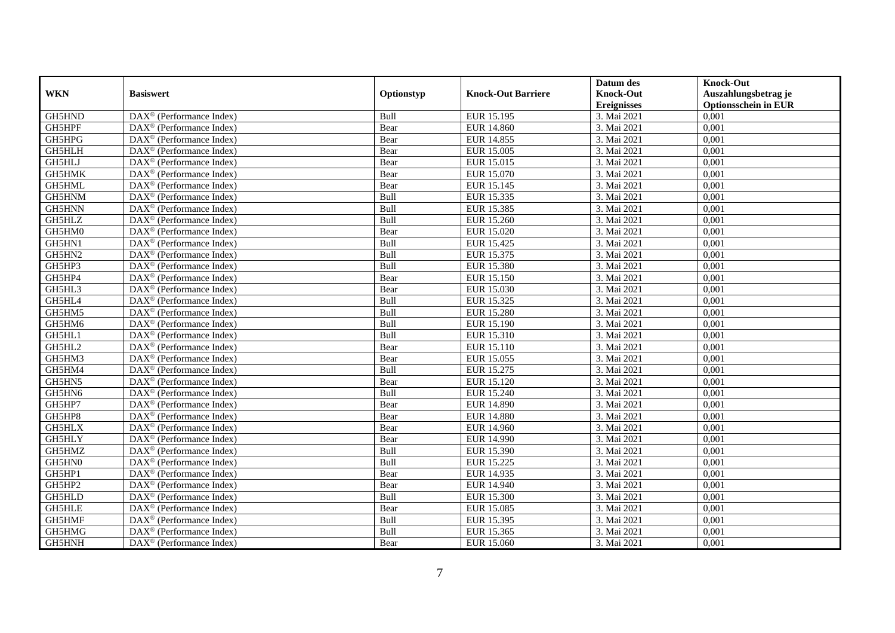| WKN | Basiswert | Optionstyp | Knock-Out Barriere | Datum des Knock-Out Ereignisses | Knock-Out Auszahlungsbetrag je Optionsschein in EUR |
|---|---|---|---|---|---|
| GH5HND | DAX® (Performance Index) | Bull | EUR 15.195 | 3. Mai 2021 | 0,001 |
| GH5HPF | DAX® (Performance Index) | Bear | EUR 14.860 | 3. Mai 2021 | 0,001 |
| GH5HPG | DAX® (Performance Index) | Bear | EUR 14.855 | 3. Mai 2021 | 0,001 |
| GH5HLH | DAX® (Performance Index) | Bear | EUR 15.005 | 3. Mai 2021 | 0,001 |
| GH5HLJ | DAX® (Performance Index) | Bear | EUR 15.015 | 3. Mai 2021 | 0,001 |
| GH5HMK | DAX® (Performance Index) | Bear | EUR 15.070 | 3. Mai 2021 | 0,001 |
| GH5HML | DAX® (Performance Index) | Bear | EUR 15.145 | 3. Mai 2021 | 0,001 |
| GH5HNM | DAX® (Performance Index) | Bull | EUR 15.335 | 3. Mai 2021 | 0,001 |
| GH5HNN | DAX® (Performance Index) | Bull | EUR 15.385 | 3. Mai 2021 | 0,001 |
| GH5HLZ | DAX® (Performance Index) | Bull | EUR 15.260 | 3. Mai 2021 | 0,001 |
| GH5HM0 | DAX® (Performance Index) | Bear | EUR 15.020 | 3. Mai 2021 | 0,001 |
| GH5HN1 | DAX® (Performance Index) | Bull | EUR 15.425 | 3. Mai 2021 | 0,001 |
| GH5HN2 | DAX® (Performance Index) | Bull | EUR 15.375 | 3. Mai 2021 | 0,001 |
| GH5HP3 | DAX® (Performance Index) | Bull | EUR 15.380 | 3. Mai 2021 | 0,001 |
| GH5HP4 | DAX® (Performance Index) | Bear | EUR 15.150 | 3. Mai 2021 | 0,001 |
| GH5HL3 | DAX® (Performance Index) | Bear | EUR 15.030 | 3. Mai 2021 | 0,001 |
| GH5HL4 | DAX® (Performance Index) | Bull | EUR 15.325 | 3. Mai 2021 | 0,001 |
| GH5HM5 | DAX® (Performance Index) | Bull | EUR 15.280 | 3. Mai 2021 | 0,001 |
| GH5HM6 | DAX® (Performance Index) | Bull | EUR 15.190 | 3. Mai 2021 | 0,001 |
| GH5HL1 | DAX® (Performance Index) | Bull | EUR 15.310 | 3. Mai 2021 | 0,001 |
| GH5HL2 | DAX® (Performance Index) | Bear | EUR 15.110 | 3. Mai 2021 | 0,001 |
| GH5HM3 | DAX® (Performance Index) | Bear | EUR 15.055 | 3. Mai 2021 | 0,001 |
| GH5HM4 | DAX® (Performance Index) | Bull | EUR 15.275 | 3. Mai 2021 | 0,001 |
| GH5HN5 | DAX® (Performance Index) | Bear | EUR 15.120 | 3. Mai 2021 | 0,001 |
| GH5HN6 | DAX® (Performance Index) | Bull | EUR 15.240 | 3. Mai 2021 | 0,001 |
| GH5HP7 | DAX® (Performance Index) | Bear | EUR 14.890 | 3. Mai 2021 | 0,001 |
| GH5HP8 | DAX® (Performance Index) | Bear | EUR 14.880 | 3. Mai 2021 | 0,001 |
| GH5HLX | DAX® (Performance Index) | Bear | EUR 14.960 | 3. Mai 2021 | 0,001 |
| GH5HLY | DAX® (Performance Index) | Bear | EUR 14.990 | 3. Mai 2021 | 0,001 |
| GH5HMZ | DAX® (Performance Index) | Bull | EUR 15.390 | 3. Mai 2021 | 0,001 |
| GH5HN0 | DAX® (Performance Index) | Bull | EUR 15.225 | 3. Mai 2021 | 0,001 |
| GH5HP1 | DAX® (Performance Index) | Bear | EUR 14.935 | 3. Mai 2021 | 0,001 |
| GH5HP2 | DAX® (Performance Index) | Bear | EUR 14.940 | 3. Mai 2021 | 0,001 |
| GH5HLD | DAX® (Performance Index) | Bull | EUR 15.300 | 3. Mai 2021 | 0,001 |
| GH5HLE | DAX® (Performance Index) | Bear | EUR 15.085 | 3. Mai 2021 | 0,001 |
| GH5HMF | DAX® (Performance Index) | Bull | EUR 15.395 | 3. Mai 2021 | 0,001 |
| GH5HMG | DAX® (Performance Index) | Bull | EUR 15.365 | 3. Mai 2021 | 0,001 |
| GH5HNH | DAX® (Performance Index) | Bear | EUR 15.060 | 3. Mai 2021 | 0,001 |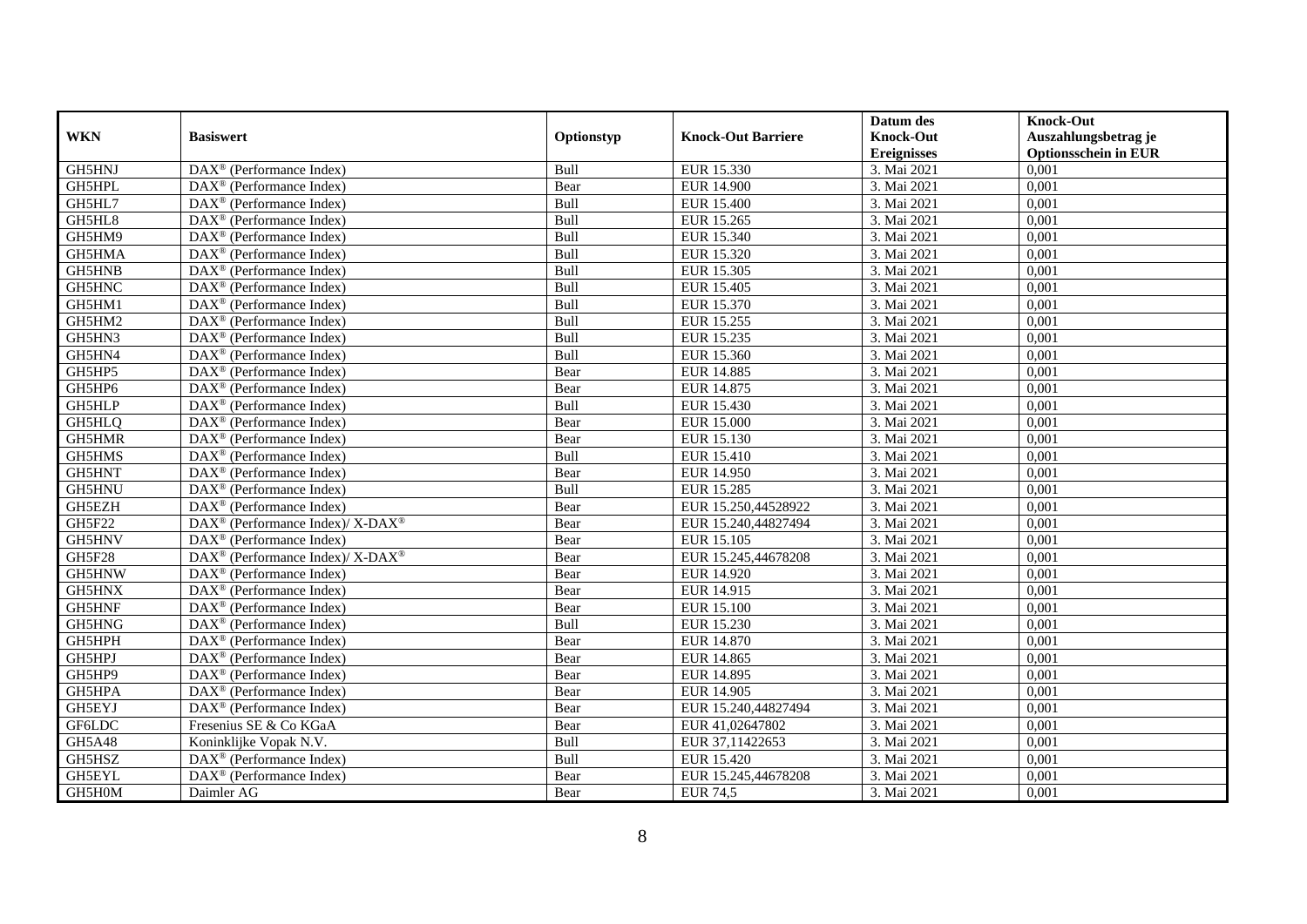| WKN | Basiswert | Optionstyp | Knock-Out Barriere | Datum des Knock-Out Ereignisses | Knock-Out Auszahlungsbetrag je Optionsschein in EUR |
|---|---|---|---|---|---|
| GH5HNJ | DAX® (Performance Index) | Bull | EUR 15.330 | 3. Mai 2021 | 0,001 |
| GH5HPL | DAX® (Performance Index) | Bear | EUR 14.900 | 3. Mai 2021 | 0,001 |
| GH5HL7 | DAX® (Performance Index) | Bull | EUR 15.400 | 3. Mai 2021 | 0,001 |
| GH5HL8 | DAX® (Performance Index) | Bull | EUR 15.265 | 3. Mai 2021 | 0,001 |
| GH5HM9 | DAX® (Performance Index) | Bull | EUR 15.340 | 3. Mai 2021 | 0,001 |
| GH5HMA | DAX® (Performance Index) | Bull | EUR 15.320 | 3. Mai 2021 | 0,001 |
| GH5HNB | DAX® (Performance Index) | Bull | EUR 15.305 | 3. Mai 2021 | 0,001 |
| GH5HNC | DAX® (Performance Index) | Bull | EUR 15.405 | 3. Mai 2021 | 0,001 |
| GH5HM1 | DAX® (Performance Index) | Bull | EUR 15.370 | 3. Mai 2021 | 0,001 |
| GH5HM2 | DAX® (Performance Index) | Bull | EUR 15.255 | 3. Mai 2021 | 0,001 |
| GH5HN3 | DAX® (Performance Index) | Bull | EUR 15.235 | 3. Mai 2021 | 0,001 |
| GH5HN4 | DAX® (Performance Index) | Bull | EUR 15.360 | 3. Mai 2021 | 0,001 |
| GH5HP5 | DAX® (Performance Index) | Bear | EUR 14.885 | 3. Mai 2021 | 0,001 |
| GH5HP6 | DAX® (Performance Index) | Bear | EUR 14.875 | 3. Mai 2021 | 0,001 |
| GH5HLP | DAX® (Performance Index) | Bull | EUR 15.430 | 3. Mai 2021 | 0,001 |
| GH5HLQ | DAX® (Performance Index) | Bear | EUR 15.000 | 3. Mai 2021 | 0,001 |
| GH5HMR | DAX® (Performance Index) | Bear | EUR 15.130 | 3. Mai 2021 | 0,001 |
| GH5HMS | DAX® (Performance Index) | Bull | EUR 15.410 | 3. Mai 2021 | 0,001 |
| GH5HNT | DAX® (Performance Index) | Bear | EUR 14.950 | 3. Mai 2021 | 0,001 |
| GH5HNU | DAX® (Performance Index) | Bull | EUR 15.285 | 3. Mai 2021 | 0,001 |
| GH5EZH | DAX® (Performance Index) | Bear | EUR 15.250,44528922 | 3. Mai 2021 | 0,001 |
| GH5F22 | DAX® (Performance Index)/ X-DAX® | Bear | EUR 15.240,44827494 | 3. Mai 2021 | 0,001 |
| GH5HNV | DAX® (Performance Index) | Bear | EUR 15.105 | 3. Mai 2021 | 0,001 |
| GH5F28 | DAX® (Performance Index)/ X-DAX® | Bear | EUR 15.245,44678208 | 3. Mai 2021 | 0,001 |
| GH5HNW | DAX® (Performance Index) | Bear | EUR 14.920 | 3. Mai 2021 | 0,001 |
| GH5HNX | DAX® (Performance Index) | Bear | EUR 14.915 | 3. Mai 2021 | 0,001 |
| GH5HNF | DAX® (Performance Index) | Bear | EUR 15.100 | 3. Mai 2021 | 0,001 |
| GH5HNG | DAX® (Performance Index) | Bull | EUR 15.230 | 3. Mai 2021 | 0,001 |
| GH5HPH | DAX® (Performance Index) | Bear | EUR 14.870 | 3. Mai 2021 | 0,001 |
| GH5HPJ | DAX® (Performance Index) | Bear | EUR 14.865 | 3. Mai 2021 | 0,001 |
| GH5HP9 | DAX® (Performance Index) | Bear | EUR 14.895 | 3. Mai 2021 | 0,001 |
| GH5HPA | DAX® (Performance Index) | Bear | EUR 14.905 | 3. Mai 2021 | 0,001 |
| GH5EYJ | DAX® (Performance Index) | Bear | EUR 15.240,44827494 | 3. Mai 2021 | 0,001 |
| GF6LDC | Fresenius SE & Co KGaA | Bear | EUR 41,02647802 | 3. Mai 2021 | 0,001 |
| GH5A48 | Koninklijke Vopak N.V. | Bull | EUR 37,11422653 | 3. Mai 2021 | 0,001 |
| GH5HSZ | DAX® (Performance Index) | Bull | EUR 15.420 | 3. Mai 2021 | 0,001 |
| GH5EYL | DAX® (Performance Index) | Bear | EUR 15.245,44678208 | 3. Mai 2021 | 0,001 |
| GH5H0M | Daimler AG | Bear | EUR 74,5 | 3. Mai 2021 | 0,001 |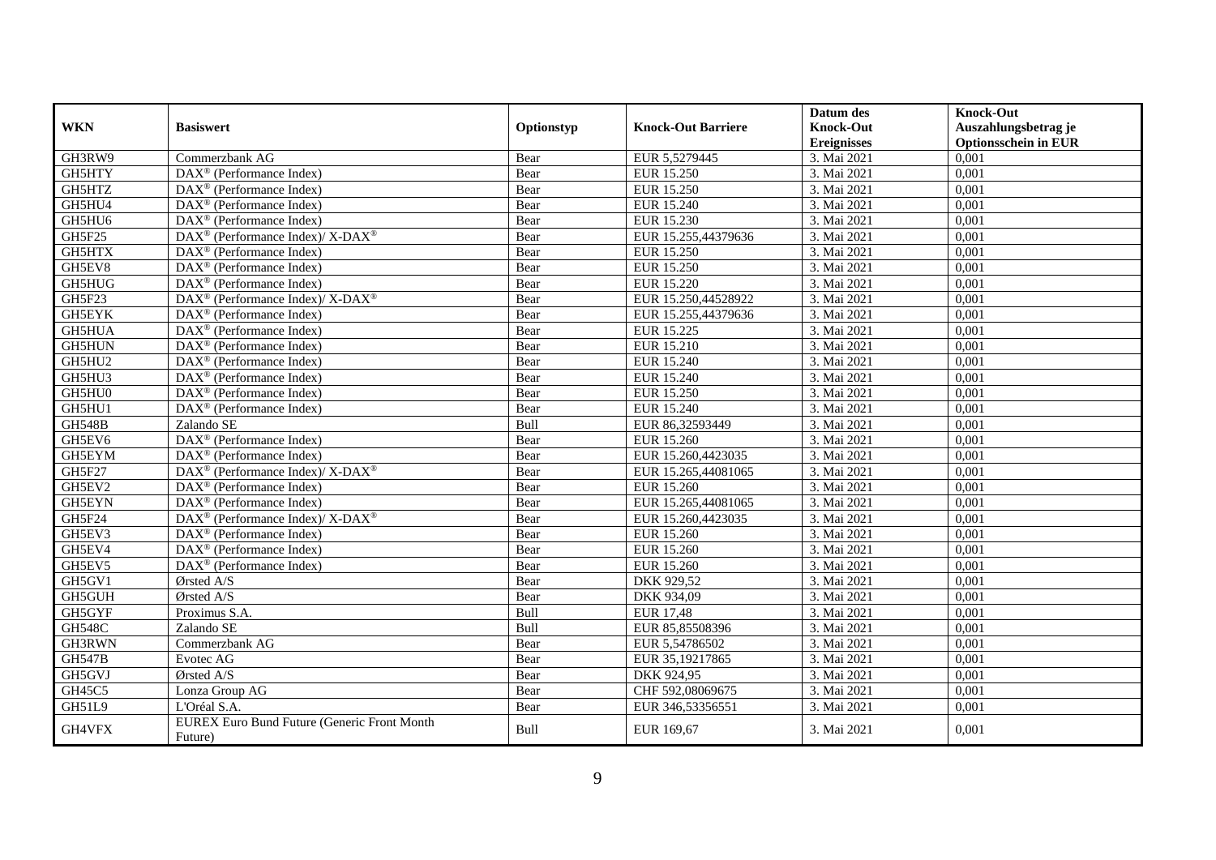| WKN | Basiswert | Optionstyp | Knock-Out Barriere | Datum des Knock-Out Ereignisses | Knock-Out Auszahlungsbetrag je Optionsschein in EUR |
|---|---|---|---|---|---|
| GH3RW9 | Commerzbank AG | Bear | EUR 5,5279445 | 3. Mai 2021 | 0,001 |
| GH5HTY | DAX® (Performance Index) | Bear | EUR 15.250 | 3. Mai 2021 | 0,001 |
| GH5HTZ | DAX® (Performance Index) | Bear | EUR 15.250 | 3. Mai 2021 | 0,001 |
| GH5HU4 | DAX® (Performance Index) | Bear | EUR 15.240 | 3. Mai 2021 | 0,001 |
| GH5HU6 | DAX® (Performance Index) | Bear | EUR 15.230 | 3. Mai 2021 | 0,001 |
| GH5F25 | DAX® (Performance Index)/ X-DAX® | Bear | EUR 15.255,44379636 | 3. Mai 2021 | 0,001 |
| GH5HTX | DAX® (Performance Index) | Bear | EUR 15.250 | 3. Mai 2021 | 0,001 |
| GH5EV8 | DAX® (Performance Index) | Bear | EUR 15.250 | 3. Mai 2021 | 0,001 |
| GH5HUG | DAX® (Performance Index) | Bear | EUR 15.220 | 3. Mai 2021 | 0,001 |
| GH5F23 | DAX® (Performance Index)/ X-DAX® | Bear | EUR 15.250,44528922 | 3. Mai 2021 | 0,001 |
| GH5EYK | DAX® (Performance Index) | Bear | EUR 15.255,44379636 | 3. Mai 2021 | 0,001 |
| GH5HUA | DAX® (Performance Index) | Bear | EUR 15.225 | 3. Mai 2021 | 0,001 |
| GH5HUN | DAX® (Performance Index) | Bear | EUR 15.210 | 3. Mai 2021 | 0,001 |
| GH5HU2 | DAX® (Performance Index) | Bear | EUR 15.240 | 3. Mai 2021 | 0,001 |
| GH5HU3 | DAX® (Performance Index) | Bear | EUR 15.240 | 3. Mai 2021 | 0,001 |
| GH5HU0 | DAX® (Performance Index) | Bear | EUR 15.250 | 3. Mai 2021 | 0,001 |
| GH5HU1 | DAX® (Performance Index) | Bear | EUR 15.240 | 3. Mai 2021 | 0,001 |
| GH548B | Zalando SE | Bull | EUR 86,32593449 | 3. Mai 2021 | 0,001 |
| GH5EV6 | DAX® (Performance Index) | Bear | EUR 15.260 | 3. Mai 2021 | 0,001 |
| GH5EYM | DAX® (Performance Index) | Bear | EUR 15.260,4423035 | 3. Mai 2021 | 0,001 |
| GH5F27 | DAX® (Performance Index)/ X-DAX® | Bear | EUR 15.265,44081065 | 3. Mai 2021 | 0,001 |
| GH5EV2 | DAX® (Performance Index) | Bear | EUR 15.260 | 3. Mai 2021 | 0,001 |
| GH5EYN | DAX® (Performance Index) | Bear | EUR 15.265,44081065 | 3. Mai 2021 | 0,001 |
| GH5F24 | DAX® (Performance Index)/ X-DAX® | Bear | EUR 15.260,4423035 | 3. Mai 2021 | 0,001 |
| GH5EV3 | DAX® (Performance Index) | Bear | EUR 15.260 | 3. Mai 2021 | 0,001 |
| GH5EV4 | DAX® (Performance Index) | Bear | EUR 15.260 | 3. Mai 2021 | 0,001 |
| GH5EV5 | DAX® (Performance Index) | Bear | EUR 15.260 | 3. Mai 2021 | 0,001 |
| GH5GV1 | Ørsted A/S | Bear | DKK 929,52 | 3. Mai 2021 | 0,001 |
| GH5GUH | Ørsted A/S | Bear | DKK 934,09 | 3. Mai 2021 | 0,001 |
| GH5GYF | Proximus S.A. | Bull | EUR 17,48 | 3. Mai 2021 | 0,001 |
| GH548C | Zalando SE | Bull | EUR 85,85508396 | 3. Mai 2021 | 0,001 |
| GH3RWN | Commerzbank AG | Bear | EUR 5,54786502 | 3. Mai 2021 | 0,001 |
| GH547B | Evotec AG | Bear | EUR 35,19217865 | 3. Mai 2021 | 0,001 |
| GH5GVJ | Ørsted A/S | Bear | DKK 924,95 | 3. Mai 2021 | 0,001 |
| GH45C5 | Lonza Group AG | Bear | CHF 592,08069675 | 3. Mai 2021 | 0,001 |
| GH51L9 | L'Oréal S.A. | Bear | EUR 346,53356551 | 3. Mai 2021 | 0,001 |
| GH4VFX | EUREX Euro Bund Future (Generic Front Month Future) | Bull | EUR 169,67 | 3. Mai 2021 | 0,001 |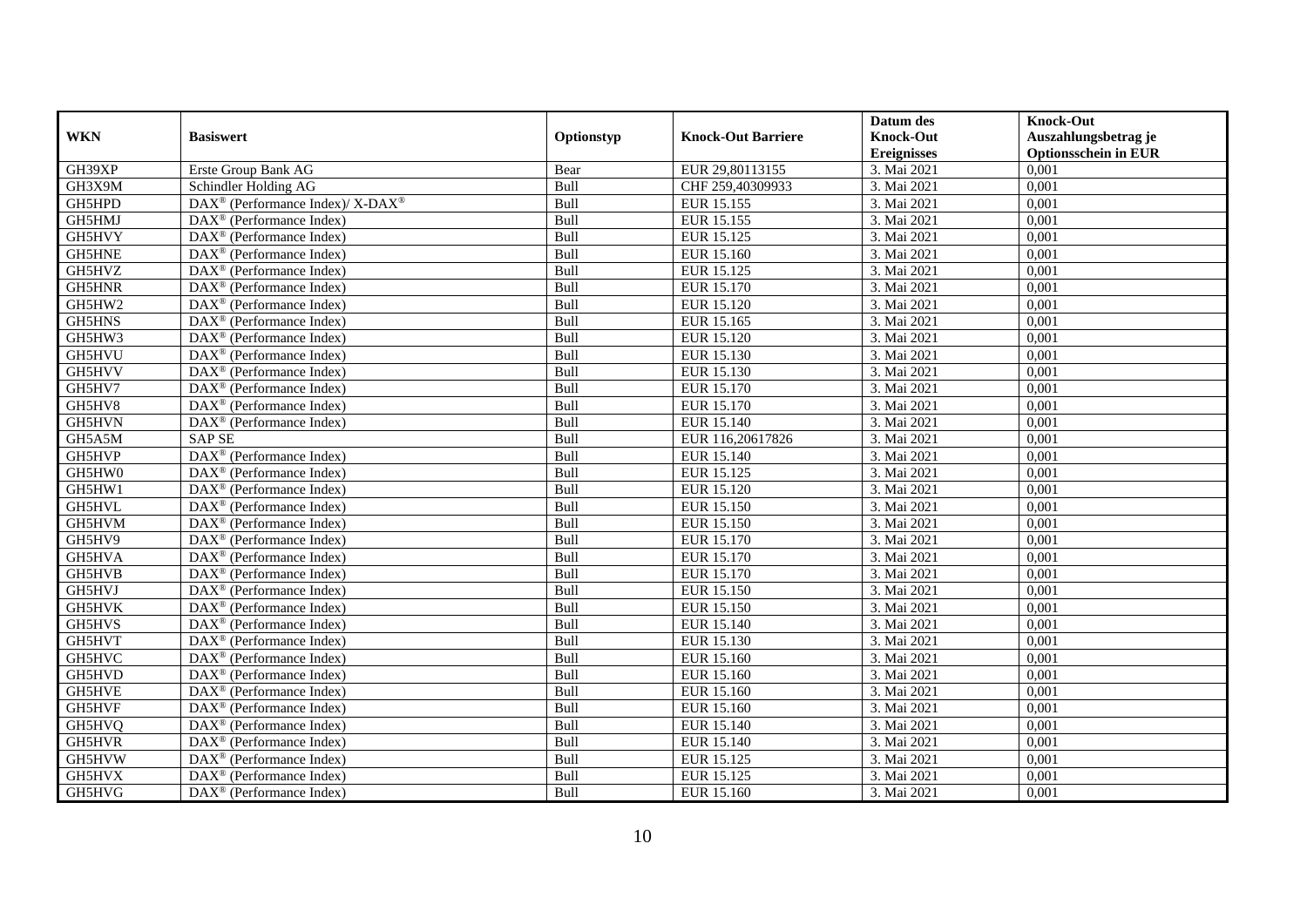| WKN | Basiswert | Optionstyp | Knock-Out Barriere | Datum des Knock-Out Ereignisses | Knock-Out Auszahlungsbetrag je Optionsschein in EUR |
|---|---|---|---|---|---|
| GH39XP | Erste Group Bank AG | Bear | EUR 29,80113155 | 3. Mai 2021 | 0,001 |
| GH3X9M | Schindler Holding AG | Bull | CHF 259,40309933 | 3. Mai 2021 | 0,001 |
| GH5HPD | DAX® (Performance Index)/ X-DAX® | Bull | EUR 15.155 | 3. Mai 2021 | 0,001 |
| GH5HMJ | DAX® (Performance Index) | Bull | EUR 15.155 | 3. Mai 2021 | 0,001 |
| GH5HVY | DAX® (Performance Index) | Bull | EUR 15.125 | 3. Mai 2021 | 0,001 |
| GH5HNE | DAX® (Performance Index) | Bull | EUR 15.160 | 3. Mai 2021 | 0,001 |
| GH5HVZ | DAX® (Performance Index) | Bull | EUR 15.125 | 3. Mai 2021 | 0,001 |
| GH5HNR | DAX® (Performance Index) | Bull | EUR 15.170 | 3. Mai 2021 | 0,001 |
| GH5HW2 | DAX® (Performance Index) | Bull | EUR 15.120 | 3. Mai 2021 | 0,001 |
| GH5HNS | DAX® (Performance Index) | Bull | EUR 15.165 | 3. Mai 2021 | 0,001 |
| GH5HW3 | DAX® (Performance Index) | Bull | EUR 15.120 | 3. Mai 2021 | 0,001 |
| GH5HVU | DAX® (Performance Index) | Bull | EUR 15.130 | 3. Mai 2021 | 0,001 |
| GH5HVV | DAX® (Performance Index) | Bull | EUR 15.130 | 3. Mai 2021 | 0,001 |
| GH5HV7 | DAX® (Performance Index) | Bull | EUR 15.170 | 3. Mai 2021 | 0,001 |
| GH5HV8 | DAX® (Performance Index) | Bull | EUR 15.170 | 3. Mai 2021 | 0,001 |
| GH5HVN | DAX® (Performance Index) | Bull | EUR 15.140 | 3. Mai 2021 | 0,001 |
| GH5A5M | SAP SE | Bull | EUR 116,20617826 | 3. Mai 2021 | 0,001 |
| GH5HVP | DAX® (Performance Index) | Bull | EUR 15.140 | 3. Mai 2021 | 0,001 |
| GH5HW0 | DAX® (Performance Index) | Bull | EUR 15.125 | 3. Mai 2021 | 0,001 |
| GH5HW1 | DAX® (Performance Index) | Bull | EUR 15.120 | 3. Mai 2021 | 0,001 |
| GH5HVL | DAX® (Performance Index) | Bull | EUR 15.150 | 3. Mai 2021 | 0,001 |
| GH5HVM | DAX® (Performance Index) | Bull | EUR 15.150 | 3. Mai 2021 | 0,001 |
| GH5HV9 | DAX® (Performance Index) | Bull | EUR 15.170 | 3. Mai 2021 | 0,001 |
| GH5HVA | DAX® (Performance Index) | Bull | EUR 15.170 | 3. Mai 2021 | 0,001 |
| GH5HVB | DAX® (Performance Index) | Bull | EUR 15.170 | 3. Mai 2021 | 0,001 |
| GH5HVJ | DAX® (Performance Index) | Bull | EUR 15.150 | 3. Mai 2021 | 0,001 |
| GH5HVK | DAX® (Performance Index) | Bull | EUR 15.150 | 3. Mai 2021 | 0,001 |
| GH5HVS | DAX® (Performance Index) | Bull | EUR 15.140 | 3. Mai 2021 | 0,001 |
| GH5HVT | DAX® (Performance Index) | Bull | EUR 15.130 | 3. Mai 2021 | 0,001 |
| GH5HVC | DAX® (Performance Index) | Bull | EUR 15.160 | 3. Mai 2021 | 0,001 |
| GH5HVD | DAX® (Performance Index) | Bull | EUR 15.160 | 3. Mai 2021 | 0,001 |
| GH5HVE | DAX® (Performance Index) | Bull | EUR 15.160 | 3. Mai 2021 | 0,001 |
| GH5HVF | DAX® (Performance Index) | Bull | EUR 15.160 | 3. Mai 2021 | 0,001 |
| GH5HVQ | DAX® (Performance Index) | Bull | EUR 15.140 | 3. Mai 2021 | 0,001 |
| GH5HVR | DAX® (Performance Index) | Bull | EUR 15.140 | 3. Mai 2021 | 0,001 |
| GH5HVW | DAX® (Performance Index) | Bull | EUR 15.125 | 3. Mai 2021 | 0,001 |
| GH5HVX | DAX® (Performance Index) | Bull | EUR 15.125 | 3. Mai 2021 | 0,001 |
| GH5HVG | DAX® (Performance Index) | Bull | EUR 15.160 | 3. Mai 2021 | 0,001 |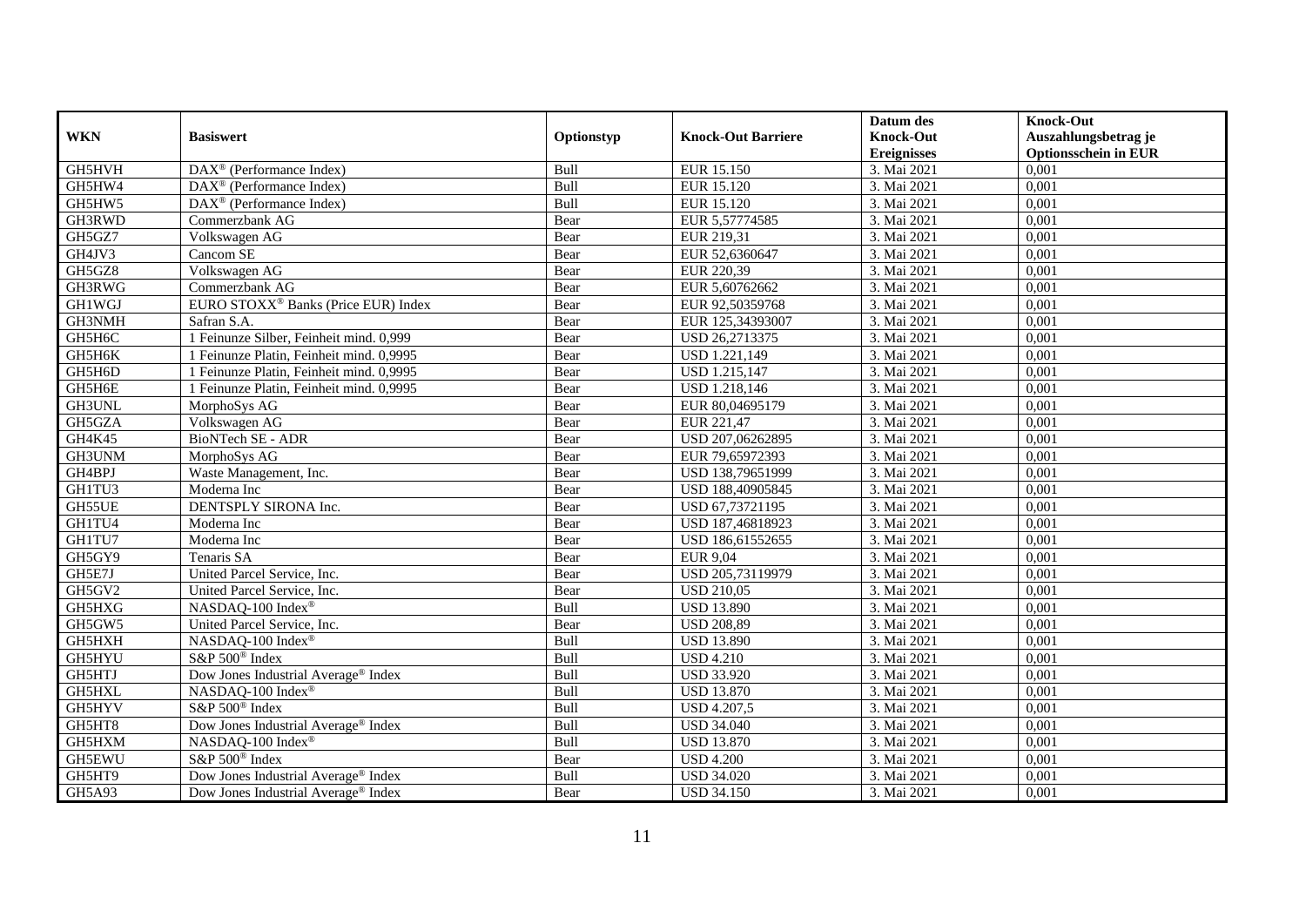| WKN | Basiswert | Optionstyp | Knock-Out Barriere | Datum des Knock-Out Ereignisses | Knock-Out Auszahlungsbetrag je Optionsschein in EUR |
|---|---|---|---|---|---|
| GH5HVH | DAX® (Performance Index) | Bull | EUR 15.150 | 3. Mai 2021 | 0,001 |
| GH5HW4 | DAX® (Performance Index) | Bull | EUR 15.120 | 3. Mai 2021 | 0,001 |
| GH5HW5 | DAX® (Performance Index) | Bull | EUR 15.120 | 3. Mai 2021 | 0,001 |
| GH3RWD | Commerzbank AG | Bear | EUR 5,57774585 | 3. Mai 2021 | 0,001 |
| GH5GZ7 | Volkswagen AG | Bear | EUR 219,31 | 3. Mai 2021 | 0,001 |
| GH4JV3 | Cancom SE | Bear | EUR 52,6360647 | 3. Mai 2021 | 0,001 |
| GH5GZ8 | Volkswagen AG | Bear | EUR 220,39 | 3. Mai 2021 | 0,001 |
| GH3RWG | Commerzbank AG | Bear | EUR 5,60762662 | 3. Mai 2021 | 0,001 |
| GH1WGJ | EURO STOXX® Banks (Price EUR) Index | Bear | EUR 92,50359768 | 3. Mai 2021 | 0,001 |
| GH3NMH | Safran S.A. | Bear | EUR 125,34393007 | 3. Mai 2021 | 0,001 |
| GH5H6C | 1 Feinunze Silber, Feinheit mind. 0,999 | Bear | USD 26,2713375 | 3. Mai 2021 | 0,001 |
| GH5H6K | 1 Feinunze Platin, Feinheit mind. 0,9995 | Bear | USD 1.221,149 | 3. Mai 2021 | 0,001 |
| GH5H6D | 1 Feinunze Platin, Feinheit mind. 0,9995 | Bear | USD 1.215,147 | 3. Mai 2021 | 0,001 |
| GH5H6E | 1 Feinunze Platin, Feinheit mind. 0,9995 | Bear | USD 1.218,146 | 3. Mai 2021 | 0,001 |
| GH3UNL | MorphoSys AG | Bear | EUR 80,04695179 | 3. Mai 2021 | 0,001 |
| GH5GZA | Volkswagen AG | Bear | EUR 221,47 | 3. Mai 2021 | 0,001 |
| GH4K45 | BioNTech SE - ADR | Bear | USD 207,06262895 | 3. Mai 2021 | 0,001 |
| GH3UNM | MorphoSys AG | Bear | EUR 79,65972393 | 3. Mai 2021 | 0,001 |
| GH4BPJ | Waste Management, Inc. | Bear | USD 138,79651999 | 3. Mai 2021 | 0,001 |
| GH1TU3 | Moderna Inc | Bear | USD 188,40905845 | 3. Mai 2021 | 0,001 |
| GH55UE | DENTSPLY SIRONA Inc. | Bear | USD 67,73721195 | 3. Mai 2021 | 0,001 |
| GH1TU4 | Moderna Inc | Bear | USD 187,46818923 | 3. Mai 2021 | 0,001 |
| GH1TU7 | Moderna Inc | Bear | USD 186,61552655 | 3. Mai 2021 | 0,001 |
| GH5GY9 | Tenaris SA | Bear | EUR 9,04 | 3. Mai 2021 | 0,001 |
| GH5E7J | United Parcel Service, Inc. | Bear | USD 205,73119979 | 3. Mai 2021 | 0,001 |
| GH5GV2 | United Parcel Service, Inc. | Bear | USD 210,05 | 3. Mai 2021 | 0,001 |
| GH5HXG | NASDAQ-100 Index® | Bull | USD 13.890 | 3. Mai 2021 | 0,001 |
| GH5GW5 | United Parcel Service, Inc. | Bear | USD 208,89 | 3. Mai 2021 | 0,001 |
| GH5HXH | NASDAQ-100 Index® | Bull | USD 13.890 | 3. Mai 2021 | 0,001 |
| GH5HYU | S&P 500® Index | Bull | USD 4.210 | 3. Mai 2021 | 0,001 |
| GH5HTJ | Dow Jones Industrial Average® Index | Bull | USD 33.920 | 3. Mai 2021 | 0,001 |
| GH5HXL | NASDAQ-100 Index® | Bull | USD 13.870 | 3. Mai 2021 | 0,001 |
| GH5HYV | S&P 500® Index | Bull | USD 4.207,5 | 3. Mai 2021 | 0,001 |
| GH5HT8 | Dow Jones Industrial Average® Index | Bull | USD 34.040 | 3. Mai 2021 | 0,001 |
| GH5HXM | NASDAQ-100 Index® | Bull | USD 13.870 | 3. Mai 2021 | 0,001 |
| GH5EWU | S&P 500® Index | Bear | USD 4.200 | 3. Mai 2021 | 0,001 |
| GH5HT9 | Dow Jones Industrial Average® Index | Bull | USD 34.020 | 3. Mai 2021 | 0,001 |
| GH5A93 | Dow Jones Industrial Average® Index | Bear | USD 34.150 | 3. Mai 2021 | 0,001 |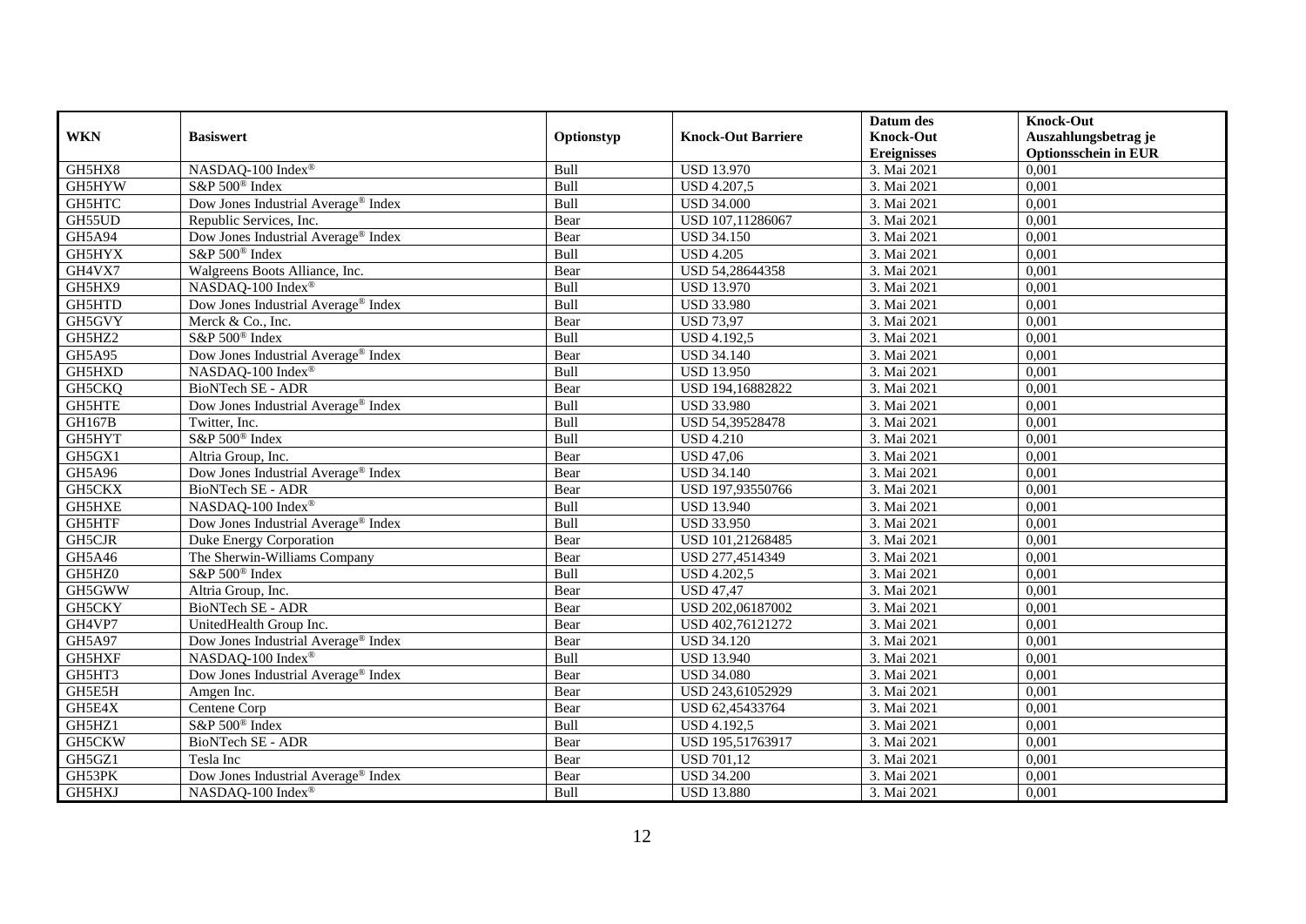| WKN | Basiswert | Optionstyp | Knock-Out Barriere | Datum des Knock-Out Ereignisses | Knock-Out Auszahlungsbetrag je Optionsschein in EUR |
|---|---|---|---|---|---|
| GH5HX8 | NASDAQ-100 Index® | Bull | USD 13.970 | 3. Mai 2021 | 0,001 |
| GH5HYW | S&P 500® Index | Bull | USD 4.207,5 | 3. Mai 2021 | 0,001 |
| GH5HTC | Dow Jones Industrial Average® Index | Bull | USD 34.000 | 3. Mai 2021 | 0,001 |
| GH55UD | Republic Services, Inc. | Bear | USD 107,11286067 | 3. Mai 2021 | 0,001 |
| GH5A94 | Dow Jones Industrial Average® Index | Bear | USD 34.150 | 3. Mai 2021 | 0,001 |
| GH5HYX | S&P 500® Index | Bull | USD 4.205 | 3. Mai 2021 | 0,001 |
| GH4VX7 | Walgreens Boots Alliance, Inc. | Bear | USD 54,28644358 | 3. Mai 2021 | 0,001 |
| GH5HX9 | NASDAQ-100 Index® | Bull | USD 13.970 | 3. Mai 2021 | 0,001 |
| GH5HTD | Dow Jones Industrial Average® Index | Bull | USD 33.980 | 3. Mai 2021 | 0,001 |
| GH5GVY | Merck & Co., Inc. | Bear | USD 73,97 | 3. Mai 2021 | 0,001 |
| GH5HZ2 | S&P 500® Index | Bull | USD 4.192,5 | 3. Mai 2021 | 0,001 |
| GH5A95 | Dow Jones Industrial Average® Index | Bear | USD 34.140 | 3. Mai 2021 | 0,001 |
| GH5HXD | NASDAQ-100 Index® | Bull | USD 13.950 | 3. Mai 2021 | 0,001 |
| GH5CKQ | BioNTech SE - ADR | Bear | USD 194,16882822 | 3. Mai 2021 | 0,001 |
| GH5HTE | Dow Jones Industrial Average® Index | Bull | USD 33.980 | 3. Mai 2021 | 0,001 |
| GH167B | Twitter, Inc. | Bull | USD 54,39528478 | 3. Mai 2021 | 0,001 |
| GH5HYT | S&P 500® Index | Bull | USD 4.210 | 3. Mai 2021 | 0,001 |
| GH5GX1 | Altria Group, Inc. | Bear | USD 47,06 | 3. Mai 2021 | 0,001 |
| GH5A96 | Dow Jones Industrial Average® Index | Bear | USD 34.140 | 3. Mai 2021 | 0,001 |
| GH5CKX | BioNTech SE - ADR | Bear | USD 197,93550766 | 3. Mai 2021 | 0,001 |
| GH5HXE | NASDAQ-100 Index® | Bull | USD 13.940 | 3. Mai 2021 | 0,001 |
| GH5HTF | Dow Jones Industrial Average® Index | Bull | USD 33.950 | 3. Mai 2021 | 0,001 |
| GH5CJR | Duke Energy Corporation | Bear | USD 101,21268485 | 3. Mai 2021 | 0,001 |
| GH5A46 | The Sherwin-Williams Company | Bear | USD 277,4514349 | 3. Mai 2021 | 0,001 |
| GH5HZ0 | S&P 500® Index | Bull | USD 4.202,5 | 3. Mai 2021 | 0,001 |
| GH5GWW | Altria Group, Inc. | Bear | USD 47,47 | 3. Mai 2021 | 0,001 |
| GH5CKY | BioNTech SE - ADR | Bear | USD 202,06187002 | 3. Mai 2021 | 0,001 |
| GH4VP7 | UnitedHealth Group Inc. | Bear | USD 402,76121272 | 3. Mai 2021 | 0,001 |
| GH5A97 | Dow Jones Industrial Average® Index | Bear | USD 34.120 | 3. Mai 2021 | 0,001 |
| GH5HXF | NASDAQ-100 Index® | Bull | USD 13.940 | 3. Mai 2021 | 0,001 |
| GH5HT3 | Dow Jones Industrial Average® Index | Bear | USD 34.080 | 3. Mai 2021 | 0,001 |
| GH5E5H | Amgen Inc. | Bear | USD 243,61052929 | 3. Mai 2021 | 0,001 |
| GH5E4X | Centene Corp | Bear | USD 62,45433764 | 3. Mai 2021 | 0,001 |
| GH5HZ1 | S&P 500® Index | Bull | USD 4.192,5 | 3. Mai 2021 | 0,001 |
| GH5CKW | BioNTech SE - ADR | Bear | USD 195,51763917 | 3. Mai 2021 | 0,001 |
| GH5GZ1 | Tesla Inc | Bear | USD 701,12 | 3. Mai 2021 | 0,001 |
| GH53PK | Dow Jones Industrial Average® Index | Bear | USD 34.200 | 3. Mai 2021 | 0,001 |
| GH5HXJ | NASDAQ-100 Index® | Bull | USD 13.880 | 3. Mai 2021 | 0,001 |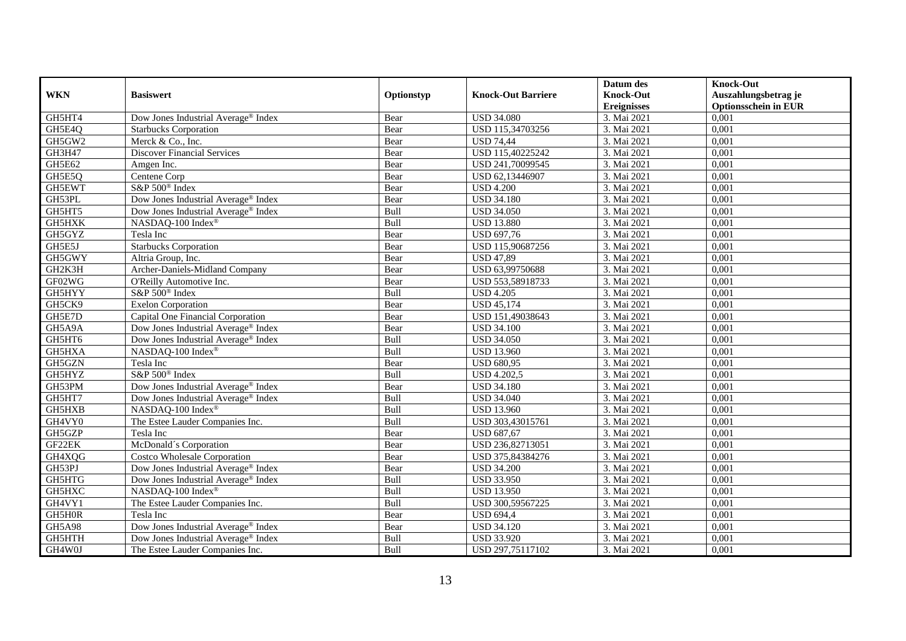| WKN | Basiswert | Optionstyp | Knock-Out Barriere | Datum des Knock-Out Ereignisses | Knock-Out Auszahlungsbetrag je Optionsschein in EUR |
|---|---|---|---|---|---|
| GH5HT4 | Dow Jones Industrial Average® Index | Bear | USD 34.080 | 3. Mai 2021 | 0,001 |
| GH5E4Q | Starbucks Corporation | Bear | USD 115,34703256 | 3. Mai 2021 | 0,001 |
| GH5GW2 | Merck & Co., Inc. | Bear | USD 74,44 | 3. Mai 2021 | 0,001 |
| GH3H47 | Discover Financial Services | Bear | USD 115,40225242 | 3. Mai 2021 | 0,001 |
| GH5E62 | Amgen Inc. | Bear | USD 241,70099545 | 3. Mai 2021 | 0,001 |
| GH5E5Q | Centene Corp | Bear | USD 62,13446907 | 3. Mai 2021 | 0,001 |
| GH5EWT | S&P 500® Index | Bear | USD 4.200 | 3. Mai 2021 | 0,001 |
| GH53PL | Dow Jones Industrial Average® Index | Bear | USD 34.180 | 3. Mai 2021 | 0,001 |
| GH5HT5 | Dow Jones Industrial Average® Index | Bull | USD 34.050 | 3. Mai 2021 | 0,001 |
| GH5HXK | NASDAQ-100 Index® | Bull | USD 13.880 | 3. Mai 2021 | 0,001 |
| GH5GYZ | Tesla Inc | Bear | USD 697,76 | 3. Mai 2021 | 0,001 |
| GH5E5J | Starbucks Corporation | Bear | USD 115,90687256 | 3. Mai 2021 | 0,001 |
| GH5GWY | Altria Group, Inc. | Bear | USD 47,89 | 3. Mai 2021 | 0,001 |
| GH2K3H | Archer-Daniels-Midland Company | Bear | USD 63,99750688 | 3. Mai 2021 | 0,001 |
| GF02WG | O'Reilly Automotive Inc. | Bear | USD 553,58918733 | 3. Mai 2021 | 0,001 |
| GH5HYY | S&P 500® Index | Bull | USD 4.205 | 3. Mai 2021 | 0,001 |
| GH5CK9 | Exelon Corporation | Bear | USD 45,174 | 3. Mai 2021 | 0,001 |
| GH5E7D | Capital One Financial Corporation | Bear | USD 151,49038643 | 3. Mai 2021 | 0,001 |
| GH5A9A | Dow Jones Industrial Average® Index | Bear | USD 34.100 | 3. Mai 2021 | 0,001 |
| GH5HT6 | Dow Jones Industrial Average® Index | Bull | USD 34.050 | 3. Mai 2021 | 0,001 |
| GH5HXA | NASDAQ-100 Index® | Bull | USD 13.960 | 3. Mai 2021 | 0,001 |
| GH5GZN | Tesla Inc | Bear | USD 680,95 | 3. Mai 2021 | 0,001 |
| GH5HYZ | S&P 500® Index | Bull | USD 4.202,5 | 3. Mai 2021 | 0,001 |
| GH53PM | Dow Jones Industrial Average® Index | Bear | USD 34.180 | 3. Mai 2021 | 0,001 |
| GH5HT7 | Dow Jones Industrial Average® Index | Bull | USD 34.040 | 3. Mai 2021 | 0,001 |
| GH5HXB | NASDAQ-100 Index® | Bull | USD 13.960 | 3. Mai 2021 | 0,001 |
| GH4VY0 | The Estee Lauder Companies Inc. | Bull | USD 303,43015761 | 3. Mai 2021 | 0,001 |
| GH5GZP | Tesla Inc | Bear | USD 687,67 | 3. Mai 2021 | 0,001 |
| GF22EK | McDonald´s Corporation | Bear | USD 236,82713051 | 3. Mai 2021 | 0,001 |
| GH4XQG | Costco Wholesale Corporation | Bear | USD 375,84384276 | 3. Mai 2021 | 0,001 |
| GH53PJ | Dow Jones Industrial Average® Index | Bear | USD 34.200 | 3. Mai 2021 | 0,001 |
| GH5HTG | Dow Jones Industrial Average® Index | Bull | USD 33.950 | 3. Mai 2021 | 0,001 |
| GH5HXC | NASDAQ-100 Index® | Bull | USD 13.950 | 3. Mai 2021 | 0,001 |
| GH4VY1 | The Estee Lauder Companies Inc. | Bull | USD 300,59567225 | 3. Mai 2021 | 0,001 |
| GH5H0R | Tesla Inc | Bear | USD 694,4 | 3. Mai 2021 | 0,001 |
| GH5A98 | Dow Jones Industrial Average® Index | Bear | USD 34.120 | 3. Mai 2021 | 0,001 |
| GH5HTH | Dow Jones Industrial Average® Index | Bull | USD 33.920 | 3. Mai 2021 | 0,001 |
| GH4W0J | The Estee Lauder Companies Inc. | Bull | USD 297,75117102 | 3. Mai 2021 | 0,001 |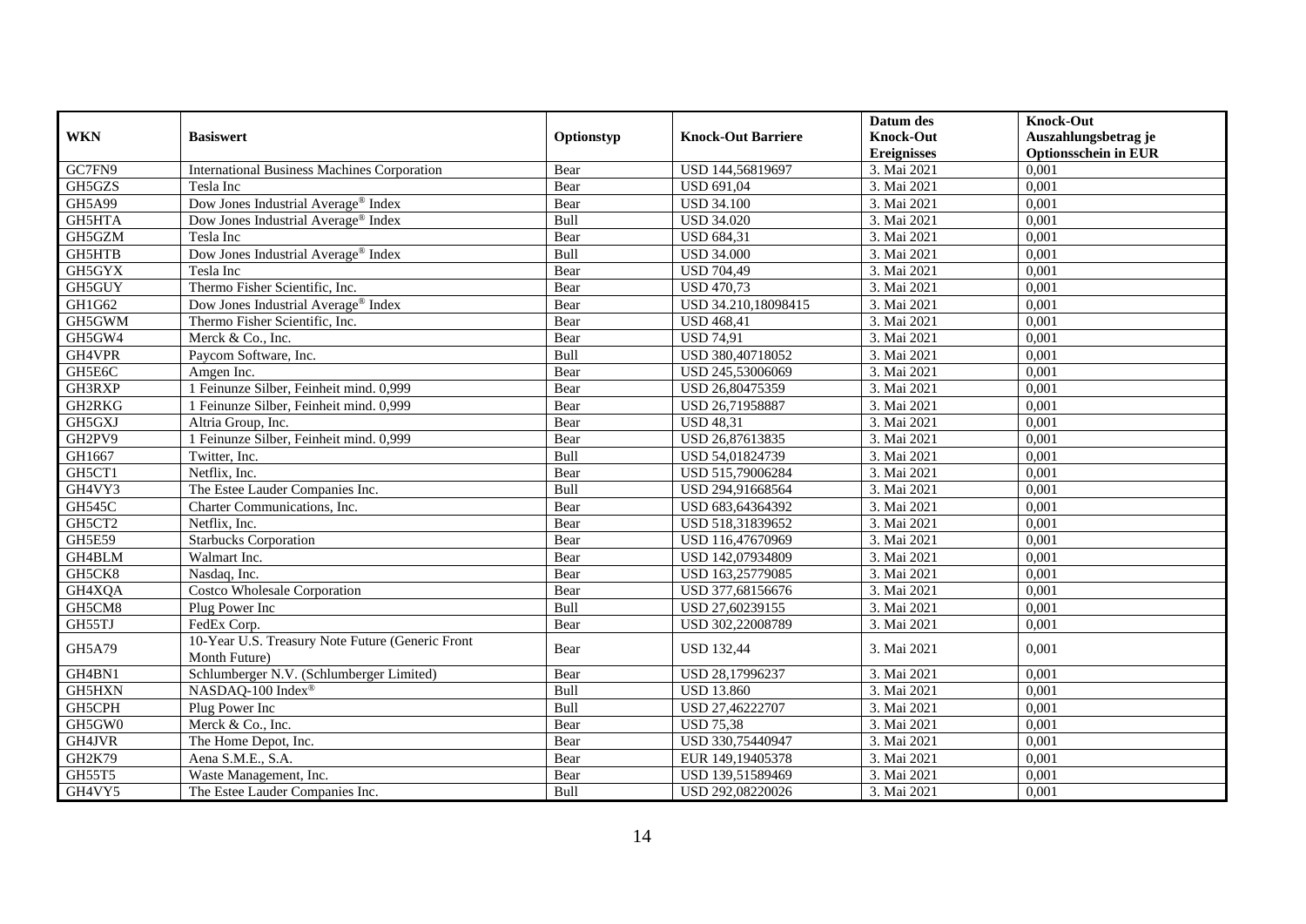| WKN | Basiswert | Optionstyp | Knock-Out Barriere | Datum des Knock-Out Ereignisses | Knock-Out Auszahlungsbetrag je Optionsschein in EUR |
|---|---|---|---|---|---|
| GC7FN9 | International Business Machines Corporation | Bear | USD 144,56819697 | 3. Mai 2021 | 0,001 |
| GH5GZS | Tesla Inc | Bear | USD 691,04 | 3. Mai 2021 | 0,001 |
| GH5A99 | Dow Jones Industrial Average® Index | Bear | USD 34.100 | 3. Mai 2021 | 0,001 |
| GH5HTA | Dow Jones Industrial Average® Index | Bull | USD 34.020 | 3. Mai 2021 | 0,001 |
| GH5GZM | Tesla Inc | Bear | USD 684,31 | 3. Mai 2021 | 0,001 |
| GH5HTB | Dow Jones Industrial Average® Index | Bull | USD 34.000 | 3. Mai 2021 | 0,001 |
| GH5GYX | Tesla Inc | Bear | USD 704,49 | 3. Mai 2021 | 0,001 |
| GH5GUY | Thermo Fisher Scientific, Inc. | Bear | USD 470,73 | 3. Mai 2021 | 0,001 |
| GH1G62 | Dow Jones Industrial Average® Index | Bear | USD 34.210,18098415 | 3. Mai 2021 | 0,001 |
| GH5GWM | Thermo Fisher Scientific, Inc. | Bear | USD 468,41 | 3. Mai 2021 | 0,001 |
| GH5GW4 | Merck & Co., Inc. | Bear | USD 74,91 | 3. Mai 2021 | 0,001 |
| GH4VPR | Paycom Software, Inc. | Bull | USD 380,40718052 | 3. Mai 2021 | 0,001 |
| GH5E6C | Amgen Inc. | Bear | USD 245,53006069 | 3. Mai 2021 | 0,001 |
| GH3RXP | 1 Feinunze Silber, Feinheit mind. 0,999 | Bear | USD 26,80475359 | 3. Mai 2021 | 0,001 |
| GH2RKG | 1 Feinunze Silber, Feinheit mind. 0,999 | Bear | USD 26,71958887 | 3. Mai 2021 | 0,001 |
| GH5GXJ | Altria Group, Inc. | Bear | USD 48,31 | 3. Mai 2021 | 0,001 |
| GH2PV9 | 1 Feinunze Silber, Feinheit mind. 0,999 | Bear | USD 26,87613835 | 3. Mai 2021 | 0,001 |
| GH1667 | Twitter, Inc. | Bull | USD 54,01824739 | 3. Mai 2021 | 0,001 |
| GH5CT1 | Netflix, Inc. | Bear | USD 515,79006284 | 3. Mai 2021 | 0,001 |
| GH4VY3 | The Estee Lauder Companies Inc. | Bull | USD 294,91668564 | 3. Mai 2021 | 0,001 |
| GH545C | Charter Communications, Inc. | Bear | USD 683,64364392 | 3. Mai 2021 | 0,001 |
| GH5CT2 | Netflix, Inc. | Bear | USD 518,31839652 | 3. Mai 2021 | 0,001 |
| GH5E59 | Starbucks Corporation | Bear | USD 116,47670969 | 3. Mai 2021 | 0,001 |
| GH4BLM | Walmart Inc. | Bear | USD 142,07934809 | 3. Mai 2021 | 0,001 |
| GH5CK8 | Nasdaq, Inc. | Bear | USD 163,25779085 | 3. Mai 2021 | 0,001 |
| GH4XQA | Costco Wholesale Corporation | Bear | USD 377,68156676 | 3. Mai 2021 | 0,001 |
| GH5CM8 | Plug Power Inc | Bull | USD 27,60239155 | 3. Mai 2021 | 0,001 |
| GH55TJ | FedEx Corp. | Bear | USD 302,22008789 | 3. Mai 2021 | 0,001 |
| GH5A79 | 10-Year U.S. Treasury Note Future (Generic Front Month Future) | Bear | USD 132,44 | 3. Mai 2021 | 0,001 |
| GH4BN1 | Schlumberger N.V. (Schlumberger Limited) | Bear | USD 28,17996237 | 3. Mai 2021 | 0,001 |
| GH5HXN | NASDAQ-100 Index® | Bull | USD 13.860 | 3. Mai 2021 | 0,001 |
| GH5CPH | Plug Power Inc | Bull | USD 27,46222707 | 3. Mai 2021 | 0,001 |
| GH5GW0 | Merck & Co., Inc. | Bear | USD 75,38 | 3. Mai 2021 | 0,001 |
| GH4JVR | The Home Depot, Inc. | Bear | USD 330,75440947 | 3. Mai 2021 | 0,001 |
| GH2K79 | Aena S.M.E., S.A. | Bear | EUR 149,19405378 | 3. Mai 2021 | 0,001 |
| GH55T5 | Waste Management, Inc. | Bear | USD 139,51589469 | 3. Mai 2021 | 0,001 |
| GH4VY5 | The Estee Lauder Companies Inc. | Bull | USD 292,08220026 | 3. Mai 2021 | 0,001 |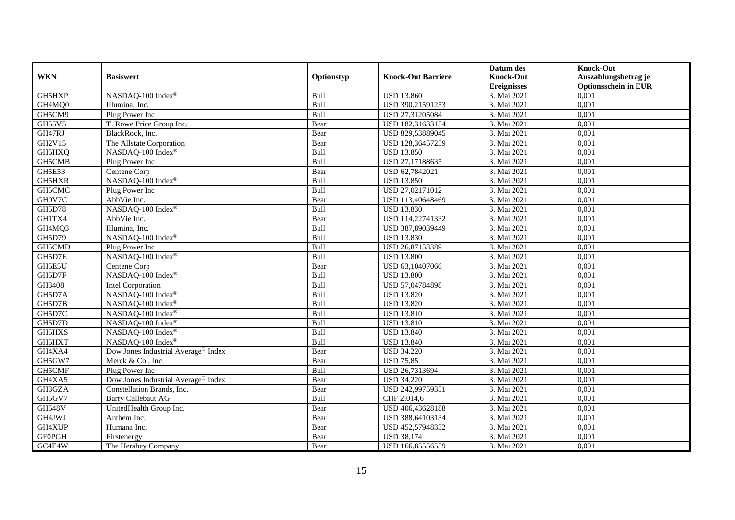| WKN | Basiswert | Optionstyp | Knock-Out Barriere | Datum des Knock-Out Ereignisses | Knock-Out Auszahlungsbetrag je Optionsschein in EUR |
|---|---|---|---|---|---|
| GH5HXP | NASDAQ-100 Index® | Bull | USD 13.860 | 3. Mai 2021 | 0,001 |
| GH4MQ0 | Illumina, Inc. | Bull | USD 390,21591253 | 3. Mai 2021 | 0,001 |
| GH5CM9 | Plug Power Inc | Bull | USD 27,31205084 | 3. Mai 2021 | 0,001 |
| GH55V5 | T. Rowe Price Group Inc. | Bear | USD 182,31633154 | 3. Mai 2021 | 0,001 |
| GH47RJ | BlackRock, Inc. | Bear | USD 829,53889045 | 3. Mai 2021 | 0,001 |
| GH2V15 | The Allstate Corporation | Bear | USD 128,36457259 | 3. Mai 2021 | 0,001 |
| GH5HXQ | NASDAQ-100 Index® | Bull | USD 13.850 | 3. Mai 2021 | 0,001 |
| GH5CMB | Plug Power Inc | Bull | USD 27,17188635 | 3. Mai 2021 | 0,001 |
| GH5E53 | Centene Corp | Bear | USD 62,7842021 | 3. Mai 2021 | 0,001 |
| GH5HXR | NASDAQ-100 Index® | Bull | USD 13.850 | 3. Mai 2021 | 0,001 |
| GH5CMC | Plug Power Inc | Bull | USD 27,02171012 | 3. Mai 2021 | 0,001 |
| GH0V7C | AbbVie Inc. | Bear | USD 113,40648469 | 3. Mai 2021 | 0,001 |
| GH5D78 | NASDAQ-100 Index® | Bull | USD 13.830 | 3. Mai 2021 | 0,001 |
| GH1TX4 | AbbVie Inc. | Bear | USD 114,22741332 | 3. Mai 2021 | 0,001 |
| GH4MQ3 | Illumina, Inc. | Bull | USD 387,89039449 | 3. Mai 2021 | 0,001 |
| GH5D79 | NASDAQ-100 Index® | Bull | USD 13.830 | 3. Mai 2021 | 0,001 |
| GH5CMD | Plug Power Inc | Bull | USD 26,87153389 | 3. Mai 2021 | 0,001 |
| GH5D7E | NASDAQ-100 Index® | Bull | USD 13.800 | 3. Mai 2021 | 0,001 |
| GH5E5U | Centene Corp | Bear | USD 63,10407066 | 3. Mai 2021 | 0,001 |
| GH5D7F | NASDAQ-100 Index® | Bull | USD 13.800 | 3. Mai 2021 | 0,001 |
| GH3408 | Intel Corporation | Bull | USD 57,04784898 | 3. Mai 2021 | 0,001 |
| GH5D7A | NASDAQ-100 Index® | Bull | USD 13.820 | 3. Mai 2021 | 0,001 |
| GH5D7B | NASDAQ-100 Index® | Bull | USD 13.820 | 3. Mai 2021 | 0,001 |
| GH5D7C | NASDAQ-100 Index® | Bull | USD 13.810 | 3. Mai 2021 | 0,001 |
| GH5D7D | NASDAQ-100 Index® | Bull | USD 13.810 | 3. Mai 2021 | 0,001 |
| GH5HXS | NASDAQ-100 Index® | Bull | USD 13.840 | 3. Mai 2021 | 0,001 |
| GH5HXT | NASDAQ-100 Index® | Bull | USD 13.840 | 3. Mai 2021 | 0,001 |
| GH4XA4 | Dow Jones Industrial Average® Index | Bear | USD 34.220 | 3. Mai 2021 | 0,001 |
| GH5GW7 | Merck & Co., Inc. | Bear | USD 75,85 | 3. Mai 2021 | 0,001 |
| GH5CMF | Plug Power Inc | Bull | USD 26,7313694 | 3. Mai 2021 | 0,001 |
| GH4XA5 | Dow Jones Industrial Average® Index | Bear | USD 34.220 | 3. Mai 2021 | 0,001 |
| GH3GZA | Constellation Brands, Inc. | Bear | USD 242,99759351 | 3. Mai 2021 | 0,001 |
| GH5GV7 | Barry Callebaut AG | Bull | CHF 2.014,6 | 3. Mai 2021 | 0,001 |
| GH548V | UnitedHealth Group Inc. | Bear | USD 406,43628188 | 3. Mai 2021 | 0,001 |
| GH4JWJ | Anthem Inc. | Bear | USD 388,64103134 | 3. Mai 2021 | 0,001 |
| GH4XUP | Humana Inc. | Bear | USD 452,57948332 | 3. Mai 2021 | 0,001 |
| GF0PGH | Firstenergy | Bear | USD 38,174 | 3. Mai 2021 | 0,001 |
| GC4E4W | The Hershey Company | Bear | USD 166,85556559 | 3. Mai 2021 | 0,001 |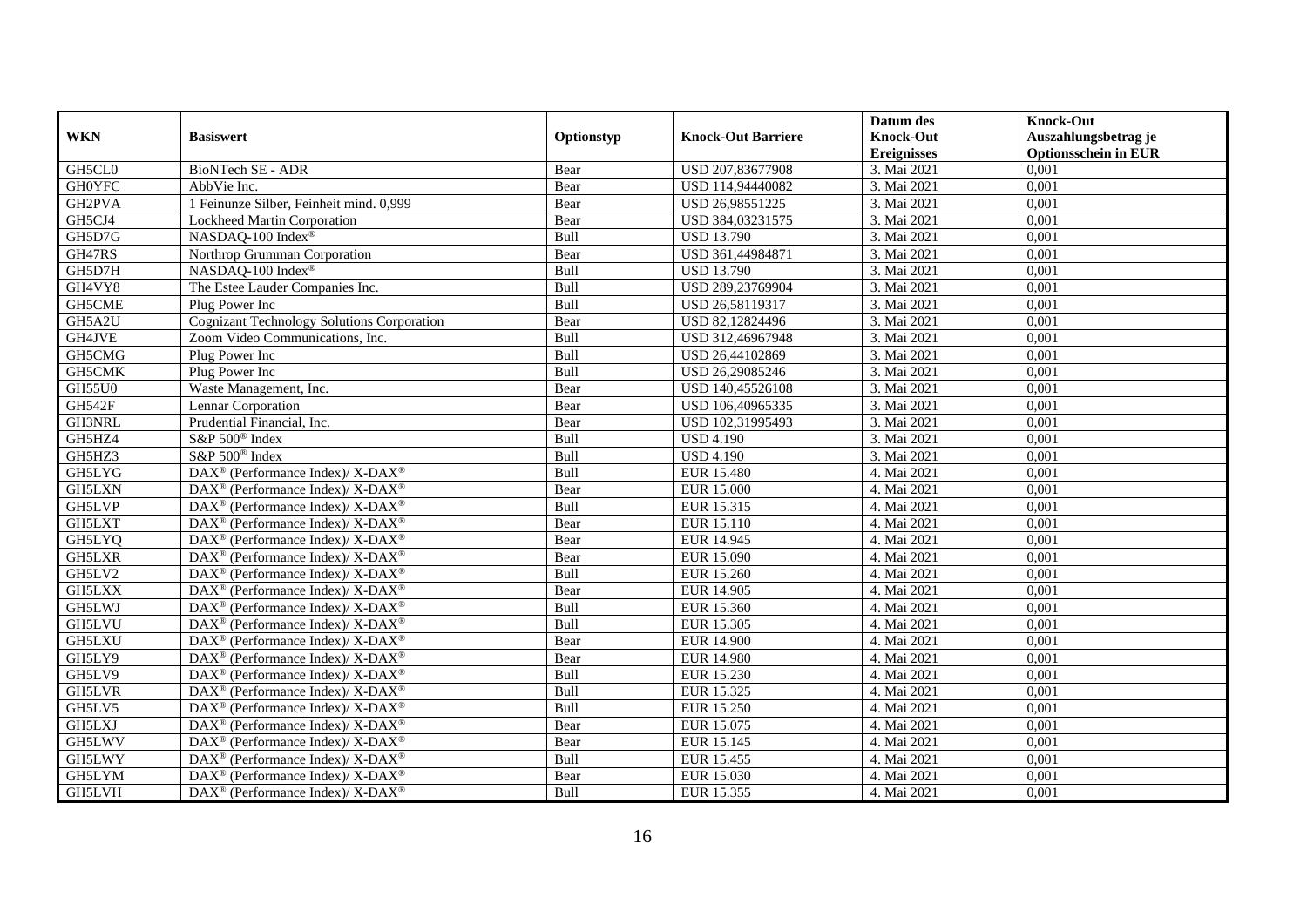| WKN | Basiswert | Optionstyp | Knock-Out Barriere | Datum des Knock-Out Ereignisses | Knock-Out Auszahlungsbetrag je Optionsschein in EUR |
|---|---|---|---|---|---|
| GH5CL0 | BioNTech SE - ADR | Bear | USD 207,83677908 | 3. Mai 2021 | 0,001 |
| GH0YFC | AbbVie Inc. | Bear | USD 114,94440082 | 3. Mai 2021 | 0,001 |
| GH2PVA | 1 Feinunze Silber, Feinheit mind. 0,999 | Bear | USD 26,98551225 | 3. Mai 2021 | 0,001 |
| GH5CJ4 | Lockheed Martin Corporation | Bear | USD 384,03231575 | 3. Mai 2021 | 0,001 |
| GH5D7G | NASDAQ-100 Index® | Bull | USD 13.790 | 3. Mai 2021 | 0,001 |
| GH47RS | Northrop Grumman Corporation | Bear | USD 361,44984871 | 3. Mai 2021 | 0,001 |
| GH5D7H | NASDAQ-100 Index® | Bull | USD 13.790 | 3. Mai 2021 | 0,001 |
| GH4VY8 | The Estee Lauder Companies Inc. | Bull | USD 289,23769904 | 3. Mai 2021 | 0,001 |
| GH5CME | Plug Power Inc | Bull | USD 26,58119317 | 3. Mai 2021 | 0,001 |
| GH5A2U | Cognizant Technology Solutions Corporation | Bear | USD 82,12824496 | 3. Mai 2021 | 0,001 |
| GH4JVE | Zoom Video Communications, Inc. | Bull | USD 312,46967948 | 3. Mai 2021 | 0,001 |
| GH5CMG | Plug Power Inc | Bull | USD 26,44102869 | 3. Mai 2021 | 0,001 |
| GH5CMK | Plug Power Inc | Bull | USD 26,29085246 | 3. Mai 2021 | 0,001 |
| GH55U0 | Waste Management, Inc. | Bear | USD 140,45526108 | 3. Mai 2021 | 0,001 |
| GH542F | Lennar Corporation | Bear | USD 106,40965335 | 3. Mai 2021 | 0,001 |
| GH3NRL | Prudential Financial, Inc. | Bear | USD 102,31995493 | 3. Mai 2021 | 0,001 |
| GH5HZ4 | S&P 500® Index | Bull | USD 4.190 | 3. Mai 2021 | 0,001 |
| GH5HZ3 | S&P 500® Index | Bull | USD 4.190 | 3. Mai 2021 | 0,001 |
| GH5LYG | DAX® (Performance Index)/ X-DAX® | Bull | EUR 15.480 | 4. Mai 2021 | 0,001 |
| GH5LXN | DAX® (Performance Index)/ X-DAX® | Bear | EUR 15.000 | 4. Mai 2021 | 0,001 |
| GH5LVP | DAX® (Performance Index)/ X-DAX® | Bull | EUR 15.315 | 4. Mai 2021 | 0,001 |
| GH5LXT | DAX® (Performance Index)/ X-DAX® | Bear | EUR 15.110 | 4. Mai 2021 | 0,001 |
| GH5LYQ | DAX® (Performance Index)/ X-DAX® | Bear | EUR 14.945 | 4. Mai 2021 | 0,001 |
| GH5LXR | DAX® (Performance Index)/ X-DAX® | Bear | EUR 15.090 | 4. Mai 2021 | 0,001 |
| GH5LV2 | DAX® (Performance Index)/ X-DAX® | Bull | EUR 15.260 | 4. Mai 2021 | 0,001 |
| GH5LXX | DAX® (Performance Index)/ X-DAX® | Bear | EUR 14.905 | 4. Mai 2021 | 0,001 |
| GH5LWJ | DAX® (Performance Index)/ X-DAX® | Bull | EUR 15.360 | 4. Mai 2021 | 0,001 |
| GH5LVU | DAX® (Performance Index)/ X-DAX® | Bull | EUR 15.305 | 4. Mai 2021 | 0,001 |
| GH5LXU | DAX® (Performance Index)/ X-DAX® | Bear | EUR 14.900 | 4. Mai 2021 | 0,001 |
| GH5LY9 | DAX® (Performance Index)/ X-DAX® | Bear | EUR 14.980 | 4. Mai 2021 | 0,001 |
| GH5LV9 | DAX® (Performance Index)/ X-DAX® | Bull | EUR 15.230 | 4. Mai 2021 | 0,001 |
| GH5LVR | DAX® (Performance Index)/ X-DAX® | Bull | EUR 15.325 | 4. Mai 2021 | 0,001 |
| GH5LV5 | DAX® (Performance Index)/ X-DAX® | Bull | EUR 15.250 | 4. Mai 2021 | 0,001 |
| GH5LXJ | DAX® (Performance Index)/ X-DAX® | Bear | EUR 15.075 | 4. Mai 2021 | 0,001 |
| GH5LWV | DAX® (Performance Index)/ X-DAX® | Bear | EUR 15.145 | 4. Mai 2021 | 0,001 |
| GH5LWY | DAX® (Performance Index)/ X-DAX® | Bull | EUR 15.455 | 4. Mai 2021 | 0,001 |
| GH5LYM | DAX® (Performance Index)/ X-DAX® | Bear | EUR 15.030 | 4. Mai 2021 | 0,001 |
| GH5LVH | DAX® (Performance Index)/ X-DAX® | Bull | EUR 15.355 | 4. Mai 2021 | 0,001 |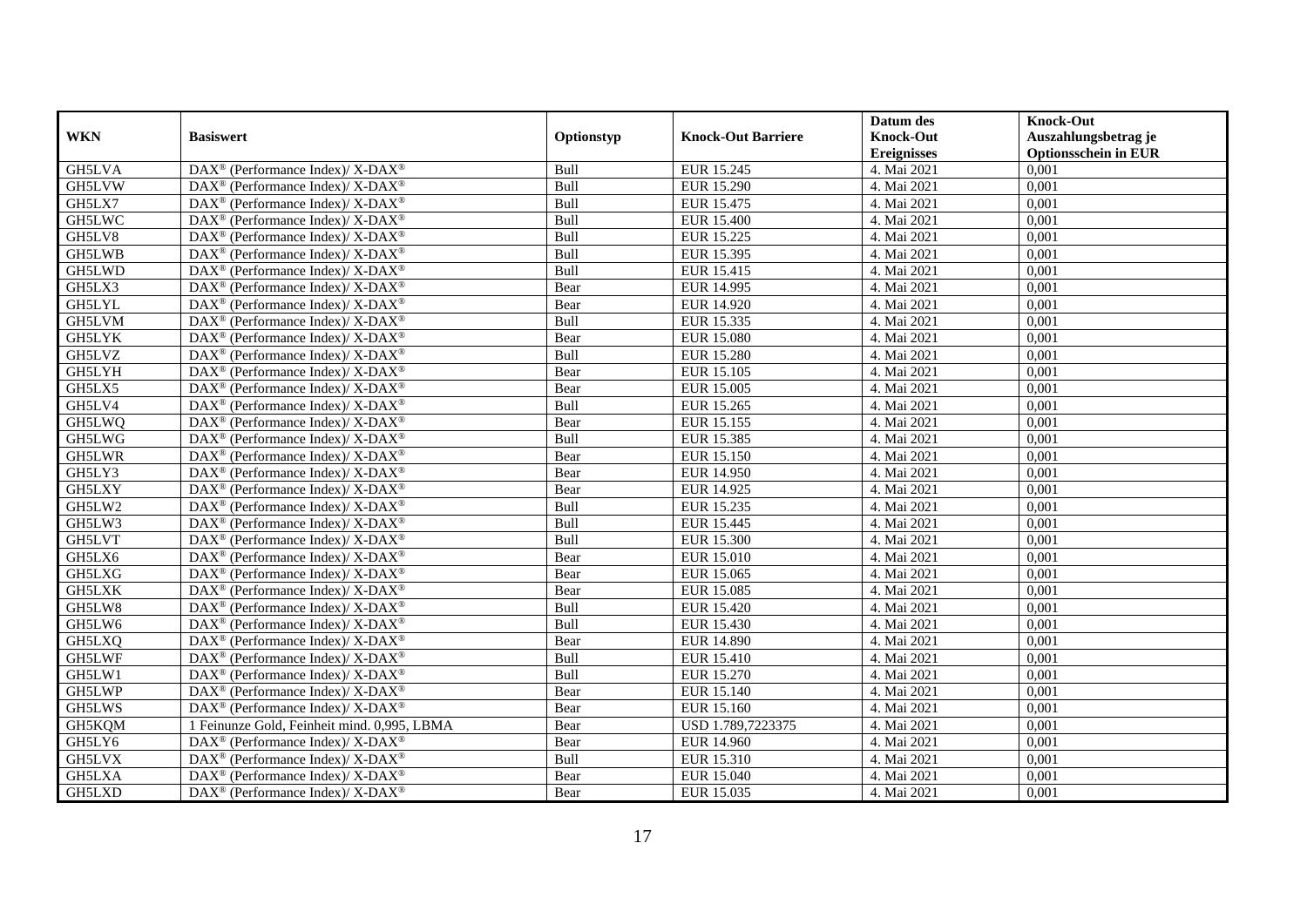| WKN | Basiswert | Optionstyp | Knock-Out Barriere | Datum des Knock-Out Ereignisses | Knock-Out Auszahlungsbetrag je Optionsschein in EUR |
|---|---|---|---|---|---|
| GH5LVA | DAX® (Performance Index)/ X-DAX® | Bull | EUR 15.245 | 4. Mai 2021 | 0,001 |
| GH5LVW | DAX® (Performance Index)/ X-DAX® | Bull | EUR 15.290 | 4. Mai 2021 | 0,001 |
| GH5LX7 | DAX® (Performance Index)/ X-DAX® | Bull | EUR 15.475 | 4. Mai 2021 | 0,001 |
| GH5LWC | DAX® (Performance Index)/ X-DAX® | Bull | EUR 15.400 | 4. Mai 2021 | 0,001 |
| GH5LV8 | DAX® (Performance Index)/ X-DAX® | Bull | EUR 15.225 | 4. Mai 2021 | 0,001 |
| GH5LWB | DAX® (Performance Index)/ X-DAX® | Bull | EUR 15.395 | 4. Mai 2021 | 0,001 |
| GH5LWD | DAX® (Performance Index)/ X-DAX® | Bull | EUR 15.415 | 4. Mai 2021 | 0,001 |
| GH5LX3 | DAX® (Performance Index)/ X-DAX® | Bear | EUR 14.995 | 4. Mai 2021 | 0,001 |
| GH5LYL | DAX® (Performance Index)/ X-DAX® | Bear | EUR 14.920 | 4. Mai 2021 | 0,001 |
| GH5LVM | DAX® (Performance Index)/ X-DAX® | Bull | EUR 15.335 | 4. Mai 2021 | 0,001 |
| GH5LYK | DAX® (Performance Index)/ X-DAX® | Bear | EUR 15.080 | 4. Mai 2021 | 0,001 |
| GH5LVZ | DAX® (Performance Index)/ X-DAX® | Bull | EUR 15.280 | 4. Mai 2021 | 0,001 |
| GH5LYH | DAX® (Performance Index)/ X-DAX® | Bear | EUR 15.105 | 4. Mai 2021 | 0,001 |
| GH5LX5 | DAX® (Performance Index)/ X-DAX® | Bear | EUR 15.005 | 4. Mai 2021 | 0,001 |
| GH5LV4 | DAX® (Performance Index)/ X-DAX® | Bull | EUR 15.265 | 4. Mai 2021 | 0,001 |
| GH5LWQ | DAX® (Performance Index)/ X-DAX® | Bear | EUR 15.155 | 4. Mai 2021 | 0,001 |
| GH5LWG | DAX® (Performance Index)/ X-DAX® | Bull | EUR 15.385 | 4. Mai 2021 | 0,001 |
| GH5LWR | DAX® (Performance Index)/ X-DAX® | Bear | EUR 15.150 | 4. Mai 2021 | 0,001 |
| GH5LY3 | DAX® (Performance Index)/ X-DAX® | Bear | EUR 14.950 | 4. Mai 2021 | 0,001 |
| GH5LXY | DAX® (Performance Index)/ X-DAX® | Bear | EUR 14.925 | 4. Mai 2021 | 0,001 |
| GH5LW2 | DAX® (Performance Index)/ X-DAX® | Bull | EUR 15.235 | 4. Mai 2021 | 0,001 |
| GH5LW3 | DAX® (Performance Index)/ X-DAX® | Bull | EUR 15.445 | 4. Mai 2021 | 0,001 |
| GH5LVT | DAX® (Performance Index)/ X-DAX® | Bull | EUR 15.300 | 4. Mai 2021 | 0,001 |
| GH5LX6 | DAX® (Performance Index)/ X-DAX® | Bear | EUR 15.010 | 4. Mai 2021 | 0,001 |
| GH5LXG | DAX® (Performance Index)/ X-DAX® | Bear | EUR 15.065 | 4. Mai 2021 | 0,001 |
| GH5LXK | DAX® (Performance Index)/ X-DAX® | Bear | EUR 15.085 | 4. Mai 2021 | 0,001 |
| GH5LW8 | DAX® (Performance Index)/ X-DAX® | Bull | EUR 15.420 | 4. Mai 2021 | 0,001 |
| GH5LW6 | DAX® (Performance Index)/ X-DAX® | Bull | EUR 15.430 | 4. Mai 2021 | 0,001 |
| GH5LXQ | DAX® (Performance Index)/ X-DAX® | Bear | EUR 14.890 | 4. Mai 2021 | 0,001 |
| GH5LWF | DAX® (Performance Index)/ X-DAX® | Bull | EUR 15.410 | 4. Mai 2021 | 0,001 |
| GH5LW1 | DAX® (Performance Index)/ X-DAX® | Bull | EUR 15.270 | 4. Mai 2021 | 0,001 |
| GH5LWP | DAX® (Performance Index)/ X-DAX® | Bear | EUR 15.140 | 4. Mai 2021 | 0,001 |
| GH5LWS | DAX® (Performance Index)/ X-DAX® | Bear | EUR 15.160 | 4. Mai 2021 | 0,001 |
| GH5KQM | 1 Feinunze Gold, Feinheit mind. 0,995, LBMA | Bear | USD 1.789,7223375 | 4. Mai 2021 | 0,001 |
| GH5LY6 | DAX® (Performance Index)/ X-DAX® | Bear | EUR 14.960 | 4. Mai 2021 | 0,001 |
| GH5LVX | DAX® (Performance Index)/ X-DAX® | Bull | EUR 15.310 | 4. Mai 2021 | 0,001 |
| GH5LXA | DAX® (Performance Index)/ X-DAX® | Bear | EUR 15.040 | 4. Mai 2021 | 0,001 |
| GH5LXD | DAX® (Performance Index)/ X-DAX® | Bear | EUR 15.035 | 4. Mai 2021 | 0,001 |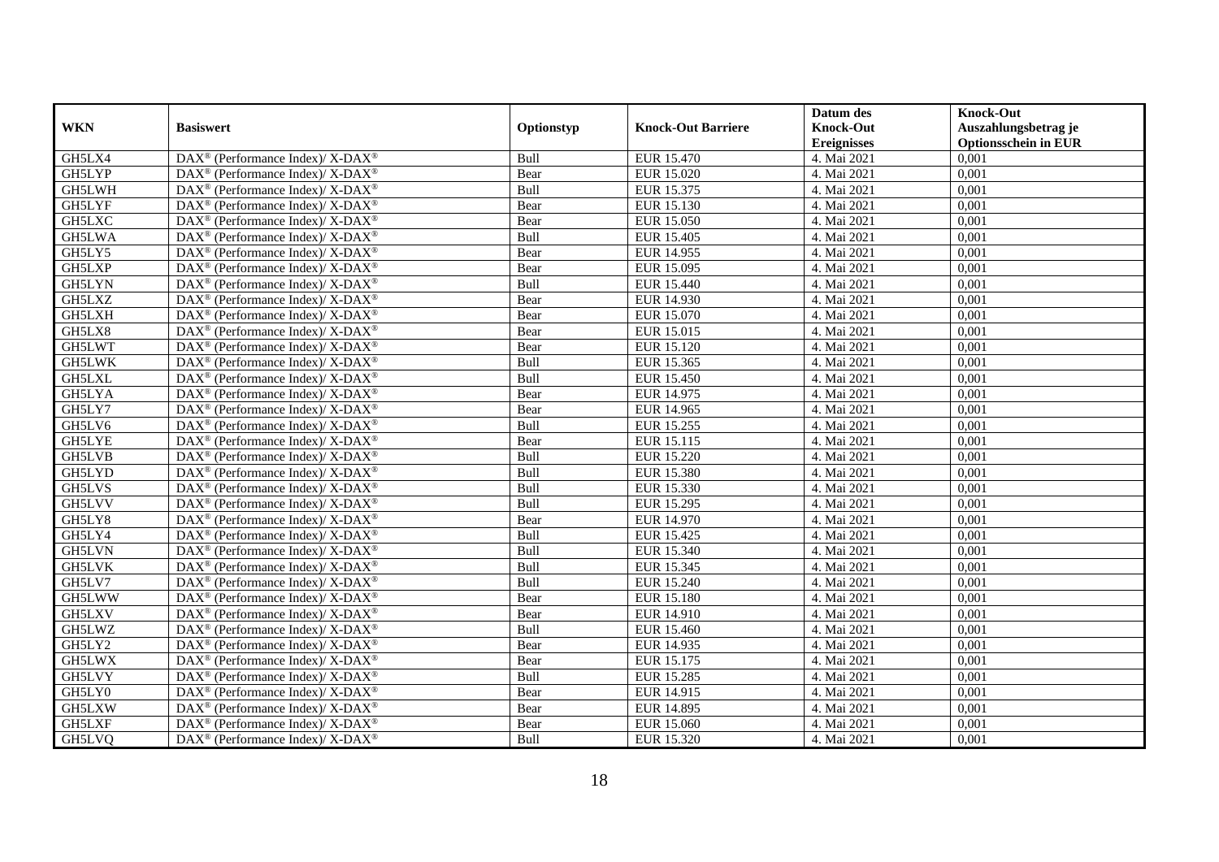| WKN | Basiswert | Optionstyp | Knock-Out Barriere | Datum des Knock-Out Ereignisses | Knock-Out Auszahlungsbetrag je Optionsschein in EUR |
| --- | --- | --- | --- | --- | --- |
| GH5LX4 | DAX® (Performance Index)/ X-DAX® | Bull | EUR 15.470 | 4. Mai 2021 | 0,001 |
| GH5LYP | DAX® (Performance Index)/ X-DAX® | Bear | EUR 15.020 | 4. Mai 2021 | 0,001 |
| GH5LWH | DAX® (Performance Index)/ X-DAX® | Bull | EUR 15.375 | 4. Mai 2021 | 0,001 |
| GH5LYF | DAX® (Performance Index)/ X-DAX® | Bear | EUR 15.130 | 4. Mai 2021 | 0,001 |
| GH5LXC | DAX® (Performance Index)/ X-DAX® | Bear | EUR 15.050 | 4. Mai 2021 | 0,001 |
| GH5LWA | DAX® (Performance Index)/ X-DAX® | Bull | EUR 15.405 | 4. Mai 2021 | 0,001 |
| GH5LY5 | DAX® (Performance Index)/ X-DAX® | Bear | EUR 14.955 | 4. Mai 2021 | 0,001 |
| GH5LXP | DAX® (Performance Index)/ X-DAX® | Bear | EUR 15.095 | 4. Mai 2021 | 0,001 |
| GH5LYN | DAX® (Performance Index)/ X-DAX® | Bull | EUR 15.440 | 4. Mai 2021 | 0,001 |
| GH5LXZ | DAX® (Performance Index)/ X-DAX® | Bear | EUR 14.930 | 4. Mai 2021 | 0,001 |
| GH5LXH | DAX® (Performance Index)/ X-DAX® | Bear | EUR 15.070 | 4. Mai 2021 | 0,001 |
| GH5LX8 | DAX® (Performance Index)/ X-DAX® | Bear | EUR 15.015 | 4. Mai 2021 | 0,001 |
| GH5LWT | DAX® (Performance Index)/ X-DAX® | Bear | EUR 15.120 | 4. Mai 2021 | 0,001 |
| GH5LWK | DAX® (Performance Index)/ X-DAX® | Bull | EUR 15.365 | 4. Mai 2021 | 0,001 |
| GH5LXL | DAX® (Performance Index)/ X-DAX® | Bull | EUR 15.450 | 4. Mai 2021 | 0,001 |
| GH5LYA | DAX® (Performance Index)/ X-DAX® | Bear | EUR 14.975 | 4. Mai 2021 | 0,001 |
| GH5LY7 | DAX® (Performance Index)/ X-DAX® | Bear | EUR 14.965 | 4. Mai 2021 | 0,001 |
| GH5LV6 | DAX® (Performance Index)/ X-DAX® | Bull | EUR 15.255 | 4. Mai 2021 | 0,001 |
| GH5LYE | DAX® (Performance Index)/ X-DAX® | Bear | EUR 15.115 | 4. Mai 2021 | 0,001 |
| GH5LVB | DAX® (Performance Index)/ X-DAX® | Bull | EUR 15.220 | 4. Mai 2021 | 0,001 |
| GH5LYD | DAX® (Performance Index)/ X-DAX® | Bull | EUR 15.380 | 4. Mai 2021 | 0,001 |
| GH5LVS | DAX® (Performance Index)/ X-DAX® | Bull | EUR 15.330 | 4. Mai 2021 | 0,001 |
| GH5LVV | DAX® (Performance Index)/ X-DAX® | Bull | EUR 15.295 | 4. Mai 2021 | 0,001 |
| GH5LY8 | DAX® (Performance Index)/ X-DAX® | Bear | EUR 14.970 | 4. Mai 2021 | 0,001 |
| GH5LY4 | DAX® (Performance Index)/ X-DAX® | Bull | EUR 15.425 | 4. Mai 2021 | 0,001 |
| GH5LVN | DAX® (Performance Index)/ X-DAX® | Bull | EUR 15.340 | 4. Mai 2021 | 0,001 |
| GH5LVK | DAX® (Performance Index)/ X-DAX® | Bull | EUR 15.345 | 4. Mai 2021 | 0,001 |
| GH5LV7 | DAX® (Performance Index)/ X-DAX® | Bull | EUR 15.240 | 4. Mai 2021 | 0,001 |
| GH5LWW | DAX® (Performance Index)/ X-DAX® | Bear | EUR 15.180 | 4. Mai 2021 | 0,001 |
| GH5LXV | DAX® (Performance Index)/ X-DAX® | Bear | EUR 14.910 | 4. Mai 2021 | 0,001 |
| GH5LWZ | DAX® (Performance Index)/ X-DAX® | Bull | EUR 15.460 | 4. Mai 2021 | 0,001 |
| GH5LY2 | DAX® (Performance Index)/ X-DAX® | Bear | EUR 14.935 | 4. Mai 2021 | 0,001 |
| GH5LWX | DAX® (Performance Index)/ X-DAX® | Bear | EUR 15.175 | 4. Mai 2021 | 0,001 |
| GH5LVY | DAX® (Performance Index)/ X-DAX® | Bull | EUR 15.285 | 4. Mai 2021 | 0,001 |
| GH5LY0 | DAX® (Performance Index)/ X-DAX® | Bear | EUR 14.915 | 4. Mai 2021 | 0,001 |
| GH5LXW | DAX® (Performance Index)/ X-DAX® | Bear | EUR 14.895 | 4. Mai 2021 | 0,001 |
| GH5LXF | DAX® (Performance Index)/ X-DAX® | Bear | EUR 15.060 | 4. Mai 2021 | 0,001 |
| GH5LVQ | DAX® (Performance Index)/ X-DAX® | Bull | EUR 15.320 | 4. Mai 2021 | 0,001 |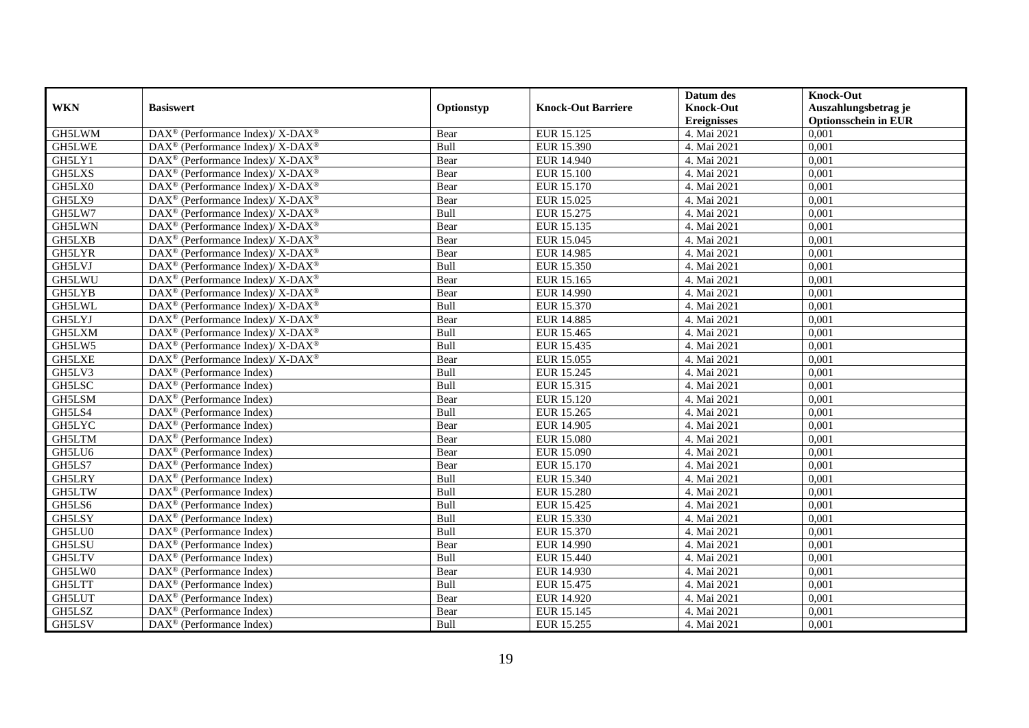| WKN | Basiswert | Optionstyp | Knock-Out Barriere | Datum des Knock-Out Ereignisses | Knock-Out Auszahlungsbetrag je Optionsschein in EUR |
|---|---|---|---|---|---|
| GH5LWM | DAX® (Performance Index)/ X-DAX® | Bear | EUR 15.125 | 4. Mai 2021 | 0,001 |
| GH5LWE | DAX® (Performance Index)/ X-DAX® | Bull | EUR 15.390 | 4. Mai 2021 | 0,001 |
| GH5LY1 | DAX® (Performance Index)/ X-DAX® | Bear | EUR 14.940 | 4. Mai 2021 | 0,001 |
| GH5LXS | DAX® (Performance Index)/ X-DAX® | Bear | EUR 15.100 | 4. Mai 2021 | 0,001 |
| GH5LX0 | DAX® (Performance Index)/ X-DAX® | Bear | EUR 15.170 | 4. Mai 2021 | 0,001 |
| GH5LX9 | DAX® (Performance Index)/ X-DAX® | Bear | EUR 15.025 | 4. Mai 2021 | 0,001 |
| GH5LW7 | DAX® (Performance Index)/ X-DAX® | Bull | EUR 15.275 | 4. Mai 2021 | 0,001 |
| GH5LWN | DAX® (Performance Index)/ X-DAX® | Bear | EUR 15.135 | 4. Mai 2021 | 0,001 |
| GH5LXB | DAX® (Performance Index)/ X-DAX® | Bear | EUR 15.045 | 4. Mai 2021 | 0,001 |
| GH5LYR | DAX® (Performance Index)/ X-DAX® | Bear | EUR 14.985 | 4. Mai 2021 | 0,001 |
| GH5LVJ | DAX® (Performance Index)/ X-DAX® | Bull | EUR 15.350 | 4. Mai 2021 | 0,001 |
| GH5LWU | DAX® (Performance Index)/ X-DAX® | Bear | EUR 15.165 | 4. Mai 2021 | 0,001 |
| GH5LYB | DAX® (Performance Index)/ X-DAX® | Bear | EUR 14.990 | 4. Mai 2021 | 0,001 |
| GH5LWL | DAX® (Performance Index)/ X-DAX® | Bull | EUR 15.370 | 4. Mai 2021 | 0,001 |
| GH5LYJ | DAX® (Performance Index)/ X-DAX® | Bear | EUR 14.885 | 4. Mai 2021 | 0,001 |
| GH5LXM | DAX® (Performance Index)/ X-DAX® | Bull | EUR 15.465 | 4. Mai 2021 | 0,001 |
| GH5LW5 | DAX® (Performance Index)/ X-DAX® | Bull | EUR 15.435 | 4. Mai 2021 | 0,001 |
| GH5LXE | DAX® (Performance Index)/ X-DAX® | Bear | EUR 15.055 | 4. Mai 2021 | 0,001 |
| GH5LV3 | DAX® (Performance Index) | Bull | EUR 15.245 | 4. Mai 2021 | 0,001 |
| GH5LSC | DAX® (Performance Index) | Bull | EUR 15.315 | 4. Mai 2021 | 0,001 |
| GH5LSM | DAX® (Performance Index) | Bear | EUR 15.120 | 4. Mai 2021 | 0,001 |
| GH5LS4 | DAX® (Performance Index) | Bull | EUR 15.265 | 4. Mai 2021 | 0,001 |
| GH5LYC | DAX® (Performance Index) | Bear | EUR 14.905 | 4. Mai 2021 | 0,001 |
| GH5LTM | DAX® (Performance Index) | Bear | EUR 15.080 | 4. Mai 2021 | 0,001 |
| GH5LU6 | DAX® (Performance Index) | Bear | EUR 15.090 | 4. Mai 2021 | 0,001 |
| GH5LS7 | DAX® (Performance Index) | Bear | EUR 15.170 | 4. Mai 2021 | 0,001 |
| GH5LRY | DAX® (Performance Index) | Bull | EUR 15.340 | 4. Mai 2021 | 0,001 |
| GH5LTW | DAX® (Performance Index) | Bull | EUR 15.280 | 4. Mai 2021 | 0,001 |
| GH5LS6 | DAX® (Performance Index) | Bull | EUR 15.425 | 4. Mai 2021 | 0,001 |
| GH5LSY | DAX® (Performance Index) | Bull | EUR 15.330 | 4. Mai 2021 | 0,001 |
| GH5LU0 | DAX® (Performance Index) | Bull | EUR 15.370 | 4. Mai 2021 | 0,001 |
| GH5LSU | DAX® (Performance Index) | Bear | EUR 14.990 | 4. Mai 2021 | 0,001 |
| GH5LTV | DAX® (Performance Index) | Bull | EUR 15.440 | 4. Mai 2021 | 0,001 |
| GH5LW0 | DAX® (Performance Index) | Bear | EUR 14.930 | 4. Mai 2021 | 0,001 |
| GH5LTT | DAX® (Performance Index) | Bull | EUR 15.475 | 4. Mai 2021 | 0,001 |
| GH5LUT | DAX® (Performance Index) | Bear | EUR 14.920 | 4. Mai 2021 | 0,001 |
| GH5LSZ | DAX® (Performance Index) | Bear | EUR 15.145 | 4. Mai 2021 | 0,001 |
| GH5LSV | DAX® (Performance Index) | Bull | EUR 15.255 | 4. Mai 2021 | 0,001 |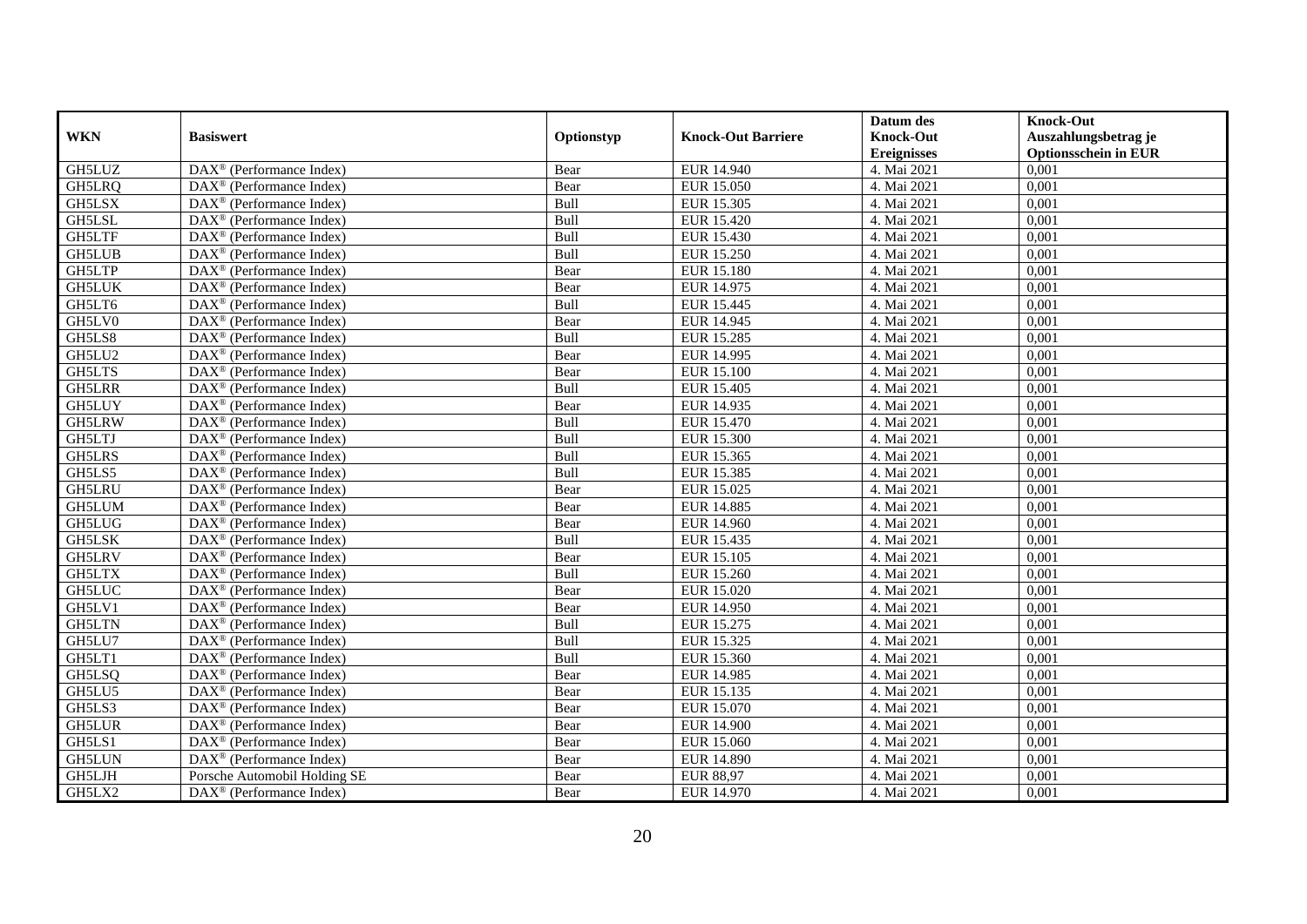| WKN | Basiswert | Optionstyp | Knock-Out Barriere | Datum des Knock-Out Ereignisses | Knock-Out Auszahlungsbetrag je Optionsschein in EUR |
|---|---|---|---|---|---|
| GH5LUZ | DAX® (Performance Index) | Bear | EUR 14.940 | 4. Mai 2021 | 0,001 |
| GH5LRQ | DAX® (Performance Index) | Bear | EUR 15.050 | 4. Mai 2021 | 0,001 |
| GH5LSX | DAX® (Performance Index) | Bull | EUR 15.305 | 4. Mai 2021 | 0,001 |
| GH5LSL | DAX® (Performance Index) | Bull | EUR 15.420 | 4. Mai 2021 | 0,001 |
| GH5LTF | DAX® (Performance Index) | Bull | EUR 15.430 | 4. Mai 2021 | 0,001 |
| GH5LUB | DAX® (Performance Index) | Bull | EUR 15.250 | 4. Mai 2021 | 0,001 |
| GH5LTP | DAX® (Performance Index) | Bear | EUR 15.180 | 4. Mai 2021 | 0,001 |
| GH5LUK | DAX® (Performance Index) | Bear | EUR 14.975 | 4. Mai 2021 | 0,001 |
| GH5LT6 | DAX® (Performance Index) | Bull | EUR 15.445 | 4. Mai 2021 | 0,001 |
| GH5LV0 | DAX® (Performance Index) | Bear | EUR 14.945 | 4. Mai 2021 | 0,001 |
| GH5LS8 | DAX® (Performance Index) | Bull | EUR 15.285 | 4. Mai 2021 | 0,001 |
| GH5LU2 | DAX® (Performance Index) | Bear | EUR 14.995 | 4. Mai 2021 | 0,001 |
| GH5LTS | DAX® (Performance Index) | Bear | EUR 15.100 | 4. Mai 2021 | 0,001 |
| GH5LRR | DAX® (Performance Index) | Bull | EUR 15.405 | 4. Mai 2021 | 0,001 |
| GH5LUY | DAX® (Performance Index) | Bear | EUR 14.935 | 4. Mai 2021 | 0,001 |
| GH5LRW | DAX® (Performance Index) | Bull | EUR 15.470 | 4. Mai 2021 | 0,001 |
| GH5LTJ | DAX® (Performance Index) | Bull | EUR 15.300 | 4. Mai 2021 | 0,001 |
| GH5LRS | DAX® (Performance Index) | Bull | EUR 15.365 | 4. Mai 2021 | 0,001 |
| GH5LS5 | DAX® (Performance Index) | Bull | EUR 15.385 | 4. Mai 2021 | 0,001 |
| GH5LRU | DAX® (Performance Index) | Bear | EUR 15.025 | 4. Mai 2021 | 0,001 |
| GH5LUM | DAX® (Performance Index) | Bear | EUR 14.885 | 4. Mai 2021 | 0,001 |
| GH5LUG | DAX® (Performance Index) | Bear | EUR 14.960 | 4. Mai 2021 | 0,001 |
| GH5LSK | DAX® (Performance Index) | Bull | EUR 15.435 | 4. Mai 2021 | 0,001 |
| GH5LRV | DAX® (Performance Index) | Bear | EUR 15.105 | 4. Mai 2021 | 0,001 |
| GH5LTX | DAX® (Performance Index) | Bull | EUR 15.260 | 4. Mai 2021 | 0,001 |
| GH5LUC | DAX® (Performance Index) | Bear | EUR 15.020 | 4. Mai 2021 | 0,001 |
| GH5LV1 | DAX® (Performance Index) | Bear | EUR 14.950 | 4. Mai 2021 | 0,001 |
| GH5LTN | DAX® (Performance Index) | Bull | EUR 15.275 | 4. Mai 2021 | 0,001 |
| GH5LU7 | DAX® (Performance Index) | Bull | EUR 15.325 | 4. Mai 2021 | 0,001 |
| GH5LT1 | DAX® (Performance Index) | Bull | EUR 15.360 | 4. Mai 2021 | 0,001 |
| GH5LSQ | DAX® (Performance Index) | Bear | EUR 14.985 | 4. Mai 2021 | 0,001 |
| GH5LU5 | DAX® (Performance Index) | Bear | EUR 15.135 | 4. Mai 2021 | 0,001 |
| GH5LS3 | DAX® (Performance Index) | Bear | EUR 15.070 | 4. Mai 2021 | 0,001 |
| GH5LUR | DAX® (Performance Index) | Bear | EUR 14.900 | 4. Mai 2021 | 0,001 |
| GH5LS1 | DAX® (Performance Index) | Bear | EUR 15.060 | 4. Mai 2021 | 0,001 |
| GH5LUN | DAX® (Performance Index) | Bear | EUR 14.890 | 4. Mai 2021 | 0,001 |
| GH5LJH | Porsche Automobil Holding SE | Bear | EUR 88,97 | 4. Mai 2021 | 0,001 |
| GH5LX2 | DAX® (Performance Index) | Bear | EUR 14.970 | 4. Mai 2021 | 0,001 |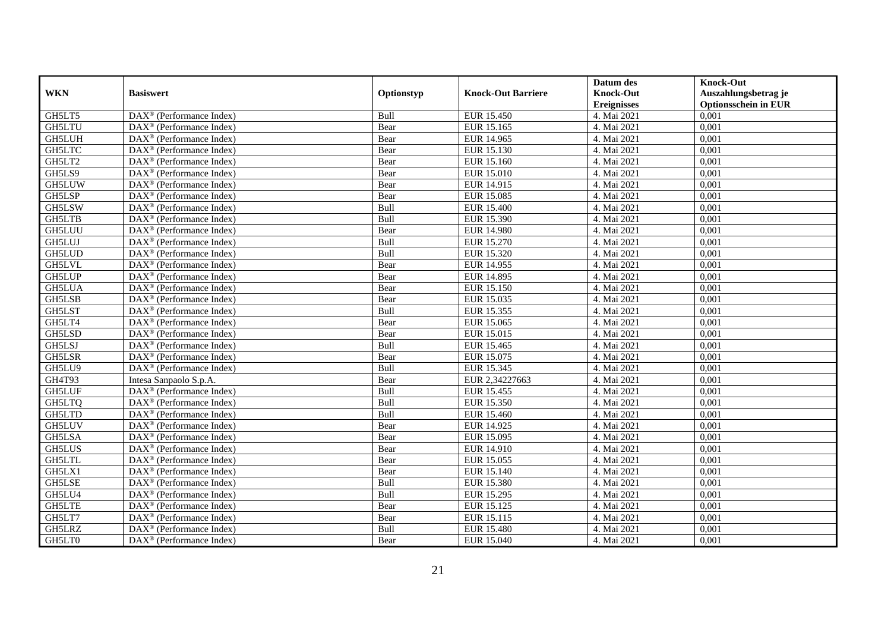| WKN | Basiswert | Optionstyp | Knock-Out Barriere | Datum des Knock-Out Ereignisses | Knock-Out Auszahlungsbetrag je Optionsschein in EUR |
|---|---|---|---|---|---|
| GH5LT5 | DAX® (Performance Index) | Bull | EUR 15.450 | 4. Mai 2021 | 0,001 |
| GH5LTU | DAX® (Performance Index) | Bear | EUR 15.165 | 4. Mai 2021 | 0,001 |
| GH5LUH | DAX® (Performance Index) | Bear | EUR 14.965 | 4. Mai 2021 | 0,001 |
| GH5LTC | DAX® (Performance Index) | Bear | EUR 15.130 | 4. Mai 2021 | 0,001 |
| GH5LT2 | DAX® (Performance Index) | Bear | EUR 15.160 | 4. Mai 2021 | 0,001 |
| GH5LS9 | DAX® (Performance Index) | Bear | EUR 15.010 | 4. Mai 2021 | 0,001 |
| GH5LUW | DAX® (Performance Index) | Bear | EUR 14.915 | 4. Mai 2021 | 0,001 |
| GH5LSP | DAX® (Performance Index) | Bear | EUR 15.085 | 4. Mai 2021 | 0,001 |
| GH5LSW | DAX® (Performance Index) | Bull | EUR 15.400 | 4. Mai 2021 | 0,001 |
| GH5LTB | DAX® (Performance Index) | Bull | EUR 15.390 | 4. Mai 2021 | 0,001 |
| GH5LUU | DAX® (Performance Index) | Bear | EUR 14.980 | 4. Mai 2021 | 0,001 |
| GH5LUJ | DAX® (Performance Index) | Bull | EUR 15.270 | 4. Mai 2021 | 0,001 |
| GH5LUD | DAX® (Performance Index) | Bull | EUR 15.320 | 4. Mai 2021 | 0,001 |
| GH5LVL | DAX® (Performance Index) | Bear | EUR 14.955 | 4. Mai 2021 | 0,001 |
| GH5LUP | DAX® (Performance Index) | Bear | EUR 14.895 | 4. Mai 2021 | 0,001 |
| GH5LUA | DAX® (Performance Index) | Bear | EUR 15.150 | 4. Mai 2021 | 0,001 |
| GH5LSB | DAX® (Performance Index) | Bear | EUR 15.035 | 4. Mai 2021 | 0,001 |
| GH5LST | DAX® (Performance Index) | Bull | EUR 15.355 | 4. Mai 2021 | 0,001 |
| GH5LT4 | DAX® (Performance Index) | Bear | EUR 15.065 | 4. Mai 2021 | 0,001 |
| GH5LSD | DAX® (Performance Index) | Bear | EUR 15.015 | 4. Mai 2021 | 0,001 |
| GH5LSJ | DAX® (Performance Index) | Bull | EUR 15.465 | 4. Mai 2021 | 0,001 |
| GH5LSR | DAX® (Performance Index) | Bear | EUR 15.075 | 4. Mai 2021 | 0,001 |
| GH5LU9 | DAX® (Performance Index) | Bull | EUR 15.345 | 4. Mai 2021 | 0,001 |
| GH4T93 | Intesa Sanpaolo S.p.A. | Bear | EUR 2,34227663 | 4. Mai 2021 | 0,001 |
| GH5LUF | DAX® (Performance Index) | Bull | EUR 15.455 | 4. Mai 2021 | 0,001 |
| GH5LTQ | DAX® (Performance Index) | Bull | EUR 15.350 | 4. Mai 2021 | 0,001 |
| GH5LTD | DAX® (Performance Index) | Bull | EUR 15.460 | 4. Mai 2021 | 0,001 |
| GH5LUV | DAX® (Performance Index) | Bear | EUR 14.925 | 4. Mai 2021 | 0,001 |
| GH5LSA | DAX® (Performance Index) | Bear | EUR 15.095 | 4. Mai 2021 | 0,001 |
| GH5LUS | DAX® (Performance Index) | Bear | EUR 14.910 | 4. Mai 2021 | 0,001 |
| GH5LTL | DAX® (Performance Index) | Bear | EUR 15.055 | 4. Mai 2021 | 0,001 |
| GH5LX1 | DAX® (Performance Index) | Bear | EUR 15.140 | 4. Mai 2021 | 0,001 |
| GH5LSE | DAX® (Performance Index) | Bull | EUR 15.380 | 4. Mai 2021 | 0,001 |
| GH5LU4 | DAX® (Performance Index) | Bull | EUR 15.295 | 4. Mai 2021 | 0,001 |
| GH5LTE | DAX® (Performance Index) | Bear | EUR 15.125 | 4. Mai 2021 | 0,001 |
| GH5LT7 | DAX® (Performance Index) | Bear | EUR 15.115 | 4. Mai 2021 | 0,001 |
| GH5LRZ | DAX® (Performance Index) | Bull | EUR 15.480 | 4. Mai 2021 | 0,001 |
| GH5LT0 | DAX® (Performance Index) | Bear | EUR 15.040 | 4. Mai 2021 | 0,001 |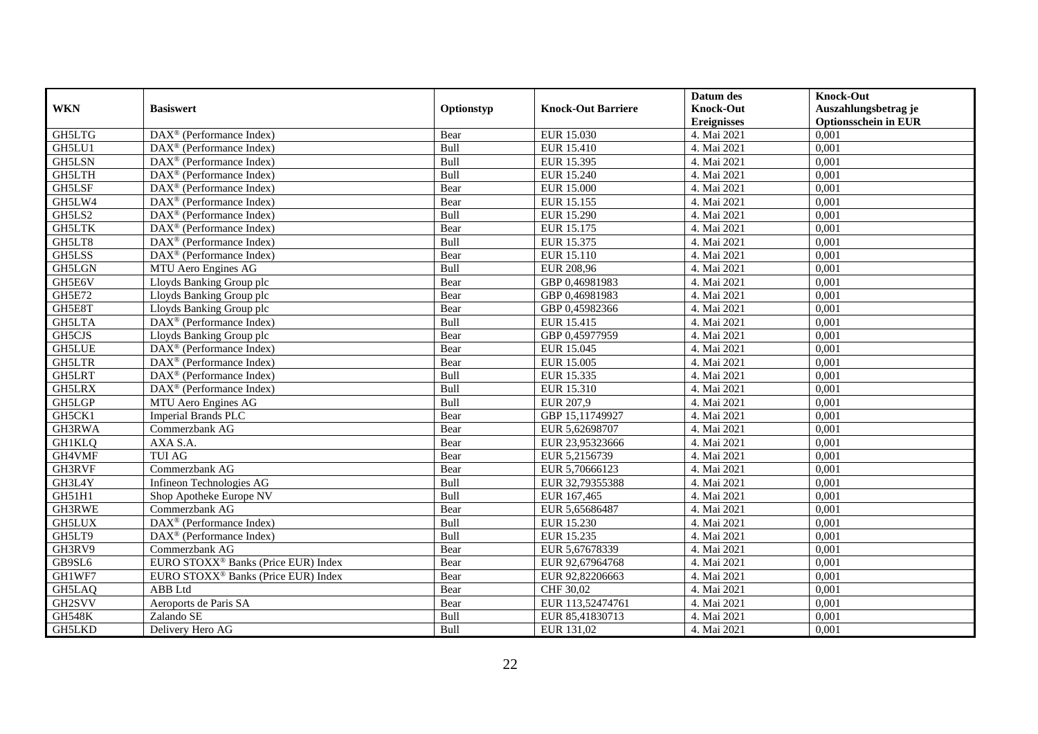| WKN | Basiswert | Optionstyp | Knock-Out Barriere | Datum des Knock-Out Ereignisses | Knock-Out Auszahlungsbetrag je Optionsschein in EUR |
|---|---|---|---|---|---|
| GH5LTG | DAX® (Performance Index) | Bear | EUR 15.030 | 4. Mai 2021 | 0,001 |
| GH5LU1 | DAX® (Performance Index) | Bull | EUR 15.410 | 4. Mai 2021 | 0,001 |
| GH5LSN | DAX® (Performance Index) | Bull | EUR 15.395 | 4. Mai 2021 | 0,001 |
| GH5LTH | DAX® (Performance Index) | Bull | EUR 15.240 | 4. Mai 2021 | 0,001 |
| GH5LSF | DAX® (Performance Index) | Bear | EUR 15.000 | 4. Mai 2021 | 0,001 |
| GH5LW4 | DAX® (Performance Index) | Bear | EUR 15.155 | 4. Mai 2021 | 0,001 |
| GH5LS2 | DAX® (Performance Index) | Bull | EUR 15.290 | 4. Mai 2021 | 0,001 |
| GH5LTK | DAX® (Performance Index) | Bear | EUR 15.175 | 4. Mai 2021 | 0,001 |
| GH5LT8 | DAX® (Performance Index) | Bull | EUR 15.375 | 4. Mai 2021 | 0,001 |
| GH5LSS | DAX® (Performance Index) | Bear | EUR 15.110 | 4. Mai 2021 | 0,001 |
| GH5LGN | MTU Aero Engines AG | Bull | EUR 208,96 | 4. Mai 2021 | 0,001 |
| GH5E6V | Lloyds Banking Group plc | Bear | GBP 0,46981983 | 4. Mai 2021 | 0,001 |
| GH5E72 | Lloyds Banking Group plc | Bear | GBP 0,46981983 | 4. Mai 2021 | 0,001 |
| GH5E8T | Lloyds Banking Group plc | Bear | GBP 0,45982366 | 4. Mai 2021 | 0,001 |
| GH5LTA | DAX® (Performance Index) | Bull | EUR 15.415 | 4. Mai 2021 | 0,001 |
| GH5CJS | Lloyds Banking Group plc | Bear | GBP 0,45977959 | 4. Mai 2021 | 0,001 |
| GH5LUE | DAX® (Performance Index) | Bear | EUR 15.045 | 4. Mai 2021 | 0,001 |
| GH5LTR | DAX® (Performance Index) | Bear | EUR 15.005 | 4. Mai 2021 | 0,001 |
| GH5LRT | DAX® (Performance Index) | Bull | EUR 15.335 | 4. Mai 2021 | 0,001 |
| GH5LRX | DAX® (Performance Index) | Bull | EUR 15.310 | 4. Mai 2021 | 0,001 |
| GH5LGP | MTU Aero Engines AG | Bull | EUR 207,9 | 4. Mai 2021 | 0,001 |
| GH5CK1 | Imperial Brands PLC | Bear | GBP 15,11749927 | 4. Mai 2021 | 0,001 |
| GH3RWA | Commerzbank AG | Bear | EUR 5,62698707 | 4. Mai 2021 | 0,001 |
| GH1KLQ | AXA S.A. | Bear | EUR 23,95323666 | 4. Mai 2021 | 0,001 |
| GH4VMF | TUI AG | Bear | EUR 5,2156739 | 4. Mai 2021 | 0,001 |
| GH3RVF | Commerzbank AG | Bear | EUR 5,70666123 | 4. Mai 2021 | 0,001 |
| GH3L4Y | Infineon Technologies AG | Bull | EUR 32,79355388 | 4. Mai 2021 | 0,001 |
| GH51H1 | Shop Apotheke Europe NV | Bull | EUR 167,465 | 4. Mai 2021 | 0,001 |
| GH3RWE | Commerzbank AG | Bear | EUR 5,65686487 | 4. Mai 2021 | 0,001 |
| GH5LUX | DAX® (Performance Index) | Bull | EUR 15.230 | 4. Mai 2021 | 0,001 |
| GH5LT9 | DAX® (Performance Index) | Bull | EUR 15.235 | 4. Mai 2021 | 0,001 |
| GH3RV9 | Commerzbank AG | Bear | EUR 5,67678339 | 4. Mai 2021 | 0,001 |
| GB9SL6 | EURO STOXX® Banks (Price EUR) Index | Bear | EUR 92,67964768 | 4. Mai 2021 | 0,001 |
| GH1WF7 | EURO STOXX® Banks (Price EUR) Index | Bear | EUR 92,82206663 | 4. Mai 2021 | 0,001 |
| GH5LAQ | ABB Ltd | Bear | CHF 30,02 | 4. Mai 2021 | 0,001 |
| GH2SVV | Aeroports de Paris SA | Bear | EUR 113,52474761 | 4. Mai 2021 | 0,001 |
| GH548K | Zalando SE | Bull | EUR 85,41830713 | 4. Mai 2021 | 0,001 |
| GH5LKD | Delivery Hero AG | Bull | EUR 131,02 | 4. Mai 2021 | 0,001 |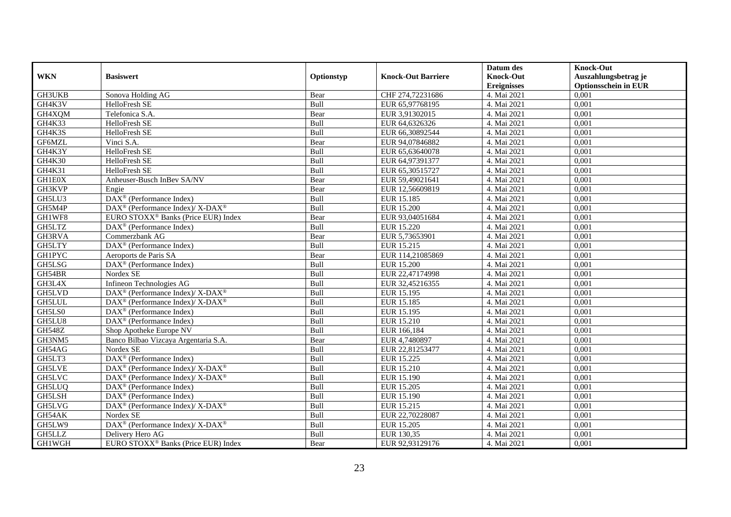| WKN | Basiswert | Optionstyp | Knock-Out Barriere | Datum des Knock-Out Ereignisses | Knock-Out Auszahlungsbetrag je Optionsschein in EUR |
|---|---|---|---|---|---|
| GH3UKB | Sonova Holding AG | Bear | CHF 274,72231686 | 4. Mai 2021 | 0,001 |
| GH4K3V | HelloFresh SE | Bull | EUR 65,97768195 | 4. Mai 2021 | 0,001 |
| GH4XQM | Telefonica S.A. | Bear | EUR 3,91302015 | 4. Mai 2021 | 0,001 |
| GH4K33 | HelloFresh SE | Bull | EUR 64,6326326 | 4. Mai 2021 | 0,001 |
| GH4K3S | HelloFresh SE | Bull | EUR 66,30892544 | 4. Mai 2021 | 0,001 |
| GF6MZL | Vinci S.A. | Bear | EUR 94,07846882 | 4. Mai 2021 | 0,001 |
| GH4K3Y | HelloFresh SE | Bull | EUR 65,63640078 | 4. Mai 2021 | 0,001 |
| GH4K30 | HelloFresh SE | Bull | EUR 64,97391377 | 4. Mai 2021 | 0,001 |
| GH4K31 | HelloFresh SE | Bull | EUR 65,30515727 | 4. Mai 2021 | 0,001 |
| GH1E0X | Anheuser-Busch InBev SA/NV | Bear | EUR 59,49021641 | 4. Mai 2021 | 0,001 |
| GH3KVP | Engie | Bear | EUR 12,56609819 | 4. Mai 2021 | 0,001 |
| GH5LU3 | DAX® (Performance Index) | Bull | EUR 15.185 | 4. Mai 2021 | 0,001 |
| GH5M4P | DAX® (Performance Index)/ X-DAX® | Bull | EUR 15.200 | 4. Mai 2021 | 0,001 |
| GH1WF8 | EURO STOXX® Banks (Price EUR) Index | Bear | EUR 93,04051684 | 4. Mai 2021 | 0,001 |
| GH5LTZ | DAX® (Performance Index) | Bull | EUR 15.220 | 4. Mai 2021 | 0,001 |
| GH3RVA | Commerzbank AG | Bear | EUR 5,73653901 | 4. Mai 2021 | 0,001 |
| GH5LTY | DAX® (Performance Index) | Bull | EUR 15.215 | 4. Mai 2021 | 0,001 |
| GH1PYC | Aeroports de Paris SA | Bear | EUR 114,21085869 | 4. Mai 2021 | 0,001 |
| GH5LSG | DAX® (Performance Index) | Bull | EUR 15.200 | 4. Mai 2021 | 0,001 |
| GH54BR | Nordex SE | Bull | EUR 22,47174998 | 4. Mai 2021 | 0,001 |
| GH3L4X | Infineon Technologies AG | Bull | EUR 32,45216355 | 4. Mai 2021 | 0,001 |
| GH5LVD | DAX® (Performance Index)/ X-DAX® | Bull | EUR 15.195 | 4. Mai 2021 | 0,001 |
| GH5LUL | DAX® (Performance Index)/ X-DAX® | Bull | EUR 15.185 | 4. Mai 2021 | 0,001 |
| GH5LS0 | DAX® (Performance Index) | Bull | EUR 15.195 | 4. Mai 2021 | 0,001 |
| GH5LU8 | DAX® (Performance Index) | Bull | EUR 15.210 | 4. Mai 2021 | 0,001 |
| GH548Z | Shop Apotheke Europe NV | Bull | EUR 166,184 | 4. Mai 2021 | 0,001 |
| GH3NM5 | Banco Bilbao Vizcaya Argentaria S.A. | Bear | EUR 4,7480897 | 4. Mai 2021 | 0,001 |
| GH54AG | Nordex SE | Bull | EUR 22,81253477 | 4. Mai 2021 | 0,001 |
| GH5LT3 | DAX® (Performance Index) | Bull | EUR 15.225 | 4. Mai 2021 | 0,001 |
| GH5LVE | DAX® (Performance Index)/ X-DAX® | Bull | EUR 15.210 | 4. Mai 2021 | 0,001 |
| GH5LVC | DAX® (Performance Index)/ X-DAX® | Bull | EUR 15.190 | 4. Mai 2021 | 0,001 |
| GH5LUQ | DAX® (Performance Index) | Bull | EUR 15.205 | 4. Mai 2021 | 0,001 |
| GH5LSH | DAX® (Performance Index) | Bull | EUR 15.190 | 4. Mai 2021 | 0,001 |
| GH5LVG | DAX® (Performance Index)/ X-DAX® | Bull | EUR 15.215 | 4. Mai 2021 | 0,001 |
| GH54AK | Nordex SE | Bull | EUR 22,70228087 | 4. Mai 2021 | 0,001 |
| GH5LW9 | DAX® (Performance Index)/ X-DAX® | Bull | EUR 15.205 | 4. Mai 2021 | 0,001 |
| GH5LLZ | Delivery Hero AG | Bull | EUR 130,35 | 4. Mai 2021 | 0,001 |
| GH1WGH | EURO STOXX® Banks (Price EUR) Index | Bear | EUR 92,93129176 | 4. Mai 2021 | 0,001 |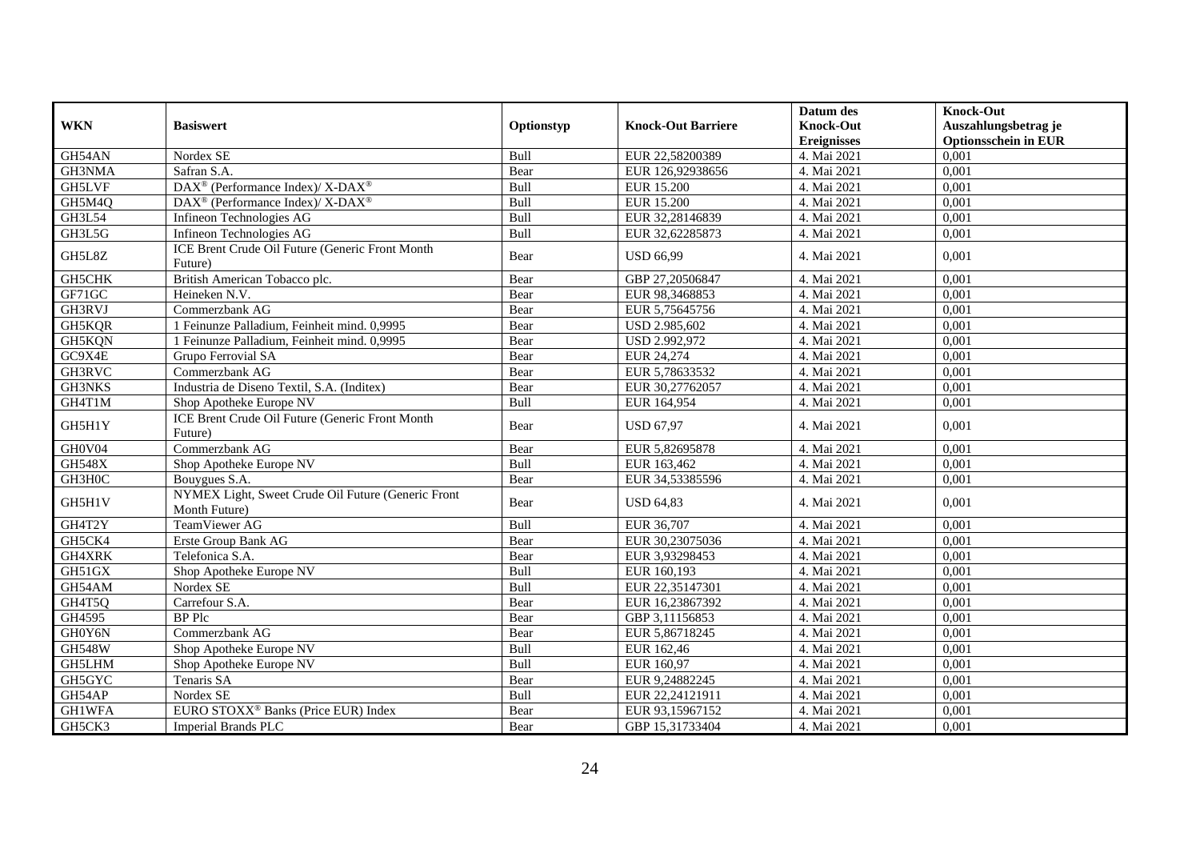| WKN | Basiswert | Optionstyp | Knock-Out Barriere | Datum des Knock-Out Ereignisses | Knock-Out Auszahlungsbetrag je Optionsschein in EUR |
|---|---|---|---|---|---|
| GH54AN | Nordex SE | Bull | EUR 22,58200389 | 4. Mai 2021 | 0,001 |
| GH3NMA | Safran S.A. | Bear | EUR 126,92938656 | 4. Mai 2021 | 0,001 |
| GH5LVF | DAX® (Performance Index)/ X-DAX® | Bull | EUR 15.200 | 4. Mai 2021 | 0,001 |
| GH5M4Q | DAX® (Performance Index)/ X-DAX® | Bull | EUR 15.200 | 4. Mai 2021 | 0,001 |
| GH3L54 | Infineon Technologies AG | Bull | EUR 32,28146839 | 4. Mai 2021 | 0,001 |
| GH3L5G | Infineon Technologies AG | Bull | EUR 32,62285873 | 4. Mai 2021 | 0,001 |
| GH5L8Z | ICE Brent Crude Oil Future (Generic Front Month Future) | Bear | USD 66,99 | 4. Mai 2021 | 0,001 |
| GH5CHK | British American Tobacco plc. | Bear | GBP 27,20506847 | 4. Mai 2021 | 0,001 |
| GF71GC | Heineken N.V. | Bear | EUR 98,3468853 | 4. Mai 2021 | 0,001 |
| GH3RVJ | Commerzbank AG | Bear | EUR 5,75645756 | 4. Mai 2021 | 0,001 |
| GH5KQR | 1 Feinunze Palladium, Feinheit mind. 0,9995 | Bear | USD 2.985,602 | 4. Mai 2021 | 0,001 |
| GH5KQN | 1 Feinunze Palladium, Feinheit mind. 0,9995 | Bear | USD 2.992,972 | 4. Mai 2021 | 0,001 |
| GC9X4E | Grupo Ferrovial SA | Bear | EUR 24,274 | 4. Mai 2021 | 0,001 |
| GH3RVC | Commerzbank AG | Bear | EUR 5,78633532 | 4. Mai 2021 | 0,001 |
| GH3NKS | Industria de Diseno Textil, S.A. (Inditex) | Bear | EUR 30,27762057 | 4. Mai 2021 | 0,001 |
| GH4T1M | Shop Apotheke Europe NV | Bull | EUR 164,954 | 4. Mai 2021 | 0,001 |
| GH5H1Y | ICE Brent Crude Oil Future (Generic Front Month Future) | Bear | USD 67,97 | 4. Mai 2021 | 0,001 |
| GH0V04 | Commerzbank AG | Bear | EUR 5,82695878 | 4. Mai 2021 | 0,001 |
| GH548X | Shop Apotheke Europe NV | Bull | EUR 163,462 | 4. Mai 2021 | 0,001 |
| GH3H0C | Bouygues S.A. | Bear | EUR 34,53385596 | 4. Mai 2021 | 0,001 |
| GH5H1V | NYMEX Light, Sweet Crude Oil Future (Generic Front Month Future) | Bear | USD 64,83 | 4. Mai 2021 | 0,001 |
| GH4T2Y | TeamViewer AG | Bull | EUR 36,707 | 4. Mai 2021 | 0,001 |
| GH5CK4 | Erste Group Bank AG | Bear | EUR 30,23075036 | 4. Mai 2021 | 0,001 |
| GH4XRK | Telefonica S.A. | Bear | EUR 3,93298453 | 4. Mai 2021 | 0,001 |
| GH51GX | Shop Apotheke Europe NV | Bull | EUR 160,193 | 4. Mai 2021 | 0,001 |
| GH54AM | Nordex SE | Bull | EUR 22,35147301 | 4. Mai 2021 | 0,001 |
| GH4T5Q | Carrefour S.A. | Bear | EUR 16,23867392 | 4. Mai 2021 | 0,001 |
| GH4595 | BP Plc | Bear | GBP 3,11156853 | 4. Mai 2021 | 0,001 |
| GH0Y6N | Commerzbank AG | Bear | EUR 5,86718245 | 4. Mai 2021 | 0,001 |
| GH548W | Shop Apotheke Europe NV | Bull | EUR 162,46 | 4. Mai 2021 | 0,001 |
| GH5LHM | Shop Apotheke Europe NV | Bull | EUR 160,97 | 4. Mai 2021 | 0,001 |
| GH5GYC | Tenaris SA | Bear | EUR 9,24882245 | 4. Mai 2021 | 0,001 |
| GH54AP | Nordex SE | Bull | EUR 22,24121911 | 4. Mai 2021 | 0,001 |
| GH1WFA | EURO STOXX® Banks (Price EUR) Index | Bear | EUR 93,15967152 | 4. Mai 2021 | 0,001 |
| GH5CK3 | Imperial Brands PLC | Bear | GBP 15,31733404 | 4. Mai 2021 | 0,001 |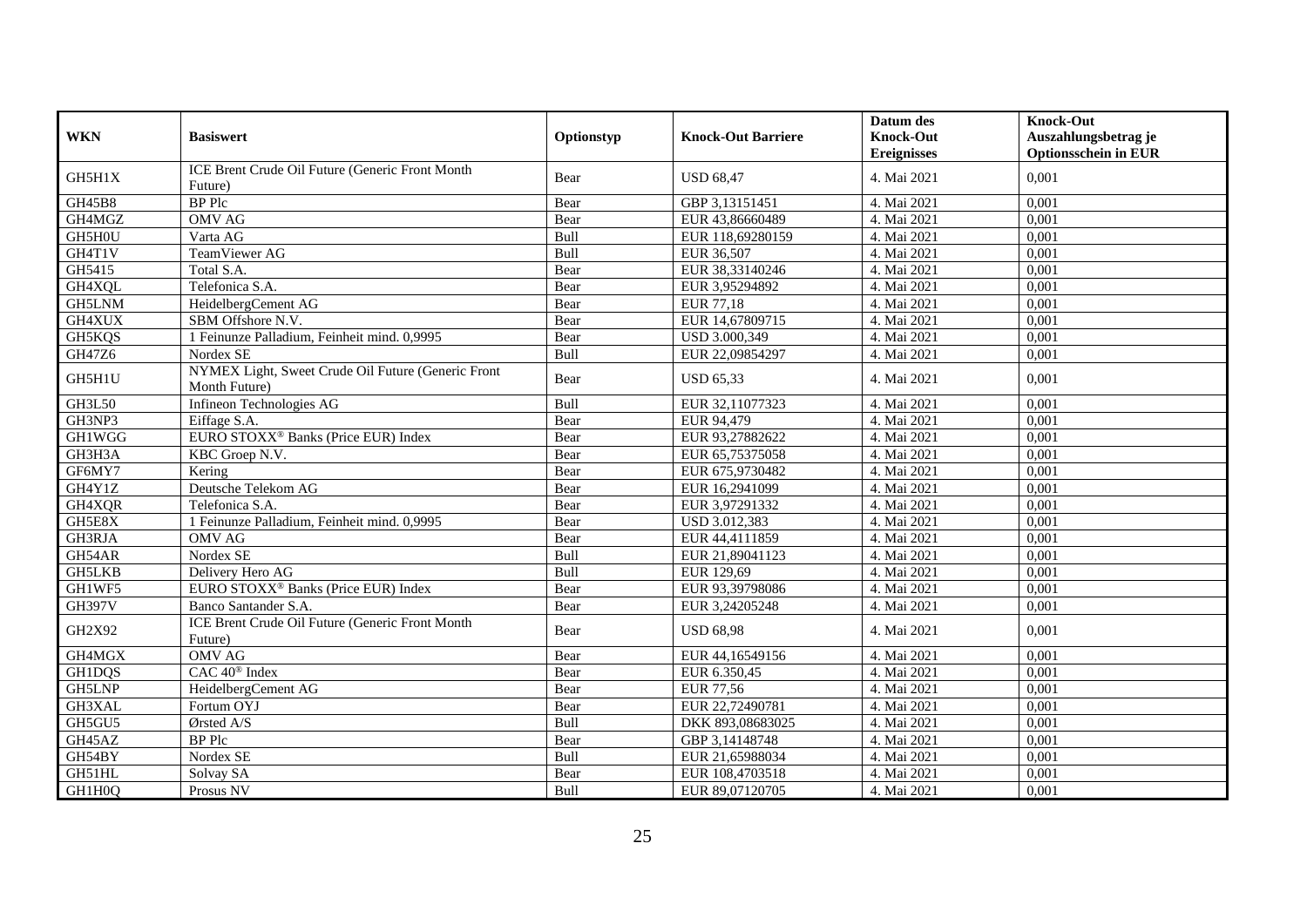| WKN | Basiswert | Optionstyp | Knock-Out Barriere | Datum des Knock-Out Ereignisses | Knock-Out Auszahlungsbetrag je Optionsschein in EUR |
|---|---|---|---|---|---|
| GH5H1X | ICE Brent Crude Oil Future (Generic Front Month Future) | Bear | USD 68,47 | 4. Mai 2021 | 0,001 |
| GH45B8 | BP Plc | Bear | GBP 3,13151451 | 4. Mai 2021 | 0,001 |
| GH4MGZ | OMV AG | Bear | EUR 43,86660489 | 4. Mai 2021 | 0,001 |
| GH5H0U | Varta AG | Bull | EUR 118,69280159 | 4. Mai 2021 | 0,001 |
| GH4T1V | TeamViewer AG | Bull | EUR 36,507 | 4. Mai 2021 | 0,001 |
| GH5415 | Total S.A. | Bear | EUR 38,33140246 | 4. Mai 2021 | 0,001 |
| GH4XQL | Telefonica S.A. | Bear | EUR 3,95294892 | 4. Mai 2021 | 0,001 |
| GH5LNM | HeidelbergCement AG | Bear | EUR 77,18 | 4. Mai 2021 | 0,001 |
| GH4XUX | SBM Offshore N.V. | Bear | EUR 14,67809715 | 4. Mai 2021 | 0,001 |
| GH5KQS | 1 Feinunze Palladium, Feinheit mind. 0,9995 | Bear | USD 3.000,349 | 4. Mai 2021 | 0,001 |
| GH47Z6 | Nordex SE | Bull | EUR 22,09854297 | 4. Mai 2021 | 0,001 |
| GH5H1U | NYMEX Light, Sweet Crude Oil Future (Generic Front Month Future) | Bear | USD 65,33 | 4. Mai 2021 | 0,001 |
| GH3L50 | Infineon Technologies AG | Bull | EUR 32,11077323 | 4. Mai 2021 | 0,001 |
| GH3NP3 | Eiffage S.A. | Bear | EUR 94,479 | 4. Mai 2021 | 0,001 |
| GH1WGG | EURO STOXX® Banks (Price EUR) Index | Bear | EUR 93,27882622 | 4. Mai 2021 | 0,001 |
| GH3H3A | KBC Groep N.V. | Bear | EUR 65,75375058 | 4. Mai 2021 | 0,001 |
| GF6MY7 | Kering | Bear | EUR 675,9730482 | 4. Mai 2021 | 0,001 |
| GH4Y1Z | Deutsche Telekom AG | Bear | EUR 16,2941099 | 4. Mai 2021 | 0,001 |
| GH4XQR | Telefonica S.A. | Bear | EUR 3,97291332 | 4. Mai 2021 | 0,001 |
| GH5E8X | 1 Feinunze Palladium, Feinheit mind. 0,9995 | Bear | USD 3.012,383 | 4. Mai 2021 | 0,001 |
| GH3RJA | OMV AG | Bear | EUR 44,4111859 | 4. Mai 2021 | 0,001 |
| GH54AR | Nordex SE | Bull | EUR 21,89041123 | 4. Mai 2021 | 0,001 |
| GH5LKB | Delivery Hero AG | Bull | EUR 129,69 | 4. Mai 2021 | 0,001 |
| GH1WF5 | EURO STOXX® Banks (Price EUR) Index | Bear | EUR 93,39798086 | 4. Mai 2021 | 0,001 |
| GH397V | Banco Santander S.A. | Bear | EUR 3,24205248 | 4. Mai 2021 | 0,001 |
| GH2X92 | ICE Brent Crude Oil Future (Generic Front Month Future) | Bear | USD 68,98 | 4. Mai 2021 | 0,001 |
| GH4MGX | OMV AG | Bear | EUR 44,16549156 | 4. Mai 2021 | 0,001 |
| GH1DQS | CAC 40® Index | Bear | EUR 6.350,45 | 4. Mai 2021 | 0,001 |
| GH5LNP | HeidelbergCement AG | Bear | EUR 77,56 | 4. Mai 2021 | 0,001 |
| GH3XAL | Fortum OYJ | Bear | EUR 22,72490781 | 4. Mai 2021 | 0,001 |
| GH5GU5 | Ørsted A/S | Bull | DKK 893,08683025 | 4. Mai 2021 | 0,001 |
| GH45AZ | BP Plc | Bear | GBP 3,14148748 | 4. Mai 2021 | 0,001 |
| GH54BY | Nordex SE | Bull | EUR 21,65988034 | 4. Mai 2021 | 0,001 |
| GH51HL | Solvay SA | Bear | EUR 108,4703518 | 4. Mai 2021 | 0,001 |
| GH1H0Q | Prosus NV | Bull | EUR 89,07120705 | 4. Mai 2021 | 0,001 |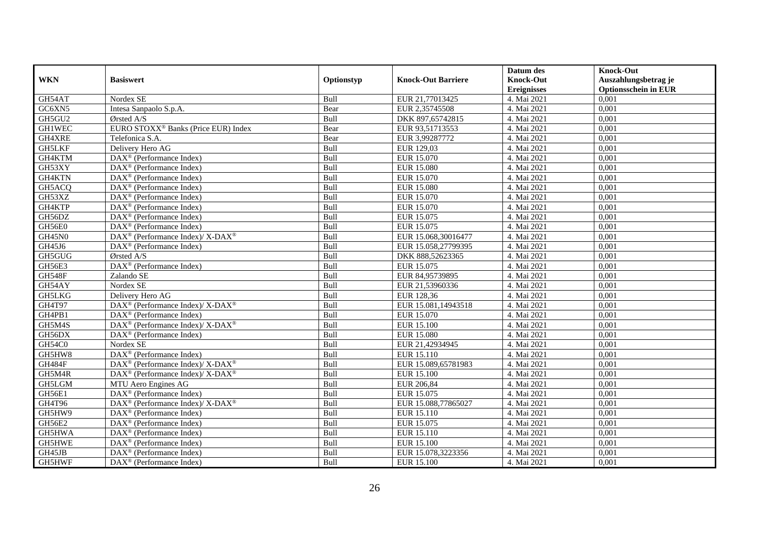| WKN | Basiswert | Optionstyp | Knock-Out Barriere | Datum des Knock-Out Ereignisses | Knock-Out Auszahlungsbetrag je Optionsschein in EUR |
|---|---|---|---|---|---|
| GH54AT | Nordex SE | Bull | EUR 21,77013425 | 4. Mai 2021 | 0,001 |
| GC6XN5 | Intesa Sanpaolo S.p.A. | Bear | EUR 2,35745508 | 4. Mai 2021 | 0,001 |
| GH5GU2 | Ørsted A/S | Bull | DKK 897,65742815 | 4. Mai 2021 | 0,001 |
| GH1WEC | EURO STOXX® Banks (Price EUR) Index | Bear | EUR 93,51713553 | 4. Mai 2021 | 0,001 |
| GH4XRE | Telefonica S.A. | Bear | EUR 3,99287772 | 4. Mai 2021 | 0,001 |
| GH5LKF | Delivery Hero AG | Bull | EUR 129,03 | 4. Mai 2021 | 0,001 |
| GH4KTM | DAX® (Performance Index) | Bull | EUR 15.070 | 4. Mai 2021 | 0,001 |
| GH53XY | DAX® (Performance Index) | Bull | EUR 15.080 | 4. Mai 2021 | 0,001 |
| GH4KTN | DAX® (Performance Index) | Bull | EUR 15.070 | 4. Mai 2021 | 0,001 |
| GH5ACQ | DAX® (Performance Index) | Bull | EUR 15.080 | 4. Mai 2021 | 0,001 |
| GH53XZ | DAX® (Performance Index) | Bull | EUR 15.070 | 4. Mai 2021 | 0,001 |
| GH4KTP | DAX® (Performance Index) | Bull | EUR 15.070 | 4. Mai 2021 | 0,001 |
| GH56DZ | DAX® (Performance Index) | Bull | EUR 15.075 | 4. Mai 2021 | 0,001 |
| GH56E0 | DAX® (Performance Index) | Bull | EUR 15.075 | 4. Mai 2021 | 0,001 |
| GH45N0 | DAX® (Performance Index)/ X-DAX® | Bull | EUR 15.068,30016477 | 4. Mai 2021 | 0,001 |
| GH45J6 | DAX® (Performance Index) | Bull | EUR 15.058,27799395 | 4. Mai 2021 | 0,001 |
| GH5GUG | Ørsted A/S | Bull | DKK 888,52623365 | 4. Mai 2021 | 0,001 |
| GH56E3 | DAX® (Performance Index) | Bull | EUR 15.075 | 4. Mai 2021 | 0,001 |
| GH548F | Zalando SE | Bull | EUR 84,95739895 | 4. Mai 2021 | 0,001 |
| GH54AY | Nordex SE | Bull | EUR 21,53960336 | 4. Mai 2021 | 0,001 |
| GH5LKG | Delivery Hero AG | Bull | EUR 128,36 | 4. Mai 2021 | 0,001 |
| GH4T97 | DAX® (Performance Index)/ X-DAX® | Bull | EUR 15.081,14943518 | 4. Mai 2021 | 0,001 |
| GH4PB1 | DAX® (Performance Index) | Bull | EUR 15.070 | 4. Mai 2021 | 0,001 |
| GH5M4S | DAX® (Performance Index)/ X-DAX® | Bull | EUR 15.100 | 4. Mai 2021 | 0,001 |
| GH56DX | DAX® (Performance Index) | Bull | EUR 15.080 | 4. Mai 2021 | 0,001 |
| GH54C0 | Nordex SE | Bull | EUR 21,42934945 | 4. Mai 2021 | 0,001 |
| GH5HW8 | DAX® (Performance Index) | Bull | EUR 15.110 | 4. Mai 2021 | 0,001 |
| GH484F | DAX® (Performance Index)/ X-DAX® | Bull | EUR 15.089,65781983 | 4. Mai 2021 | 0,001 |
| GH5M4R | DAX® (Performance Index)/ X-DAX® | Bull | EUR 15.100 | 4. Mai 2021 | 0,001 |
| GH5LGM | MTU Aero Engines AG | Bull | EUR 206,84 | 4. Mai 2021 | 0,001 |
| GH56E1 | DAX® (Performance Index) | Bull | EUR 15.075 | 4. Mai 2021 | 0,001 |
| GH4T96 | DAX® (Performance Index)/ X-DAX® | Bull | EUR 15.088,77865027 | 4. Mai 2021 | 0,001 |
| GH5HW9 | DAX® (Performance Index) | Bull | EUR 15.110 | 4. Mai 2021 | 0,001 |
| GH56E2 | DAX® (Performance Index) | Bull | EUR 15.075 | 4. Mai 2021 | 0,001 |
| GH5HWA | DAX® (Performance Index) | Bull | EUR 15.110 | 4. Mai 2021 | 0,001 |
| GH5HWE | DAX® (Performance Index) | Bull | EUR 15.100 | 4. Mai 2021 | 0,001 |
| GH45JB | DAX® (Performance Index) | Bull | EUR 15.078,3223356 | 4. Mai 2021 | 0,001 |
| GH5HWF | DAX® (Performance Index) | Bull | EUR 15.100 | 4. Mai 2021 | 0,001 |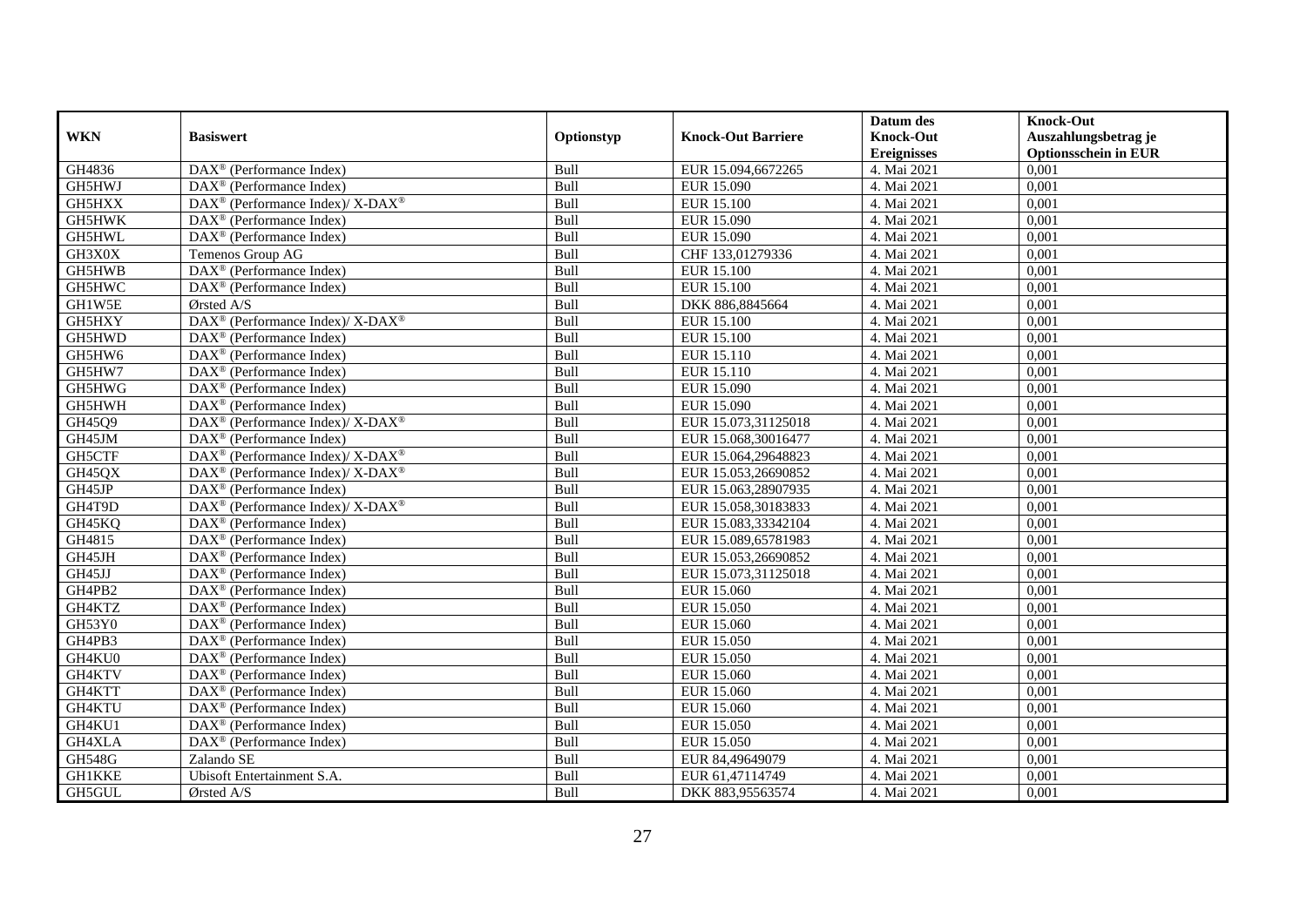| WKN | Basiswert | Optionstyp | Knock-Out Barriere | Datum des Knock-Out Ereignisses | Knock-Out Auszahlungsbetrag je Optionsschein in EUR |
|---|---|---|---|---|---|
| GH4836 | DAX® (Performance Index) | Bull | EUR 15.094,6672265 | 4. Mai 2021 | 0,001 |
| GH5HWJ | DAX® (Performance Index) | Bull | EUR 15.090 | 4. Mai 2021 | 0,001 |
| GH5HXX | DAX® (Performance Index)/ X-DAX® | Bull | EUR 15.100 | 4. Mai 2021 | 0,001 |
| GH5HWK | DAX® (Performance Index) | Bull | EUR 15.090 | 4. Mai 2021 | 0,001 |
| GH5HWL | DAX® (Performance Index) | Bull | EUR 15.090 | 4. Mai 2021 | 0,001 |
| GH3X0X | Temenos Group AG | Bull | CHF 133,01279336 | 4. Mai 2021 | 0,001 |
| GH5HWB | DAX® (Performance Index) | Bull | EUR 15.100 | 4. Mai 2021 | 0,001 |
| GH5HWC | DAX® (Performance Index) | Bull | EUR 15.100 | 4. Mai 2021 | 0,001 |
| GH1W5E | Ørsted A/S | Bull | DKK 886,8845664 | 4. Mai 2021 | 0,001 |
| GH5HXY | DAX® (Performance Index)/ X-DAX® | Bull | EUR 15.100 | 4. Mai 2021 | 0,001 |
| GH5HWD | DAX® (Performance Index) | Bull | EUR 15.100 | 4. Mai 2021 | 0,001 |
| GH5HW6 | DAX® (Performance Index) | Bull | EUR 15.110 | 4. Mai 2021 | 0,001 |
| GH5HW7 | DAX® (Performance Index) | Bull | EUR 15.110 | 4. Mai 2021 | 0,001 |
| GH5HWG | DAX® (Performance Index) | Bull | EUR 15.090 | 4. Mai 2021 | 0,001 |
| GH5HWH | DAX® (Performance Index) | Bull | EUR 15.090 | 4. Mai 2021 | 0,001 |
| GH45Q9 | DAX® (Performance Index)/ X-DAX® | Bull | EUR 15.073,31125018 | 4. Mai 2021 | 0,001 |
| GH45JM | DAX® (Performance Index) | Bull | EUR 15.068,30016477 | 4. Mai 2021 | 0,001 |
| GH5CTF | DAX® (Performance Index)/ X-DAX® | Bull | EUR 15.064,29648823 | 4. Mai 2021 | 0,001 |
| GH45QX | DAX® (Performance Index)/ X-DAX® | Bull | EUR 15.053,26690852 | 4. Mai 2021 | 0,001 |
| GH45JP | DAX® (Performance Index) | Bull | EUR 15.063,28907935 | 4. Mai 2021 | 0,001 |
| GH4T9D | DAX® (Performance Index)/ X-DAX® | Bull | EUR 15.058,30183833 | 4. Mai 2021 | 0,001 |
| GH45KQ | DAX® (Performance Index) | Bull | EUR 15.083,33342104 | 4. Mai 2021 | 0,001 |
| GH4815 | DAX® (Performance Index) | Bull | EUR 15.089,65781983 | 4. Mai 2021 | 0,001 |
| GH45JH | DAX® (Performance Index) | Bull | EUR 15.053,26690852 | 4. Mai 2021 | 0,001 |
| GH45JJ | DAX® (Performance Index) | Bull | EUR 15.073,31125018 | 4. Mai 2021 | 0,001 |
| GH4PB2 | DAX® (Performance Index) | Bull | EUR 15.060 | 4. Mai 2021 | 0,001 |
| GH4KTZ | DAX® (Performance Index) | Bull | EUR 15.050 | 4. Mai 2021 | 0,001 |
| GH53Y0 | DAX® (Performance Index) | Bull | EUR 15.060 | 4. Mai 2021 | 0,001 |
| GH4PB3 | DAX® (Performance Index) | Bull | EUR 15.050 | 4. Mai 2021 | 0,001 |
| GH4KU0 | DAX® (Performance Index) | Bull | EUR 15.050 | 4. Mai 2021 | 0,001 |
| GH4KTV | DAX® (Performance Index) | Bull | EUR 15.060 | 4. Mai 2021 | 0,001 |
| GH4KTT | DAX® (Performance Index) | Bull | EUR 15.060 | 4. Mai 2021 | 0,001 |
| GH4KTU | DAX® (Performance Index) | Bull | EUR 15.060 | 4. Mai 2021 | 0,001 |
| GH4KU1 | DAX® (Performance Index) | Bull | EUR 15.050 | 4. Mai 2021 | 0,001 |
| GH4XLA | DAX® (Performance Index) | Bull | EUR 15.050 | 4. Mai 2021 | 0,001 |
| GH548G | Zalando SE | Bull | EUR 84,49649079 | 4. Mai 2021 | 0,001 |
| GH1KKE | Ubisoft Entertainment S.A. | Bull | EUR 61,47114749 | 4. Mai 2021 | 0,001 |
| GH5GUL | Ørsted A/S | Bull | DKK 883,95563574 | 4. Mai 2021 | 0,001 |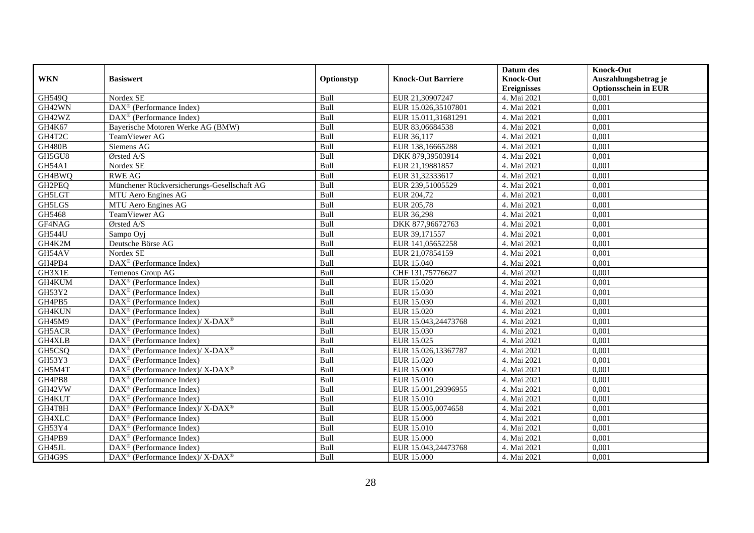| WKN | Basiswert | Optionstyp | Knock-Out Barriere | Datum des Knock-Out Ereignisses | Knock-Out Auszahlungsbetrag je Optionsschein in EUR |
|---|---|---|---|---|---|
| GH549Q | Nordex SE | Bull | EUR 21,30907247 | 4. Mai 2021 | 0,001 |
| GH42WN | DAX® (Performance Index) | Bull | EUR 15.026,35107801 | 4. Mai 2021 | 0,001 |
| GH42WZ | DAX® (Performance Index) | Bull | EUR 15.011,31681291 | 4. Mai 2021 | 0,001 |
| GH4K67 | Bayerische Motoren Werke AG (BMW) | Bull | EUR 83,06684538 | 4. Mai 2021 | 0,001 |
| GH4T2C | TeamViewer AG | Bull | EUR 36,117 | 4. Mai 2021 | 0,001 |
| GH480B | Siemens AG | Bull | EUR 138,16665288 | 4. Mai 2021 | 0,001 |
| GH5GU8 | Ørsted A/S | Bull | DKK 879,39503914 | 4. Mai 2021 | 0,001 |
| GH54A1 | Nordex SE | Bull | EUR 21,19881857 | 4. Mai 2021 | 0,001 |
| GH4BWQ | RWE AG | Bull | EUR 31,32333617 | 4. Mai 2021 | 0,001 |
| GH2PEQ | Münchener Rückversicherungs-Gesellschaft AG | Bull | EUR 239,51005529 | 4. Mai 2021 | 0,001 |
| GH5LGT | MTU Aero Engines AG | Bull | EUR 204,72 | 4. Mai 2021 | 0,001 |
| GH5LGS | MTU Aero Engines AG | Bull | EUR 205,78 | 4. Mai 2021 | 0,001 |
| GH5468 | TeamViewer AG | Bull | EUR 36,298 | 4. Mai 2021 | 0,001 |
| GF4NAG | Ørsted A/S | Bull | DKK 877,96672763 | 4. Mai 2021 | 0,001 |
| GH544U | Sampo Oyj | Bull | EUR 39,171557 | 4. Mai 2021 | 0,001 |
| GH4K2M | Deutsche Börse AG | Bull | EUR 141,05652258 | 4. Mai 2021 | 0,001 |
| GH54AV | Nordex SE | Bull | EUR 21,07854159 | 4. Mai 2021 | 0,001 |
| GH4PB4 | DAX® (Performance Index) | Bull | EUR 15.040 | 4. Mai 2021 | 0,001 |
| GH3X1E | Temenos Group AG | Bull | CHF 131,75776627 | 4. Mai 2021 | 0,001 |
| GH4KUM | DAX® (Performance Index) | Bull | EUR 15.020 | 4. Mai 2021 | 0,001 |
| GH53Y2 | DAX® (Performance Index) | Bull | EUR 15.030 | 4. Mai 2021 | 0,001 |
| GH4PB5 | DAX® (Performance Index) | Bull | EUR 15.030 | 4. Mai 2021 | 0,001 |
| GH4KUN | DAX® (Performance Index) | Bull | EUR 15.020 | 4. Mai 2021 | 0,001 |
| GH45M9 | DAX® (Performance Index)/ X-DAX® | Bull | EUR 15.043,24473768 | 4. Mai 2021 | 0,001 |
| GH5ACR | DAX® (Performance Index) | Bull | EUR 15.030 | 4. Mai 2021 | 0,001 |
| GH4XLB | DAX® (Performance Index) | Bull | EUR 15.025 | 4. Mai 2021 | 0,001 |
| GH5CSQ | DAX® (Performance Index)/ X-DAX® | Bull | EUR 15.026,13367787 | 4. Mai 2021 | 0,001 |
| GH53Y3 | DAX® (Performance Index) | Bull | EUR 15.020 | 4. Mai 2021 | 0,001 |
| GH5M4T | DAX® (Performance Index)/ X-DAX® | Bull | EUR 15.000 | 4. Mai 2021 | 0,001 |
| GH4PB8 | DAX® (Performance Index) | Bull | EUR 15.010 | 4. Mai 2021 | 0,001 |
| GH42VW | DAX® (Performance Index) | Bull | EUR 15.001,29396955 | 4. Mai 2021 | 0,001 |
| GH4KUT | DAX® (Performance Index) | Bull | EUR 15.010 | 4. Mai 2021 | 0,001 |
| GH4T8H | DAX® (Performance Index)/ X-DAX® | Bull | EUR 15.005,0074658 | 4. Mai 2021 | 0,001 |
| GH4XLC | DAX® (Performance Index) | Bull | EUR 15.000 | 4. Mai 2021 | 0,001 |
| GH53Y4 | DAX® (Performance Index) | Bull | EUR 15.010 | 4. Mai 2021 | 0,001 |
| GH4PB9 | DAX® (Performance Index) | Bull | EUR 15.000 | 4. Mai 2021 | 0,001 |
| GH45JL | DAX® (Performance Index) | Bull | EUR 15.043,24473768 | 4. Mai 2021 | 0,001 |
| GH4G9S | DAX® (Performance Index)/ X-DAX® | Bull | EUR 15.000 | 4. Mai 2021 | 0,001 |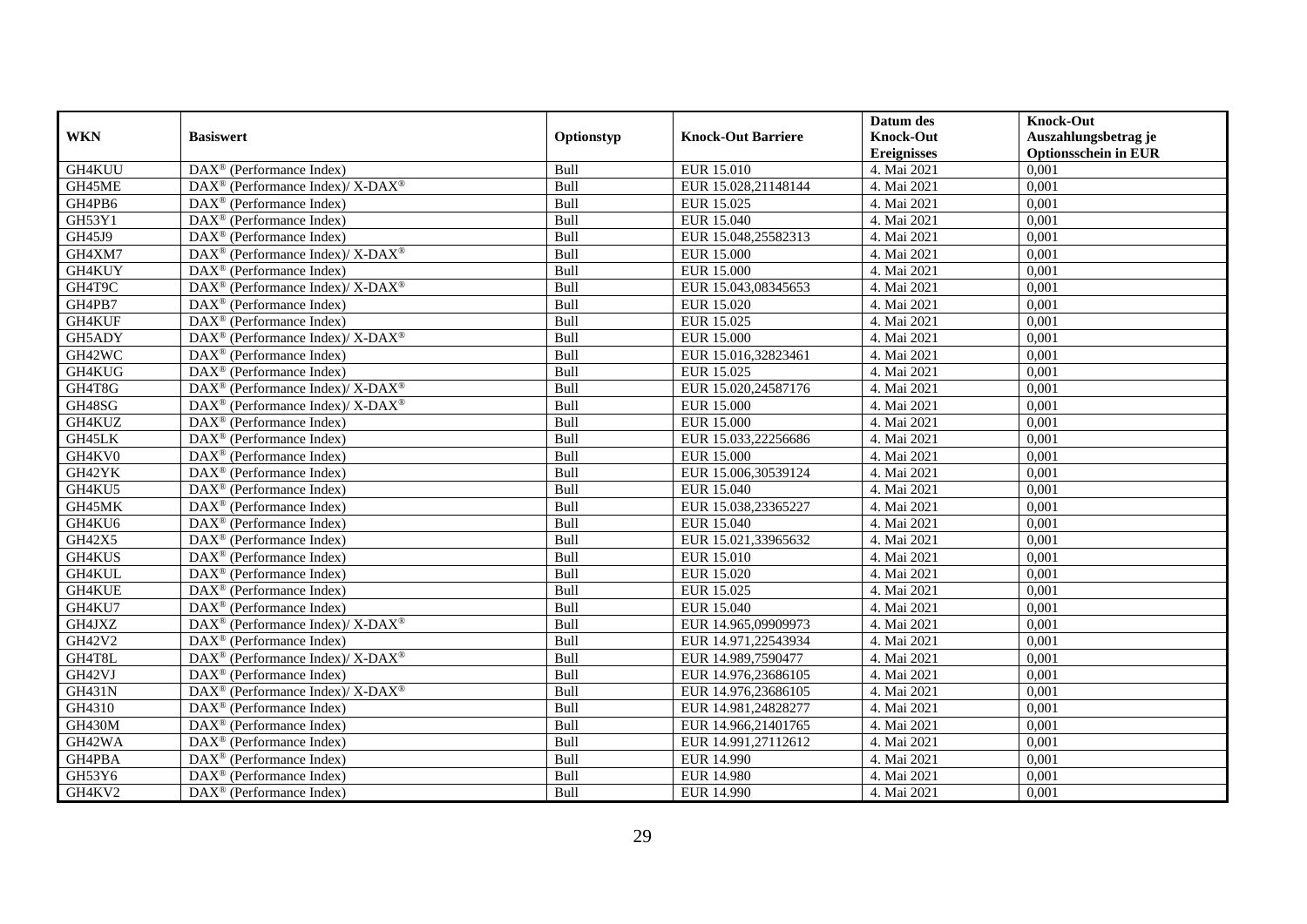| WKN | Basiswert | Optionstyp | Knock-Out Barriere | Datum des Knock-Out Ereignisses | Knock-Out Auszahlungsbetrag je Optionsschein in EUR |
|---|---|---|---|---|---|
| GH4KUU | DAX® (Performance Index) | Bull | EUR 15.010 | 4. Mai 2021 | 0,001 |
| GH45ME | DAX® (Performance Index)/ X-DAX® | Bull | EUR 15.028,21148144 | 4. Mai 2021 | 0,001 |
| GH4PB6 | DAX® (Performance Index) | Bull | EUR 15.025 | 4. Mai 2021 | 0,001 |
| GH53Y1 | DAX® (Performance Index) | Bull | EUR 15.040 | 4. Mai 2021 | 0,001 |
| GH45J9 | DAX® (Performance Index) | Bull | EUR 15.048,25582313 | 4. Mai 2021 | 0,001 |
| GH4XM7 | DAX® (Performance Index)/ X-DAX® | Bull | EUR 15.000 | 4. Mai 2021 | 0,001 |
| GH4KUY | DAX® (Performance Index) | Bull | EUR 15.000 | 4. Mai 2021 | 0,001 |
| GH4T9C | DAX® (Performance Index)/ X-DAX® | Bull | EUR 15.043,08345653 | 4. Mai 2021 | 0,001 |
| GH4PB7 | DAX® (Performance Index) | Bull | EUR 15.020 | 4. Mai 2021 | 0,001 |
| GH4KUF | DAX® (Performance Index) | Bull | EUR 15.025 | 4. Mai 2021 | 0,001 |
| GH5ADY | DAX® (Performance Index)/ X-DAX® | Bull | EUR 15.000 | 4. Mai 2021 | 0,001 |
| GH42WC | DAX® (Performance Index) | Bull | EUR 15.016,32823461 | 4. Mai 2021 | 0,001 |
| GH4KUG | DAX® (Performance Index) | Bull | EUR 15.025 | 4. Mai 2021 | 0,001 |
| GH4T8G | DAX® (Performance Index)/ X-DAX® | Bull | EUR 15.020,24587176 | 4. Mai 2021 | 0,001 |
| GH48SG | DAX® (Performance Index)/ X-DAX® | Bull | EUR 15.000 | 4. Mai 2021 | 0,001 |
| GH4KUZ | DAX® (Performance Index) | Bull | EUR 15.000 | 4. Mai 2021 | 0,001 |
| GH45LK | DAX® (Performance Index) | Bull | EUR 15.033,22256686 | 4. Mai 2021 | 0,001 |
| GH4KV0 | DAX® (Performance Index) | Bull | EUR 15.000 | 4. Mai 2021 | 0,001 |
| GH42YK | DAX® (Performance Index) | Bull | EUR 15.006,30539124 | 4. Mai 2021 | 0,001 |
| GH4KU5 | DAX® (Performance Index) | Bull | EUR 15.040 | 4. Mai 2021 | 0,001 |
| GH45MK | DAX® (Performance Index) | Bull | EUR 15.038,23365227 | 4. Mai 2021 | 0,001 |
| GH4KU6 | DAX® (Performance Index) | Bull | EUR 15.040 | 4. Mai 2021 | 0,001 |
| GH42X5 | DAX® (Performance Index) | Bull | EUR 15.021,33965632 | 4. Mai 2021 | 0,001 |
| GH4KUS | DAX® (Performance Index) | Bull | EUR 15.010 | 4. Mai 2021 | 0,001 |
| GH4KUL | DAX® (Performance Index) | Bull | EUR 15.020 | 4. Mai 2021 | 0,001 |
| GH4KUE | DAX® (Performance Index) | Bull | EUR 15.025 | 4. Mai 2021 | 0,001 |
| GH4KU7 | DAX® (Performance Index) | Bull | EUR 15.040 | 4. Mai 2021 | 0,001 |
| GH4JXZ | DAX® (Performance Index)/ X-DAX® | Bull | EUR 14.965,09909973 | 4. Mai 2021 | 0,001 |
| GH42V2 | DAX® (Performance Index) | Bull | EUR 14.971,22543934 | 4. Mai 2021 | 0,001 |
| GH4T8L | DAX® (Performance Index)/ X-DAX® | Bull | EUR 14.989,7590477 | 4. Mai 2021 | 0,001 |
| GH42VJ | DAX® (Performance Index) | Bull | EUR 14.976,23686105 | 4. Mai 2021 | 0,001 |
| GH431N | DAX® (Performance Index)/ X-DAX® | Bull | EUR 14.976,23686105 | 4. Mai 2021 | 0,001 |
| GH4310 | DAX® (Performance Index) | Bull | EUR 14.981,24828277 | 4. Mai 2021 | 0,001 |
| GH430M | DAX® (Performance Index) | Bull | EUR 14.966,21401765 | 4. Mai 2021 | 0,001 |
| GH42WA | DAX® (Performance Index) | Bull | EUR 14.991,27112612 | 4. Mai 2021 | 0,001 |
| GH4PBA | DAX® (Performance Index) | Bull | EUR 14.990 | 4. Mai 2021 | 0,001 |
| GH53Y6 | DAX® (Performance Index) | Bull | EUR 14.980 | 4. Mai 2021 | 0,001 |
| GH4KV2 | DAX® (Performance Index) | Bull | EUR 14.990 | 4. Mai 2021 | 0,001 |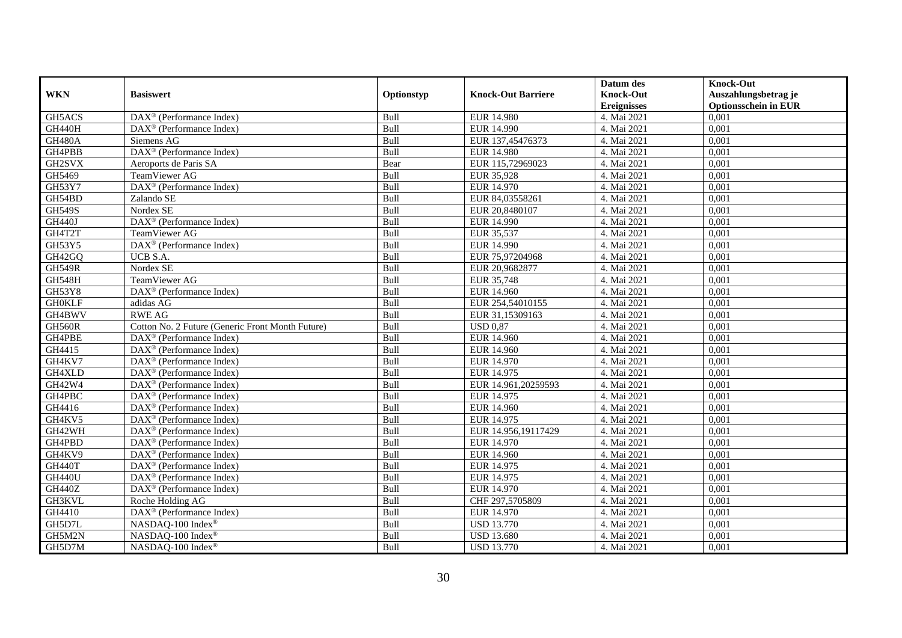| WKN | Basiswert | Optionstyp | Knock-Out Barriere | Datum des Knock-Out Ereignisses | Knock-Out Auszahlungsbetrag je Optionsschein in EUR |
|---|---|---|---|---|---|
| GH5ACS | DAX® (Performance Index) | Bull | EUR 14.980 | 4. Mai 2021 | 0,001 |
| GH440H | DAX® (Performance Index) | Bull | EUR 14.990 | 4. Mai 2021 | 0,001 |
| GH480A | Siemens AG | Bull | EUR 137,45476373 | 4. Mai 2021 | 0,001 |
| GH4PBB | DAX® (Performance Index) | Bull | EUR 14.980 | 4. Mai 2021 | 0,001 |
| GH2SVX | Aeroports de Paris SA | Bear | EUR 115,72969023 | 4. Mai 2021 | 0,001 |
| GH5469 | TeamViewer AG | Bull | EUR 35,928 | 4. Mai 2021 | 0,001 |
| GH53Y7 | DAX® (Performance Index) | Bull | EUR 14.970 | 4. Mai 2021 | 0,001 |
| GH54BD | Zalando SE | Bull | EUR 84,03558261 | 4. Mai 2021 | 0,001 |
| GH549S | Nordex SE | Bull | EUR 20,8480107 | 4. Mai 2021 | 0,001 |
| GH440J | DAX® (Performance Index) | Bull | EUR 14.990 | 4. Mai 2021 | 0,001 |
| GH4T2T | TeamViewer AG | Bull | EUR 35,537 | 4. Mai 2021 | 0,001 |
| GH53Y5 | DAX® (Performance Index) | Bull | EUR 14.990 | 4. Mai 2021 | 0,001 |
| GH42GQ | UCB S.A. | Bull | EUR 75,97204968 | 4. Mai 2021 | 0,001 |
| GH549R | Nordex SE | Bull | EUR 20,9682877 | 4. Mai 2021 | 0,001 |
| GH548H | TeamViewer AG | Bull | EUR 35,748 | 4. Mai 2021 | 0,001 |
| GH53Y8 | DAX® (Performance Index) | Bull | EUR 14.960 | 4. Mai 2021 | 0,001 |
| GH0KLF | adidas AG | Bull | EUR 254,54010155 | 4. Mai 2021 | 0,001 |
| GH4BWV | RWE AG | Bull | EUR 31,15309163 | 4. Mai 2021 | 0,001 |
| GH560R | Cotton No. 2 Future (Generic Front Month Future) | Bull | USD 0,87 | 4. Mai 2021 | 0,001 |
| GH4PBE | DAX® (Performance Index) | Bull | EUR 14.960 | 4. Mai 2021 | 0,001 |
| GH4415 | DAX® (Performance Index) | Bull | EUR 14.960 | 4. Mai 2021 | 0,001 |
| GH4KV7 | DAX® (Performance Index) | Bull | EUR 14.970 | 4. Mai 2021 | 0,001 |
| GH4XLD | DAX® (Performance Index) | Bull | EUR 14.975 | 4. Mai 2021 | 0,001 |
| GH42W4 | DAX® (Performance Index) | Bull | EUR 14.961,20259593 | 4. Mai 2021 | 0,001 |
| GH4PBC | DAX® (Performance Index) | Bull | EUR 14.975 | 4. Mai 2021 | 0,001 |
| GH4416 | DAX® (Performance Index) | Bull | EUR 14.960 | 4. Mai 2021 | 0,001 |
| GH4KV5 | DAX® (Performance Index) | Bull | EUR 14.975 | 4. Mai 2021 | 0,001 |
| GH42WH | DAX® (Performance Index) | Bull | EUR 14.956,19117429 | 4. Mai 2021 | 0,001 |
| GH4PBD | DAX® (Performance Index) | Bull | EUR 14.970 | 4. Mai 2021 | 0,001 |
| GH4KV9 | DAX® (Performance Index) | Bull | EUR 14.960 | 4. Mai 2021 | 0,001 |
| GH440T | DAX® (Performance Index) | Bull | EUR 14.975 | 4. Mai 2021 | 0,001 |
| GH440U | DAX® (Performance Index) | Bull | EUR 14.975 | 4. Mai 2021 | 0,001 |
| GH440Z | DAX® (Performance Index) | Bull | EUR 14.970 | 4. Mai 2021 | 0,001 |
| GH3KVL | Roche Holding AG | Bull | CHF 297,5705809 | 4. Mai 2021 | 0,001 |
| GH4410 | DAX® (Performance Index) | Bull | EUR 14.970 | 4. Mai 2021 | 0,001 |
| GH5D7L | NASDAQ-100 Index® | Bull | USD 13.770 | 4. Mai 2021 | 0,001 |
| GH5M2N | NASDAQ-100 Index® | Bull | USD 13.680 | 4. Mai 2021 | 0,001 |
| GH5D7M | NASDAQ-100 Index® | Bull | USD 13.770 | 4. Mai 2021 | 0,001 |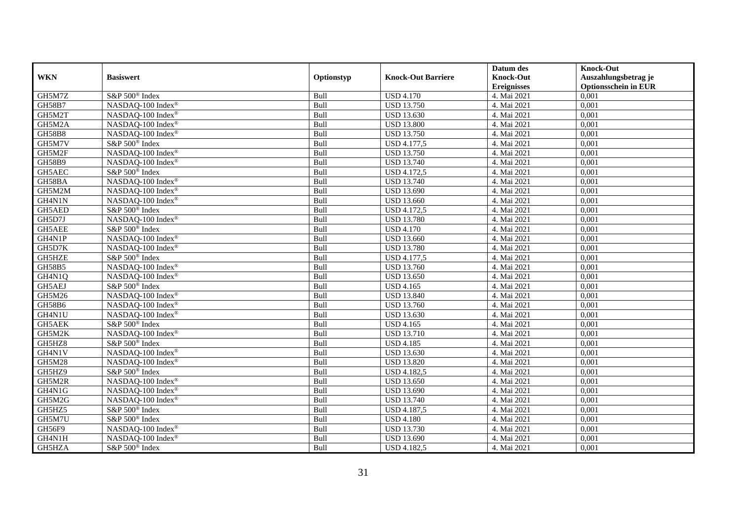| WKN | Basiswert | Optionstyp | Knock-Out Barriere | Datum des Knock-Out Ereignisses | Knock-Out Auszahlungsbetrag je Optionsschein in EUR |
|---|---|---|---|---|---|
| GH5M7Z | S&P 500® Index | Bull | USD 4.170 | 4. Mai 2021 | 0,001 |
| GH58B7 | NASDAQ-100 Index® | Bull | USD 13.750 | 4. Mai 2021 | 0,001 |
| GH5M2T | NASDAQ-100 Index® | Bull | USD 13.630 | 4. Mai 2021 | 0,001 |
| GH5M2A | NASDAQ-100 Index® | Bull | USD 13.800 | 4. Mai 2021 | 0,001 |
| GH58B8 | NASDAQ-100 Index® | Bull | USD 13.750 | 4. Mai 2021 | 0,001 |
| GH5M7V | S&P 500® Index | Bull | USD 4.177,5 | 4. Mai 2021 | 0,001 |
| GH5M2F | NASDAQ-100 Index® | Bull | USD 13.750 | 4. Mai 2021 | 0,001 |
| GH58B9 | NASDAQ-100 Index® | Bull | USD 13.740 | 4. Mai 2021 | 0,001 |
| GH5AEC | S&P 500® Index | Bull | USD 4.172,5 | 4. Mai 2021 | 0,001 |
| GH58BA | NASDAQ-100 Index® | Bull | USD 13.740 | 4. Mai 2021 | 0,001 |
| GH5M2M | NASDAQ-100 Index® | Bull | USD 13.690 | 4. Mai 2021 | 0,001 |
| GH4N1N | NASDAQ-100 Index® | Bull | USD 13.660 | 4. Mai 2021 | 0,001 |
| GH5AED | S&P 500® Index | Bull | USD 4.172,5 | 4. Mai 2021 | 0,001 |
| GH5D7J | NASDAQ-100 Index® | Bull | USD 13.780 | 4. Mai 2021 | 0,001 |
| GH5AEE | S&P 500® Index | Bull | USD 4.170 | 4. Mai 2021 | 0,001 |
| GH4N1P | NASDAQ-100 Index® | Bull | USD 13.660 | 4. Mai 2021 | 0,001 |
| GH5D7K | NASDAQ-100 Index® | Bull | USD 13.780 | 4. Mai 2021 | 0,001 |
| GH5HZE | S&P 500® Index | Bull | USD 4.177,5 | 4. Mai 2021 | 0,001 |
| GH58B5 | NASDAQ-100 Index® | Bull | USD 13.760 | 4. Mai 2021 | 0,001 |
| GH4N1Q | NASDAQ-100 Index® | Bull | USD 13.650 | 4. Mai 2021 | 0,001 |
| GH5AEJ | S&P 500® Index | Bull | USD 4.165 | 4. Mai 2021 | 0,001 |
| GH5M26 | NASDAQ-100 Index® | Bull | USD 13.840 | 4. Mai 2021 | 0,001 |
| GH58B6 | NASDAQ-100 Index® | Bull | USD 13.760 | 4. Mai 2021 | 0,001 |
| GH4N1U | NASDAQ-100 Index® | Bull | USD 13.630 | 4. Mai 2021 | 0,001 |
| GH5AEK | S&P 500® Index | Bull | USD 4.165 | 4. Mai 2021 | 0,001 |
| GH5M2K | NASDAQ-100 Index® | Bull | USD 13.710 | 4. Mai 2021 | 0,001 |
| GH5HZ8 | S&P 500® Index | Bull | USD 4.185 | 4. Mai 2021 | 0,001 |
| GH4N1V | NASDAQ-100 Index® | Bull | USD 13.630 | 4. Mai 2021 | 0,001 |
| GH5M28 | NASDAQ-100 Index® | Bull | USD 13.820 | 4. Mai 2021 | 0,001 |
| GH5HZ9 | S&P 500® Index | Bull | USD 4.182,5 | 4. Mai 2021 | 0,001 |
| GH5M2R | NASDAQ-100 Index® | Bull | USD 13.650 | 4. Mai 2021 | 0,001 |
| GH4N1G | NASDAQ-100 Index® | Bull | USD 13.690 | 4. Mai 2021 | 0,001 |
| GH5M2G | NASDAQ-100 Index® | Bull | USD 13.740 | 4. Mai 2021 | 0,001 |
| GH5HZ5 | S&P 500® Index | Bull | USD 4.187,5 | 4. Mai 2021 | 0,001 |
| GH5M7U | S&P 500® Index | Bull | USD 4.180 | 4. Mai 2021 | 0,001 |
| GH56F9 | NASDAQ-100 Index® | Bull | USD 13.730 | 4. Mai 2021 | 0,001 |
| GH4N1H | NASDAQ-100 Index® | Bull | USD 13.690 | 4. Mai 2021 | 0,001 |
| GH5HZA | S&P 500® Index | Bull | USD 4.182,5 | 4. Mai 2021 | 0,001 |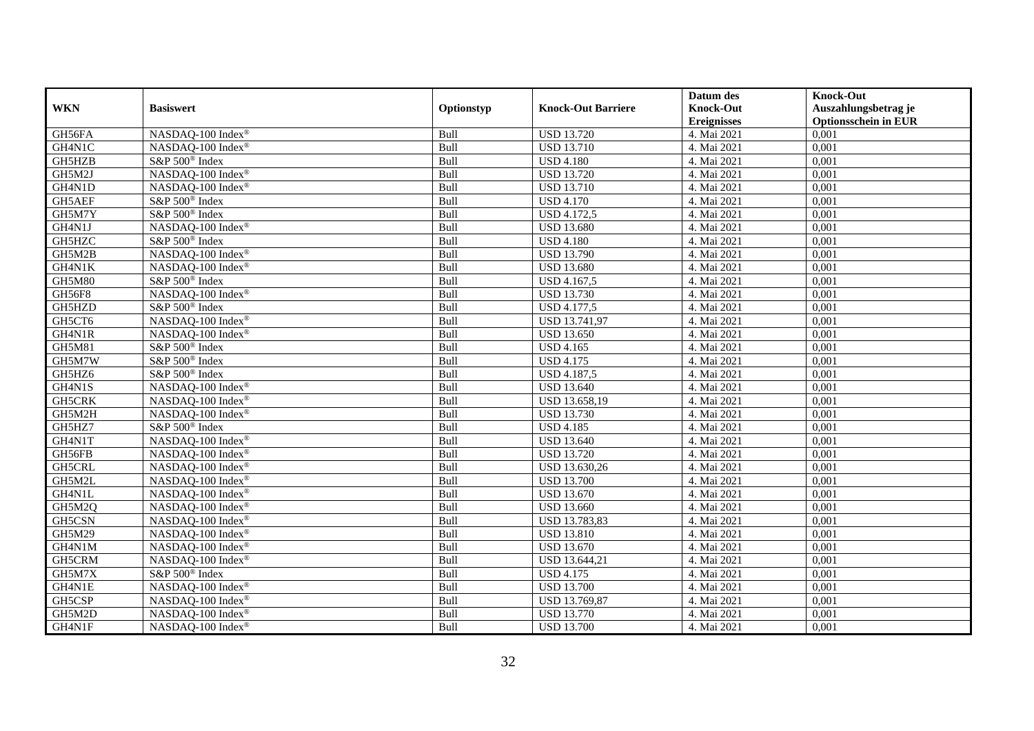| WKN | Basiswert | Optionstyp | Knock-Out Barriere | Datum des Knock-Out Ereignisses | Knock-Out Auszahlungsbetrag je Optionsschein in EUR |
|---|---|---|---|---|---|
| GH56FA | NASDAQ-100 Index® | Bull | USD 13.720 | 4. Mai 2021 | 0,001 |
| GH4N1C | NASDAQ-100 Index® | Bull | USD 13.710 | 4. Mai 2021 | 0,001 |
| GH5HZB | S&P 500® Index | Bull | USD 4.180 | 4. Mai 2021 | 0,001 |
| GH5M2J | NASDAQ-100 Index® | Bull | USD 13.720 | 4. Mai 2021 | 0,001 |
| GH4N1D | NASDAQ-100 Index® | Bull | USD 13.710 | 4. Mai 2021 | 0,001 |
| GH5AEF | S&P 500® Index | Bull | USD 4.170 | 4. Mai 2021 | 0,001 |
| GH5M7Y | S&P 500® Index | Bull | USD 4.172,5 | 4. Mai 2021 | 0,001 |
| GH4N1J | NASDAQ-100 Index® | Bull | USD 13.680 | 4. Mai 2021 | 0,001 |
| GH5HZC | S&P 500® Index | Bull | USD 4.180 | 4. Mai 2021 | 0,001 |
| GH5M2B | NASDAQ-100 Index® | Bull | USD 13.790 | 4. Mai 2021 | 0,001 |
| GH4N1K | NASDAQ-100 Index® | Bull | USD 13.680 | 4. Mai 2021 | 0,001 |
| GH5M80 | S&P 500® Index | Bull | USD 4.167,5 | 4. Mai 2021 | 0,001 |
| GH56F8 | NASDAQ-100 Index® | Bull | USD 13.730 | 4. Mai 2021 | 0,001 |
| GH5HZD | S&P 500® Index | Bull | USD 4.177,5 | 4. Mai 2021 | 0,001 |
| GH5CT6 | NASDAQ-100 Index® | Bull | USD 13.741,97 | 4. Mai 2021 | 0,001 |
| GH4N1R | NASDAQ-100 Index® | Bull | USD 13.650 | 4. Mai 2021 | 0,001 |
| GH5M81 | S&P 500® Index | Bull | USD 4.165 | 4. Mai 2021 | 0,001 |
| GH5M7W | S&P 500® Index | Bull | USD 4.175 | 4. Mai 2021 | 0,001 |
| GH5HZ6 | S&P 500® Index | Bull | USD 4.187,5 | 4. Mai 2021 | 0,001 |
| GH4N1S | NASDAQ-100 Index® | Bull | USD 13.640 | 4. Mai 2021 | 0,001 |
| GH5CRK | NASDAQ-100 Index® | Bull | USD 13.658,19 | 4. Mai 2021 | 0,001 |
| GH5M2H | NASDAQ-100 Index® | Bull | USD 13.730 | 4. Mai 2021 | 0,001 |
| GH5HZ7 | S&P 500® Index | Bull | USD 4.185 | 4. Mai 2021 | 0,001 |
| GH4N1T | NASDAQ-100 Index® | Bull | USD 13.640 | 4. Mai 2021 | 0,001 |
| GH56FB | NASDAQ-100 Index® | Bull | USD 13.720 | 4. Mai 2021 | 0,001 |
| GH5CRL | NASDAQ-100 Index® | Bull | USD 13.630,26 | 4. Mai 2021 | 0,001 |
| GH5M2L | NASDAQ-100 Index® | Bull | USD 13.700 | 4. Mai 2021 | 0,001 |
| GH4N1L | NASDAQ-100 Index® | Bull | USD 13.670 | 4. Mai 2021 | 0,001 |
| GH5M2Q | NASDAQ-100 Index® | Bull | USD 13.660 | 4. Mai 2021 | 0,001 |
| GH5CSN | NASDAQ-100 Index® | Bull | USD 13.783,83 | 4. Mai 2021 | 0,001 |
| GH5M29 | NASDAQ-100 Index® | Bull | USD 13.810 | 4. Mai 2021 | 0,001 |
| GH4N1M | NASDAQ-100 Index® | Bull | USD 13.670 | 4. Mai 2021 | 0,001 |
| GH5CRM | NASDAQ-100 Index® | Bull | USD 13.644,21 | 4. Mai 2021 | 0,001 |
| GH5M7X | S&P 500® Index | Bull | USD 4.175 | 4. Mai 2021 | 0,001 |
| GH4N1E | NASDAQ-100 Index® | Bull | USD 13.700 | 4. Mai 2021 | 0,001 |
| GH5CSP | NASDAQ-100 Index® | Bull | USD 13.769,87 | 4. Mai 2021 | 0,001 |
| GH5M2D | NASDAQ-100 Index® | Bull | USD 13.770 | 4. Mai 2021 | 0,001 |
| GH4N1F | NASDAQ-100 Index® | Bull | USD 13.700 | 4. Mai 2021 | 0,001 |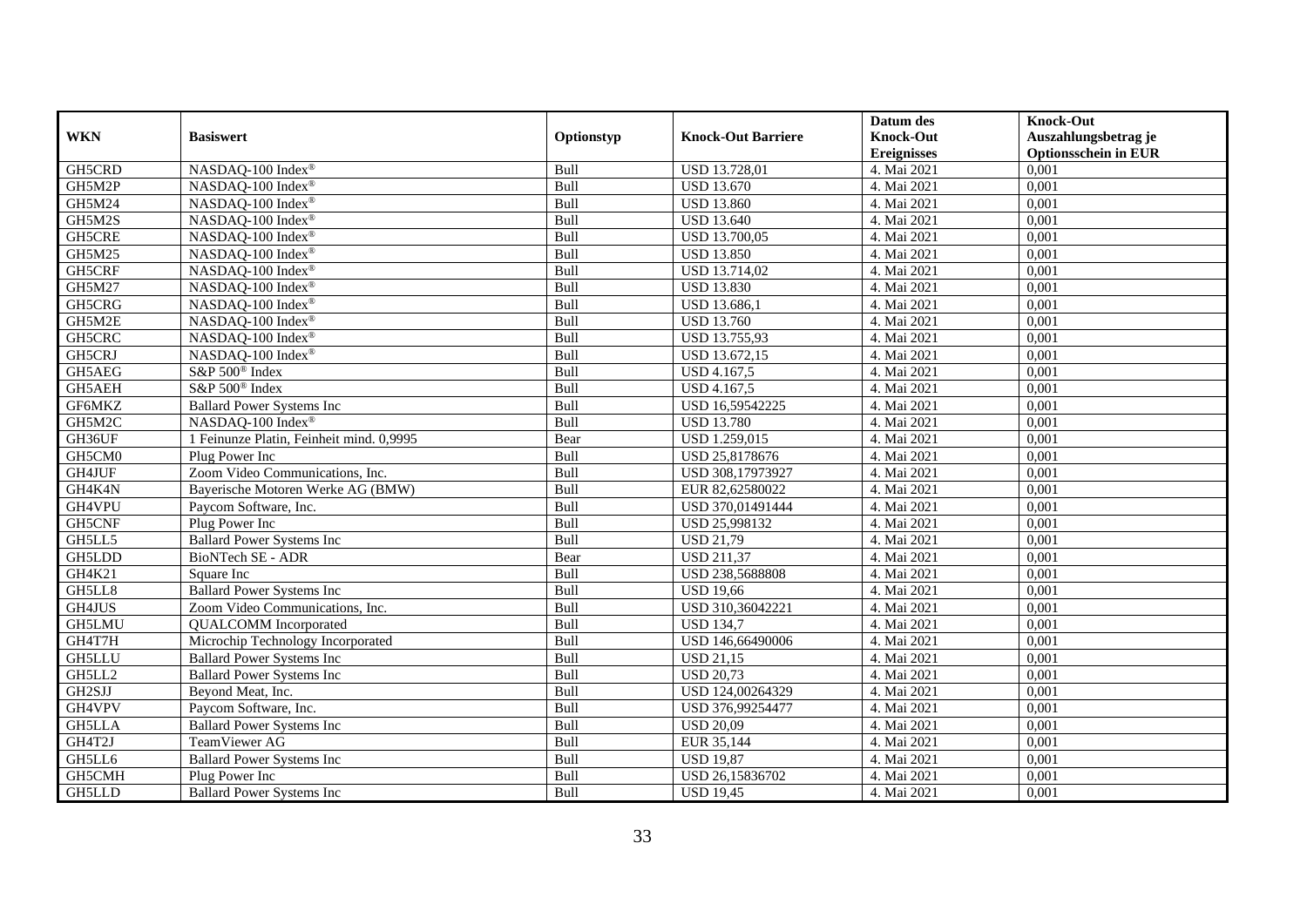| WKN | Basiswert | Optionstyp | Knock-Out Barriere | Datum des Knock-Out Ereignisses | Knock-Out Auszahlungsbetrag je Optionsschein in EUR |
|---|---|---|---|---|---|
| GH5CRD | NASDAQ-100 Index® | Bull | USD 13.728,01 | 4. Mai 2021 | 0,001 |
| GH5M2P | NASDAQ-100 Index® | Bull | USD 13.670 | 4. Mai 2021 | 0,001 |
| GH5M24 | NASDAQ-100 Index® | Bull | USD 13.860 | 4. Mai 2021 | 0,001 |
| GH5M2S | NASDAQ-100 Index® | Bull | USD 13.640 | 4. Mai 2021 | 0,001 |
| GH5CRE | NASDAQ-100 Index® | Bull | USD 13.700,05 | 4. Mai 2021 | 0,001 |
| GH5M25 | NASDAQ-100 Index® | Bull | USD 13.850 | 4. Mai 2021 | 0,001 |
| GH5CRF | NASDAQ-100 Index® | Bull | USD 13.714,02 | 4. Mai 2021 | 0,001 |
| GH5M27 | NASDAQ-100 Index® | Bull | USD 13.830 | 4. Mai 2021 | 0,001 |
| GH5CRG | NASDAQ-100 Index® | Bull | USD 13.686,1 | 4. Mai 2021 | 0,001 |
| GH5M2E | NASDAQ-100 Index® | Bull | USD 13.760 | 4. Mai 2021 | 0,001 |
| GH5CRC | NASDAQ-100 Index® | Bull | USD 13.755,93 | 4. Mai 2021 | 0,001 |
| GH5CRJ | NASDAQ-100 Index® | Bull | USD 13.672,15 | 4. Mai 2021 | 0,001 |
| GH5AEG | S&P 500® Index | Bull | USD 4.167,5 | 4. Mai 2021 | 0,001 |
| GH5AEH | S&P 500® Index | Bull | USD 4.167,5 | 4. Mai 2021 | 0,001 |
| GF6MKZ | Ballard Power Systems Inc | Bull | USD 16,59542225 | 4. Mai 2021 | 0,001 |
| GH5M2C | NASDAQ-100 Index® | Bull | USD 13.780 | 4. Mai 2021 | 0,001 |
| GH36UF | 1 Feinunze Platin, Feinheit mind. 0,9995 | Bear | USD 1.259,015 | 4. Mai 2021 | 0,001 |
| GH5CM0 | Plug Power Inc | Bull | USD 25,8178676 | 4. Mai 2021 | 0,001 |
| GH4JUF | Zoom Video Communications, Inc. | Bull | USD 308,17973927 | 4. Mai 2021 | 0,001 |
| GH4K4N | Bayerische Motoren Werke AG (BMW) | Bull | EUR 82,62580022 | 4. Mai 2021 | 0,001 |
| GH4VPU | Paycom Software, Inc. | Bull | USD 370,01491444 | 4. Mai 2021 | 0,001 |
| GH5CNF | Plug Power Inc | Bull | USD 25,998132 | 4. Mai 2021 | 0,001 |
| GH5LL5 | Ballard Power Systems Inc | Bull | USD 21,79 | 4. Mai 2021 | 0,001 |
| GH5LDD | BioNTech SE - ADR | Bear | USD 211,37 | 4. Mai 2021 | 0,001 |
| GH4K21 | Square Inc | Bull | USD 238,5688808 | 4. Mai 2021 | 0,001 |
| GH5LL8 | Ballard Power Systems Inc | Bull | USD 19,66 | 4. Mai 2021 | 0,001 |
| GH4JUS | Zoom Video Communications, Inc. | Bull | USD 310,36042221 | 4. Mai 2021 | 0,001 |
| GH5LMU | QUALCOMM Incorporated | Bull | USD 134,7 | 4. Mai 2021 | 0,001 |
| GH4T7H | Microchip Technology Incorporated | Bull | USD 146,66490006 | 4. Mai 2021 | 0,001 |
| GH5LLU | Ballard Power Systems Inc | Bull | USD 21,15 | 4. Mai 2021 | 0,001 |
| GH5LL2 | Ballard Power Systems Inc | Bull | USD 20,73 | 4. Mai 2021 | 0,001 |
| GH2SJJ | Beyond Meat, Inc. | Bull | USD 124,00264329 | 4. Mai 2021 | 0,001 |
| GH4VPV | Paycom Software, Inc. | Bull | USD 376,99254477 | 4. Mai 2021 | 0,001 |
| GH5LLA | Ballard Power Systems Inc | Bull | USD 20,09 | 4. Mai 2021 | 0,001 |
| GH4T2J | TeamViewer AG | Bull | EUR 35,144 | 4. Mai 2021 | 0,001 |
| GH5LL6 | Ballard Power Systems Inc | Bull | USD 19,87 | 4. Mai 2021 | 0,001 |
| GH5CMH | Plug Power Inc | Bull | USD 26,15836702 | 4. Mai 2021 | 0,001 |
| GH5LLD | Ballard Power Systems Inc | Bull | USD 19,45 | 4. Mai 2021 | 0,001 |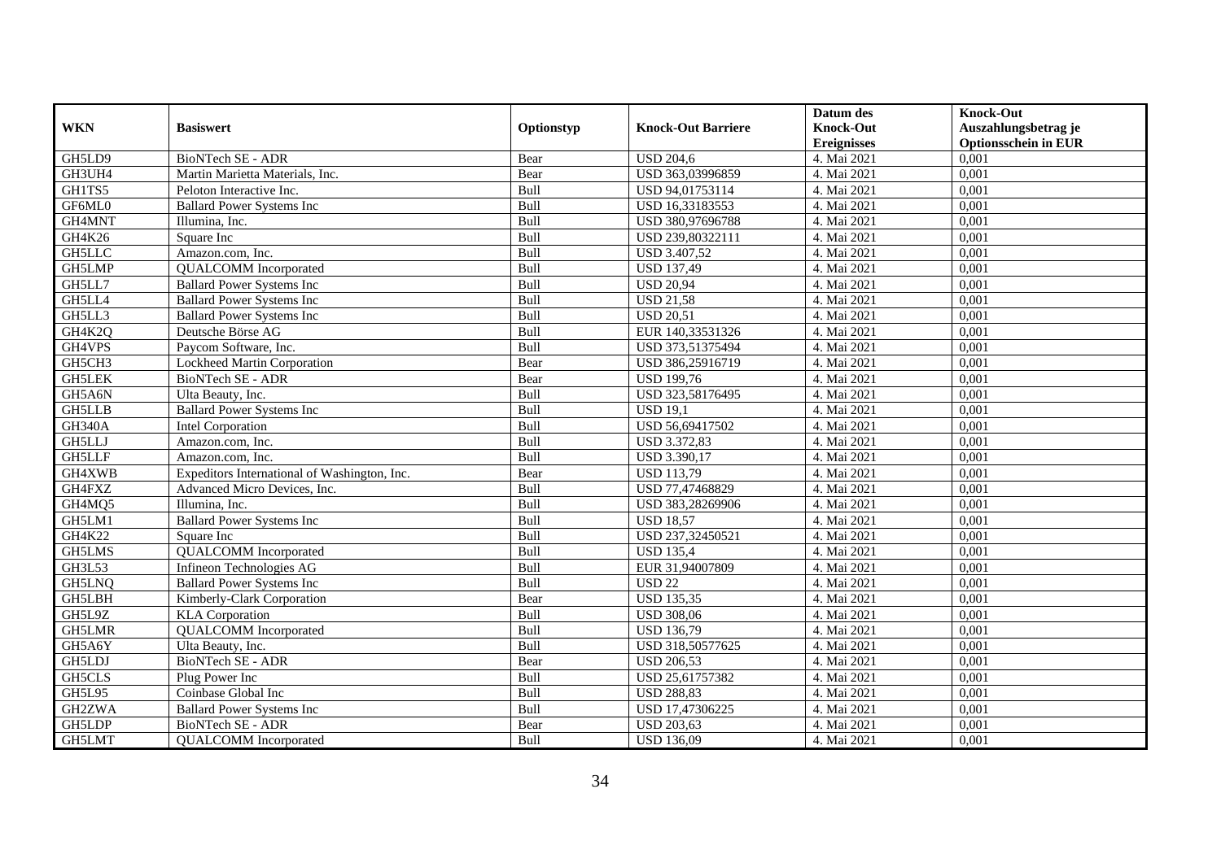| WKN | Basiswert | Optionstyp | Knock-Out Barriere | Datum des Knock-Out Ereignisses | Knock-Out Auszahlungsbetrag je Optionsschein in EUR |
|---|---|---|---|---|---|
| GH5LD9 | BioNTech SE - ADR | Bear | USD 204,6 | 4. Mai 2021 | 0,001 |
| GH3UH4 | Martin Marietta Materials, Inc. | Bear | USD 363,03996859 | 4. Mai 2021 | 0,001 |
| GH1TS5 | Peloton Interactive Inc. | Bull | USD 94,01753114 | 4. Mai 2021 | 0,001 |
| GF6ML0 | Ballard Power Systems Inc | Bull | USD 16,33183553 | 4. Mai 2021 | 0,001 |
| GH4MNT | Illumina, Inc. | Bull | USD 380,97696788 | 4. Mai 2021 | 0,001 |
| GH4K26 | Square Inc | Bull | USD 239,80322111 | 4. Mai 2021 | 0,001 |
| GH5LLC | Amazon.com, Inc. | Bull | USD 3.407,52 | 4. Mai 2021 | 0,001 |
| GH5LMP | QUALCOMM Incorporated | Bull | USD 137,49 | 4. Mai 2021 | 0,001 |
| GH5LL7 | Ballard Power Systems Inc | Bull | USD 20,94 | 4. Mai 2021 | 0,001 |
| GH5LL4 | Ballard Power Systems Inc | Bull | USD 21,58 | 4. Mai 2021 | 0,001 |
| GH5LL3 | Ballard Power Systems Inc | Bull | USD 20,51 | 4. Mai 2021 | 0,001 |
| GH4K2Q | Deutsche Börse AG | Bull | EUR 140,33531326 | 4. Mai 2021 | 0,001 |
| GH4VPS | Paycom Software, Inc. | Bull | USD 373,51375494 | 4. Mai 2021 | 0,001 |
| GH5CH3 | Lockheed Martin Corporation | Bear | USD 386,25916719 | 4. Mai 2021 | 0,001 |
| GH5LEK | BioNTech SE - ADR | Bear | USD 199,76 | 4. Mai 2021 | 0,001 |
| GH5A6N | Ulta Beauty, Inc. | Bull | USD 323,58176495 | 4. Mai 2021 | 0,001 |
| GH5LLB | Ballard Power Systems Inc | Bull | USD 19,1 | 4. Mai 2021 | 0,001 |
| GH340A | Intel Corporation | Bull | USD 56,69417502 | 4. Mai 2021 | 0,001 |
| GH5LLJ | Amazon.com, Inc. | Bull | USD 3.372,83 | 4. Mai 2021 | 0,001 |
| GH5LLF | Amazon.com, Inc. | Bull | USD 3.390,17 | 4. Mai 2021 | 0,001 |
| GH4XWB | Expeditors International of Washington, Inc. | Bear | USD 113,79 | 4. Mai 2021 | 0,001 |
| GH4FXZ | Advanced Micro Devices, Inc. | Bull | USD 77,47468829 | 4. Mai 2021 | 0,001 |
| GH4MQ5 | Illumina, Inc. | Bull | USD 383,28269906 | 4. Mai 2021 | 0,001 |
| GH5LM1 | Ballard Power Systems Inc | Bull | USD 18,57 | 4. Mai 2021 | 0,001 |
| GH4K22 | Square Inc | Bull | USD 237,32450521 | 4. Mai 2021 | 0,001 |
| GH5LMS | QUALCOMM Incorporated | Bull | USD 135,4 | 4. Mai 2021 | 0,001 |
| GH3L53 | Infineon Technologies AG | Bull | EUR 31,94007809 | 4. Mai 2021 | 0,001 |
| GH5LNQ | Ballard Power Systems Inc | Bull | USD 22 | 4. Mai 2021 | 0,001 |
| GH5LBH | Kimberly-Clark Corporation | Bear | USD 135,35 | 4. Mai 2021 | 0,001 |
| GH5L9Z | KLA Corporation | Bull | USD 308,06 | 4. Mai 2021 | 0,001 |
| GH5LMR | QUALCOMM Incorporated | Bull | USD 136,79 | 4. Mai 2021 | 0,001 |
| GH5A6Y | Ulta Beauty, Inc. | Bull | USD 318,50577625 | 4. Mai 2021 | 0,001 |
| GH5LDJ | BioNTech SE - ADR | Bear | USD 206,53 | 4. Mai 2021 | 0,001 |
| GH5CLS | Plug Power Inc | Bull | USD 25,61757382 | 4. Mai 2021 | 0,001 |
| GH5L95 | Coinbase Global Inc | Bull | USD 288,83 | 4. Mai 2021 | 0,001 |
| GH2ZWA | Ballard Power Systems Inc | Bull | USD 17,47306225 | 4. Mai 2021 | 0,001 |
| GH5LDP | BioNTech SE - ADR | Bear | USD 203,63 | 4. Mai 2021 | 0,001 |
| GH5LMT | QUALCOMM Incorporated | Bull | USD 136,09 | 4. Mai 2021 | 0,001 |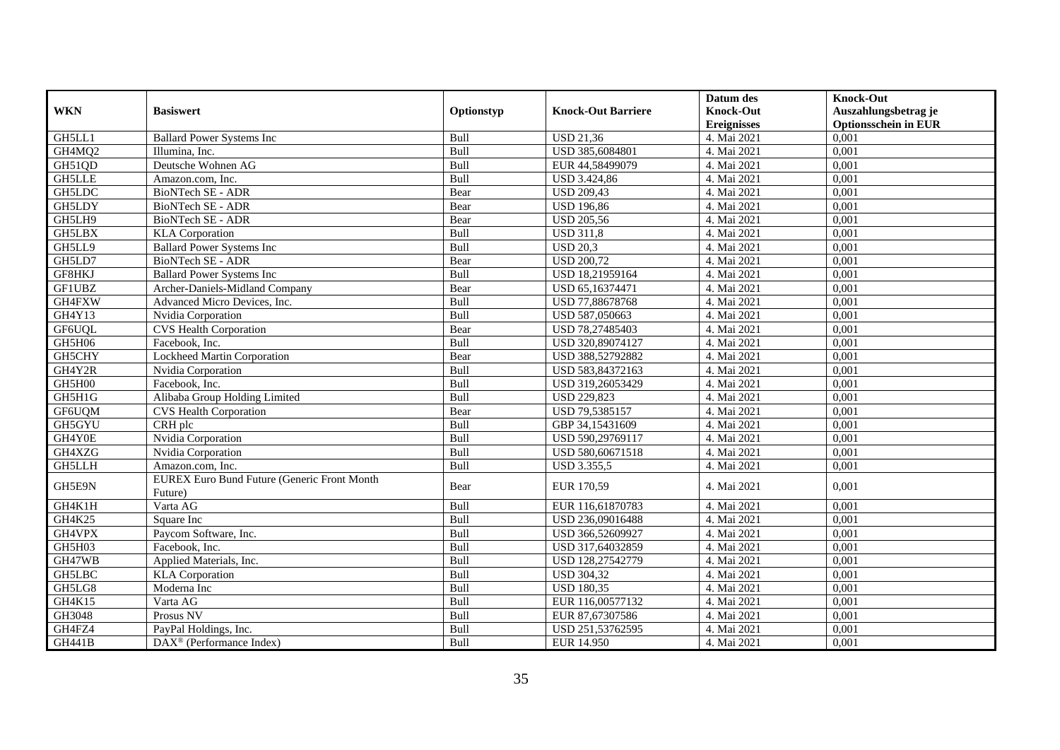| WKN | Basiswert | Optionstyp | Knock-Out Barriere | Datum des Knock-Out Ereignisses | Knock-Out Auszahlungsbetrag je Optionsschein in EUR |
|---|---|---|---|---|---|
| GH5LL1 | Ballard Power Systems Inc | Bull | USD 21,36 | 4. Mai 2021 | 0,001 |
| GH4MQ2 | Illumina, Inc. | Bull | USD 385,6084801 | 4. Mai 2021 | 0,001 |
| GH51QD | Deutsche Wohnen AG | Bull | EUR 44,58499079 | 4. Mai 2021 | 0,001 |
| GH5LLE | Amazon.com, Inc. | Bull | USD 3.424,86 | 4. Mai 2021 | 0,001 |
| GH5LDC | BioNTech SE - ADR | Bear | USD 209,43 | 4. Mai 2021 | 0,001 |
| GH5LDY | BioNTech SE - ADR | Bear | USD 196,86 | 4. Mai 2021 | 0,001 |
| GH5LH9 | BioNTech SE - ADR | Bear | USD 205,56 | 4. Mai 2021 | 0,001 |
| GH5LBX | KLA Corporation | Bull | USD 311,8 | 4. Mai 2021 | 0,001 |
| GH5LL9 | Ballard Power Systems Inc | Bull | USD 20,3 | 4. Mai 2021 | 0,001 |
| GH5LD7 | BioNTech SE - ADR | Bear | USD 200,72 | 4. Mai 2021 | 0,001 |
| GF8HKJ | Ballard Power Systems Inc | Bull | USD 18,21959164 | 4. Mai 2021 | 0,001 |
| GF1UBZ | Archer-Daniels-Midland Company | Bear | USD 65,16374471 | 4. Mai 2021 | 0,001 |
| GH4FXW | Advanced Micro Devices, Inc. | Bull | USD 77,88678768 | 4. Mai 2021 | 0,001 |
| GH4Y13 | Nvidia Corporation | Bull | USD 587,050663 | 4. Mai 2021 | 0,001 |
| GF6UQL | CVS Health Corporation | Bear | USD 78,27485403 | 4. Mai 2021 | 0,001 |
| GH5H06 | Facebook, Inc. | Bull | USD 320,89074127 | 4. Mai 2021 | 0,001 |
| GH5CHY | Lockheed Martin Corporation | Bear | USD 388,52792882 | 4. Mai 2021 | 0,001 |
| GH4Y2R | Nvidia Corporation | Bull | USD 583,84372163 | 4. Mai 2021 | 0,001 |
| GH5H00 | Facebook, Inc. | Bull | USD 319,26053429 | 4. Mai 2021 | 0,001 |
| GH5H1G | Alibaba Group Holding Limited | Bull | USD 229,823 | 4. Mai 2021 | 0,001 |
| GF6UQM | CVS Health Corporation | Bear | USD 79,5385157 | 4. Mai 2021 | 0,001 |
| GH5GYU | CRH plc | Bull | GBP 34,15431609 | 4. Mai 2021 | 0,001 |
| GH4Y0E | Nvidia Corporation | Bull | USD 590,29769117 | 4. Mai 2021 | 0,001 |
| GH4XZG | Nvidia Corporation | Bull | USD 580,60671518 | 4. Mai 2021 | 0,001 |
| GH5LLH | Amazon.com, Inc. | Bull | USD 3.355,5 | 4. Mai 2021 | 0,001 |
| GH5E9N | EUREX Euro Bund Future (Generic Front Month Future) | Bear | EUR 170,59 | 4. Mai 2021 | 0,001 |
| GH4K1H | Varta AG | Bull | EUR 116,61870783 | 4. Mai 2021 | 0,001 |
| GH4K25 | Square Inc | Bull | USD 236,09016488 | 4. Mai 2021 | 0,001 |
| GH4VPX | Paycom Software, Inc. | Bull | USD 366,52609927 | 4. Mai 2021 | 0,001 |
| GH5H03 | Facebook, Inc. | Bull | USD 317,64032859 | 4. Mai 2021 | 0,001 |
| GH47WB | Applied Materials, Inc. | Bull | USD 128,27542779 | 4. Mai 2021 | 0,001 |
| GH5LBC | KLA Corporation | Bull | USD 304,32 | 4. Mai 2021 | 0,001 |
| GH5LG8 | Moderna Inc | Bull | USD 180,35 | 4. Mai 2021 | 0,001 |
| GH4K15 | Varta AG | Bull | EUR 116,00577132 | 4. Mai 2021 | 0,001 |
| GH3048 | Prosus NV | Bull | EUR 87,67307586 | 4. Mai 2021 | 0,001 |
| GH4FZ4 | PayPal Holdings, Inc. | Bull | USD 251,53762595 | 4. Mai 2021 | 0,001 |
| GH441B | DAX® (Performance Index) | Bull | EUR 14.950 | 4. Mai 2021 | 0,001 |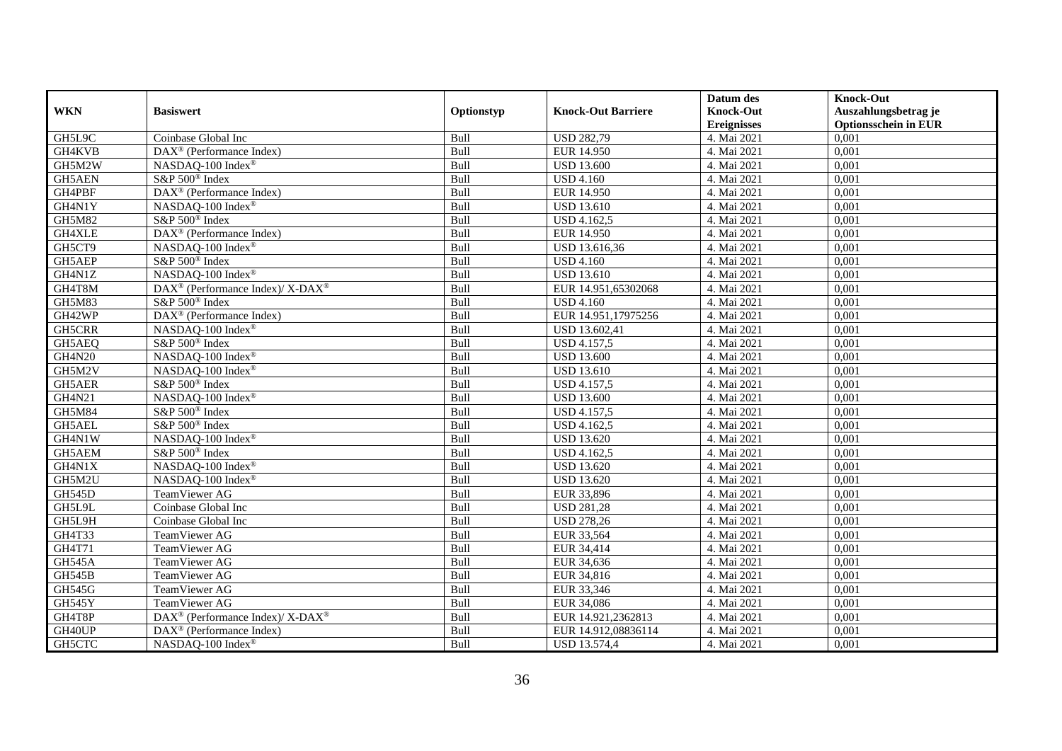| WKN | Basiswert | Optionstyp | Knock-Out Barriere | Datum des Knock-Out Ereignisses | Knock-Out Auszahlungsbetrag je Optionsschein in EUR |
|---|---|---|---|---|---|
| GH5L9C | Coinbase Global Inc | Bull | USD 282,79 | 4. Mai 2021 | 0,001 |
| GH4KVB | DAX® (Performance Index) | Bull | EUR 14.950 | 4. Mai 2021 | 0,001 |
| GH5M2W | NASDAQ-100 Index® | Bull | USD 13.600 | 4. Mai 2021 | 0,001 |
| GH5AEN | S&P 500® Index | Bull | USD 4.160 | 4. Mai 2021 | 0,001 |
| GH4PBF | DAX® (Performance Index) | Bull | EUR 14.950 | 4. Mai 2021 | 0,001 |
| GH4N1Y | NASDAQ-100 Index® | Bull | USD 13.610 | 4. Mai 2021 | 0,001 |
| GH5M82 | S&P 500® Index | Bull | USD 4.162,5 | 4. Mai 2021 | 0,001 |
| GH4XLE | DAX® (Performance Index) | Bull | EUR 14.950 | 4. Mai 2021 | 0,001 |
| GH5CT9 | NASDAQ-100 Index® | Bull | USD 13.616,36 | 4. Mai 2021 | 0,001 |
| GH5AEP | S&P 500® Index | Bull | USD 4.160 | 4. Mai 2021 | 0,001 |
| GH4N1Z | NASDAQ-100 Index® | Bull | USD 13.610 | 4. Mai 2021 | 0,001 |
| GH4T8M | DAX® (Performance Index)/ X-DAX® | Bull | EUR 14.951,65302068 | 4. Mai 2021 | 0,001 |
| GH5M83 | S&P 500® Index | Bull | USD 4.160 | 4. Mai 2021 | 0,001 |
| GH42WP | DAX® (Performance Index) | Bull | EUR 14.951,17975256 | 4. Mai 2021 | 0,001 |
| GH5CRR | NASDAQ-100 Index® | Bull | USD 13.602,41 | 4. Mai 2021 | 0,001 |
| GH5AEQ | S&P 500® Index | Bull | USD 4.157,5 | 4. Mai 2021 | 0,001 |
| GH4N20 | NASDAQ-100 Index® | Bull | USD 13.600 | 4. Mai 2021 | 0,001 |
| GH5M2V | NASDAQ-100 Index® | Bull | USD 13.610 | 4. Mai 2021 | 0,001 |
| GH5AER | S&P 500® Index | Bull | USD 4.157,5 | 4. Mai 2021 | 0,001 |
| GH4N21 | NASDAQ-100 Index® | Bull | USD 13.600 | 4. Mai 2021 | 0,001 |
| GH5M84 | S&P 500® Index | Bull | USD 4.157,5 | 4. Mai 2021 | 0,001 |
| GH5AEL | S&P 500® Index | Bull | USD 4.162,5 | 4. Mai 2021 | 0,001 |
| GH4N1W | NASDAQ-100 Index® | Bull | USD 13.620 | 4. Mai 2021 | 0,001 |
| GH5AEM | S&P 500® Index | Bull | USD 4.162,5 | 4. Mai 2021 | 0,001 |
| GH4N1X | NASDAQ-100 Index® | Bull | USD 13.620 | 4. Mai 2021 | 0,001 |
| GH5M2U | NASDAQ-100 Index® | Bull | USD 13.620 | 4. Mai 2021 | 0,001 |
| GH545D | TeamViewer AG | Bull | EUR 33,896 | 4. Mai 2021 | 0,001 |
| GH5L9L | Coinbase Global Inc | Bull | USD 281,28 | 4. Mai 2021 | 0,001 |
| GH5L9H | Coinbase Global Inc | Bull | USD 278,26 | 4. Mai 2021 | 0,001 |
| GH4T33 | TeamViewer AG | Bull | EUR 33,564 | 4. Mai 2021 | 0,001 |
| GH4T71 | TeamViewer AG | Bull | EUR 34,414 | 4. Mai 2021 | 0,001 |
| GH545A | TeamViewer AG | Bull | EUR 34,636 | 4. Mai 2021 | 0,001 |
| GH545B | TeamViewer AG | Bull | EUR 34,816 | 4. Mai 2021 | 0,001 |
| GH545G | TeamViewer AG | Bull | EUR 33,346 | 4. Mai 2021 | 0,001 |
| GH545Y | TeamViewer AG | Bull | EUR 34,086 | 4. Mai 2021 | 0,001 |
| GH4T8P | DAX® (Performance Index)/ X-DAX® | Bull | EUR 14.921,2362813 | 4. Mai 2021 | 0,001 |
| GH40UP | DAX® (Performance Index) | Bull | EUR 14.912,08836114 | 4. Mai 2021 | 0,001 |
| GH5CTC | NASDAQ-100 Index® | Bull | USD 13.574,4 | 4. Mai 2021 | 0,001 |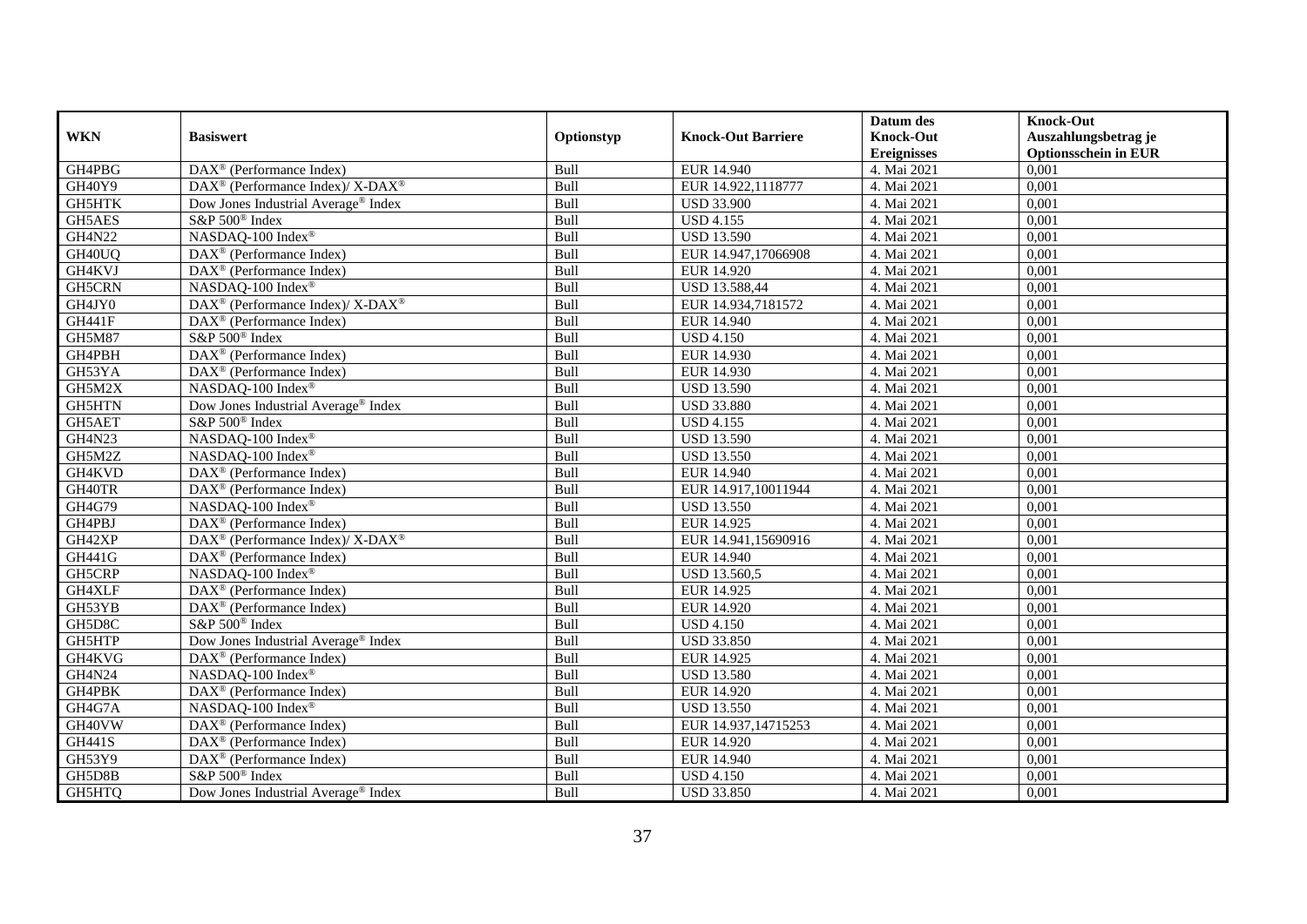| WKN | Basiswert | Optionstyp | Knock-Out Barriere | Datum des Knock-Out Ereignisses | Knock-Out Auszahlungsbetrag je Optionsschein in EUR |
|---|---|---|---|---|---|
| GH4PBG | DAX® (Performance Index) | Bull | EUR 14.940 | 4. Mai 2021 | 0,001 |
| GH40Y9 | DAX® (Performance Index)/ X-DAX® | Bull | EUR 14.922,1118777 | 4. Mai 2021 | 0,001 |
| GH5HTK | Dow Jones Industrial Average® Index | Bull | USD 33.900 | 4. Mai 2021 | 0,001 |
| GH5AES | S&P 500® Index | Bull | USD 4.155 | 4. Mai 2021 | 0,001 |
| GH4N22 | NASDAQ-100 Index® | Bull | USD 13.590 | 4. Mai 2021 | 0,001 |
| GH40UQ | DAX® (Performance Index) | Bull | EUR 14.947,17066908 | 4. Mai 2021 | 0,001 |
| GH4KVJ | DAX® (Performance Index) | Bull | EUR 14.920 | 4. Mai 2021 | 0,001 |
| GH5CRN | NASDAQ-100 Index® | Bull | USD 13.588,44 | 4. Mai 2021 | 0,001 |
| GH4JY0 | DAX® (Performance Index)/ X-DAX® | Bull | EUR 14.934,7181572 | 4. Mai 2021 | 0,001 |
| GH441F | DAX® (Performance Index) | Bull | EUR 14.940 | 4. Mai 2021 | 0,001 |
| GH5M87 | S&P 500® Index | Bull | USD 4.150 | 4. Mai 2021 | 0,001 |
| GH4PBH | DAX® (Performance Index) | Bull | EUR 14.930 | 4. Mai 2021 | 0,001 |
| GH53YA | DAX® (Performance Index) | Bull | EUR 14.930 | 4. Mai 2021 | 0,001 |
| GH5M2X | NASDAQ-100 Index® | Bull | USD 13.590 | 4. Mai 2021 | 0,001 |
| GH5HTN | Dow Jones Industrial Average® Index | Bull | USD 33.880 | 4. Mai 2021 | 0,001 |
| GH5AET | S&P 500® Index | Bull | USD 4.155 | 4. Mai 2021 | 0,001 |
| GH4N23 | NASDAQ-100 Index® | Bull | USD 13.590 | 4. Mai 2021 | 0,001 |
| GH5M2Z | NASDAQ-100 Index® | Bull | USD 13.550 | 4. Mai 2021 | 0,001 |
| GH4KVD | DAX® (Performance Index) | Bull | EUR 14.940 | 4. Mai 2021 | 0,001 |
| GH40TR | DAX® (Performance Index) | Bull | EUR 14.917,10011944 | 4. Mai 2021 | 0,001 |
| GH4G79 | NASDAQ-100 Index® | Bull | USD 13.550 | 4. Mai 2021 | 0,001 |
| GH4PBJ | DAX® (Performance Index) | Bull | EUR 14.925 | 4. Mai 2021 | 0,001 |
| GH42XP | DAX® (Performance Index)/ X-DAX® | Bull | EUR 14.941,15690916 | 4. Mai 2021 | 0,001 |
| GH441G | DAX® (Performance Index) | Bull | EUR 14.940 | 4. Mai 2021 | 0,001 |
| GH5CRP | NASDAQ-100 Index® | Bull | USD 13.560,5 | 4. Mai 2021 | 0,001 |
| GH4XLF | DAX® (Performance Index) | Bull | EUR 14.925 | 4. Mai 2021 | 0,001 |
| GH53YB | DAX® (Performance Index) | Bull | EUR 14.920 | 4. Mai 2021 | 0,001 |
| GH5D8C | S&P 500® Index | Bull | USD 4.150 | 4. Mai 2021 | 0,001 |
| GH5HTP | Dow Jones Industrial Average® Index | Bull | USD 33.850 | 4. Mai 2021 | 0,001 |
| GH4KVG | DAX® (Performance Index) | Bull | EUR 14.925 | 4. Mai 2021 | 0,001 |
| GH4N24 | NASDAQ-100 Index® | Bull | USD 13.580 | 4. Mai 2021 | 0,001 |
| GH4PBK | DAX® (Performance Index) | Bull | EUR 14.920 | 4. Mai 2021 | 0,001 |
| GH4G7A | NASDAQ-100 Index® | Bull | USD 13.550 | 4. Mai 2021 | 0,001 |
| GH40VW | DAX® (Performance Index) | Bull | EUR 14.937,14715253 | 4. Mai 2021 | 0,001 |
| GH441S | DAX® (Performance Index) | Bull | EUR 14.920 | 4. Mai 2021 | 0,001 |
| GH53Y9 | DAX® (Performance Index) | Bull | EUR 14.940 | 4. Mai 2021 | 0,001 |
| GH5D8B | S&P 500® Index | Bull | USD 4.150 | 4. Mai 2021 | 0,001 |
| GH5HTQ | Dow Jones Industrial Average® Index | Bull | USD 33.850 | 4. Mai 2021 | 0,001 |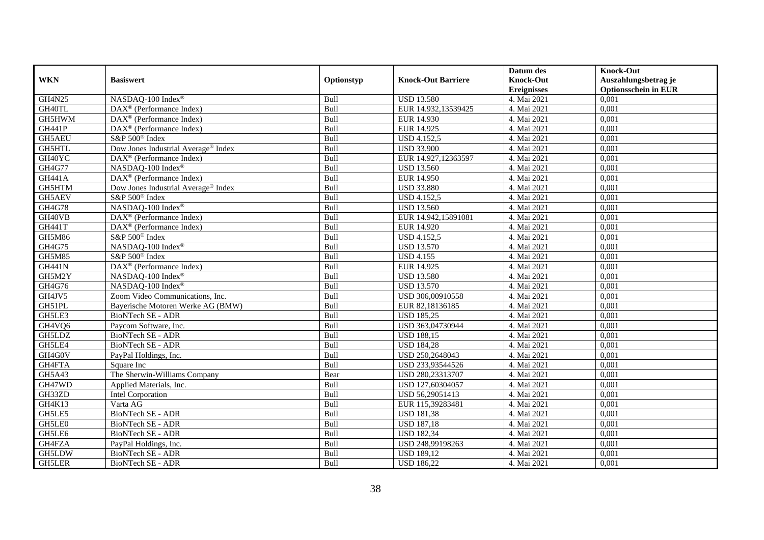| WKN | Basiswert | Optionstyp | Knock-Out Barriere | Datum des Knock-Out Ereignisses | Knock-Out Auszahlungsbetrag je Optionsschein in EUR |
|---|---|---|---|---|---|
| GH4N25 | NASDAQ-100 Index® | Bull | USD 13.580 | 4. Mai 2021 | 0,001 |
| GH40TL | DAX® (Performance Index) | Bull | EUR 14.932,13539425 | 4. Mai 2021 | 0,001 |
| GH5HWM | DAX® (Performance Index) | Bull | EUR 14.930 | 4. Mai 2021 | 0,001 |
| GH441P | DAX® (Performance Index) | Bull | EUR 14.925 | 4. Mai 2021 | 0,001 |
| GH5AEU | S&P 500® Index | Bull | USD 4.152,5 | 4. Mai 2021 | 0,001 |
| GH5HTL | Dow Jones Industrial Average® Index | Bull | USD 33.900 | 4. Mai 2021 | 0,001 |
| GH40YC | DAX® (Performance Index) | Bull | EUR 14.927,12363597 | 4. Mai 2021 | 0,001 |
| GH4G77 | NASDAQ-100 Index® | Bull | USD 13.560 | 4. Mai 2021 | 0,001 |
| GH441A | DAX® (Performance Index) | Bull | EUR 14.950 | 4. Mai 2021 | 0,001 |
| GH5HTM | Dow Jones Industrial Average® Index | Bull | USD 33.880 | 4. Mai 2021 | 0,001 |
| GH5AEV | S&P 500® Index | Bull | USD 4.152,5 | 4. Mai 2021 | 0,001 |
| GH4G78 | NASDAQ-100 Index® | Bull | USD 13.560 | 4. Mai 2021 | 0,001 |
| GH40VB | DAX® (Performance Index) | Bull | EUR 14.942,15891081 | 4. Mai 2021 | 0,001 |
| GH441T | DAX® (Performance Index) | Bull | EUR 14.920 | 4. Mai 2021 | 0,001 |
| GH5M86 | S&P 500® Index | Bull | USD 4.152,5 | 4. Mai 2021 | 0,001 |
| GH4G75 | NASDAQ-100 Index® | Bull | USD 13.570 | 4. Mai 2021 | 0,001 |
| GH5M85 | S&P 500® Index | Bull | USD 4.155 | 4. Mai 2021 | 0,001 |
| GH441N | DAX® (Performance Index) | Bull | EUR 14.925 | 4. Mai 2021 | 0,001 |
| GH5M2Y | NASDAQ-100 Index® | Bull | USD 13.580 | 4. Mai 2021 | 0,001 |
| GH4G76 | NASDAQ-100 Index® | Bull | USD 13.570 | 4. Mai 2021 | 0,001 |
| GH4JV5 | Zoom Video Communications, Inc. | Bull | USD 306,00910558 | 4. Mai 2021 | 0,001 |
| GH51PL | Bayerische Motoren Werke AG (BMW) | Bull | EUR 82,18136185 | 4. Mai 2021 | 0,001 |
| GH5LE3 | BioNTech SE - ADR | Bull | USD 185,25 | 4. Mai 2021 | 0,001 |
| GH4VQ6 | Paycom Software, Inc. | Bull | USD 363,04730944 | 4. Mai 2021 | 0,001 |
| GH5LDZ | BioNTech SE - ADR | Bull | USD 188,15 | 4. Mai 2021 | 0,001 |
| GH5LE4 | BioNTech SE - ADR | Bull | USD 184,28 | 4. Mai 2021 | 0,001 |
| GH4G0V | PayPal Holdings, Inc. | Bull | USD 250,2648043 | 4. Mai 2021 | 0,001 |
| GH4FTA | Square Inc | Bull | USD 233,93544526 | 4. Mai 2021 | 0,001 |
| GH5A43 | The Sherwin-Williams Company | Bear | USD 280,23313707 | 4. Mai 2021 | 0,001 |
| GH47WD | Applied Materials, Inc. | Bull | USD 127,60304057 | 4. Mai 2021 | 0,001 |
| GH33ZD | Intel Corporation | Bull | USD 56,29051413 | 4. Mai 2021 | 0,001 |
| GH4K13 | Varta AG | Bull | EUR 115,39283481 | 4. Mai 2021 | 0,001 |
| GH5LE5 | BioNTech SE - ADR | Bull | USD 181,38 | 4. Mai 2021 | 0,001 |
| GH5LE0 | BioNTech SE - ADR | Bull | USD 187,18 | 4. Mai 2021 | 0,001 |
| GH5LE6 | BioNTech SE - ADR | Bull | USD 182,34 | 4. Mai 2021 | 0,001 |
| GH4FZA | PayPal Holdings, Inc. | Bull | USD 248,99198263 | 4. Mai 2021 | 0,001 |
| GH5LDW | BioNTech SE - ADR | Bull | USD 189,12 | 4. Mai 2021 | 0,001 |
| GH5LER | BioNTech SE - ADR | Bull | USD 186,22 | 4. Mai 2021 | 0,001 |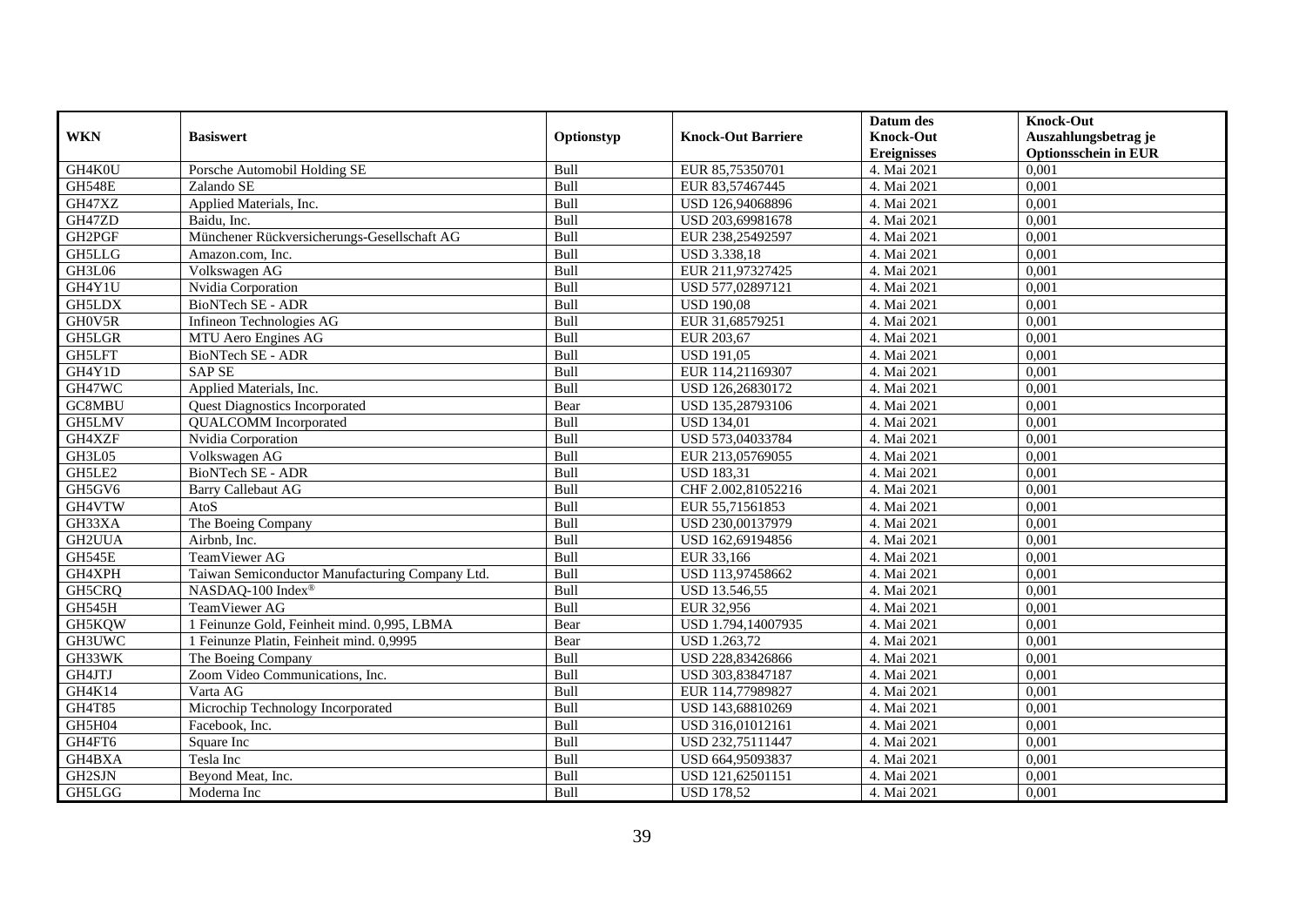| WKN | Basiswert | Optionstyp | Knock-Out Barriere | Datum des Knock-Out Ereignisses | Knock-Out Auszahlungsbetrag je Optionsschein in EUR |
|---|---|---|---|---|---|
| GH4K0U | Porsche Automobil Holding SE | Bull | EUR 85,75350701 | 4. Mai 2021 | 0,001 |
| GH548E | Zalando SE | Bull | EUR 83,57467445 | 4. Mai 2021 | 0,001 |
| GH47XZ | Applied Materials, Inc. | Bull | USD 126,94068896 | 4. Mai 2021 | 0,001 |
| GH47ZD | Baidu, Inc. | Bull | USD 203,69981678 | 4. Mai 2021 | 0,001 |
| GH2PGF | Münchener Rückversicherungs-Gesellschaft AG | Bull | EUR 238,25492597 | 4. Mai 2021 | 0,001 |
| GH5LLG | Amazon.com, Inc. | Bull | USD 3.338,18 | 4. Mai 2021 | 0,001 |
| GH3L06 | Volkswagen AG | Bull | EUR 211,97327425 | 4. Mai 2021 | 0,001 |
| GH4Y1U | Nvidia Corporation | Bull | USD 577,02897121 | 4. Mai 2021 | 0,001 |
| GH5LDX | BioNTech SE - ADR | Bull | USD 190,08 | 4. Mai 2021 | 0,001 |
| GH0V5R | Infineon Technologies AG | Bull | EUR 31,68579251 | 4. Mai 2021 | 0,001 |
| GH5LGR | MTU Aero Engines AG | Bull | EUR 203,67 | 4. Mai 2021 | 0,001 |
| GH5LFT | BioNTech SE - ADR | Bull | USD 191,05 | 4. Mai 2021 | 0,001 |
| GH4Y1D | SAP SE | Bull | EUR 114,21169307 | 4. Mai 2021 | 0,001 |
| GH47WC | Applied Materials, Inc. | Bull | USD 126,26830172 | 4. Mai 2021 | 0,001 |
| GC8MBU | Quest Diagnostics Incorporated | Bear | USD 135,28793106 | 4. Mai 2021 | 0,001 |
| GH5LMV | QUALCOMM Incorporated | Bull | USD 134,01 | 4. Mai 2021 | 0,001 |
| GH4XZF | Nvidia Corporation | Bull | USD 573,04033784 | 4. Mai 2021 | 0,001 |
| GH3L05 | Volkswagen AG | Bull | EUR 213,05769055 | 4. Mai 2021 | 0,001 |
| GH5LE2 | BioNTech SE - ADR | Bull | USD 183,31 | 4. Mai 2021 | 0,001 |
| GH5GV6 | Barry Callebaut AG | Bull | CHF 2.002,81052216 | 4. Mai 2021 | 0,001 |
| GH4VTW | AtoS | Bull | EUR 55,71561853 | 4. Mai 2021 | 0,001 |
| GH33XA | The Boeing Company | Bull | USD 230,00137979 | 4. Mai 2021 | 0,001 |
| GH2UUA | Airbnb, Inc. | Bull | USD 162,69194856 | 4. Mai 2021 | 0,001 |
| GH545E | TeamViewer AG | Bull | EUR 33,166 | 4. Mai 2021 | 0,001 |
| GH4XPH | Taiwan Semiconductor Manufacturing Company Ltd. | Bull | USD 113,97458662 | 4. Mai 2021 | 0,001 |
| GH5CRQ | NASDAQ-100 Index® | Bull | USD 13.546,55 | 4. Mai 2021 | 0,001 |
| GH545H | TeamViewer AG | Bull | EUR 32,956 | 4. Mai 2021 | 0,001 |
| GH5KQW | 1 Feinunze Gold, Feinheit mind. 0,995, LBMA | Bear | USD 1.794,14007935 | 4. Mai 2021 | 0,001 |
| GH3UWC | 1 Feinunze Platin, Feinheit mind. 0,9995 | Bear | USD 1.263,72 | 4. Mai 2021 | 0,001 |
| GH33WK | The Boeing Company | Bull | USD 228,83426866 | 4. Mai 2021 | 0,001 |
| GH4JTJ | Zoom Video Communications, Inc. | Bull | USD 303,83847187 | 4. Mai 2021 | 0,001 |
| GH4K14 | Varta AG | Bull | EUR 114,77989827 | 4. Mai 2021 | 0,001 |
| GH4T85 | Microchip Technology Incorporated | Bull | USD 143,68810269 | 4. Mai 2021 | 0,001 |
| GH5H04 | Facebook, Inc. | Bull | USD 316,01012161 | 4. Mai 2021 | 0,001 |
| GH4FT6 | Square Inc | Bull | USD 232,75111447 | 4. Mai 2021 | 0,001 |
| GH4BXA | Tesla Inc | Bull | USD 664,95093837 | 4. Mai 2021 | 0,001 |
| GH2SJN | Beyond Meat, Inc. | Bull | USD 121,62501151 | 4. Mai 2021 | 0,001 |
| GH5LGG | Moderna Inc | Bull | USD 178,52 | 4. Mai 2021 | 0,001 |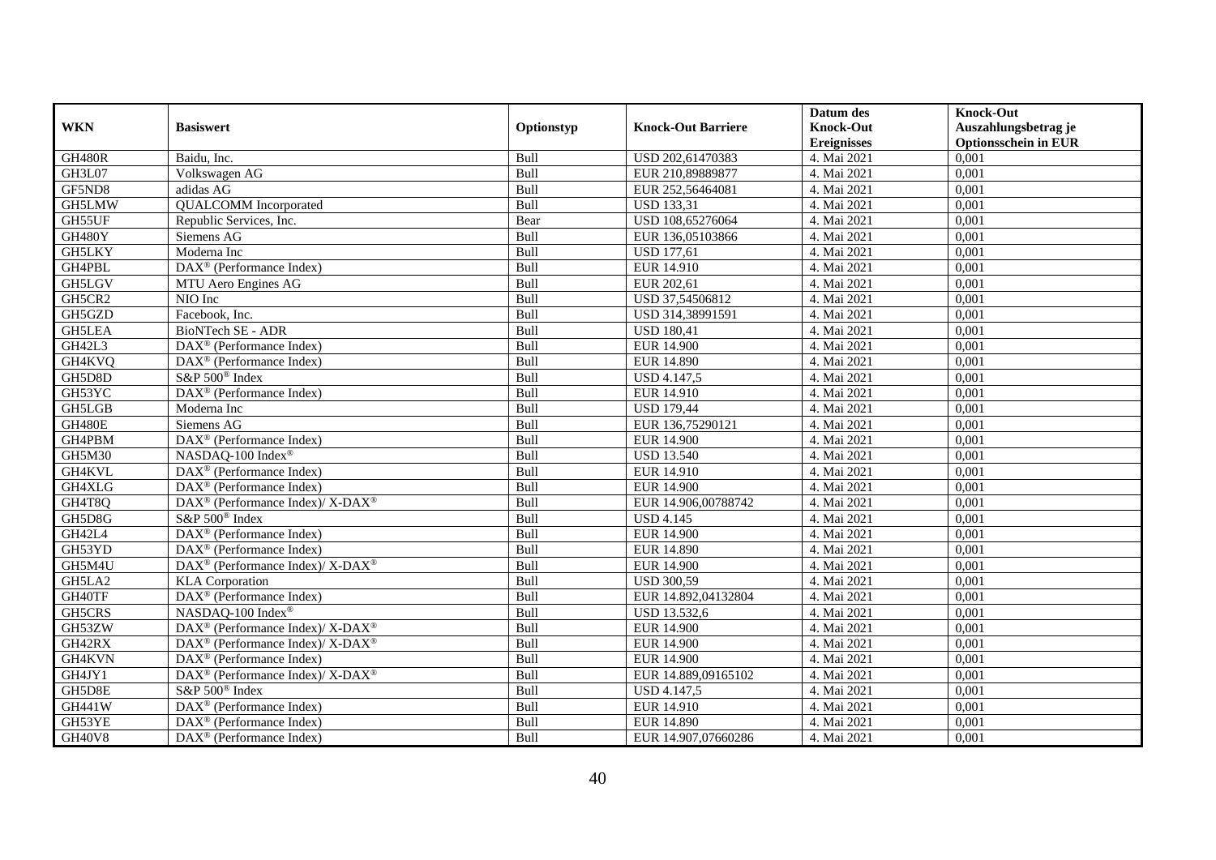| WKN | Basiswert | Optionstyp | Knock-Out Barriere | Datum des Knock-Out Ereignisses | Knock-Out Auszahlungsbetrag je Optionsschein in EUR |
|---|---|---|---|---|---|
| GH480R | Baidu, Inc. | Bull | USD 202,61470383 | 4. Mai 2021 | 0,001 |
| GH3L07 | Volkswagen AG | Bull | EUR 210,89889877 | 4. Mai 2021 | 0,001 |
| GF5ND8 | adidas AG | Bull | EUR 252,56464081 | 4. Mai 2021 | 0,001 |
| GH5LMW | QUALCOMM Incorporated | Bull | USD 133,31 | 4. Mai 2021 | 0,001 |
| GH55UF | Republic Services, Inc. | Bear | USD 108,65276064 | 4. Mai 2021 | 0,001 |
| GH480Y | Siemens AG | Bull | EUR 136,05103866 | 4. Mai 2021 | 0,001 |
| GH5LKY | Moderna Inc | Bull | USD 177,61 | 4. Mai 2021 | 0,001 |
| GH4PBL | DAX® (Performance Index) | Bull | EUR 14.910 | 4. Mai 2021 | 0,001 |
| GH5LGV | MTU Aero Engines AG | Bull | EUR 202,61 | 4. Mai 2021 | 0,001 |
| GH5CR2 | NIO Inc | Bull | USD 37,54506812 | 4. Mai 2021 | 0,001 |
| GH5GZD | Facebook, Inc. | Bull | USD 314,38991591 | 4. Mai 2021 | 0,001 |
| GH5LEA | BioNTech SE - ADR | Bull | USD 180,41 | 4. Mai 2021 | 0,001 |
| GH42L3 | DAX® (Performance Index) | Bull | EUR 14.900 | 4. Mai 2021 | 0,001 |
| GH4KVQ | DAX® (Performance Index) | Bull | EUR 14.890 | 4. Mai 2021 | 0,001 |
| GH5D8D | S&P 500® Index | Bull | USD 4.147,5 | 4. Mai 2021 | 0,001 |
| GH53YC | DAX® (Performance Index) | Bull | EUR 14.910 | 4. Mai 2021 | 0,001 |
| GH5LGB | Moderna Inc | Bull | USD 179,44 | 4. Mai 2021 | 0,001 |
| GH480E | Siemens AG | Bull | EUR 136,75290121 | 4. Mai 2021 | 0,001 |
| GH4PBM | DAX® (Performance Index) | Bull | EUR 14.900 | 4. Mai 2021 | 0,001 |
| GH5M30 | NASDAQ-100 Index® | Bull | USD 13.540 | 4. Mai 2021 | 0,001 |
| GH4KVL | DAX® (Performance Index) | Bull | EUR 14.910 | 4. Mai 2021 | 0,001 |
| GH4XLG | DAX® (Performance Index) | Bull | EUR 14.900 | 4. Mai 2021 | 0,001 |
| GH4T8Q | DAX® (Performance Index)/ X-DAX® | Bull | EUR 14.906,00788742 | 4. Mai 2021 | 0,001 |
| GH5D8G | S&P 500® Index | Bull | USD 4.145 | 4. Mai 2021 | 0,001 |
| GH42L4 | DAX® (Performance Index) | Bull | EUR 14.900 | 4. Mai 2021 | 0,001 |
| GH53YD | DAX® (Performance Index) | Bull | EUR 14.890 | 4. Mai 2021 | 0,001 |
| GH5M4U | DAX® (Performance Index)/ X-DAX® | Bull | EUR 14.900 | 4. Mai 2021 | 0,001 |
| GH5LA2 | KLA Corporation | Bull | USD 300,59 | 4. Mai 2021 | 0,001 |
| GH40TF | DAX® (Performance Index) | Bull | EUR 14.892,04132804 | 4. Mai 2021 | 0,001 |
| GH5CRS | NASDAQ-100 Index® | Bull | USD 13.532,6 | 4. Mai 2021 | 0,001 |
| GH53ZW | DAX® (Performance Index)/ X-DAX® | Bull | EUR 14.900 | 4. Mai 2021 | 0,001 |
| GH42RX | DAX® (Performance Index)/ X-DAX® | Bull | EUR 14.900 | 4. Mai 2021 | 0,001 |
| GH4KVN | DAX® (Performance Index) | Bull | EUR 14.900 | 4. Mai 2021 | 0,001 |
| GH4JY1 | DAX® (Performance Index)/ X-DAX® | Bull | EUR 14.889,09165102 | 4. Mai 2021 | 0,001 |
| GH5D8E | S&P 500® Index | Bull | USD 4.147,5 | 4. Mai 2021 | 0,001 |
| GH441W | DAX® (Performance Index) | Bull | EUR 14.910 | 4. Mai 2021 | 0,001 |
| GH53YE | DAX® (Performance Index) | Bull | EUR 14.890 | 4. Mai 2021 | 0,001 |
| GH40V8 | DAX® (Performance Index) | Bull | EUR 14.907,07660286 | 4. Mai 2021 | 0,001 |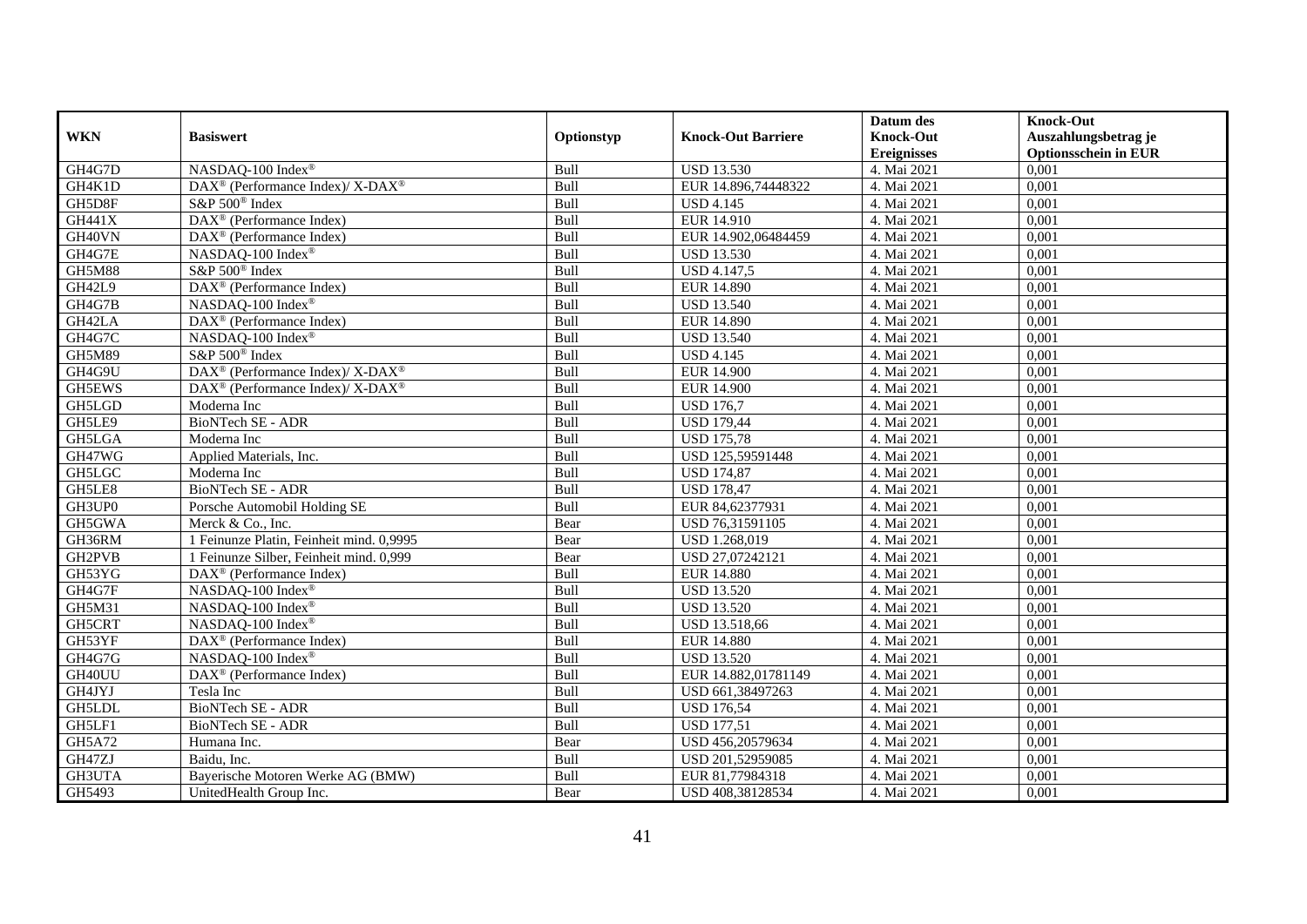| WKN | Basiswert | Optionstyp | Knock-Out Barriere | Datum des Knock-Out Ereignisses | Knock-Out Auszahlungsbetrag je Optionsschein in EUR |
|---|---|---|---|---|---|
| GH4G7D | NASDAQ-100 Index® | Bull | USD 13.530 | 4. Mai 2021 | 0,001 |
| GH4K1D | DAX® (Performance Index)/ X-DAX® | Bull | EUR 14.896,74448322 | 4. Mai 2021 | 0,001 |
| GH5D8F | S&P 500® Index | Bull | USD 4.145 | 4. Mai 2021 | 0,001 |
| GH441X | DAX® (Performance Index) | Bull | EUR 14.910 | 4. Mai 2021 | 0,001 |
| GH40VN | DAX® (Performance Index) | Bull | EUR 14.902,06484459 | 4. Mai 2021 | 0,001 |
| GH4G7E | NASDAQ-100 Index® | Bull | USD 13.530 | 4. Mai 2021 | 0,001 |
| GH5M88 | S&P 500® Index | Bull | USD 4.147,5 | 4. Mai 2021 | 0,001 |
| GH42L9 | DAX® (Performance Index) | Bull | EUR 14.890 | 4. Mai 2021 | 0,001 |
| GH4G7B | NASDAQ-100 Index® | Bull | USD 13.540 | 4. Mai 2021 | 0,001 |
| GH42LA | DAX® (Performance Index) | Bull | EUR 14.890 | 4. Mai 2021 | 0,001 |
| GH4G7C | NASDAQ-100 Index® | Bull | USD 13.540 | 4. Mai 2021 | 0,001 |
| GH5M89 | S&P 500® Index | Bull | USD 4.145 | 4. Mai 2021 | 0,001 |
| GH4G9U | DAX® (Performance Index)/ X-DAX® | Bull | EUR 14.900 | 4. Mai 2021 | 0,001 |
| GH5EWS | DAX® (Performance Index)/ X-DAX® | Bull | EUR 14.900 | 4. Mai 2021 | 0,001 |
| GH5LGD | Moderna Inc | Bull | USD 176,7 | 4. Mai 2021 | 0,001 |
| GH5LE9 | BioNTech SE - ADR | Bull | USD 179,44 | 4. Mai 2021 | 0,001 |
| GH5LGA | Moderna Inc | Bull | USD 175,78 | 4. Mai 2021 | 0,001 |
| GH47WG | Applied Materials, Inc. | Bull | USD 125,59591448 | 4. Mai 2021 | 0,001 |
| GH5LGC | Moderna Inc | Bull | USD 174,87 | 4. Mai 2021 | 0,001 |
| GH5LE8 | BioNTech SE - ADR | Bull | USD 178,47 | 4. Mai 2021 | 0,001 |
| GH3UP0 | Porsche Automobil Holding SE | Bull | EUR 84,62377931 | 4. Mai 2021 | 0,001 |
| GH5GWA | Merck & Co., Inc. | Bear | USD 76,31591105 | 4. Mai 2021 | 0,001 |
| GH36RM | 1 Feinunze Platin, Feinheit mind. 0,9995 | Bear | USD 1.268,019 | 4. Mai 2021 | 0,001 |
| GH2PVB | 1 Feinunze Silber, Feinheit mind. 0,999 | Bear | USD 27,07242121 | 4. Mai 2021 | 0,001 |
| GH53YG | DAX® (Performance Index) | Bull | EUR 14.880 | 4. Mai 2021 | 0,001 |
| GH4G7F | NASDAQ-100 Index® | Bull | USD 13.520 | 4. Mai 2021 | 0,001 |
| GH5M31 | NASDAQ-100 Index® | Bull | USD 13.520 | 4. Mai 2021 | 0,001 |
| GH5CRT | NASDAQ-100 Index® | Bull | USD 13.518,66 | 4. Mai 2021 | 0,001 |
| GH53YF | DAX® (Performance Index) | Bull | EUR 14.880 | 4. Mai 2021 | 0,001 |
| GH4G7G | NASDAQ-100 Index® | Bull | USD 13.520 | 4. Mai 2021 | 0,001 |
| GH40UU | DAX® (Performance Index) | Bull | EUR 14.882,01781149 | 4. Mai 2021 | 0,001 |
| GH4JYJ | Tesla Inc | Bull | USD 661,38497263 | 4. Mai 2021 | 0,001 |
| GH5LDL | BioNTech SE - ADR | Bull | USD 176,54 | 4. Mai 2021 | 0,001 |
| GH5LF1 | BioNTech SE - ADR | Bull | USD 177,51 | 4. Mai 2021 | 0,001 |
| GH5A72 | Humana Inc. | Bear | USD 456,20579634 | 4. Mai 2021 | 0,001 |
| GH47ZJ | Baidu, Inc. | Bull | USD 201,52959085 | 4. Mai 2021 | 0,001 |
| GH3UTA | Bayerische Motoren Werke AG (BMW) | Bull | EUR 81,77984318 | 4. Mai 2021 | 0,001 |
| GH5493 | UnitedHealth Group Inc. | Bear | USD 408,38128534 | 4. Mai 2021 | 0,001 |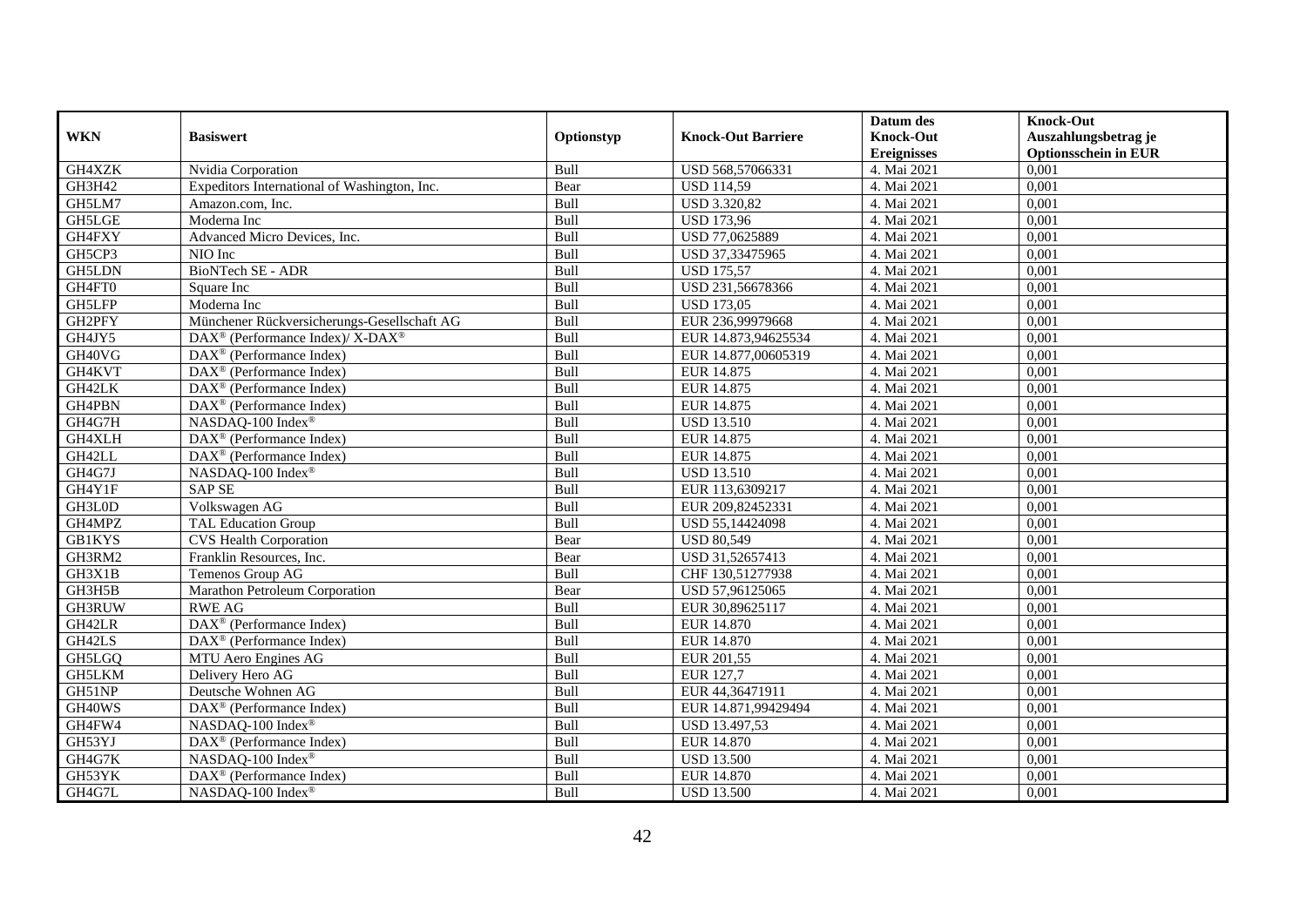| WKN | Basiswert | Optionstyp | Knock-Out Barriere | Datum des Knock-Out Ereignisses | Knock-Out Auszahlungsbetrag je Optionsschein in EUR |
|---|---|---|---|---|---|
| GH4XZK | Nvidia Corporation | Bull | USD 568,57066331 | 4. Mai 2021 | 0,001 |
| GH3H42 | Expeditors International of Washington, Inc. | Bear | USD 114,59 | 4. Mai 2021 | 0,001 |
| GH5LM7 | Amazon.com, Inc. | Bull | USD 3.320,82 | 4. Mai 2021 | 0,001 |
| GH5LGE | Moderna Inc | Bull | USD 173,96 | 4. Mai 2021 | 0,001 |
| GH4FXY | Advanced Micro Devices, Inc. | Bull | USD 77,0625889 | 4. Mai 2021 | 0,001 |
| GH5CP3 | NIO Inc | Bull | USD 37,33475965 | 4. Mai 2021 | 0,001 |
| GH5LDN | BioNTech SE - ADR | Bull | USD 175,57 | 4. Mai 2021 | 0,001 |
| GH4FT0 | Square Inc | Bull | USD 231,56678366 | 4. Mai 2021 | 0,001 |
| GH5LFP | Moderna Inc | Bull | USD 173,05 | 4. Mai 2021 | 0,001 |
| GH2PFY | Münchener Rückversicherungs-Gesellschaft AG | Bull | EUR 236,99979668 | 4. Mai 2021 | 0,001 |
| GH4JY5 | DAX® (Performance Index)/ X-DAX® | Bull | EUR 14.873,94625534 | 4. Mai 2021 | 0,001 |
| GH40VG | DAX® (Performance Index) | Bull | EUR 14.877,00605319 | 4. Mai 2021 | 0,001 |
| GH4KVT | DAX® (Performance Index) | Bull | EUR 14.875 | 4. Mai 2021 | 0,001 |
| GH42LK | DAX® (Performance Index) | Bull | EUR 14.875 | 4. Mai 2021 | 0,001 |
| GH4PBN | DAX® (Performance Index) | Bull | EUR 14.875 | 4. Mai 2021 | 0,001 |
| GH4G7H | NASDAQ-100 Index® | Bull | USD 13.510 | 4. Mai 2021 | 0,001 |
| GH4XLH | DAX® (Performance Index) | Bull | EUR 14.875 | 4. Mai 2021 | 0,001 |
| GH42LL | DAX® (Performance Index) | Bull | EUR 14.875 | 4. Mai 2021 | 0,001 |
| GH4G7J | NASDAQ-100 Index® | Bull | USD 13.510 | 4. Mai 2021 | 0,001 |
| GH4Y1F | SAP SE | Bull | EUR 113,6309217 | 4. Mai 2021 | 0,001 |
| GH3L0D | Volkswagen AG | Bull | EUR 209,82452331 | 4. Mai 2021 | 0,001 |
| GH4MPZ | TAL Education Group | Bull | USD 55,14424098 | 4. Mai 2021 | 0,001 |
| GB1KYS | CVS Health Corporation | Bear | USD 80,549 | 4. Mai 2021 | 0,001 |
| GH3RM2 | Franklin Resources, Inc. | Bear | USD 31,52657413 | 4. Mai 2021 | 0,001 |
| GH3X1B | Temenos Group AG | Bull | CHF 130,51277938 | 4. Mai 2021 | 0,001 |
| GH3H5B | Marathon Petroleum Corporation | Bear | USD 57,96125065 | 4. Mai 2021 | 0,001 |
| GH3RUW | RWE AG | Bull | EUR 30,89625117 | 4. Mai 2021 | 0,001 |
| GH42LR | DAX® (Performance Index) | Bull | EUR 14.870 | 4. Mai 2021 | 0,001 |
| GH42LS | DAX® (Performance Index) | Bull | EUR 14.870 | 4. Mai 2021 | 0,001 |
| GH5LGQ | MTU Aero Engines AG | Bull | EUR 201,55 | 4. Mai 2021 | 0,001 |
| GH5LKM | Delivery Hero AG | Bull | EUR 127,7 | 4. Mai 2021 | 0,001 |
| GH51NP | Deutsche Wohnen AG | Bull | EUR 44,36471911 | 4. Mai 2021 | 0,001 |
| GH40WS | DAX® (Performance Index) | Bull | EUR 14.871,99429494 | 4. Mai 2021 | 0,001 |
| GH4FW4 | NASDAQ-100 Index® | Bull | USD 13.497,53 | 4. Mai 2021 | 0,001 |
| GH53YJ | DAX® (Performance Index) | Bull | EUR 14.870 | 4. Mai 2021 | 0,001 |
| GH4G7K | NASDAQ-100 Index® | Bull | USD 13.500 | 4. Mai 2021 | 0,001 |
| GH53YK | DAX® (Performance Index) | Bull | EUR 14.870 | 4. Mai 2021 | 0,001 |
| GH4G7L | NASDAQ-100 Index® | Bull | USD 13.500 | 4. Mai 2021 | 0,001 |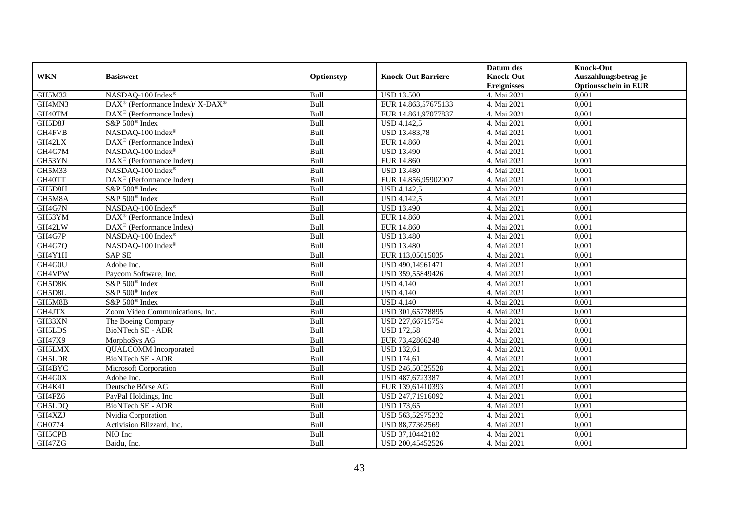| WKN | Basiswert | Optionstyp | Knock-Out Barriere | Datum des Knock-Out Ereignisses | Knock-Out Auszahlungsbetrag je Optionsschein in EUR |
|---|---|---|---|---|---|
| GH5M32 | NASDAQ-100 Index® | Bull | USD 13.500 | 4. Mai 2021 | 0,001 |
| GH4MN3 | DAX® (Performance Index)/ X-DAX® | Bull | EUR 14.863,57675133 | 4. Mai 2021 | 0,001 |
| GH40TM | DAX® (Performance Index) | Bull | EUR 14.861,97077837 | 4. Mai 2021 | 0,001 |
| GH5D8J | S&P 500® Index | Bull | USD 4.142,5 | 4. Mai 2021 | 0,001 |
| GH4FVB | NASDAQ-100 Index® | Bull | USD 13.483,78 | 4. Mai 2021 | 0,001 |
| GH42LX | DAX® (Performance Index) | Bull | EUR 14.860 | 4. Mai 2021 | 0,001 |
| GH4G7M | NASDAQ-100 Index® | Bull | USD 13.490 | 4. Mai 2021 | 0,001 |
| GH53YN | DAX® (Performance Index) | Bull | EUR 14.860 | 4. Mai 2021 | 0,001 |
| GH5M33 | NASDAQ-100 Index® | Bull | USD 13.480 | 4. Mai 2021 | 0,001 |
| GH40TT | DAX® (Performance Index) | Bull | EUR 14.856,95902007 | 4. Mai 2021 | 0,001 |
| GH5D8H | S&P 500® Index | Bull | USD 4.142,5 | 4. Mai 2021 | 0,001 |
| GH5M8A | S&P 500® Index | Bull | USD 4.142,5 | 4. Mai 2021 | 0,001 |
| GH4G7N | NASDAQ-100 Index® | Bull | USD 13.490 | 4. Mai 2021 | 0,001 |
| GH53YM | DAX® (Performance Index) | Bull | EUR 14.860 | 4. Mai 2021 | 0,001 |
| GH42LW | DAX® (Performance Index) | Bull | EUR 14.860 | 4. Mai 2021 | 0,001 |
| GH4G7P | NASDAQ-100 Index® | Bull | USD 13.480 | 4. Mai 2021 | 0,001 |
| GH4G7Q | NASDAQ-100 Index® | Bull | USD 13.480 | 4. Mai 2021 | 0,001 |
| GH4Y1H | SAP SE | Bull | EUR 113,05015035 | 4. Mai 2021 | 0,001 |
| GH4G0U | Adobe Inc. | Bull | USD 490,14961471 | 4. Mai 2021 | 0,001 |
| GH4VPW | Paycom Software, Inc. | Bull | USD 359,55849426 | 4. Mai 2021 | 0,001 |
| GH5D8K | S&P 500® Index | Bull | USD 4.140 | 4. Mai 2021 | 0,001 |
| GH5D8L | S&P 500® Index | Bull | USD 4.140 | 4. Mai 2021 | 0,001 |
| GH5M8B | S&P 500® Index | Bull | USD 4.140 | 4. Mai 2021 | 0,001 |
| GH4JTX | Zoom Video Communications, Inc. | Bull | USD 301,65778895 | 4. Mai 2021 | 0,001 |
| GH33XN | The Boeing Company | Bull | USD 227,66715754 | 4. Mai 2021 | 0,001 |
| GH5LDS | BioNTech SE - ADR | Bull | USD 172,58 | 4. Mai 2021 | 0,001 |
| GH47X9 | MorphoSys AG | Bull | EUR 73,42866248 | 4. Mai 2021 | 0,001 |
| GH5LMX | QUALCOMM Incorporated | Bull | USD 132,61 | 4. Mai 2021 | 0,001 |
| GH5LDR | BioNTech SE - ADR | Bull | USD 174,61 | 4. Mai 2021 | 0,001 |
| GH4BYC | Microsoft Corporation | Bull | USD 246,50525528 | 4. Mai 2021 | 0,001 |
| GH4G0X | Adobe Inc. | Bull | USD 487,6723387 | 4. Mai 2021 | 0,001 |
| GH4K41 | Deutsche Börse AG | Bull | EUR 139,61410393 | 4. Mai 2021 | 0,001 |
| GH4FZ6 | PayPal Holdings, Inc. | Bull | USD 247,71916092 | 4. Mai 2021 | 0,001 |
| GH5LDQ | BioNTech SE - ADR | Bull | USD 173,65 | 4. Mai 2021 | 0,001 |
| GH4XZJ | Nvidia Corporation | Bull | USD 563,52975232 | 4. Mai 2021 | 0,001 |
| GH0774 | Activision Blizzard, Inc. | Bull | USD 88,77362569 | 4. Mai 2021 | 0,001 |
| GH5CPB | NIO Inc | Bull | USD 37,10442182 | 4. Mai 2021 | 0,001 |
| GH47ZG | Baidu, Inc. | Bull | USD 200,45452526 | 4. Mai 2021 | 0,001 |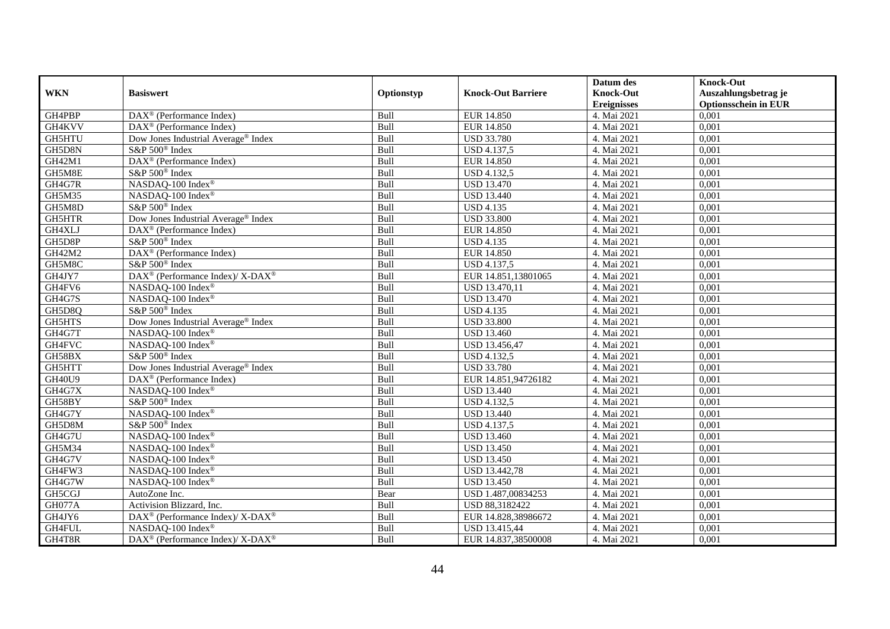| WKN | Basiswert | Optionstyp | Knock-Out Barriere | Datum des Knock-Out Ereignisses | Knock-Out Auszahlungsbetrag je Optionsschein in EUR |
|---|---|---|---|---|---|
| GH4PBP | DAX® (Performance Index) | Bull | EUR 14.850 | 4. Mai 2021 | 0,001 |
| GH4KVV | DAX® (Performance Index) | Bull | EUR 14.850 | 4. Mai 2021 | 0,001 |
| GH5HTU | Dow Jones Industrial Average® Index | Bull | USD 33.780 | 4. Mai 2021 | 0,001 |
| GH5D8N | S&P 500® Index | Bull | USD 4.137,5 | 4. Mai 2021 | 0,001 |
| GH42M1 | DAX® (Performance Index) | Bull | EUR 14.850 | 4. Mai 2021 | 0,001 |
| GH5M8E | S&P 500® Index | Bull | USD 4.132,5 | 4. Mai 2021 | 0,001 |
| GH4G7R | NASDAQ-100 Index® | Bull | USD 13.470 | 4. Mai 2021 | 0,001 |
| GH5M35 | NASDAQ-100 Index® | Bull | USD 13.440 | 4. Mai 2021 | 0,001 |
| GH5M8D | S&P 500® Index | Bull | USD 4.135 | 4. Mai 2021 | 0,001 |
| GH5HTR | Dow Jones Industrial Average® Index | Bull | USD 33.800 | 4. Mai 2021 | 0,001 |
| GH4XLJ | DAX® (Performance Index) | Bull | EUR 14.850 | 4. Mai 2021 | 0,001 |
| GH5D8P | S&P 500® Index | Bull | USD 4.135 | 4. Mai 2021 | 0,001 |
| GH42M2 | DAX® (Performance Index) | Bull | EUR 14.850 | 4. Mai 2021 | 0,001 |
| GH5M8C | S&P 500® Index | Bull | USD 4.137,5 | 4. Mai 2021 | 0,001 |
| GH4JY7 | DAX® (Performance Index)/ X-DAX® | Bull | EUR 14.851,13801065 | 4. Mai 2021 | 0,001 |
| GH4FV6 | NASDAQ-100 Index® | Bull | USD 13.470,11 | 4. Mai 2021 | 0,001 |
| GH4G7S | NASDAQ-100 Index® | Bull | USD 13.470 | 4. Mai 2021 | 0,001 |
| GH5D8Q | S&P 500® Index | Bull | USD 4.135 | 4. Mai 2021 | 0,001 |
| GH5HTS | Dow Jones Industrial Average® Index | Bull | USD 33.800 | 4. Mai 2021 | 0,001 |
| GH4G7T | NASDAQ-100 Index® | Bull | USD 13.460 | 4. Mai 2021 | 0,001 |
| GH4FVC | NASDAQ-100 Index® | Bull | USD 13.456,47 | 4. Mai 2021 | 0,001 |
| GH58BX | S&P 500® Index | Bull | USD 4.132,5 | 4. Mai 2021 | 0,001 |
| GH5HTT | Dow Jones Industrial Average® Index | Bull | USD 33.780 | 4. Mai 2021 | 0,001 |
| GH40U9 | DAX® (Performance Index) | Bull | EUR 14.851,94726182 | 4. Mai 2021 | 0,001 |
| GH4G7X | NASDAQ-100 Index® | Bull | USD 13.440 | 4. Mai 2021 | 0,001 |
| GH58BY | S&P 500® Index | Bull | USD 4.132,5 | 4. Mai 2021 | 0,001 |
| GH4G7Y | NASDAQ-100 Index® | Bull | USD 13.440 | 4. Mai 2021 | 0,001 |
| GH5D8M | S&P 500® Index | Bull | USD 4.137,5 | 4. Mai 2021 | 0,001 |
| GH4G7U | NASDAQ-100 Index® | Bull | USD 13.460 | 4. Mai 2021 | 0,001 |
| GH5M34 | NASDAQ-100 Index® | Bull | USD 13.450 | 4. Mai 2021 | 0,001 |
| GH4G7V | NASDAQ-100 Index® | Bull | USD 13.450 | 4. Mai 2021 | 0,001 |
| GH4FW3 | NASDAQ-100 Index® | Bull | USD 13.442,78 | 4. Mai 2021 | 0,001 |
| GH4G7W | NASDAQ-100 Index® | Bull | USD 13.450 | 4. Mai 2021 | 0,001 |
| GH5CGJ | AutoZone Inc. | Bear | USD 1.487,00834253 | 4. Mai 2021 | 0,001 |
| GH077A | Activision Blizzard, Inc. | Bull | USD 88,3182422 | 4. Mai 2021 | 0,001 |
| GH4JY6 | DAX® (Performance Index)/ X-DAX® | Bull | EUR 14.828,38986672 | 4. Mai 2021 | 0,001 |
| GH4FUL | NASDAQ-100 Index® | Bull | USD 13.415,44 | 4. Mai 2021 | 0,001 |
| GH4T8R | DAX® (Performance Index)/ X-DAX® | Bull | EUR 14.837,38500008 | 4. Mai 2021 | 0,001 |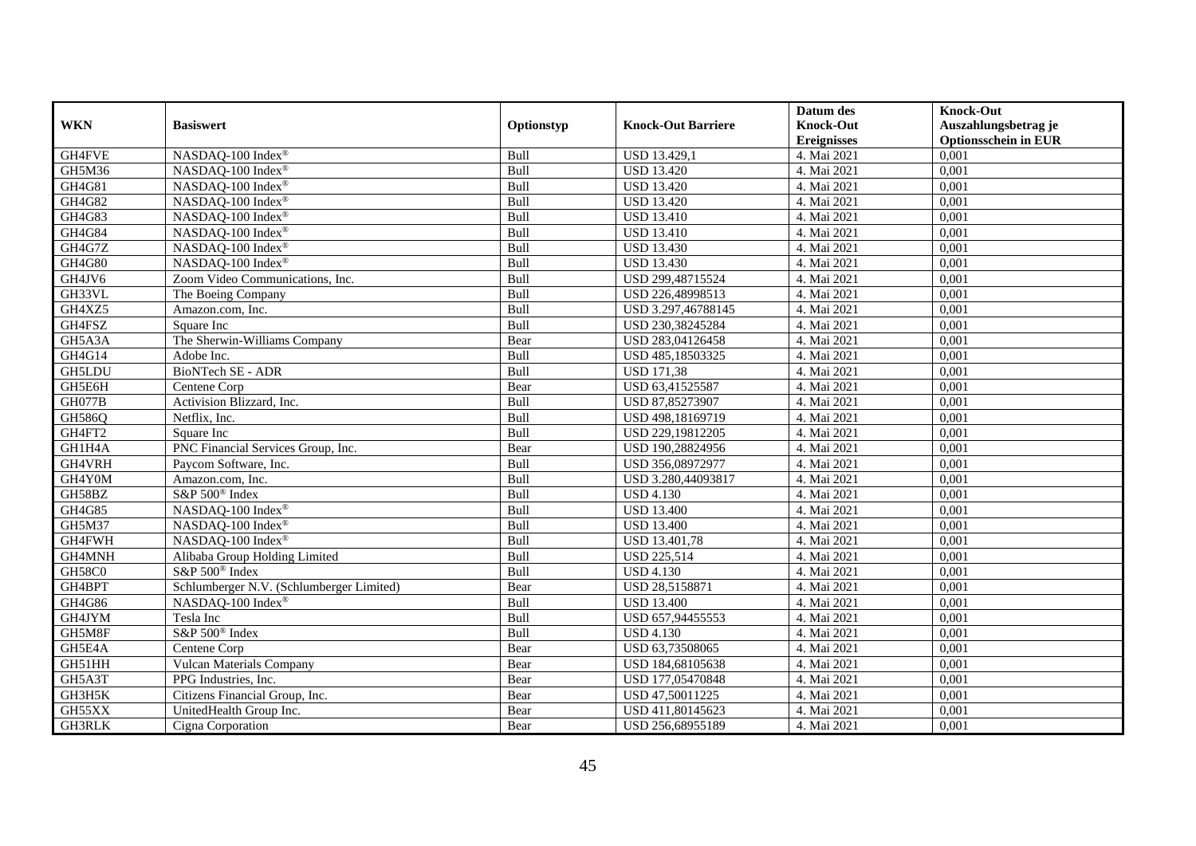| WKN | Basiswert | Optionstyp | Knock-Out Barriere | Datum des Knock-Out Ereignisses | Knock-Out Auszahlungsbetrag je Optionsschein in EUR |
|---|---|---|---|---|---|
| GH4FVE | NASDAQ-100 Index® | Bull | USD 13.429,1 | 4. Mai 2021 | 0,001 |
| GH5M36 | NASDAQ-100 Index® | Bull | USD 13.420 | 4. Mai 2021 | 0,001 |
| GH4G81 | NASDAQ-100 Index® | Bull | USD 13.420 | 4. Mai 2021 | 0,001 |
| GH4G82 | NASDAQ-100 Index® | Bull | USD 13.420 | 4. Mai 2021 | 0,001 |
| GH4G83 | NASDAQ-100 Index® | Bull | USD 13.410 | 4. Mai 2021 | 0,001 |
| GH4G84 | NASDAQ-100 Index® | Bull | USD 13.410 | 4. Mai 2021 | 0,001 |
| GH4G7Z | NASDAQ-100 Index® | Bull | USD 13.430 | 4. Mai 2021 | 0,001 |
| GH4G80 | NASDAQ-100 Index® | Bull | USD 13.430 | 4. Mai 2021 | 0,001 |
| GH4JV6 | Zoom Video Communications, Inc. | Bull | USD 299,48715524 | 4. Mai 2021 | 0,001 |
| GH33VL | The Boeing Company | Bull | USD 226,48998513 | 4. Mai 2021 | 0,001 |
| GH4XZ5 | Amazon.com, Inc. | Bull | USD 3.297,46788145 | 4. Mai 2021 | 0,001 |
| GH4FSZ | Square Inc | Bull | USD 230,38245284 | 4. Mai 2021 | 0,001 |
| GH5A3A | The Sherwin-Williams Company | Bear | USD 283,04126458 | 4. Mai 2021 | 0,001 |
| GH4G14 | Adobe Inc. | Bull | USD 485,18503325 | 4. Mai 2021 | 0,001 |
| GH5LDU | BioNTech SE - ADR | Bull | USD 171,38 | 4. Mai 2021 | 0,001 |
| GH5E6H | Centene Corp | Bear | USD 63,41525587 | 4. Mai 2021 | 0,001 |
| GH077B | Activision Blizzard, Inc. | Bull | USD 87,85273907 | 4. Mai 2021 | 0,001 |
| GH586Q | Netflix, Inc. | Bull | USD 498,18169719 | 4. Mai 2021 | 0,001 |
| GH4FT2 | Square Inc | Bull | USD 229,19812205 | 4. Mai 2021 | 0,001 |
| GH1H4A | PNC Financial Services Group, Inc. | Bear | USD 190,28824956 | 4. Mai 2021 | 0,001 |
| GH4VRH | Paycom Software, Inc. | Bull | USD 356,08972977 | 4. Mai 2021 | 0,001 |
| GH4Y0M | Amazon.com, Inc. | Bull | USD 3.280,44093817 | 4. Mai 2021 | 0,001 |
| GH58BZ | S&P 500® Index | Bull | USD 4.130 | 4. Mai 2021 | 0,001 |
| GH4G85 | NASDAQ-100 Index® | Bull | USD 13.400 | 4. Mai 2021 | 0,001 |
| GH5M37 | NASDAQ-100 Index® | Bull | USD 13.400 | 4. Mai 2021 | 0,001 |
| GH4FWH | NASDAQ-100 Index® | Bull | USD 13.401,78 | 4. Mai 2021 | 0,001 |
| GH4MNH | Alibaba Group Holding Limited | Bull | USD 225,514 | 4. Mai 2021 | 0,001 |
| GH58C0 | S&P 500® Index | Bull | USD 4.130 | 4. Mai 2021 | 0,001 |
| GH4BPT | Schlumberger N.V. (Schlumberger Limited) | Bear | USD 28,5158871 | 4. Mai 2021 | 0,001 |
| GH4G86 | NASDAQ-100 Index® | Bull | USD 13.400 | 4. Mai 2021 | 0,001 |
| GH4JYM | Tesla Inc | Bull | USD 657,94455553 | 4. Mai 2021 | 0,001 |
| GH5M8F | S&P 500® Index | Bull | USD 4.130 | 4. Mai 2021 | 0,001 |
| GH5E4A | Centene Corp | Bear | USD 63,73508065 | 4. Mai 2021 | 0,001 |
| GH51HH | Vulcan Materials Company | Bear | USD 184,68105638 | 4. Mai 2021 | 0,001 |
| GH5A3T | PPG Industries, Inc. | Bear | USD 177,05470848 | 4. Mai 2021 | 0,001 |
| GH3H5K | Citizens Financial Group, Inc. | Bear | USD 47,50011225 | 4. Mai 2021 | 0,001 |
| GH55XX | UnitedHealth Group Inc. | Bear | USD 411,80145623 | 4. Mai 2021 | 0,001 |
| GH3RLK | Cigna Corporation | Bear | USD 256,68955189 | 4. Mai 2021 | 0,001 |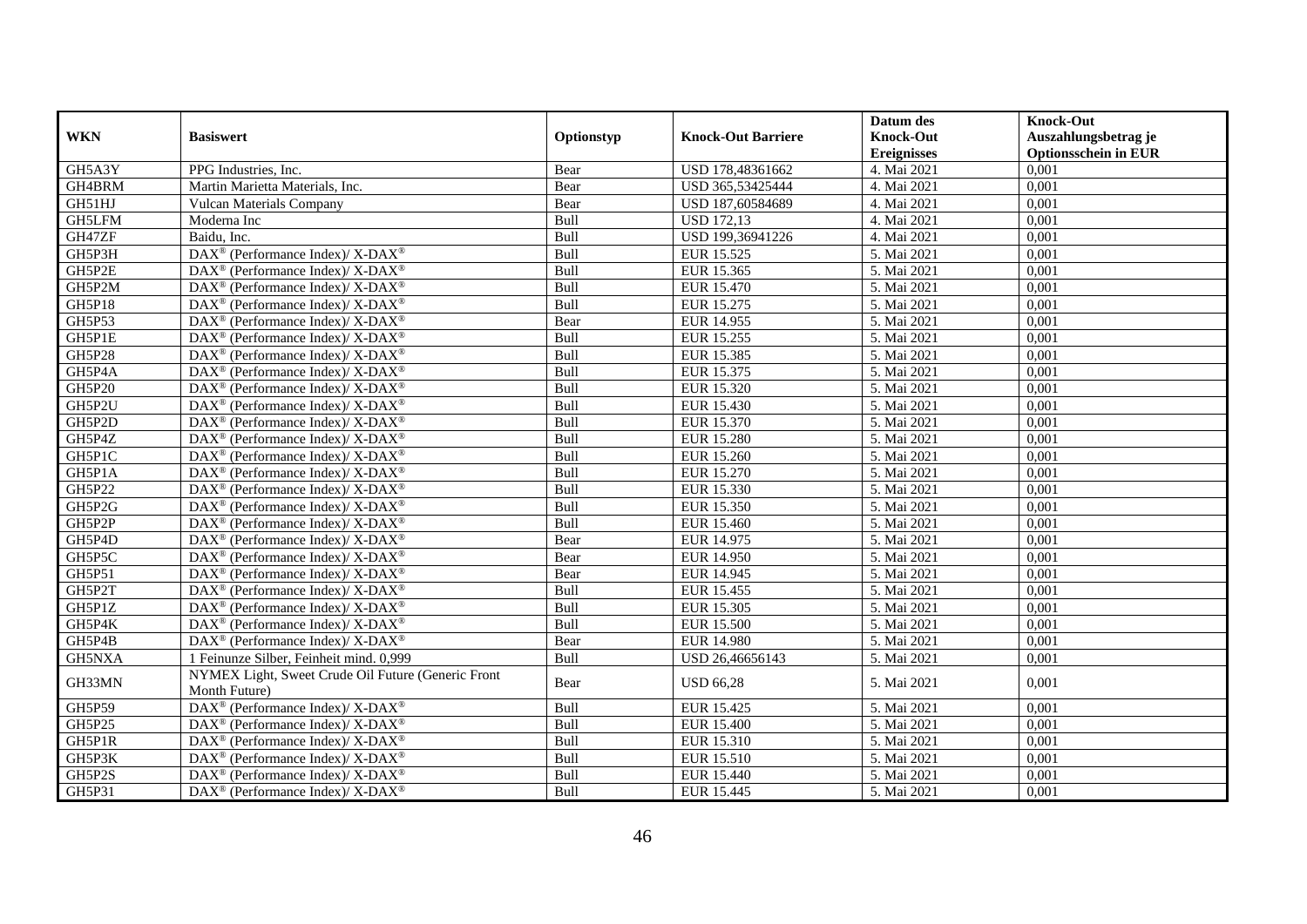| WKN | Basiswert | Optionstyp | Knock-Out Barriere | Datum des Knock-Out Ereignisses | Knock-Out Auszahlungsbetrag je Optionsschein in EUR |
|---|---|---|---|---|---|
| GH5A3Y | PPG Industries, Inc. | Bear | USD 178,48361662 | 4. Mai 2021 | 0,001 |
| GH4BRM | Martin Marietta Materials, Inc. | Bear | USD 365,53425444 | 4. Mai 2021 | 0,001 |
| GH51HJ | Vulcan Materials Company | Bear | USD 187,60584689 | 4. Mai 2021 | 0,001 |
| GH5LFM | Moderna Inc | Bull | USD 172,13 | 4. Mai 2021 | 0,001 |
| GH47ZF | Baidu, Inc. | Bull | USD 199,36941226 | 4. Mai 2021 | 0,001 |
| GH5P3H | DAX® (Performance Index)/ X-DAX® | Bull | EUR 15.525 | 5. Mai 2021 | 0,001 |
| GH5P2E | DAX® (Performance Index)/ X-DAX® | Bull | EUR 15.365 | 5. Mai 2021 | 0,001 |
| GH5P2M | DAX® (Performance Index)/ X-DAX® | Bull | EUR 15.470 | 5. Mai 2021 | 0,001 |
| GH5P18 | DAX® (Performance Index)/ X-DAX® | Bull | EUR 15.275 | 5. Mai 2021 | 0,001 |
| GH5P53 | DAX® (Performance Index)/ X-DAX® | Bear | EUR 14.955 | 5. Mai 2021 | 0,001 |
| GH5P1E | DAX® (Performance Index)/ X-DAX® | Bull | EUR 15.255 | 5. Mai 2021 | 0,001 |
| GH5P28 | DAX® (Performance Index)/ X-DAX® | Bull | EUR 15.385 | 5. Mai 2021 | 0,001 |
| GH5P4A | DAX® (Performance Index)/ X-DAX® | Bull | EUR 15.375 | 5. Mai 2021 | 0,001 |
| GH5P20 | DAX® (Performance Index)/ X-DAX® | Bull | EUR 15.320 | 5. Mai 2021 | 0,001 |
| GH5P2U | DAX® (Performance Index)/ X-DAX® | Bull | EUR 15.430 | 5. Mai 2021 | 0,001 |
| GH5P2D | DAX® (Performance Index)/ X-DAX® | Bull | EUR 15.370 | 5. Mai 2021 | 0,001 |
| GH5P4Z | DAX® (Performance Index)/ X-DAX® | Bull | EUR 15.280 | 5. Mai 2021 | 0,001 |
| GH5P1C | DAX® (Performance Index)/ X-DAX® | Bull | EUR 15.260 | 5. Mai 2021 | 0,001 |
| GH5P1A | DAX® (Performance Index)/ X-DAX® | Bull | EUR 15.270 | 5. Mai 2021 | 0,001 |
| GH5P22 | DAX® (Performance Index)/ X-DAX® | Bull | EUR 15.330 | 5. Mai 2021 | 0,001 |
| GH5P2G | DAX® (Performance Index)/ X-DAX® | Bull | EUR 15.350 | 5. Mai 2021 | 0,001 |
| GH5P2P | DAX® (Performance Index)/ X-DAX® | Bull | EUR 15.460 | 5. Mai 2021 | 0,001 |
| GH5P4D | DAX® (Performance Index)/ X-DAX® | Bear | EUR 14.975 | 5. Mai 2021 | 0,001 |
| GH5P5C | DAX® (Performance Index)/ X-DAX® | Bear | EUR 14.950 | 5. Mai 2021 | 0,001 |
| GH5P51 | DAX® (Performance Index)/ X-DAX® | Bear | EUR 14.945 | 5. Mai 2021 | 0,001 |
| GH5P2T | DAX® (Performance Index)/ X-DAX® | Bull | EUR 15.455 | 5. Mai 2021 | 0,001 |
| GH5P1Z | DAX® (Performance Index)/ X-DAX® | Bull | EUR 15.305 | 5. Mai 2021 | 0,001 |
| GH5P4K | DAX® (Performance Index)/ X-DAX® | Bull | EUR 15.500 | 5. Mai 2021 | 0,001 |
| GH5P4B | DAX® (Performance Index)/ X-DAX® | Bear | EUR 14.980 | 5. Mai 2021 | 0,001 |
| GH5NXA | 1 Feinunze Silber, Feinheit mind. 0,999 | Bull | USD 26,46656143 | 5. Mai 2021 | 0,001 |
| GH33MN | NYMEX Light, Sweet Crude Oil Future (Generic Front Month Future) | Bear | USD 66,28 | 5. Mai 2021 | 0,001 |
| GH5P59 | DAX® (Performance Index)/ X-DAX® | Bull | EUR 15.425 | 5. Mai 2021 | 0,001 |
| GH5P25 | DAX® (Performance Index)/ X-DAX® | Bull | EUR 15.400 | 5. Mai 2021 | 0,001 |
| GH5P1R | DAX® (Performance Index)/ X-DAX® | Bull | EUR 15.310 | 5. Mai 2021 | 0,001 |
| GH5P3K | DAX® (Performance Index)/ X-DAX® | Bull | EUR 15.510 | 5. Mai 2021 | 0,001 |
| GH5P2S | DAX® (Performance Index)/ X-DAX® | Bull | EUR 15.440 | 5. Mai 2021 | 0,001 |
| GH5P31 | DAX® (Performance Index)/ X-DAX® | Bull | EUR 15.445 | 5. Mai 2021 | 0,001 |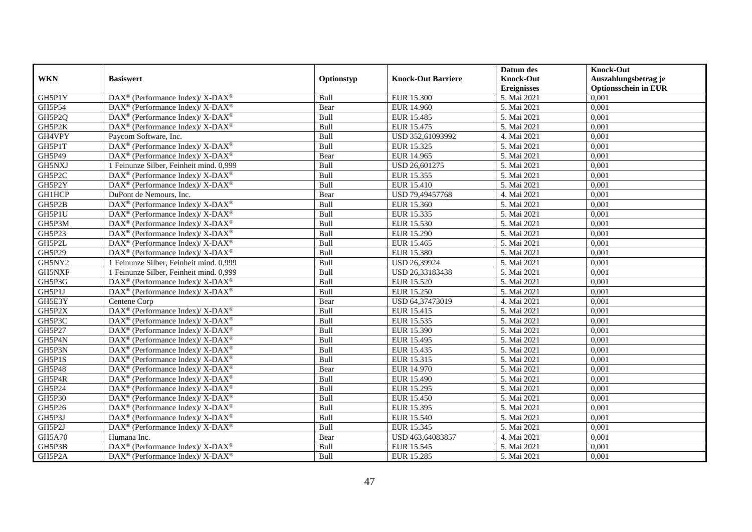| WKN | Basiswert | Optionstyp | Knock-Out Barriere | Datum des Knock-Out Ereignisses | Knock-Out Auszahlungsbetrag je Optionsschein in EUR |
|---|---|---|---|---|---|
| GH5P1Y | DAX® (Performance Index)/ X-DAX® | Bull | EUR 15.300 | 5. Mai 2021 | 0,001 |
| GH5P54 | DAX® (Performance Index)/ X-DAX® | Bear | EUR 14.960 | 5. Mai 2021 | 0,001 |
| GH5P2Q | DAX® (Performance Index)/ X-DAX® | Bull | EUR 15.485 | 5. Mai 2021 | 0,001 |
| GH5P2K | DAX® (Performance Index)/ X-DAX® | Bull | EUR 15.475 | 5. Mai 2021 | 0,001 |
| GH4VPY | Paycom Software, Inc. | Bull | USD 352,61093992 | 4. Mai 2021 | 0,001 |
| GH5P1T | DAX® (Performance Index)/ X-DAX® | Bull | EUR 15.325 | 5. Mai 2021 | 0,001 |
| GH5P49 | DAX® (Performance Index)/ X-DAX® | Bear | EUR 14.965 | 5. Mai 2021 | 0,001 |
| GH5NXJ | 1 Feinunze Silber, Feinheit mind. 0,999 | Bull | USD 26,601275 | 5. Mai 2021 | 0,001 |
| GH5P2C | DAX® (Performance Index)/ X-DAX® | Bull | EUR 15.355 | 5. Mai 2021 | 0,001 |
| GH5P2Y | DAX® (Performance Index)/ X-DAX® | Bull | EUR 15.410 | 5. Mai 2021 | 0,001 |
| GH1HCP | DuPont de Nemours, Inc. | Bear | USD 79,49457768 | 4. Mai 2021 | 0,001 |
| GH5P2B | DAX® (Performance Index)/ X-DAX® | Bull | EUR 15.360 | 5. Mai 2021 | 0,001 |
| GH5P1U | DAX® (Performance Index)/ X-DAX® | Bull | EUR 15.335 | 5. Mai 2021 | 0,001 |
| GH5P3M | DAX® (Performance Index)/ X-DAX® | Bull | EUR 15.530 | 5. Mai 2021 | 0,001 |
| GH5P23 | DAX® (Performance Index)/ X-DAX® | Bull | EUR 15.290 | 5. Mai 2021 | 0,001 |
| GH5P2L | DAX® (Performance Index)/ X-DAX® | Bull | EUR 15.465 | 5. Mai 2021 | 0,001 |
| GH5P29 | DAX® (Performance Index)/ X-DAX® | Bull | EUR 15.380 | 5. Mai 2021 | 0,001 |
| GH5NY2 | 1 Feinunze Silber, Feinheit mind. 0,999 | Bull | USD 26,39924 | 5. Mai 2021 | 0,001 |
| GH5NXF | 1 Feinunze Silber, Feinheit mind. 0,999 | Bull | USD 26,33183438 | 5. Mai 2021 | 0,001 |
| GH5P3G | DAX® (Performance Index)/ X-DAX® | Bull | EUR 15.520 | 5. Mai 2021 | 0,001 |
| GH5P1J | DAX® (Performance Index)/ X-DAX® | Bull | EUR 15.250 | 5. Mai 2021 | 0,001 |
| GH5E3Y | Centene Corp | Bear | USD 64,37473019 | 4. Mai 2021 | 0,001 |
| GH5P2X | DAX® (Performance Index)/ X-DAX® | Bull | EUR 15.415 | 5. Mai 2021 | 0,001 |
| GH5P3C | DAX® (Performance Index)/ X-DAX® | Bull | EUR 15.535 | 5. Mai 2021 | 0,001 |
| GH5P27 | DAX® (Performance Index)/ X-DAX® | Bull | EUR 15.390 | 5. Mai 2021 | 0,001 |
| GH5P4N | DAX® (Performance Index)/ X-DAX® | Bull | EUR 15.495 | 5. Mai 2021 | 0,001 |
| GH5P3N | DAX® (Performance Index)/ X-DAX® | Bull | EUR 15.435 | 5. Mai 2021 | 0,001 |
| GH5P1S | DAX® (Performance Index)/ X-DAX® | Bull | EUR 15.315 | 5. Mai 2021 | 0,001 |
| GH5P48 | DAX® (Performance Index)/ X-DAX® | Bear | EUR 14.970 | 5. Mai 2021 | 0,001 |
| GH5P4R | DAX® (Performance Index)/ X-DAX® | Bull | EUR 15.490 | 5. Mai 2021 | 0,001 |
| GH5P24 | DAX® (Performance Index)/ X-DAX® | Bull | EUR 15.295 | 5. Mai 2021 | 0,001 |
| GH5P30 | DAX® (Performance Index)/ X-DAX® | Bull | EUR 15.450 | 5. Mai 2021 | 0,001 |
| GH5P26 | DAX® (Performance Index)/ X-DAX® | Bull | EUR 15.395 | 5. Mai 2021 | 0,001 |
| GH5P3J | DAX® (Performance Index)/ X-DAX® | Bull | EUR 15.540 | 5. Mai 2021 | 0,001 |
| GH5P2J | DAX® (Performance Index)/ X-DAX® | Bull | EUR 15.345 | 5. Mai 2021 | 0,001 |
| GH5A70 | Humana Inc. | Bear | USD 463,64083857 | 4. Mai 2021 | 0,001 |
| GH5P3B | DAX® (Performance Index)/ X-DAX® | Bull | EUR 15.545 | 5. Mai 2021 | 0,001 |
| GH5P2A | DAX® (Performance Index)/ X-DAX® | Bull | EUR 15.285 | 5. Mai 2021 | 0,001 |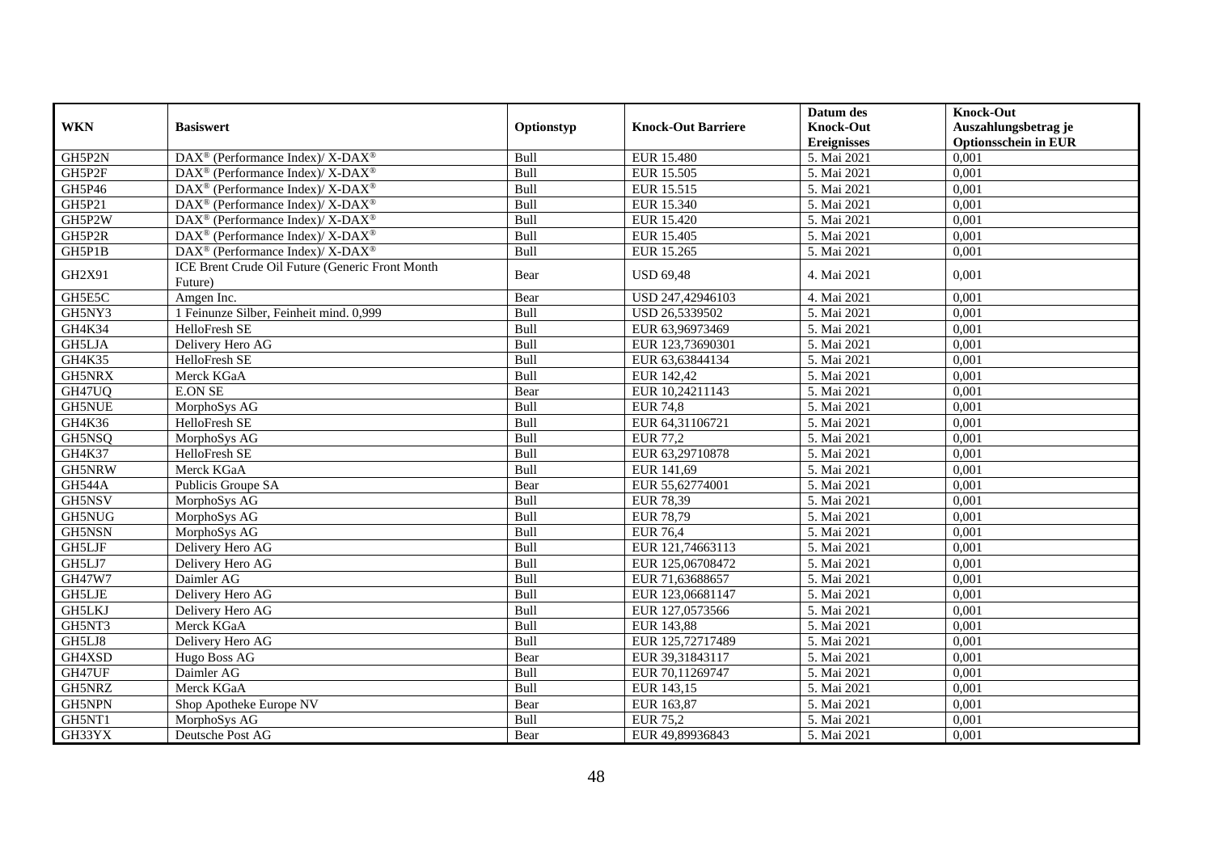| WKN | Basiswert | Optionstyp | Knock-Out Barriere | Datum des Knock-Out Ereignisses | Knock-Out Auszahlungsbetrag je Optionsschein in EUR |
|---|---|---|---|---|---|
| GH5P2N | DAX® (Performance Index)/ X-DAX® | Bull | EUR 15.480 | 5. Mai 2021 | 0,001 |
| GH5P2F | DAX® (Performance Index)/ X-DAX® | Bull | EUR 15.505 | 5. Mai 2021 | 0,001 |
| GH5P46 | DAX® (Performance Index)/ X-DAX® | Bull | EUR 15.515 | 5. Mai 2021 | 0,001 |
| GH5P21 | DAX® (Performance Index)/ X-DAX® | Bull | EUR 15.340 | 5. Mai 2021 | 0,001 |
| GH5P2W | DAX® (Performance Index)/ X-DAX® | Bull | EUR 15.420 | 5. Mai 2021 | 0,001 |
| GH5P2R | DAX® (Performance Index)/ X-DAX® | Bull | EUR 15.405 | 5. Mai 2021 | 0,001 |
| GH5P1B | DAX® (Performance Index)/ X-DAX® | Bull | EUR 15.265 | 5. Mai 2021 | 0,001 |
| GH2X91 | ICE Brent Crude Oil Future (Generic Front Month Future) | Bear | USD 69,48 | 4. Mai 2021 | 0,001 |
| GH5E5C | Amgen Inc. | Bear | USD 247,42946103 | 4. Mai 2021 | 0,001 |
| GH5NY3 | 1 Feinunze Silber, Feinheit mind. 0,999 | Bull | USD 26,5339502 | 5. Mai 2021 | 0,001 |
| GH4K34 | HelloFresh SE | Bull | EUR 63,96973469 | 5. Mai 2021 | 0,001 |
| GH5LJA | Delivery Hero AG | Bull | EUR 123,73690301 | 5. Mai 2021 | 0,001 |
| GH4K35 | HelloFresh SE | Bull | EUR 63,63844134 | 5. Mai 2021 | 0,001 |
| GH5NRX | Merck KGaA | Bull | EUR 142,42 | 5. Mai 2021 | 0,001 |
| GH47UQ | E.ON SE | Bear | EUR 10,24211143 | 5. Mai 2021 | 0,001 |
| GH5NUE | MorphoSys AG | Bull | EUR 74,8 | 5. Mai 2021 | 0,001 |
| GH4K36 | HelloFresh SE | Bull | EUR 64,31106721 | 5. Mai 2021 | 0,001 |
| GH5NSQ | MorphoSys AG | Bull | EUR 77,2 | 5. Mai 2021 | 0,001 |
| GH4K37 | HelloFresh SE | Bull | EUR 63,29710878 | 5. Mai 2021 | 0,001 |
| GH5NRW | Merck KGaA | Bull | EUR 141,69 | 5. Mai 2021 | 0,001 |
| GH544A | Publicis Groupe SA | Bear | EUR 55,62774001 | 5. Mai 2021 | 0,001 |
| GH5NSV | MorphoSys AG | Bull | EUR 78,39 | 5. Mai 2021 | 0,001 |
| GH5NUG | MorphoSys AG | Bull | EUR 78,79 | 5. Mai 2021 | 0,001 |
| GH5NSN | MorphoSys AG | Bull | EUR 76,4 | 5. Mai 2021 | 0,001 |
| GH5LJF | Delivery Hero AG | Bull | EUR 121,74663113 | 5. Mai 2021 | 0,001 |
| GH5LJ7 | Delivery Hero AG | Bull | EUR 125,06708472 | 5. Mai 2021 | 0,001 |
| GH47W7 | Daimler AG | Bull | EUR 71,63688657 | 5. Mai 2021 | 0,001 |
| GH5LJE | Delivery Hero AG | Bull | EUR 123,06681147 | 5. Mai 2021 | 0,001 |
| GH5LKJ | Delivery Hero AG | Bull | EUR 127,0573566 | 5. Mai 2021 | 0,001 |
| GH5NT3 | Merck KGaA | Bull | EUR 143,88 | 5. Mai 2021 | 0,001 |
| GH5LJ8 | Delivery Hero AG | Bull | EUR 125,72717489 | 5. Mai 2021 | 0,001 |
| GH4XSD | Hugo Boss AG | Bear | EUR 39,31843117 | 5. Mai 2021 | 0,001 |
| GH47UF | Daimler AG | Bull | EUR 70,11269747 | 5. Mai 2021 | 0,001 |
| GH5NRZ | Merck KGaA | Bull | EUR 143,15 | 5. Mai 2021 | 0,001 |
| GH5NPN | Shop Apotheke Europe NV | Bear | EUR 163,87 | 5. Mai 2021 | 0,001 |
| GH5NT1 | MorphoSys AG | Bull | EUR 75,2 | 5. Mai 2021 | 0,001 |
| GH33YX | Deutsche Post AG | Bear | EUR 49,89936843 | 5. Mai 2021 | 0,001 |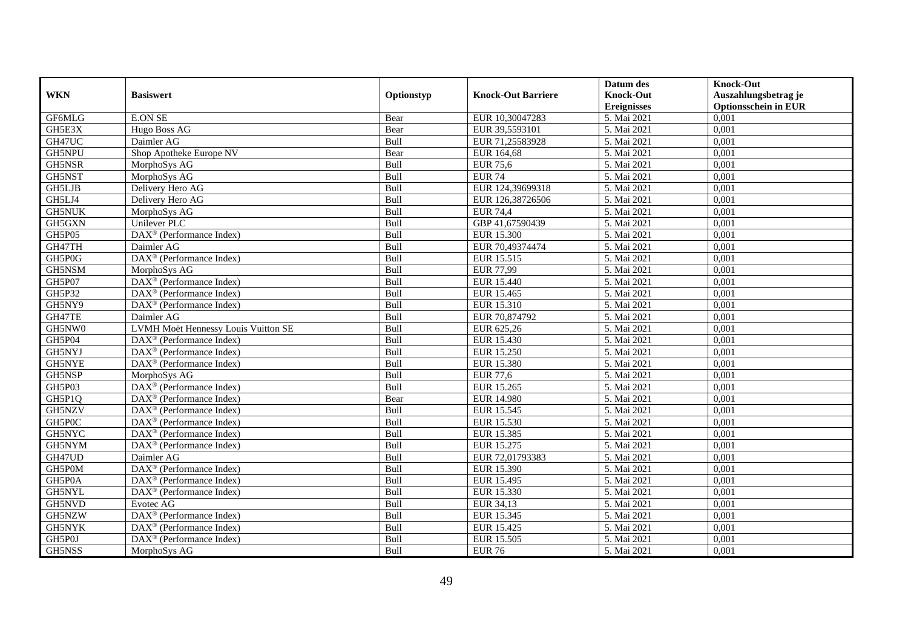| WKN | Basiswert | Optionstyp | Knock-Out Barriere | Datum des Knock-Out Ereignisses | Knock-Out Auszahlungsbetrag je Optionsschein in EUR |
|---|---|---|---|---|---|
| GF6MLG | E.ON SE | Bear | EUR 10,30047283 | 5. Mai 2021 | 0,001 |
| GH5E3X | Hugo Boss AG | Bear | EUR 39,5593101 | 5. Mai 2021 | 0,001 |
| GH47UC | Daimler AG | Bull | EUR 71,25583928 | 5. Mai 2021 | 0,001 |
| GH5NPU | Shop Apotheke Europe NV | Bear | EUR 164,68 | 5. Mai 2021 | 0,001 |
| GH5NSR | MorphoSys AG | Bull | EUR 75,6 | 5. Mai 2021 | 0,001 |
| GH5NST | MorphoSys AG | Bull | EUR 74 | 5. Mai 2021 | 0,001 |
| GH5LJB | Delivery Hero AG | Bull | EUR 124,39699318 | 5. Mai 2021 | 0,001 |
| GH5LJ4 | Delivery Hero AG | Bull | EUR 126,38726506 | 5. Mai 2021 | 0,001 |
| GH5NUK | MorphoSys AG | Bull | EUR 74,4 | 5. Mai 2021 | 0,001 |
| GH5GXN | Unilever PLC | Bull | GBP 41,67590439 | 5. Mai 2021 | 0,001 |
| GH5P05 | DAX® (Performance Index) | Bull | EUR 15.300 | 5. Mai 2021 | 0,001 |
| GH47TH | Daimler AG | Bull | EUR 70,49374474 | 5. Mai 2021 | 0,001 |
| GH5P0G | DAX® (Performance Index) | Bull | EUR 15.515 | 5. Mai 2021 | 0,001 |
| GH5NSM | MorphoSys AG | Bull | EUR 77,99 | 5. Mai 2021 | 0,001 |
| GH5P07 | DAX® (Performance Index) | Bull | EUR 15.440 | 5. Mai 2021 | 0,001 |
| GH5P32 | DAX® (Performance Index) | Bull | EUR 15.465 | 5. Mai 2021 | 0,001 |
| GH5NY9 | DAX® (Performance Index) | Bull | EUR 15.310 | 5. Mai 2021 | 0,001 |
| GH47TE | Daimler AG | Bull | EUR 70,874792 | 5. Mai 2021 | 0,001 |
| GH5NW0 | LVMH Moët Hennessy Louis Vuitton SE | Bull | EUR 625,26 | 5. Mai 2021 | 0,001 |
| GH5P04 | DAX® (Performance Index) | Bull | EUR 15.430 | 5. Mai 2021 | 0,001 |
| GH5NYJ | DAX® (Performance Index) | Bull | EUR 15.250 | 5. Mai 2021 | 0,001 |
| GH5NYE | DAX® (Performance Index) | Bull | EUR 15.380 | 5. Mai 2021 | 0,001 |
| GH5NSP | MorphoSys AG | Bull | EUR 77,6 | 5. Mai 2021 | 0,001 |
| GH5P03 | DAX® (Performance Index) | Bull | EUR 15.265 | 5. Mai 2021 | 0,001 |
| GH5P1Q | DAX® (Performance Index) | Bear | EUR 14.980 | 5. Mai 2021 | 0,001 |
| GH5NZV | DAX® (Performance Index) | Bull | EUR 15.545 | 5. Mai 2021 | 0,001 |
| GH5P0C | DAX® (Performance Index) | Bull | EUR 15.530 | 5. Mai 2021 | 0,001 |
| GH5NYC | DAX® (Performance Index) | Bull | EUR 15.385 | 5. Mai 2021 | 0,001 |
| GH5NYM | DAX® (Performance Index) | Bull | EUR 15.275 | 5. Mai 2021 | 0,001 |
| GH47UD | Daimler AG | Bull | EUR 72,01793383 | 5. Mai 2021 | 0,001 |
| GH5P0M | DAX® (Performance Index) | Bull | EUR 15.390 | 5. Mai 2021 | 0,001 |
| GH5P0A | DAX® (Performance Index) | Bull | EUR 15.495 | 5. Mai 2021 | 0,001 |
| GH5NYL | DAX® (Performance Index) | Bull | EUR 15.330 | 5. Mai 2021 | 0,001 |
| GH5NVD | Evotec AG | Bull | EUR 34,13 | 5. Mai 2021 | 0,001 |
| GH5NZW | DAX® (Performance Index) | Bull | EUR 15.345 | 5. Mai 2021 | 0,001 |
| GH5NYK | DAX® (Performance Index) | Bull | EUR 15.425 | 5. Mai 2021 | 0,001 |
| GH5P0J | DAX® (Performance Index) | Bull | EUR 15.505 | 5. Mai 2021 | 0,001 |
| GH5NSS | MorphoSys AG | Bull | EUR 76 | 5. Mai 2021 | 0,001 |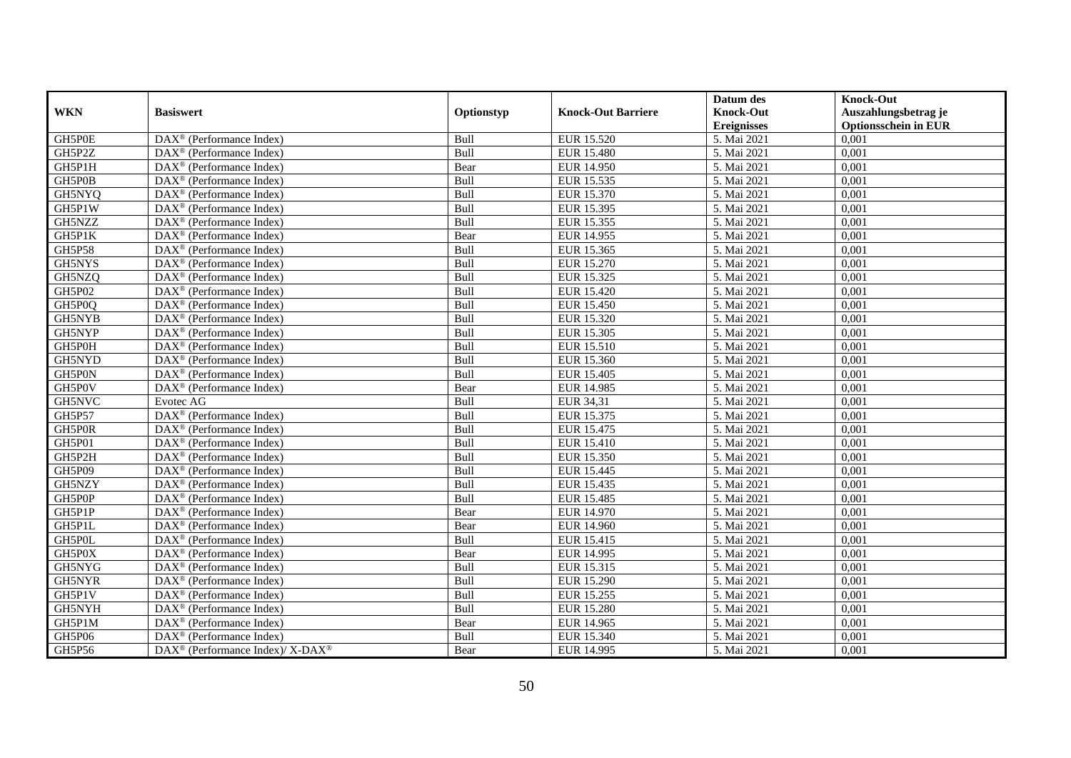| WKN | Basiswert | Optionstyp | Knock-Out Barriere | Datum des Knock-Out Ereignisses | Knock-Out Auszahlungsbetrag je Optionsschein in EUR |
|---|---|---|---|---|---|
| GH5P0E | DAX® (Performance Index) | Bull | EUR 15.520 | 5. Mai 2021 | 0,001 |
| GH5P2Z | DAX® (Performance Index) | Bull | EUR 15.480 | 5. Mai 2021 | 0,001 |
| GH5P1H | DAX® (Performance Index) | Bear | EUR 14.950 | 5. Mai 2021 | 0,001 |
| GH5P0B | DAX® (Performance Index) | Bull | EUR 15.535 | 5. Mai 2021 | 0,001 |
| GH5NYQ | DAX® (Performance Index) | Bull | EUR 15.370 | 5. Mai 2021 | 0,001 |
| GH5P1W | DAX® (Performance Index) | Bull | EUR 15.395 | 5. Mai 2021 | 0,001 |
| GH5NZZ | DAX® (Performance Index) | Bull | EUR 15.355 | 5. Mai 2021 | 0,001 |
| GH5P1K | DAX® (Performance Index) | Bear | EUR 14.955 | 5. Mai 2021 | 0,001 |
| GH5P58 | DAX® (Performance Index) | Bull | EUR 15.365 | 5. Mai 2021 | 0,001 |
| GH5NYS | DAX® (Performance Index) | Bull | EUR 15.270 | 5. Mai 2021 | 0,001 |
| GH5NZQ | DAX® (Performance Index) | Bull | EUR 15.325 | 5. Mai 2021 | 0,001 |
| GH5P02 | DAX® (Performance Index) | Bull | EUR 15.420 | 5. Mai 2021 | 0,001 |
| GH5P0Q | DAX® (Performance Index) | Bull | EUR 15.450 | 5. Mai 2021 | 0,001 |
| GH5NYB | DAX® (Performance Index) | Bull | EUR 15.320 | 5. Mai 2021 | 0,001 |
| GH5NYP | DAX® (Performance Index) | Bull | EUR 15.305 | 5. Mai 2021 | 0,001 |
| GH5P0H | DAX® (Performance Index) | Bull | EUR 15.510 | 5. Mai 2021 | 0,001 |
| GH5NYD | DAX® (Performance Index) | Bull | EUR 15.360 | 5. Mai 2021 | 0,001 |
| GH5P0N | DAX® (Performance Index) | Bull | EUR 15.405 | 5. Mai 2021 | 0,001 |
| GH5P0V | DAX® (Performance Index) | Bear | EUR 14.985 | 5. Mai 2021 | 0,001 |
| GH5NVC | Evotec AG | Bull | EUR 34,31 | 5. Mai 2021 | 0,001 |
| GH5P57 | DAX® (Performance Index) | Bull | EUR 15.375 | 5. Mai 2021 | 0,001 |
| GH5P0R | DAX® (Performance Index) | Bull | EUR 15.475 | 5. Mai 2021 | 0,001 |
| GH5P01 | DAX® (Performance Index) | Bull | EUR 15.410 | 5. Mai 2021 | 0,001 |
| GH5P2H | DAX® (Performance Index) | Bull | EUR 15.350 | 5. Mai 2021 | 0,001 |
| GH5P09 | DAX® (Performance Index) | Bull | EUR 15.445 | 5. Mai 2021 | 0,001 |
| GH5NZY | DAX® (Performance Index) | Bull | EUR 15.435 | 5. Mai 2021 | 0,001 |
| GH5P0P | DAX® (Performance Index) | Bull | EUR 15.485 | 5. Mai 2021 | 0,001 |
| GH5P1P | DAX® (Performance Index) | Bear | EUR 14.970 | 5. Mai 2021 | 0,001 |
| GH5P1L | DAX® (Performance Index) | Bear | EUR 14.960 | 5. Mai 2021 | 0,001 |
| GH5P0L | DAX® (Performance Index) | Bull | EUR 15.415 | 5. Mai 2021 | 0,001 |
| GH5P0X | DAX® (Performance Index) | Bear | EUR 14.995 | 5. Mai 2021 | 0,001 |
| GH5NYG | DAX® (Performance Index) | Bull | EUR 15.315 | 5. Mai 2021 | 0,001 |
| GH5NYR | DAX® (Performance Index) | Bull | EUR 15.290 | 5. Mai 2021 | 0,001 |
| GH5P1V | DAX® (Performance Index) | Bull | EUR 15.255 | 5. Mai 2021 | 0,001 |
| GH5NYH | DAX® (Performance Index) | Bull | EUR 15.280 | 5. Mai 2021 | 0,001 |
| GH5P1M | DAX® (Performance Index) | Bear | EUR 14.965 | 5. Mai 2021 | 0,001 |
| GH5P06 | DAX® (Performance Index) | Bull | EUR 15.340 | 5. Mai 2021 | 0,001 |
| GH5P56 | DAX® (Performance Index)/ X-DAX® | Bear | EUR 14.995 | 5. Mai 2021 | 0,001 |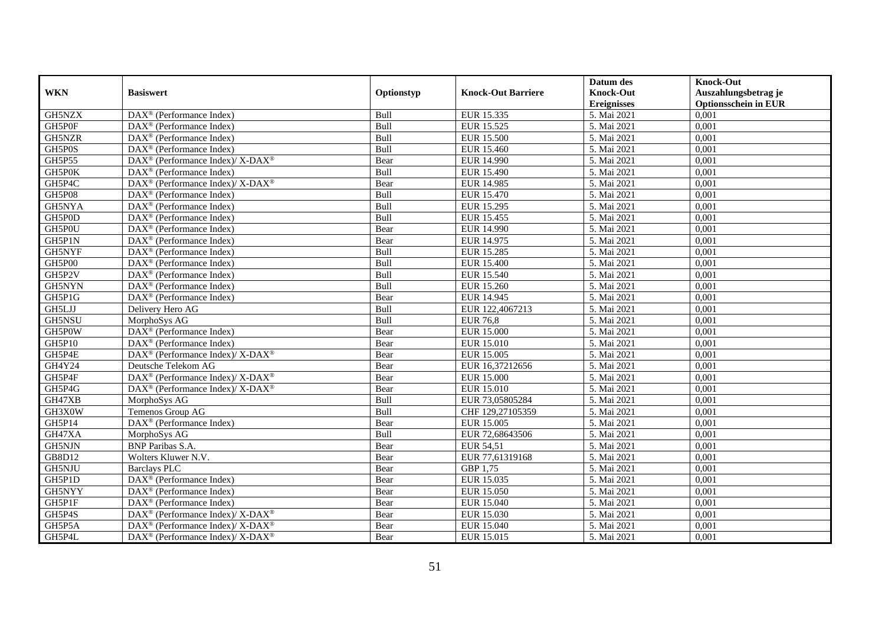| WKN | Basiswert | Optionstyp | Knock-Out Barriere | Datum des Knock-Out Ereignisses | Knock-Out Auszahlungsbetrag je Optionsschein in EUR |
|---|---|---|---|---|---|
| GH5NZX | DAX® (Performance Index) | Bull | EUR 15.335 | 5. Mai 2021 | 0,001 |
| GH5P0F | DAX® (Performance Index) | Bull | EUR 15.525 | 5. Mai 2021 | 0,001 |
| GH5NZR | DAX® (Performance Index) | Bull | EUR 15.500 | 5. Mai 2021 | 0,001 |
| GH5P0S | DAX® (Performance Index) | Bull | EUR 15.460 | 5. Mai 2021 | 0,001 |
| GH5P55 | DAX® (Performance Index)/ X-DAX® | Bear | EUR 14.990 | 5. Mai 2021 | 0,001 |
| GH5P0K | DAX® (Performance Index) | Bull | EUR 15.490 | 5. Mai 2021 | 0,001 |
| GH5P4C | DAX® (Performance Index)/ X-DAX® | Bear | EUR 14.985 | 5. Mai 2021 | 0,001 |
| GH5P08 | DAX® (Performance Index) | Bull | EUR 15.470 | 5. Mai 2021 | 0,001 |
| GH5NYA | DAX® (Performance Index) | Bull | EUR 15.295 | 5. Mai 2021 | 0,001 |
| GH5P0D | DAX® (Performance Index) | Bull | EUR 15.455 | 5. Mai 2021 | 0,001 |
| GH5P0U | DAX® (Performance Index) | Bear | EUR 14.990 | 5. Mai 2021 | 0,001 |
| GH5P1N | DAX® (Performance Index) | Bear | EUR 14.975 | 5. Mai 2021 | 0,001 |
| GH5NYF | DAX® (Performance Index) | Bull | EUR 15.285 | 5. Mai 2021 | 0,001 |
| GH5P00 | DAX® (Performance Index) | Bull | EUR 15.400 | 5. Mai 2021 | 0,001 |
| GH5P2V | DAX® (Performance Index) | Bull | EUR 15.540 | 5. Mai 2021 | 0,001 |
| GH5NYN | DAX® (Performance Index) | Bull | EUR 15.260 | 5. Mai 2021 | 0,001 |
| GH5P1G | DAX® (Performance Index) | Bear | EUR 14.945 | 5. Mai 2021 | 0,001 |
| GH5LJJ | Delivery Hero AG | Bull | EUR 122,4067213 | 5. Mai 2021 | 0,001 |
| GH5NSU | MorphoSys AG | Bull | EUR 76,8 | 5. Mai 2021 | 0,001 |
| GH5P0W | DAX® (Performance Index) | Bear | EUR 15.000 | 5. Mai 2021 | 0,001 |
| GH5P10 | DAX® (Performance Index) | Bear | EUR 15.010 | 5. Mai 2021 | 0,001 |
| GH5P4E | DAX® (Performance Index)/ X-DAX® | Bear | EUR 15.005 | 5. Mai 2021 | 0,001 |
| GH4Y24 | Deutsche Telekom AG | Bear | EUR 16,37212656 | 5. Mai 2021 | 0,001 |
| GH5P4F | DAX® (Performance Index)/ X-DAX® | Bear | EUR 15.000 | 5. Mai 2021 | 0,001 |
| GH5P4G | DAX® (Performance Index)/ X-DAX® | Bear | EUR 15.010 | 5. Mai 2021 | 0,001 |
| GH47XB | MorphoSys AG | Bull | EUR 73,05805284 | 5. Mai 2021 | 0,001 |
| GH3X0W | Temenos Group AG | Bull | CHF 129,27105359 | 5. Mai 2021 | 0,001 |
| GH5P14 | DAX® (Performance Index) | Bear | EUR 15.005 | 5. Mai 2021 | 0,001 |
| GH47XA | MorphoSys AG | Bull | EUR 72,68643506 | 5. Mai 2021 | 0,001 |
| GH5NJN | BNP Paribas S.A. | Bear | EUR 54,51 | 5. Mai 2021 | 0,001 |
| GB8D12 | Wolters Kluwer N.V. | Bear | EUR 77,61319168 | 5. Mai 2021 | 0,001 |
| GH5NJU | Barclays PLC | Bear | GBP 1,75 | 5. Mai 2021 | 0,001 |
| GH5P1D | DAX® (Performance Index) | Bear | EUR 15.035 | 5. Mai 2021 | 0,001 |
| GH5NYY | DAX® (Performance Index) | Bear | EUR 15.050 | 5. Mai 2021 | 0,001 |
| GH5P1F | DAX® (Performance Index) | Bear | EUR 15.040 | 5. Mai 2021 | 0,001 |
| GH5P4S | DAX® (Performance Index)/ X-DAX® | Bear | EUR 15.030 | 5. Mai 2021 | 0,001 |
| GH5P5A | DAX® (Performance Index)/ X-DAX® | Bear | EUR 15.040 | 5. Mai 2021 | 0,001 |
| GH5P4L | DAX® (Performance Index)/ X-DAX® | Bear | EUR 15.015 | 5. Mai 2021 | 0,001 |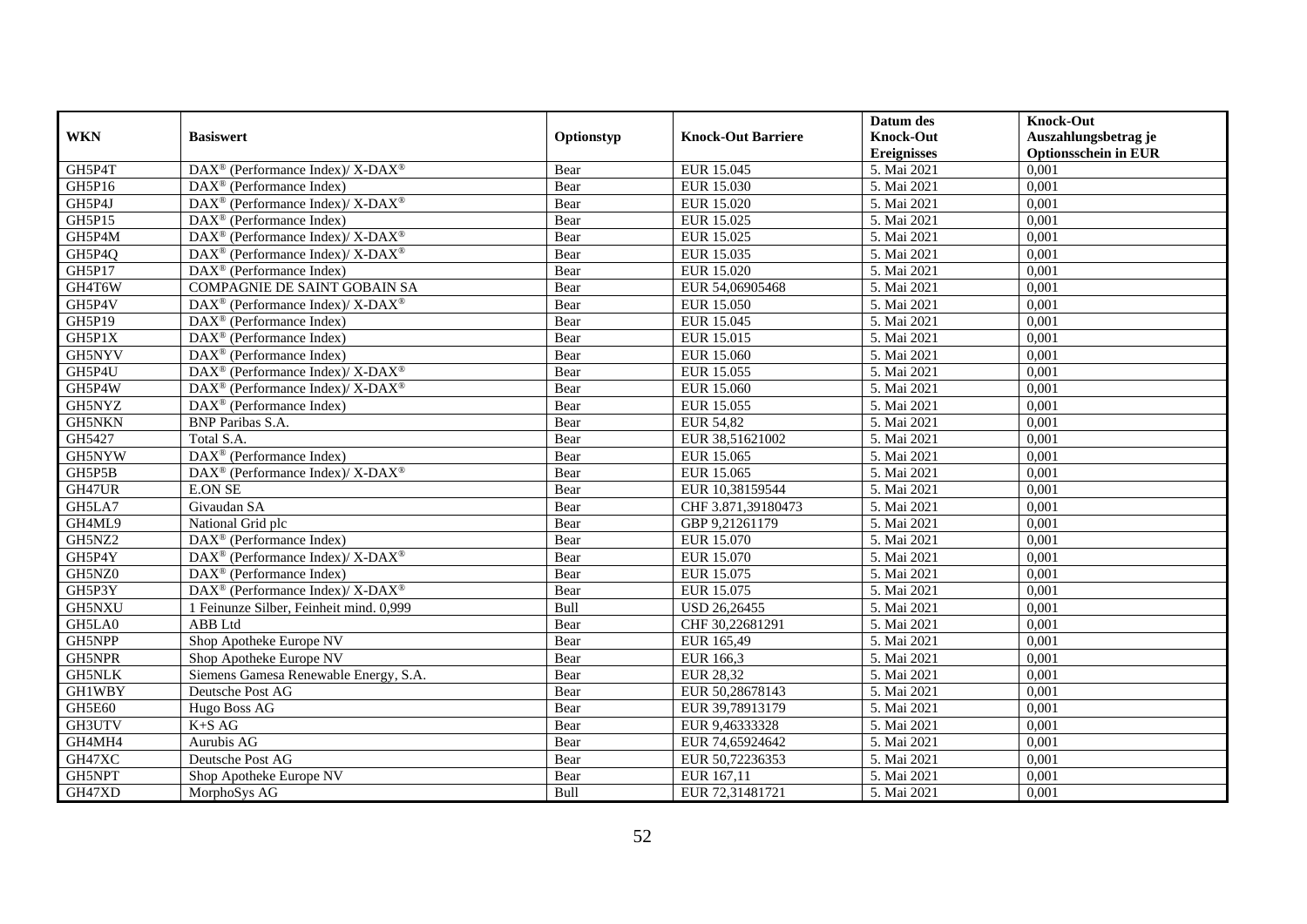| WKN | Basiswert | Optionstyp | Knock-Out Barriere | Datum des Knock-Out Ereignisses | Knock-Out Auszahlungsbetrag je Optionsschein in EUR |
|---|---|---|---|---|---|
| GH5P4T | DAX® (Performance Index)/ X-DAX® | Bear | EUR 15.045 | 5. Mai 2021 | 0,001 |
| GH5P16 | DAX® (Performance Index) | Bear | EUR 15.030 | 5. Mai 2021 | 0,001 |
| GH5P4J | DAX® (Performance Index)/ X-DAX® | Bear | EUR 15.020 | 5. Mai 2021 | 0,001 |
| GH5P15 | DAX® (Performance Index) | Bear | EUR 15.025 | 5. Mai 2021 | 0,001 |
| GH5P4M | DAX® (Performance Index)/ X-DAX® | Bear | EUR 15.025 | 5. Mai 2021 | 0,001 |
| GH5P4Q | DAX® (Performance Index)/ X-DAX® | Bear | EUR 15.035 | 5. Mai 2021 | 0,001 |
| GH5P17 | DAX® (Performance Index) | Bear | EUR 15.020 | 5. Mai 2021 | 0,001 |
| GH4T6W | COMPAGNIE DE SAINT GOBAIN SA | Bear | EUR 54,06905468 | 5. Mai 2021 | 0,001 |
| GH5P4V | DAX® (Performance Index)/ X-DAX® | Bear | EUR 15.050 | 5. Mai 2021 | 0,001 |
| GH5P19 | DAX® (Performance Index) | Bear | EUR 15.045 | 5. Mai 2021 | 0,001 |
| GH5P1X | DAX® (Performance Index) | Bear | EUR 15.015 | 5. Mai 2021 | 0,001 |
| GH5NYV | DAX® (Performance Index) | Bear | EUR 15.060 | 5. Mai 2021 | 0,001 |
| GH5P4U | DAX® (Performance Index)/ X-DAX® | Bear | EUR 15.055 | 5. Mai 2021 | 0,001 |
| GH5P4W | DAX® (Performance Index)/ X-DAX® | Bear | EUR 15.060 | 5. Mai 2021 | 0,001 |
| GH5NYZ | DAX® (Performance Index) | Bear | EUR 15.055 | 5. Mai 2021 | 0,001 |
| GH5NKN | BNP Paribas S.A. | Bear | EUR 54,82 | 5. Mai 2021 | 0,001 |
| GH5427 | Total S.A. | Bear | EUR 38,51621002 | 5. Mai 2021 | 0,001 |
| GH5NYW | DAX® (Performance Index) | Bear | EUR 15.065 | 5. Mai 2021 | 0,001 |
| GH5P5B | DAX® (Performance Index)/ X-DAX® | Bear | EUR 15.065 | 5. Mai 2021 | 0,001 |
| GH47UR | E.ON SE | Bear | EUR 10,38159544 | 5. Mai 2021 | 0,001 |
| GH5LA7 | Givaudan SA | Bear | CHF 3.871,39180473 | 5. Mai 2021 | 0,001 |
| GH4ML9 | National Grid plc | Bear | GBP 9,21261179 | 5. Mai 2021 | 0,001 |
| GH5NZ2 | DAX® (Performance Index) | Bear | EUR 15.070 | 5. Mai 2021 | 0,001 |
| GH5P4Y | DAX® (Performance Index)/ X-DAX® | Bear | EUR 15.070 | 5. Mai 2021 | 0,001 |
| GH5NZ0 | DAX® (Performance Index) | Bear | EUR 15.075 | 5. Mai 2021 | 0,001 |
| GH5P3Y | DAX® (Performance Index)/ X-DAX® | Bear | EUR 15.075 | 5. Mai 2021 | 0,001 |
| GH5NXU | 1 Feinunze Silber, Feinheit mind. 0,999 | Bull | USD 26,26455 | 5. Mai 2021 | 0,001 |
| GH5LA0 | ABB Ltd | Bear | CHF 30,22681291 | 5. Mai 2021 | 0,001 |
| GH5NPP | Shop Apotheke Europe NV | Bear | EUR 165,49 | 5. Mai 2021 | 0,001 |
| GH5NPR | Shop Apotheke Europe NV | Bear | EUR 166,3 | 5. Mai 2021 | 0,001 |
| GH5NLK | Siemens Gamesa Renewable Energy, S.A. | Bear | EUR 28,32 | 5. Mai 2021 | 0,001 |
| GH1WBY | Deutsche Post AG | Bear | EUR 50,28678143 | 5. Mai 2021 | 0,001 |
| GH5E60 | Hugo Boss AG | Bear | EUR 39,78913179 | 5. Mai 2021 | 0,001 |
| GH3UTV | K+S AG | Bear | EUR 9,46333328 | 5. Mai 2021 | 0,001 |
| GH4MH4 | Aurubis AG | Bear | EUR 74,65924642 | 5. Mai 2021 | 0,001 |
| GH47XC | Deutsche Post AG | Bear | EUR 50,72236353 | 5. Mai 2021 | 0,001 |
| GH5NPT | Shop Apotheke Europe NV | Bear | EUR 167,11 | 5. Mai 2021 | 0,001 |
| GH47XD | MorphoSys AG | Bull | EUR 72,31481721 | 5. Mai 2021 | 0,001 |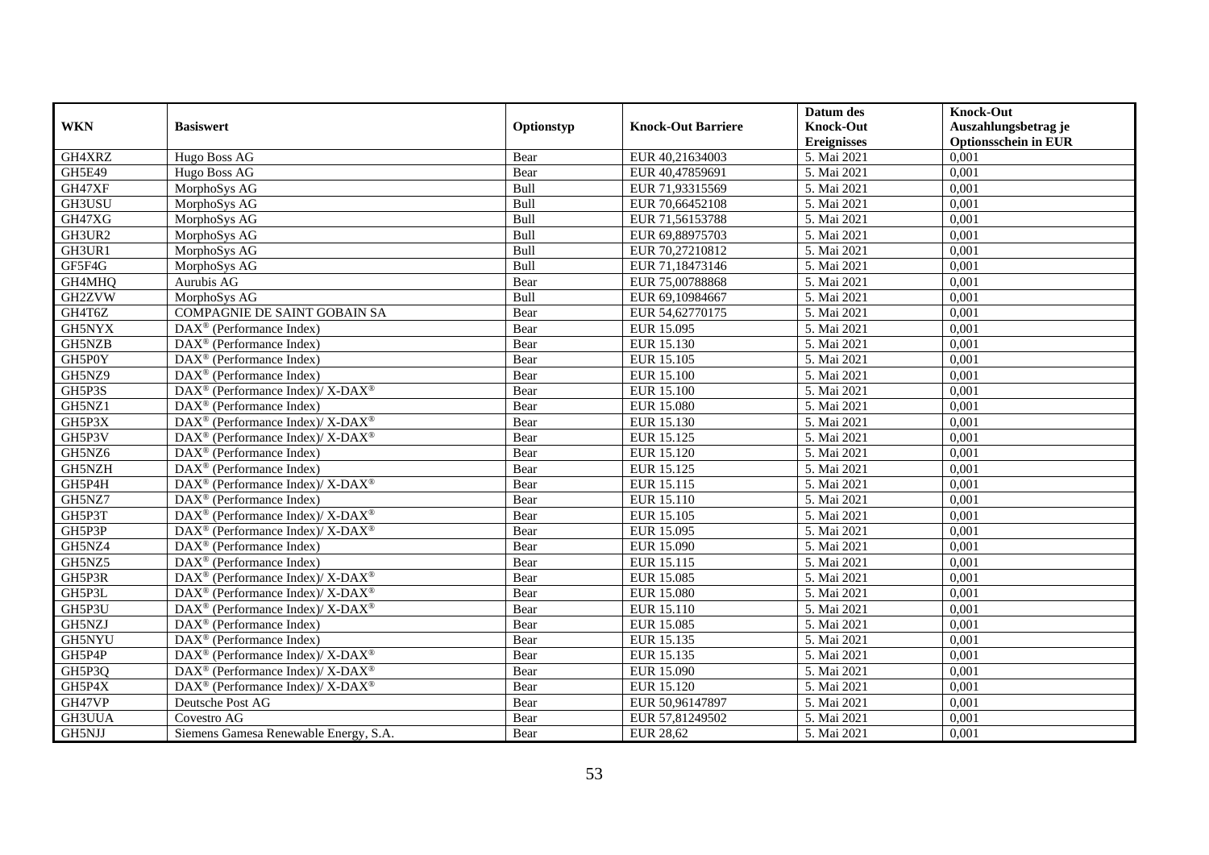| WKN | Basiswert | Optionstyp | Knock-Out Barriere | Datum des Knock-Out Ereignisses | Knock-Out Auszahlungsbetrag je Optionsschein in EUR |
|---|---|---|---|---|---|
| GH4XRZ | Hugo Boss AG | Bear | EUR 40,21634003 | 5. Mai 2021 | 0,001 |
| GH5E49 | Hugo Boss AG | Bear | EUR 40,47859691 | 5. Mai 2021 | 0,001 |
| GH47XF | MorphoSys AG | Bull | EUR 71,93315569 | 5. Mai 2021 | 0,001 |
| GH3USU | MorphoSys AG | Bull | EUR 70,66452108 | 5. Mai 2021 | 0,001 |
| GH47XG | MorphoSys AG | Bull | EUR 71,56153788 | 5. Mai 2021 | 0,001 |
| GH3UR2 | MorphoSys AG | Bull | EUR 69,88975703 | 5. Mai 2021 | 0,001 |
| GH3UR1 | MorphoSys AG | Bull | EUR 70,27210812 | 5. Mai 2021 | 0,001 |
| GF5F4G | MorphoSys AG | Bull | EUR 71,18473146 | 5. Mai 2021 | 0,001 |
| GH4MHQ | Aurubis AG | Bear | EUR 75,00788868 | 5. Mai 2021 | 0,001 |
| GH2ZVW | MorphoSys AG | Bull | EUR 69,10984667 | 5. Mai 2021 | 0,001 |
| GH4T6Z | COMPAGNIE DE SAINT GOBAIN SA | Bear | EUR 54,62770175 | 5. Mai 2021 | 0,001 |
| GH5NYX | DAX® (Performance Index) | Bear | EUR 15.095 | 5. Mai 2021 | 0,001 |
| GH5NZB | DAX® (Performance Index) | Bear | EUR 15.130 | 5. Mai 2021 | 0,001 |
| GH5P0Y | DAX® (Performance Index) | Bear | EUR 15.105 | 5. Mai 2021 | 0,001 |
| GH5NZ9 | DAX® (Performance Index) | Bear | EUR 15.100 | 5. Mai 2021 | 0,001 |
| GH5P3S | DAX® (Performance Index)/ X-DAX® | Bear | EUR 15.100 | 5. Mai 2021 | 0,001 |
| GH5NZ1 | DAX® (Performance Index) | Bear | EUR 15.080 | 5. Mai 2021 | 0,001 |
| GH5P3X | DAX® (Performance Index)/ X-DAX® | Bear | EUR 15.130 | 5. Mai 2021 | 0,001 |
| GH5P3V | DAX® (Performance Index)/ X-DAX® | Bear | EUR 15.125 | 5. Mai 2021 | 0,001 |
| GH5NZ6 | DAX® (Performance Index) | Bear | EUR 15.120 | 5. Mai 2021 | 0,001 |
| GH5NZH | DAX® (Performance Index) | Bear | EUR 15.125 | 5. Mai 2021 | 0,001 |
| GH5P4H | DAX® (Performance Index)/ X-DAX® | Bear | EUR 15.115 | 5. Mai 2021 | 0,001 |
| GH5NZ7 | DAX® (Performance Index) | Bear | EUR 15.110 | 5. Mai 2021 | 0,001 |
| GH5P3T | DAX® (Performance Index)/ X-DAX® | Bear | EUR 15.105 | 5. Mai 2021 | 0,001 |
| GH5P3P | DAX® (Performance Index)/ X-DAX® | Bear | EUR 15.095 | 5. Mai 2021 | 0,001 |
| GH5NZ4 | DAX® (Performance Index) | Bear | EUR 15.090 | 5. Mai 2021 | 0,001 |
| GH5NZ5 | DAX® (Performance Index) | Bear | EUR 15.115 | 5. Mai 2021 | 0,001 |
| GH5P3R | DAX® (Performance Index)/ X-DAX® | Bear | EUR 15.085 | 5. Mai 2021 | 0,001 |
| GH5P3L | DAX® (Performance Index)/ X-DAX® | Bear | EUR 15.080 | 5. Mai 2021 | 0,001 |
| GH5P3U | DAX® (Performance Index)/ X-DAX® | Bear | EUR 15.110 | 5. Mai 2021 | 0,001 |
| GH5NZJ | DAX® (Performance Index) | Bear | EUR 15.085 | 5. Mai 2021 | 0,001 |
| GH5NYU | DAX® (Performance Index) | Bear | EUR 15.135 | 5. Mai 2021 | 0,001 |
| GH5P4P | DAX® (Performance Index)/ X-DAX® | Bear | EUR 15.135 | 5. Mai 2021 | 0,001 |
| GH5P3Q | DAX® (Performance Index)/ X-DAX® | Bear | EUR 15.090 | 5. Mai 2021 | 0,001 |
| GH5P4X | DAX® (Performance Index)/ X-DAX® | Bear | EUR 15.120 | 5. Mai 2021 | 0,001 |
| GH47VP | Deutsche Post AG | Bear | EUR 50,96147897 | 5. Mai 2021 | 0,001 |
| GH3UUA | Covestro AG | Bear | EUR 57,81249502 | 5. Mai 2021 | 0,001 |
| GH5NJJ | Siemens Gamesa Renewable Energy, S.A. | Bear | EUR 28,62 | 5. Mai 2021 | 0,001 |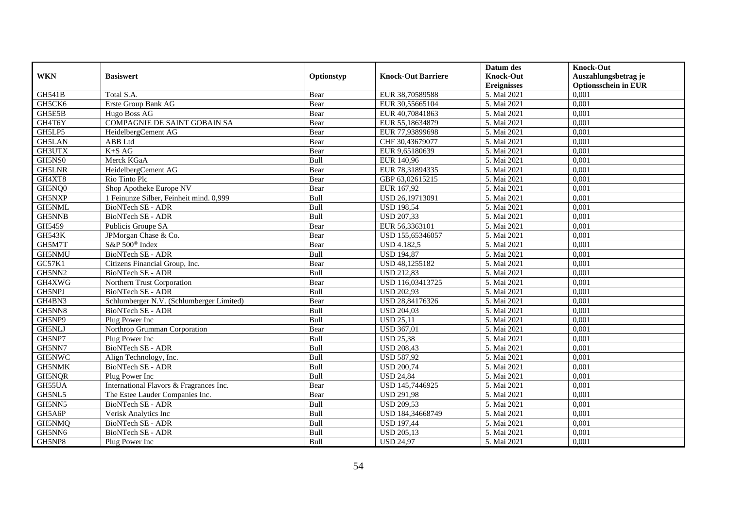| WKN | Basiswert | Optionstyp | Knock-Out Barriere | Datum des Knock-Out Ereignisses | Knock-Out Auszahlungsbetrag je Optionsschein in EUR |
|---|---|---|---|---|---|
| GH541B | Total S.A. | Bear | EUR 38,70589588 | 5. Mai 2021 | 0,001 |
| GH5CK6 | Erste Group Bank AG | Bear | EUR 30,55665104 | 5. Mai 2021 | 0,001 |
| GH5E5B | Hugo Boss AG | Bear | EUR 40,70841863 | 5. Mai 2021 | 0,001 |
| GH4T6Y | COMPAGNIE DE SAINT GOBAIN SA | Bear | EUR 55,18634879 | 5. Mai 2021 | 0,001 |
| GH5LP5 | HeidelbergCement AG | Bear | EUR 77,93899698 | 5. Mai 2021 | 0,001 |
| GH5LAN | ABB Ltd | Bear | CHF 30,43679077 | 5. Mai 2021 | 0,001 |
| GH3UTX | K+S AG | Bear | EUR 9,65180639 | 5. Mai 2021 | 0,001 |
| GH5NS0 | Merck KGaA | Bull | EUR 140,96 | 5. Mai 2021 | 0,001 |
| GH5LNR | HeidelbergCement AG | Bear | EUR 78,31894335 | 5. Mai 2021 | 0,001 |
| GH4XT8 | Rio Tinto Plc | Bear | GBP 63,02615215 | 5. Mai 2021 | 0,001 |
| GH5NQ0 | Shop Apotheke Europe NV | Bear | EUR 167,92 | 5. Mai 2021 | 0,001 |
| GH5NXP | 1 Feinunze Silber, Feinheit mind. 0,999 | Bull | USD 26,19713091 | 5. Mai 2021 | 0,001 |
| GH5NML | BioNTech SE - ADR | Bull | USD 198,54 | 5. Mai 2021 | 0,001 |
| GH5NNB | BioNTech SE - ADR | Bull | USD 207,33 | 5. Mai 2021 | 0,001 |
| GH5459 | Publicis Groupe SA | Bear | EUR 56,3363101 | 5. Mai 2021 | 0,001 |
| GH543K | JPMorgan Chase & Co. | Bear | USD 155,65346057 | 5. Mai 2021 | 0,001 |
| GH5M7T | S&P 500® Index | Bear | USD 4.182,5 | 5. Mai 2021 | 0,001 |
| GH5NMU | BioNTech SE - ADR | Bull | USD 194,87 | 5. Mai 2021 | 0,001 |
| GC57K1 | Citizens Financial Group, Inc. | Bear | USD 48,1255182 | 5. Mai 2021 | 0,001 |
| GH5NN2 | BioNTech SE - ADR | Bull | USD 212,83 | 5. Mai 2021 | 0,001 |
| GH4XWG | Northern Trust Corporation | Bear | USD 116,03413725 | 5. Mai 2021 | 0,001 |
| GH5NPJ | BioNTech SE - ADR | Bull | USD 202,93 | 5. Mai 2021 | 0,001 |
| GH4BN3 | Schlumberger N.V. (Schlumberger Limited) | Bear | USD 28,84176326 | 5. Mai 2021 | 0,001 |
| GH5NN8 | BioNTech SE - ADR | Bull | USD 204,03 | 5. Mai 2021 | 0,001 |
| GH5NP9 | Plug Power Inc | Bull | USD 25,11 | 5. Mai 2021 | 0,001 |
| GH5NLJ | Northrop Grumman Corporation | Bear | USD 367,01 | 5. Mai 2021 | 0,001 |
| GH5NP7 | Plug Power Inc | Bull | USD 25,38 | 5. Mai 2021 | 0,001 |
| GH5NN7 | BioNTech SE - ADR | Bull | USD 208,43 | 5. Mai 2021 | 0,001 |
| GH5NWC | Align Technology, Inc. | Bull | USD 587,92 | 5. Mai 2021 | 0,001 |
| GH5NMK | BioNTech SE - ADR | Bull | USD 200,74 | 5. Mai 2021 | 0,001 |
| GH5NQR | Plug Power Inc | Bull | USD 24,84 | 5. Mai 2021 | 0,001 |
| GH55UA | International Flavors & Fragrances Inc. | Bear | USD 145,7446925 | 5. Mai 2021 | 0,001 |
| GH5NL5 | The Estee Lauder Companies Inc. | Bear | USD 291,98 | 5. Mai 2021 | 0,001 |
| GH5NN5 | BioNTech SE - ADR | Bull | USD 209,53 | 5. Mai 2021 | 0,001 |
| GH5A6P | Verisk Analytics Inc | Bull | USD 184,34668749 | 5. Mai 2021 | 0,001 |
| GH5NMQ | BioNTech SE - ADR | Bull | USD 197,44 | 5. Mai 2021 | 0,001 |
| GH5NN6 | BioNTech SE - ADR | Bull | USD 205,13 | 5. Mai 2021 | 0,001 |
| GH5NP8 | Plug Power Inc | Bull | USD 24,97 | 5. Mai 2021 | 0,001 |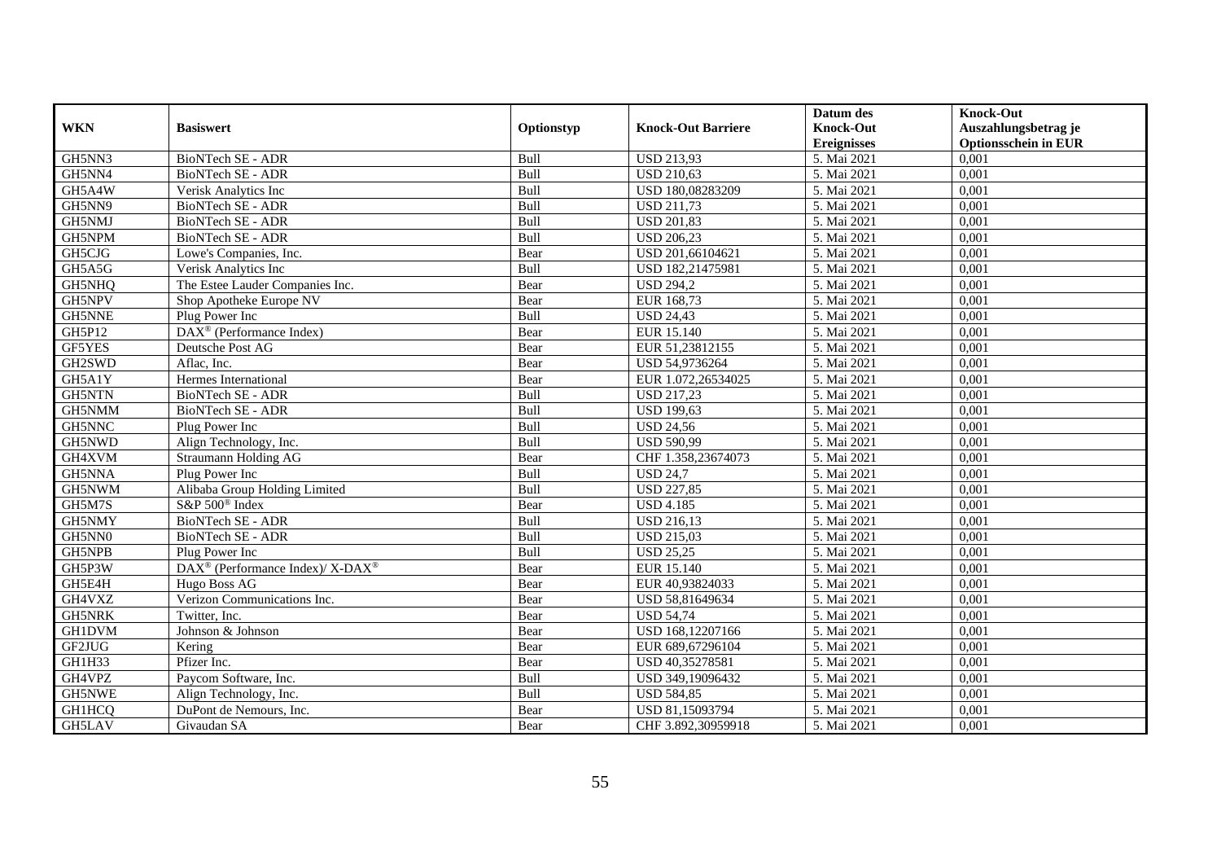| WKN | Basiswert | Optionstyp | Knock-Out Barriere | Datum des Knock-Out Ereignisses | Knock-Out Auszahlungsbetrag je Optionsschein in EUR |
|---|---|---|---|---|---|
| GH5NN3 | BioNTech SE - ADR | Bull | USD 213,93 | 5. Mai 2021 | 0,001 |
| GH5NN4 | BioNTech SE - ADR | Bull | USD 210,63 | 5. Mai 2021 | 0,001 |
| GH5A4W | Verisk Analytics Inc | Bull | USD 180,08283209 | 5. Mai 2021 | 0,001 |
| GH5NN9 | BioNTech SE - ADR | Bull | USD 211,73 | 5. Mai 2021 | 0,001 |
| GH5NMJ | BioNTech SE - ADR | Bull | USD 201,83 | 5. Mai 2021 | 0,001 |
| GH5NPM | BioNTech SE - ADR | Bull | USD 206,23 | 5. Mai 2021 | 0,001 |
| GH5CJG | Lowe's Companies, Inc. | Bear | USD 201,66104621 | 5. Mai 2021 | 0,001 |
| GH5A5G | Verisk Analytics Inc | Bull | USD 182,21475981 | 5. Mai 2021 | 0,001 |
| GH5NHQ | The Estee Lauder Companies Inc. | Bear | USD 294,2 | 5. Mai 2021 | 0,001 |
| GH5NPV | Shop Apotheke Europe NV | Bear | EUR 168,73 | 5. Mai 2021 | 0,001 |
| GH5NNE | Plug Power Inc | Bull | USD 24,43 | 5. Mai 2021 | 0,001 |
| GH5P12 | DAX® (Performance Index) | Bear | EUR 15.140 | 5. Mai 2021 | 0,001 |
| GF5YES | Deutsche Post AG | Bear | EUR 51,23812155 | 5. Mai 2021 | 0,001 |
| GH2SWD | Aflac, Inc. | Bear | USD 54,9736264 | 5. Mai 2021 | 0,001 |
| GH5A1Y | Hermes International | Bear | EUR 1.072,26534025 | 5. Mai 2021 | 0,001 |
| GH5NTN | BioNTech SE - ADR | Bull | USD 217,23 | 5. Mai 2021 | 0,001 |
| GH5NMM | BioNTech SE - ADR | Bull | USD 199,63 | 5. Mai 2021 | 0,001 |
| GH5NNC | Plug Power Inc | Bull | USD 24,56 | 5. Mai 2021 | 0,001 |
| GH5NWD | Align Technology, Inc. | Bull | USD 590,99 | 5. Mai 2021 | 0,001 |
| GH4XVM | Straumann Holding AG | Bear | CHF 1.358,23674073 | 5. Mai 2021 | 0,001 |
| GH5NNA | Plug Power Inc | Bull | USD 24,7 | 5. Mai 2021 | 0,001 |
| GH5NWM | Alibaba Group Holding Limited | Bull | USD 227,85 | 5. Mai 2021 | 0,001 |
| GH5M7S | S&P 500® Index | Bear | USD 4.185 | 5. Mai 2021 | 0,001 |
| GH5NMY | BioNTech SE - ADR | Bull | USD 216,13 | 5. Mai 2021 | 0,001 |
| GH5NN0 | BioNTech SE - ADR | Bull | USD 215,03 | 5. Mai 2021 | 0,001 |
| GH5NPB | Plug Power Inc | Bull | USD 25,25 | 5. Mai 2021 | 0,001 |
| GH5P3W | DAX® (Performance Index)/ X-DAX® | Bear | EUR 15.140 | 5. Mai 2021 | 0,001 |
| GH5E4H | Hugo Boss AG | Bear | EUR 40,93824033 | 5. Mai 2021 | 0,001 |
| GH4VXZ | Verizon Communications Inc. | Bear | USD 58,81649634 | 5. Mai 2021 | 0,001 |
| GH5NRK | Twitter, Inc. | Bear | USD 54,74 | 5. Mai 2021 | 0,001 |
| GH1DVM | Johnson & Johnson | Bear | USD 168,12207166 | 5. Mai 2021 | 0,001 |
| GF2JUG | Kering | Bear | EUR 689,67296104 | 5. Mai 2021 | 0,001 |
| GH1H33 | Pfizer Inc. | Bear | USD 40,35278581 | 5. Mai 2021 | 0,001 |
| GH4VPZ | Paycom Software, Inc. | Bull | USD 349,19096432 | 5. Mai 2021 | 0,001 |
| GH5NWE | Align Technology, Inc. | Bull | USD 584,85 | 5. Mai 2021 | 0,001 |
| GH1HCQ | DuPont de Nemours, Inc. | Bear | USD 81,15093794 | 5. Mai 2021 | 0,001 |
| GH5LAV | Givaudan SA | Bear | CHF 3.892,30959918 | 5. Mai 2021 | 0,001 |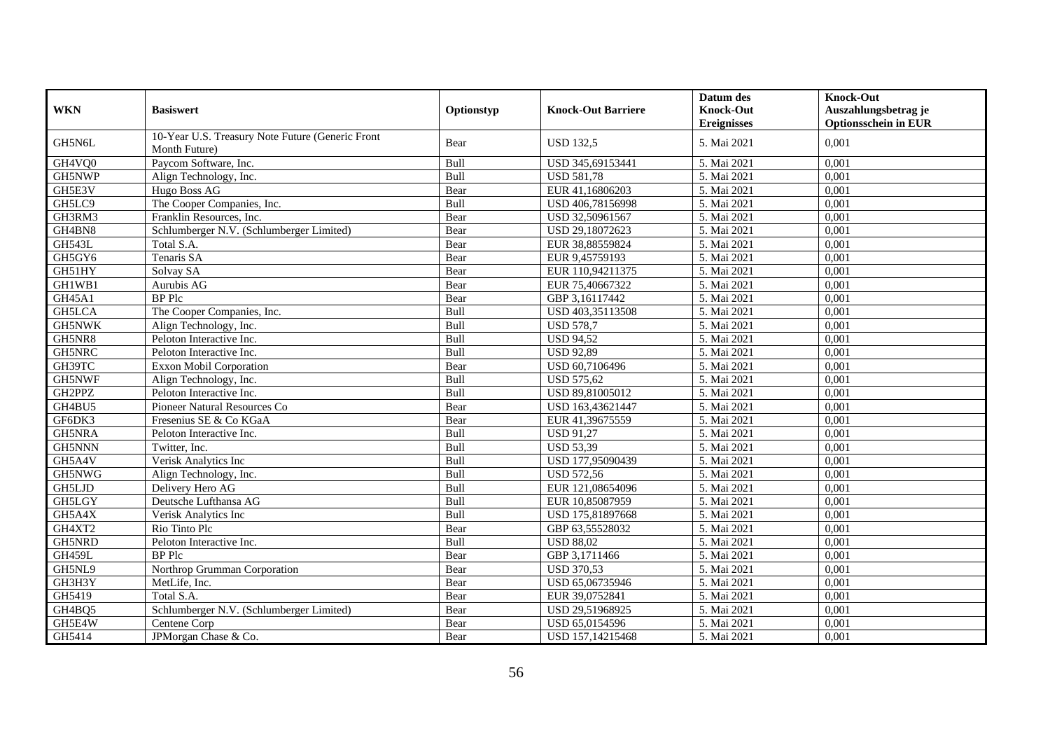| WKN | Basiswert | Optionstyp | Knock-Out Barriere | Datum des Knock-Out Ereignisses | Knock-Out Auszahlungsbetrag je Optionsschein in EUR |
|---|---|---|---|---|---|
| GH5N6L | 10-Year U.S. Treasury Note Future (Generic Front Month Future) | Bear | USD 132,5 | 5. Mai 2021 | 0,001 |
| GH4VQ0 | Paycom Software, Inc. | Bull | USD 345,69153441 | 5. Mai 2021 | 0,001 |
| GH5NWP | Align Technology, Inc. | Bull | USD 581,78 | 5. Mai 2021 | 0,001 |
| GH5E3V | Hugo Boss AG | Bear | EUR 41,16806203 | 5. Mai 2021 | 0,001 |
| GH5LC9 | The Cooper Companies, Inc. | Bull | USD 406,78156998 | 5. Mai 2021 | 0,001 |
| GH3RM3 | Franklin Resources, Inc. | Bear | USD 32,50961567 | 5. Mai 2021 | 0,001 |
| GH4BN8 | Schlumberger N.V. (Schlumberger Limited) | Bear | USD 29,18072623 | 5. Mai 2021 | 0,001 |
| GH543L | Total S.A. | Bear | EUR 38,88559824 | 5. Mai 2021 | 0,001 |
| GH5GY6 | Tenaris SA | Bear | EUR 9,45759193 | 5. Mai 2021 | 0,001 |
| GH51HY | Solvay SA | Bear | EUR 110,94211375 | 5. Mai 2021 | 0,001 |
| GH1WB1 | Aurubis AG | Bear | EUR 75,40667322 | 5. Mai 2021 | 0,001 |
| GH45A1 | BP Plc | Bear | GBP 3,16117442 | 5. Mai 2021 | 0,001 |
| GH5LCA | The Cooper Companies, Inc. | Bull | USD 403,35113508 | 5. Mai 2021 | 0,001 |
| GH5NWK | Align Technology, Inc. | Bull | USD 578,7 | 5. Mai 2021 | 0,001 |
| GH5NR8 | Peloton Interactive Inc. | Bull | USD 94,52 | 5. Mai 2021 | 0,001 |
| GH5NRC | Peloton Interactive Inc. | Bull | USD 92,89 | 5. Mai 2021 | 0,001 |
| GH39TC | Exxon Mobil Corporation | Bear | USD 60,7106496 | 5. Mai 2021 | 0,001 |
| GH5NWF | Align Technology, Inc. | Bull | USD 575,62 | 5. Mai 2021 | 0,001 |
| GH2PPZ | Peloton Interactive Inc. | Bull | USD 89,81005012 | 5. Mai 2021 | 0,001 |
| GH4BU5 | Pioneer Natural Resources Co | Bear | USD 163,43621447 | 5. Mai 2021 | 0,001 |
| GF6DK3 | Fresenius SE & Co KGaA | Bear | EUR 41,39675559 | 5. Mai 2021 | 0,001 |
| GH5NRA | Peloton Interactive Inc. | Bull | USD 91,27 | 5. Mai 2021 | 0,001 |
| GH5NNN | Twitter, Inc. | Bull | USD 53,39 | 5. Mai 2021 | 0,001 |
| GH5A4V | Verisk Analytics Inc | Bull | USD 177,95090439 | 5. Mai 2021 | 0,001 |
| GH5NWG | Align Technology, Inc. | Bull | USD 572,56 | 5. Mai 2021 | 0,001 |
| GH5LJD | Delivery Hero AG | Bull | EUR 121,08654096 | 5. Mai 2021 | 0,001 |
| GH5LGY | Deutsche Lufthansa AG | Bull | EUR 10,85087959 | 5. Mai 2021 | 0,001 |
| GH5A4X | Verisk Analytics Inc | Bull | USD 175,81897668 | 5. Mai 2021 | 0,001 |
| GH4XT2 | Rio Tinto Plc | Bear | GBP 63,55528032 | 5. Mai 2021 | 0,001 |
| GH5NRD | Peloton Interactive Inc. | Bull | USD 88,02 | 5. Mai 2021 | 0,001 |
| GH459L | BP Plc | Bear | GBP 3,1711466 | 5. Mai 2021 | 0,001 |
| GH5NL9 | Northrop Grumman Corporation | Bear | USD 370,53 | 5. Mai 2021 | 0,001 |
| GH3H3Y | MetLife, Inc. | Bear | USD 65,06735946 | 5. Mai 2021 | 0,001 |
| GH5419 | Total S.A. | Bear | EUR 39,0752841 | 5. Mai 2021 | 0,001 |
| GH4BQ5 | Schlumberger N.V. (Schlumberger Limited) | Bear | USD 29,51968925 | 5. Mai 2021 | 0,001 |
| GH5E4W | Centene Corp | Bear | USD 65,0154596 | 5. Mai 2021 | 0,001 |
| GH5414 | JPMorgan Chase & Co. | Bear | USD 157,14215468 | 5. Mai 2021 | 0,001 |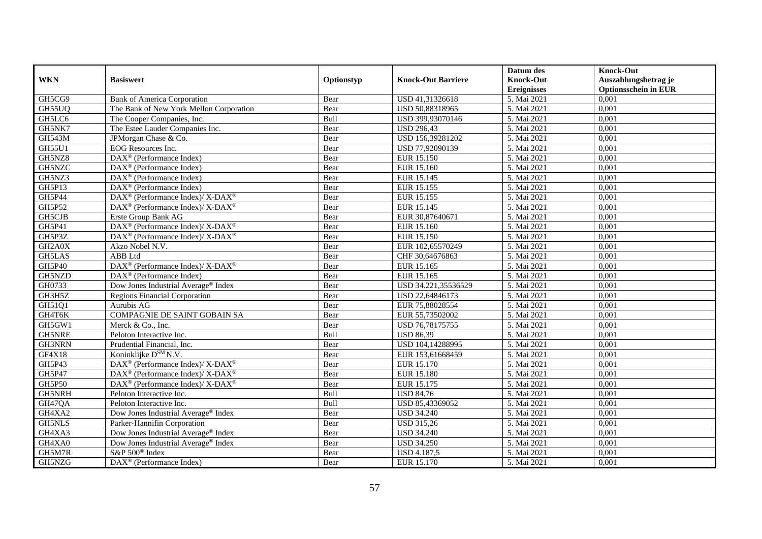| WKN | Basiswert | Optionstyp | Knock-Out Barriere | Datum des Knock-Out Ereignisses | Knock-Out Auszahlungsbetrag je Optionsschein in EUR |
|---|---|---|---|---|---|
| GH5CG9 | Bank of America Corporation | Bear | USD 41,31326618 | 5. Mai 2021 | 0,001 |
| GH55UQ | The Bank of New York Mellon Corporation | Bear | USD 50,88318965 | 5. Mai 2021 | 0,001 |
| GH5LC6 | The Cooper Companies, Inc. | Bull | USD 399,93070146 | 5. Mai 2021 | 0,001 |
| GH5NK7 | The Estee Lauder Companies Inc. | Bear | USD 296,43 | 5. Mai 2021 | 0,001 |
| GH543M | JPMorgan Chase & Co. | Bear | USD 156,39281202 | 5. Mai 2021 | 0,001 |
| GH55U1 | EOG Resources Inc. | Bear | USD 77,92090139 | 5. Mai 2021 | 0,001 |
| GH5NZ8 | DAX® (Performance Index) | Bear | EUR 15.150 | 5. Mai 2021 | 0,001 |
| GH5NZC | DAX® (Performance Index) | Bear | EUR 15.160 | 5. Mai 2021 | 0,001 |
| GH5NZ3 | DAX® (Performance Index) | Bear | EUR 15.145 | 5. Mai 2021 | 0,001 |
| GH5P13 | DAX® (Performance Index) | Bear | EUR 15.155 | 5. Mai 2021 | 0,001 |
| GH5P44 | DAX® (Performance Index)/ X-DAX® | Bear | EUR 15.155 | 5. Mai 2021 | 0,001 |
| GH5P52 | DAX® (Performance Index)/ X-DAX® | Bear | EUR 15.145 | 5. Mai 2021 | 0,001 |
| GH5CJB | Erste Group Bank AG | Bear | EUR 30,87640671 | 5. Mai 2021 | 0,001 |
| GH5P41 | DAX® (Performance Index)/ X-DAX® | Bear | EUR 15.160 | 5. Mai 2021 | 0,001 |
| GH5P3Z | DAX® (Performance Index)/ X-DAX® | Bear | EUR 15.150 | 5. Mai 2021 | 0,001 |
| GH2A0X | Akzo Nobel N.V. | Bear | EUR 102,65570249 | 5. Mai 2021 | 0,001 |
| GH5LAS | ABB Ltd | Bear | CHF 30,64676863 | 5. Mai 2021 | 0,001 |
| GH5P40 | DAX® (Performance Index)/ X-DAX® | Bear | EUR 15.165 | 5. Mai 2021 | 0,001 |
| GH5NZD | DAX® (Performance Index) | Bear | EUR 15.165 | 5. Mai 2021 | 0,001 |
| GH0733 | Dow Jones Industrial Average® Index | Bear | USD 34.221,35536529 | 5. Mai 2021 | 0,001 |
| GH3H5Z | Regions Financial Corporation | Bear | USD 22,64846173 | 5. Mai 2021 | 0,001 |
| GH51Q1 | Aurubis AG | Bear | EUR 75,88028554 | 5. Mai 2021 | 0,001 |
| GH4T6K | COMPAGNIE DE SAINT GOBAIN SA | Bear | EUR 55,73502002 | 5. Mai 2021 | 0,001 |
| GH5GW1 | Merck & Co., Inc. | Bear | USD 76,78175755 | 5. Mai 2021 | 0,001 |
| GH5NRE | Peloton Interactive Inc. | Bull | USD 86,39 | 5. Mai 2021 | 0,001 |
| GH3NRN | Prudential Financial, Inc. | Bear | USD 104,14288995 | 5. Mai 2021 | 0,001 |
| GF4X18 | Koninklijke D$^{SM}$ N.V. | Bear | EUR 153,61668459 | 5. Mai 2021 | 0,001 |
| GH5P43 | DAX® (Performance Index)/ X-DAX® | Bear | EUR 15.170 | 5. Mai 2021 | 0,001 |
| GH5P47 | DAX® (Performance Index)/ X-DAX® | Bear | EUR 15.180 | 5. Mai 2021 | 0,001 |
| GH5P50 | DAX® (Performance Index)/ X-DAX® | Bear | EUR 15.175 | 5. Mai 2021 | 0,001 |
| GH5NRH | Peloton Interactive Inc. | Bull | USD 84,76 | 5. Mai 2021 | 0,001 |
| GH47QA | Peloton Interactive Inc. | Bull | USD 85,43369052 | 5. Mai 2021 | 0,001 |
| GH4XA2 | Dow Jones Industrial Average® Index | Bear | USD 34.240 | 5. Mai 2021 | 0,001 |
| GH5NLS | Parker-Hannifin Corporation | Bear | USD 315,26 | 5. Mai 2021 | 0,001 |
| GH4XA3 | Dow Jones Industrial Average® Index | Bear | USD 34.240 | 5. Mai 2021 | 0,001 |
| GH4XA0 | Dow Jones Industrial Average® Index | Bear | USD 34.250 | 5. Mai 2021 | 0,001 |
| GH5M7R | S&P 500® Index | Bear | USD 4.187,5 | 5. Mai 2021 | 0,001 |
| GH5NZG | DAX® (Performance Index) | Bear | EUR 15.170 | 5. Mai 2021 | 0,001 |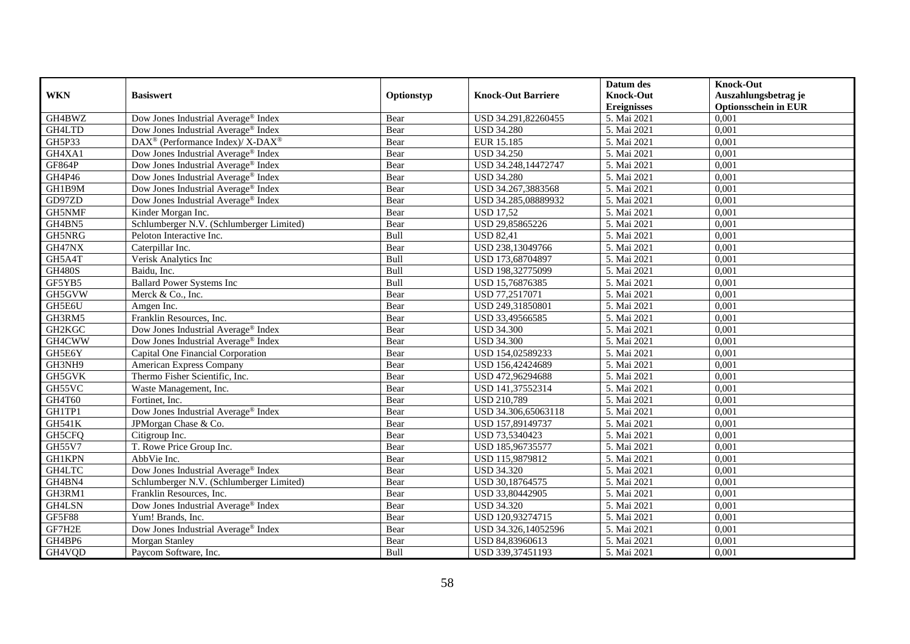| WKN | Basiswert | Optionstyp | Knock-Out Barriere | Datum des Knock-Out Ereignisses | Knock-Out Auszahlungsbetrag je Optionsschein in EUR |
|---|---|---|---|---|---|
| GH4BWZ | Dow Jones Industrial Average® Index | Bear | USD 34.291,82260455 | 5. Mai 2021 | 0,001 |
| GH4LTD | Dow Jones Industrial Average® Index | Bear | USD 34.280 | 5. Mai 2021 | 0,001 |
| GH5P33 | DAX® (Performance Index)/ X-DAX® | Bear | EUR 15.185 | 5. Mai 2021 | 0,001 |
| GH4XA1 | Dow Jones Industrial Average® Index | Bear | USD 34.250 | 5. Mai 2021 | 0,001 |
| GF864P | Dow Jones Industrial Average® Index | Bear | USD 34.248,14472747 | 5. Mai 2021 | 0,001 |
| GH4P46 | Dow Jones Industrial Average® Index | Bear | USD 34.280 | 5. Mai 2021 | 0,001 |
| GH1B9M | Dow Jones Industrial Average® Index | Bear | USD 34.267,3883568 | 5. Mai 2021 | 0,001 |
| GD97ZD | Dow Jones Industrial Average® Index | Bear | USD 34.285,08889932 | 5. Mai 2021 | 0,001 |
| GH5NMF | Kinder Morgan Inc. | Bear | USD 17,52 | 5. Mai 2021 | 0,001 |
| GH4BN5 | Schlumberger N.V. (Schlumberger Limited) | Bear | USD 29,85865226 | 5. Mai 2021 | 0,001 |
| GH5NRG | Peloton Interactive Inc. | Bull | USD 82,41 | 5. Mai 2021 | 0,001 |
| GH47NX | Caterpillar Inc. | Bear | USD 238,13049766 | 5. Mai 2021 | 0,001 |
| GH5A4T | Verisk Analytics Inc | Bull | USD 173,68704897 | 5. Mai 2021 | 0,001 |
| GH480S | Baidu, Inc. | Bull | USD 198,32775099 | 5. Mai 2021 | 0,001 |
| GF5YB5 | Ballard Power Systems Inc | Bull | USD 15,76876385 | 5. Mai 2021 | 0,001 |
| GH5GVW | Merck & Co., Inc. | Bear | USD 77,2517071 | 5. Mai 2021 | 0,001 |
| GH5E6U | Amgen Inc. | Bear | USD 249,31850801 | 5. Mai 2021 | 0,001 |
| GH3RM5 | Franklin Resources, Inc. | Bear | USD 33,49566585 | 5. Mai 2021 | 0,001 |
| GH2KGC | Dow Jones Industrial Average® Index | Bear | USD 34.300 | 5. Mai 2021 | 0,001 |
| GH4CWW | Dow Jones Industrial Average® Index | Bear | USD 34.300 | 5. Mai 2021 | 0,001 |
| GH5E6Y | Capital One Financial Corporation | Bear | USD 154,02589233 | 5. Mai 2021 | 0,001 |
| GH3NH9 | American Express Company | Bear | USD 156,42424689 | 5. Mai 2021 | 0,001 |
| GH5GVK | Thermo Fisher Scientific, Inc. | Bear | USD 472,96294688 | 5. Mai 2021 | 0,001 |
| GH55VC | Waste Management, Inc. | Bear | USD 141,37552314 | 5. Mai 2021 | 0,001 |
| GH4T60 | Fortinet, Inc. | Bear | USD 210,789 | 5. Mai 2021 | 0,001 |
| GH1TP1 | Dow Jones Industrial Average® Index | Bear | USD 34.306,65063118 | 5. Mai 2021 | 0,001 |
| GH541K | JPMorgan Chase & Co. | Bear | USD 157,89149737 | 5. Mai 2021 | 0,001 |
| GH5CFQ | Citigroup Inc. | Bear | USD 73,5340423 | 5. Mai 2021 | 0,001 |
| GH55V7 | T. Rowe Price Group Inc. | Bear | USD 185,96735577 | 5. Mai 2021 | 0,001 |
| GH1KPN | AbbVie Inc. | Bear | USD 115,9879812 | 5. Mai 2021 | 0,001 |
| GH4LTC | Dow Jones Industrial Average® Index | Bear | USD 34.320 | 5. Mai 2021 | 0,001 |
| GH4BN4 | Schlumberger N.V. (Schlumberger Limited) | Bear | USD 30,18764575 | 5. Mai 2021 | 0,001 |
| GH3RM1 | Franklin Resources, Inc. | Bear | USD 33,80442905 | 5. Mai 2021 | 0,001 |
| GH4LSN | Dow Jones Industrial Average® Index | Bear | USD 34.320 | 5. Mai 2021 | 0,001 |
| GF5F88 | Yum! Brands, Inc. | Bear | USD 120,93274715 | 5. Mai 2021 | 0,001 |
| GF7H2E | Dow Jones Industrial Average® Index | Bear | USD 34.326,14052596 | 5. Mai 2021 | 0,001 |
| GH4BP6 | Morgan Stanley | Bear | USD 84,83960613 | 5. Mai 2021 | 0,001 |
| GH4VQD | Paycom Software, Inc. | Bull | USD 339,37451193 | 5. Mai 2021 | 0,001 |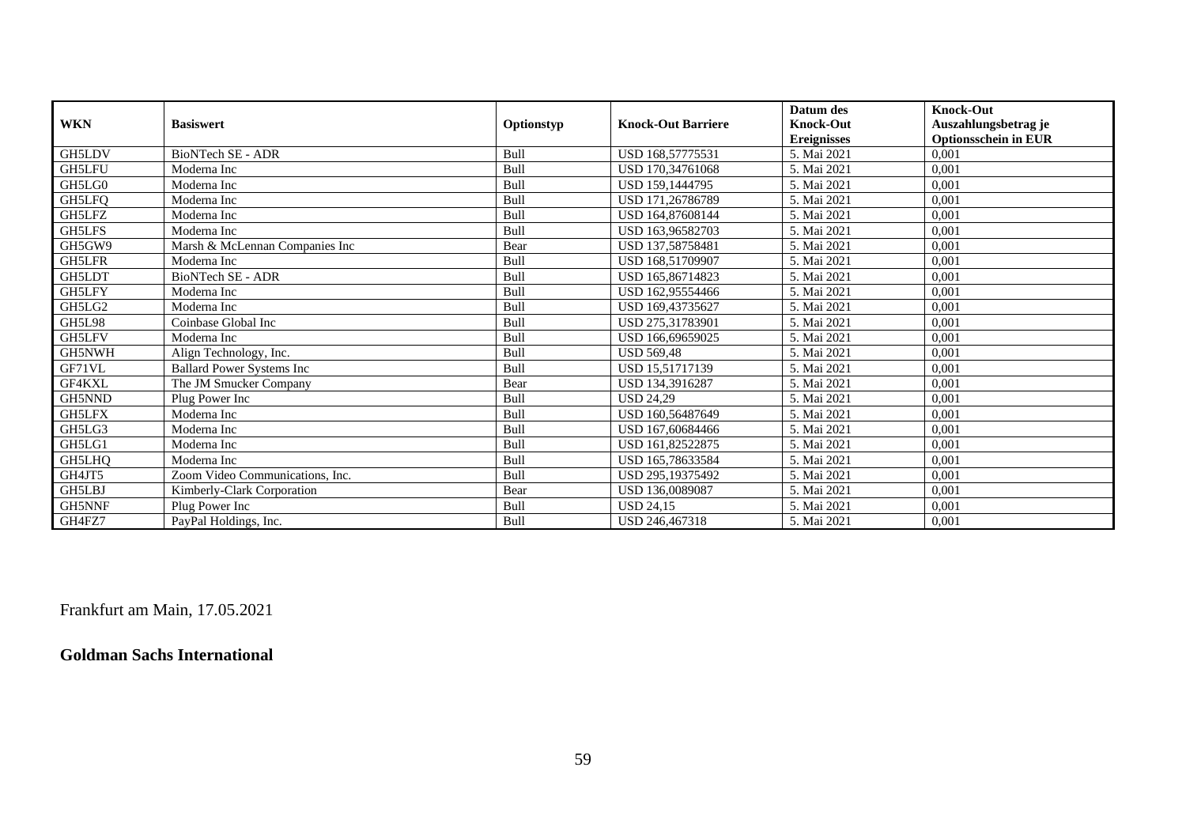| WKN | Basiswert | Optionstyp | Knock-Out Barriere | Datum des Knock-Out Ereignisses | Knock-Out Auszahlungsbetrag je Optionsschein in EUR |
|---|---|---|---|---|---|
| GH5LDV | BioNTech SE - ADR | Bull | USD 168,57775531 | 5. Mai 2021 | 0,001 |
| GH5LFU | Moderna Inc | Bull | USD 170,34761068 | 5. Mai 2021 | 0,001 |
| GH5LG0 | Moderna Inc | Bull | USD 159,1444795 | 5. Mai 2021 | 0,001 |
| GH5LFQ | Moderna Inc | Bull | USD 171,26786789 | 5. Mai 2021 | 0,001 |
| GH5LFZ | Moderna Inc | Bull | USD 164,87608144 | 5. Mai 2021 | 0,001 |
| GH5LFS | Moderna Inc | Bull | USD 163,96582703 | 5. Mai 2021 | 0,001 |
| GH5GW9 | Marsh & McLennan Companies Inc | Bear | USD 137,58758481 | 5. Mai 2021 | 0,001 |
| GH5LFR | Moderna Inc | Bull | USD 168,51709907 | 5. Mai 2021 | 0,001 |
| GH5LDT | BioNTech SE - ADR | Bull | USD 165,86714823 | 5. Mai 2021 | 0,001 |
| GH5LFY | Moderna Inc | Bull | USD 162,95554466 | 5. Mai 2021 | 0,001 |
| GH5LG2 | Moderna Inc | Bull | USD 169,43735627 | 5. Mai 2021 | 0,001 |
| GH5L98 | Coinbase Global Inc | Bull | USD 275,31783901 | 5. Mai 2021 | 0,001 |
| GH5LFV | Moderna Inc | Bull | USD 166,69659025 | 5. Mai 2021 | 0,001 |
| GH5NWH | Align Technology, Inc. | Bull | USD 569,48 | 5. Mai 2021 | 0,001 |
| GF71VL | Ballard Power Systems Inc | Bull | USD 15,51717139 | 5. Mai 2021 | 0,001 |
| GF4KXL | The JM Smucker Company | Bear | USD 134,3916287 | 5. Mai 2021 | 0,001 |
| GH5NND | Plug Power Inc | Bull | USD 24,29 | 5. Mai 2021 | 0,001 |
| GH5LFX | Moderna Inc | Bull | USD 160,56487649 | 5. Mai 2021 | 0,001 |
| GH5LG3 | Moderna Inc | Bull | USD 167,60684466 | 5. Mai 2021 | 0,001 |
| GH5LG1 | Moderna Inc | Bull | USD 161,82522875 | 5. Mai 2021 | 0,001 |
| GH5LHQ | Moderna Inc | Bull | USD 165,78633584 | 5. Mai 2021 | 0,001 |
| GH4JT5 | Zoom Video Communications, Inc. | Bull | USD 295,19375492 | 5. Mai 2021 | 0,001 |
| GH5LBJ | Kimberly-Clark Corporation | Bear | USD 136,0089087 | 5. Mai 2021 | 0,001 |
| GH5NNF | Plug Power Inc | Bull | USD 24,15 | 5. Mai 2021 | 0,001 |
| GH4FZ7 | PayPal Holdings, Inc. | Bull | USD 246,467318 | 5. Mai 2021 | 0,001 |

Frankfurt am Main, 17.05.2021

**Goldman Sachs International**